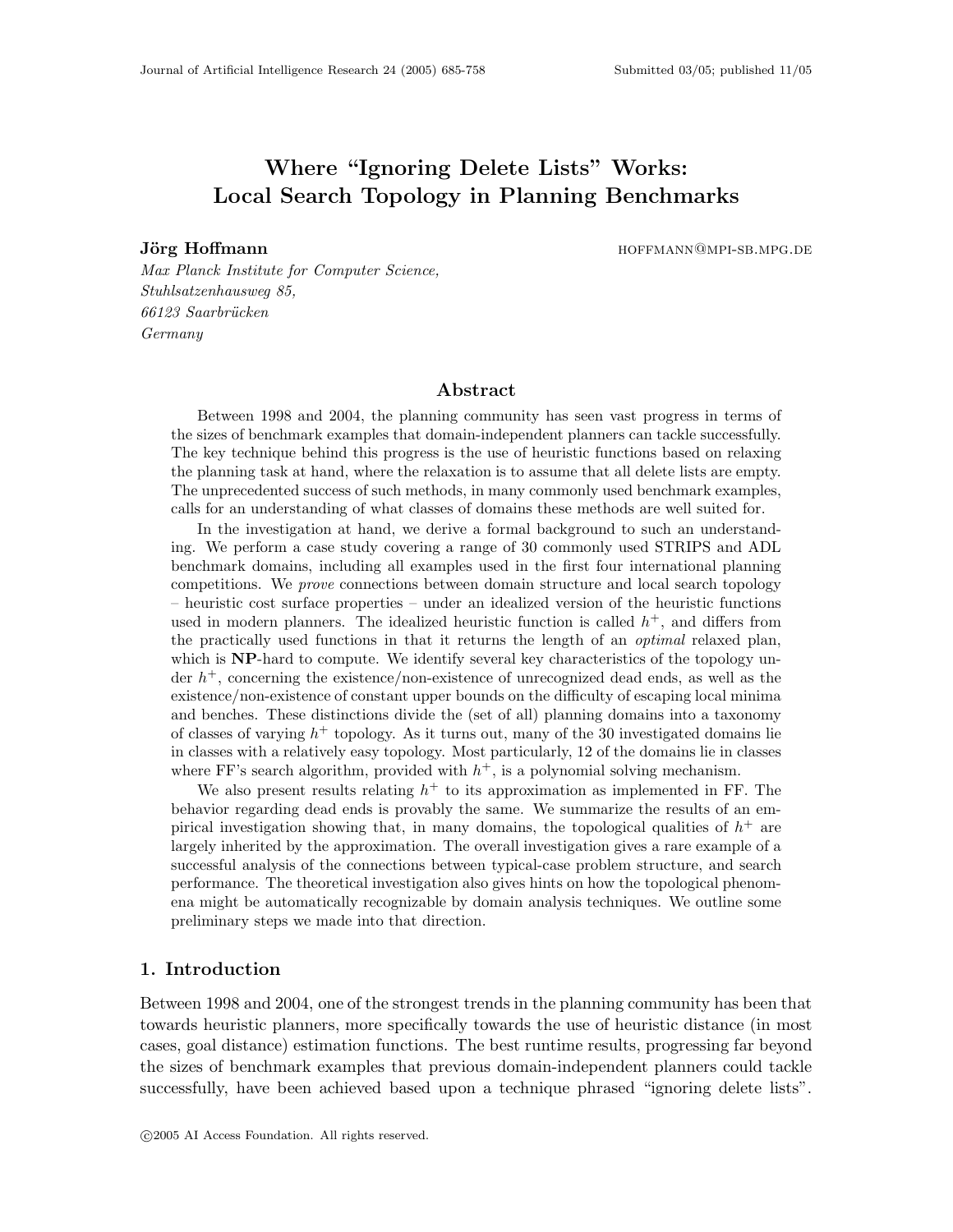# Where "Ignoring Delete Lists" Works: Local Search Topology in Planning Benchmarks

**Jörg Hoffmann** hoffmann@mpi-sb.mpg.de

*Max Planck Institute for Computer Science,*
*Stuhlsatzenhausweg 85,*
*66123 Saarbrücken*
*Germany*

## Abstract

Between 1998 and 2004, the planning community has seen vast progress in terms of the sizes of benchmark examples that domain-independent planners can tackle successfully. The key technique behind this progress is the use of heuristic functions based on relaxing the planning task at hand, where the relaxation is to assume that all delete lists are empty. The unprecedented success of such methods, in many commonly used benchmark examples, calls for an understanding of what classes of domains these methods are well suited for.

In the investigation at hand, we derive a formal background to such an understanding. We perform a case study covering a range of 30 commonly used STRIPS and ADL benchmark domains, including all examples used in the first four international planning competitions. We *prove* connections between domain structure and local search topology – heuristic cost surface properties – under an idealized version of the heuristic functions used in modern planners. The idealized heuristic function is called $h^+$, and differs from the practically used functions in that it returns the length of an *optimal* relaxed plan, which is **NP**-hard to compute. We identify several key characteristics of the topology under $h^+$, concerning the existence/non-existence of unrecognized dead ends, as well as the existence/non-existence of constant upper bounds on the difficulty of escaping local minima and benches. These distinctions divide the (set of all) planning domains into a taxonomy of classes of varying $h^+$ topology. As it turns out, many of the 30 investigated domains lie in classes with a relatively easy topology. Most particularly, 12 of the domains lie in classes where FF's search algorithm, provided with $h^+$, is a polynomial solving mechanism.

We also present results relating $h^+$ to its approximation as implemented in FF. The behavior regarding dead ends is provably the same. We summarize the results of an empirical investigation showing that, in many domains, the topological qualities of $h^+$ are largely inherited by the approximation. The overall investigation gives a rare example of a successful analysis of the connections between typical-case problem structure, and search performance. The theoretical investigation also gives hints on how the topological phenomena might be automatically recognizable by domain analysis techniques. We outline some preliminary steps we made into that direction.

## 1. Introduction

Between 1998 and 2004, one of the strongest trends in the planning community has been that towards heuristic planners, more specifically towards the use of heuristic distance (in most cases, goal distance) estimation functions. The best runtime results, progressing far beyond the sizes of benchmark examples that previous domain-independent planners could tackle successfully, have been achieved based upon a technique phrased "ignoring delete lists".

©2005 AI Access Foundation. All rights reserved.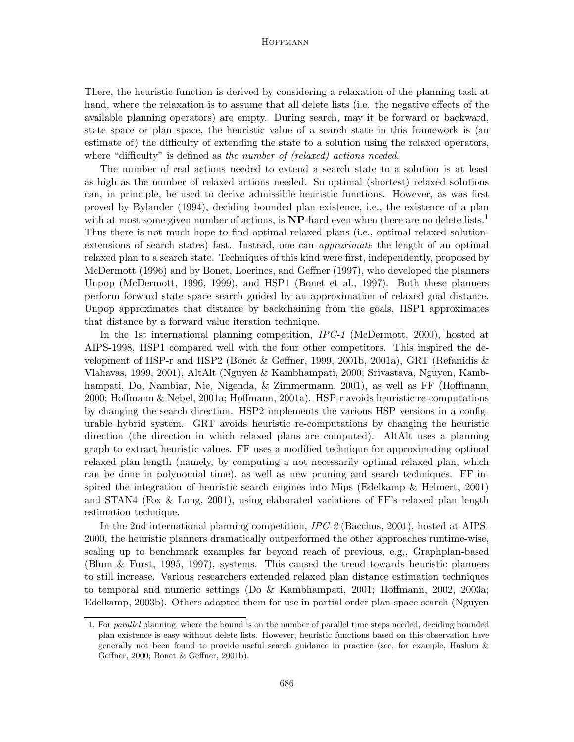There, the heuristic function is derived by considering a relaxation of the planning task at hand, where the relaxation is to assume that all delete lists (i.e. the negative effects of the available planning operators) are empty. During search, may it be forward or backward, state space or plan space, the heuristic value of a search state in this framework is (an estimate of) the difficulty of extending the state to a solution using the relaxed operators, where "difficulty" is defined as *the number of (relaxed) actions needed*.

The number of real actions needed to extend a search state to a solution is at least as high as the number of relaxed actions needed. So optimal (shortest) relaxed solutions can, in principle, be used to derive admissible heuristic functions. However, as was first proved by Bylander (1994), deciding bounded plan existence, i.e., the existence of a plan with at most some given number of actions, is **NP**-hard even when there are no delete lists.[1] Thus there is not much hope to find optimal relaxed plans (i.e., optimal relaxed solution-extensions of search states) fast. Instead, one can *approximate* the length of an optimal relaxed plan to a search state. Techniques of this kind were first, independently, proposed by McDermott (1996) and by Bonet, Loerincs, and Geffner (1997), who developed the planners Unpop (McDermott, 1996, 1999), and HSP1 (Bonet et al., 1997). Both these planners perform forward state space search guided by an approximation of relaxed goal distance. Unpop approximates that distance by backchaining from the goals, HSP1 approximates that distance by a forward value iteration technique.

In the 1st international planning competition, *IPC-1* (McDermott, 2000), hosted at AIPS-1998, HSP1 compared well with the four other competitors. This inspired the development of HSP-r and HSP2 (Bonet & Geffner, 1999, 2001b, 2001a), GRT (Refanidis & Vlahavas, 1999, 2001), AltAlt (Nguyen & Kambhampati, 2000; Srivastava, Nguyen, Kambhampati, Do, Nambiar, Nie, Nigenda, & Zimmermann, 2001), as well as FF (Hoffmann, 2000; Hoffmann & Nebel, 2001a; Hoffmann, 2001a). HSP-r avoids heuristic re-computations by changing the search direction. HSP2 implements the various HSP versions in a configurable hybrid system. GRT avoids heuristic re-computations by changing the heuristic direction (the direction in which relaxed plans are computed). AltAlt uses a planning graph to extract heuristic values. FF uses a modified technique for approximating optimal relaxed plan length (namely, by computing a not necessarily optimal relaxed plan, which can be done in polynomial time), as well as new pruning and search techniques. FF inspired the integration of heuristic search engines into Mips (Edelkamp & Helmert, 2001) and STAN4 (Fox & Long, 2001), using elaborated variations of FF's relaxed plan length estimation technique.

In the 2nd international planning competition, *IPC-2* (Bacchus, 2001), hosted at AIPS-2000, the heuristic planners dramatically outperformed the other approaches runtime-wise, scaling up to benchmark examples far beyond reach of previous, e.g., Graphplan-based (Blum & Furst, 1995, 1997), systems. This caused the trend towards heuristic planners to still increase. Various researchers extended relaxed plan distance estimation techniques to temporal and numeric settings (Do & Kambhampati, 2001; Hoffmann, 2002, 2003a; Edelkamp, 2003b). Others adapted them for use in partial order plan-space search (Nguyen

1. For *parallel* planning, where the bound is on the number of parallel time steps needed, deciding bounded plan existence is easy without delete lists. However, heuristic functions based on this observation have generally not been found to provide useful search guidance in practice (see, for example, Haslum & Geffner, 2000; Bonet & Geffner, 2001b).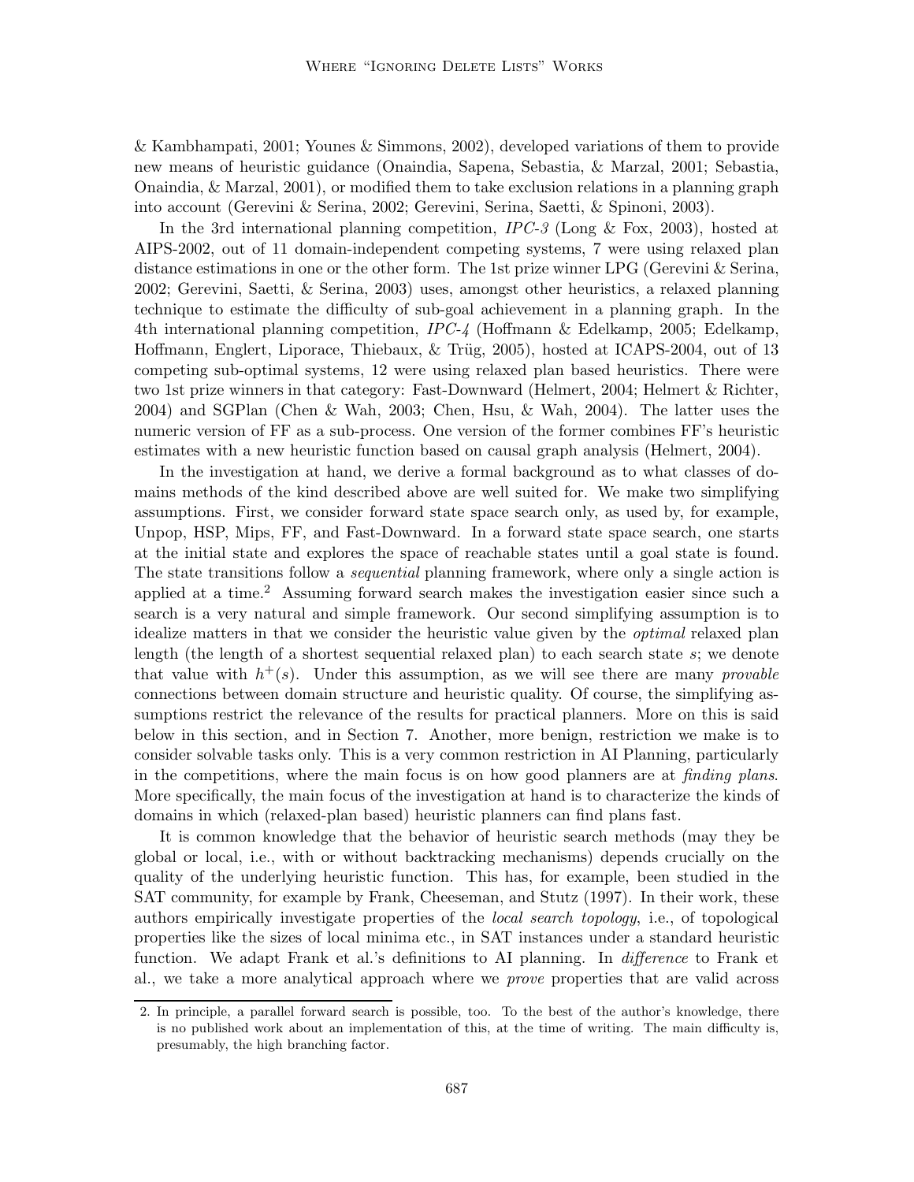& Kambhampati, 2001; Younes & Simmons, 2002), developed variations of them to provide new means of heuristic guidance (Onaindia, Sapena, Sebastia, & Marzal, 2001; Sebastia, Onaindia, & Marzal, 2001), or modified them to take exclusion relations in a planning graph into account (Gerevini & Serina, 2002; Gerevini, Serina, Saetti, & Spinoni, 2003).

In the 3rd international planning competition, *IPC-3* (Long & Fox, 2003), hosted at AIPS-2002, out of 11 domain-independent competing systems, 7 were using relaxed plan distance estimations in one or the other form. The 1st prize winner LPG (Gerevini & Serina, 2002; Gerevini, Saetti, & Serina, 2003) uses, amongst other heuristics, a relaxed planning technique to estimate the difficulty of sub-goal achievement in a planning graph. In the 4th international planning competition, *IPC-4* (Hoffmann & Edelkamp, 2005; Edelkamp, Hoffmann, Englert, Liporace, Thiebaux, & Trüg, 2005), hosted at ICAPS-2004, out of 13 competing sub-optimal systems, 12 were using relaxed plan based heuristics. There were two 1st prize winners in that category: Fast-Downward (Helmert, 2004; Helmert & Richter, 2004) and SGPlan (Chen & Wah, 2003; Chen, Hsu, & Wah, 2004). The latter uses the numeric version of FF as a sub-process. One version of the former combines FF's heuristic estimates with a new heuristic function based on causal graph analysis (Helmert, 2004).

In the investigation at hand, we derive a formal background as to what classes of domains methods of the kind described above are well suited for. We make two simplifying assumptions. First, we consider forward state space search only, as used by, for example, Unpop, HSP, Mips, FF, and Fast-Downward. In a forward state space search, one starts at the initial state and explores the space of reachable states until a goal state is found. The state transitions follow a *sequential* planning framework, where only a single action is applied at a time.[2] Assuming forward search makes the investigation easier since such a search is a very natural and simple framework. Our second simplifying assumption is to idealize matters in that we consider the heuristic value given by the *optimal* relaxed plan length (the length of a shortest sequential relaxed plan) to each search state $s$; we denote that value with $h^+(s)$. Under this assumption, as we will see there are many *provable* connections between domain structure and heuristic quality. Of course, the simplifying assumptions restrict the relevance of the results for practical planners. More on this is said below in this section, and in Section 7. Another, more benign, restriction we make is to consider solvable tasks only. This is a very common restriction in AI Planning, particularly in the competitions, where the main focus is on how good planners are at *finding plans*. More specifically, the main focus of the investigation at hand is to characterize the kinds of domains in which (relaxed-plan based) heuristic planners can find plans fast.

It is common knowledge that the behavior of heuristic search methods (may they be global or local, i.e., with or without backtracking mechanisms) depends crucially on the quality of the underlying heuristic function. This has, for example, been studied in the SAT community, for example by Frank, Cheeseman, and Stutz (1997). In their work, these authors empirically investigate properties of the *local search topology*, i.e., of topological properties like the sizes of local minima etc., in SAT instances under a standard heuristic function. We adapt Frank et al.'s definitions to AI planning. In *difference* to Frank et al., we take a more analytical approach where we *prove* properties that are valid across

2. In principle, a parallel forward search is possible, too. To the best of the author's knowledge, there is no published work about an implementation of this, at the time of writing. The main difficulty is, presumably, the high branching factor.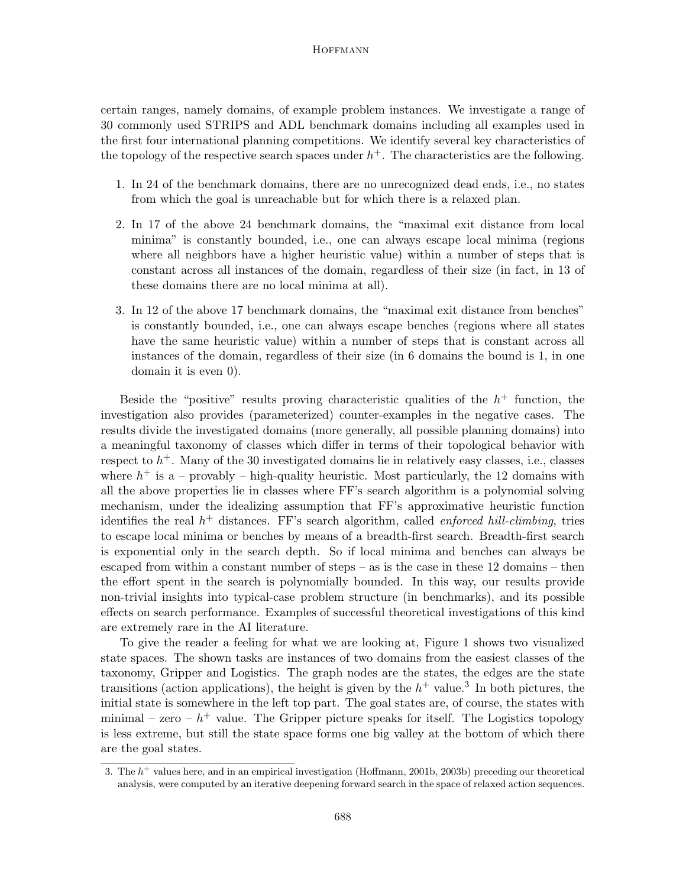certain ranges, namely domains, of example problem instances. We investigate a range of 30 commonly used STRIPS and ADL benchmark domains including all examples used in the first four international planning competitions. We identify several key characteristics of the topology of the respective search spaces under $h^+$. The characteristics are the following.

1. In 24 of the benchmark domains, there are no unrecognized dead ends, i.e., no states from which the goal is unreachable but for which there is a relaxed plan.
2. In 17 of the above 24 benchmark domains, the "maximal exit distance from local minima" is constantly bounded, i.e., one can always escape local minima (regions where all neighbors have a higher heuristic value) within a number of steps that is constant across all instances of the domain, regardless of their size (in fact, in 13 of these domains there are no local minima at all).
3. In 12 of the above 17 benchmark domains, the "maximal exit distance from benches" is constantly bounded, i.e., one can always escape benches (regions where all states have the same heuristic value) within a number of steps that is constant across all instances of the domain, regardless of their size (in 6 domains the bound is 1, in one domain it is even 0).

Beside the "positive" results proving characteristic qualities of the $h^+$ function, the investigation also provides (parameterized) counter-examples in the negative cases. The results divide the investigated domains (more generally, all possible planning domains) into a meaningful taxonomy of classes which differ in terms of their topological behavior with respect to $h^+$. Many of the 30 investigated domains lie in relatively easy classes, i.e., classes where $h^+$ is a – provably – high-quality heuristic. Most particularly, the 12 domains with all the above properties lie in classes where FF's search algorithm is a polynomial solving mechanism, under the idealizing assumption that FF's approximative heuristic function identifies the real $h^+$ distances. FF's search algorithm, called *enforced hill-climbing*, tries to escape local minima or benches by means of a breadth-first search. Breadth-first search is exponential only in the search depth. So if local minima and benches can always be escaped from within a constant number of steps – as is the case in these 12 domains – then the effort spent in the search is polynomially bounded. In this way, our results provide non-trivial insights into typical-case problem structure (in benchmarks), and its possible effects on search performance. Examples of successful theoretical investigations of this kind are extremely rare in the AI literature.

To give the reader a feeling for what we are looking at, Figure 1 shows two visualized state spaces. The shown tasks are instances of two domains from the easiest classes of the taxonomy, Gripper and Logistics. The graph nodes are the states, the edges are the state transitions (action applications), the height is given by the $h^+$ value.[3] In both pictures, the initial state is somewhere in the left top part. The goal states are, of course, the states with minimal – zero – $h^+$ value. The Gripper picture speaks for itself. The Logistics topology is less extreme, but still the state space forms one big valley at the bottom of which there are the goal states.

3. The $h^+$ values here, and in an empirical investigation (Hoffmann, 2001b, 2003b) preceding our theoretical analysis, were computed by an iterative deepening forward search in the space of relaxed action sequences.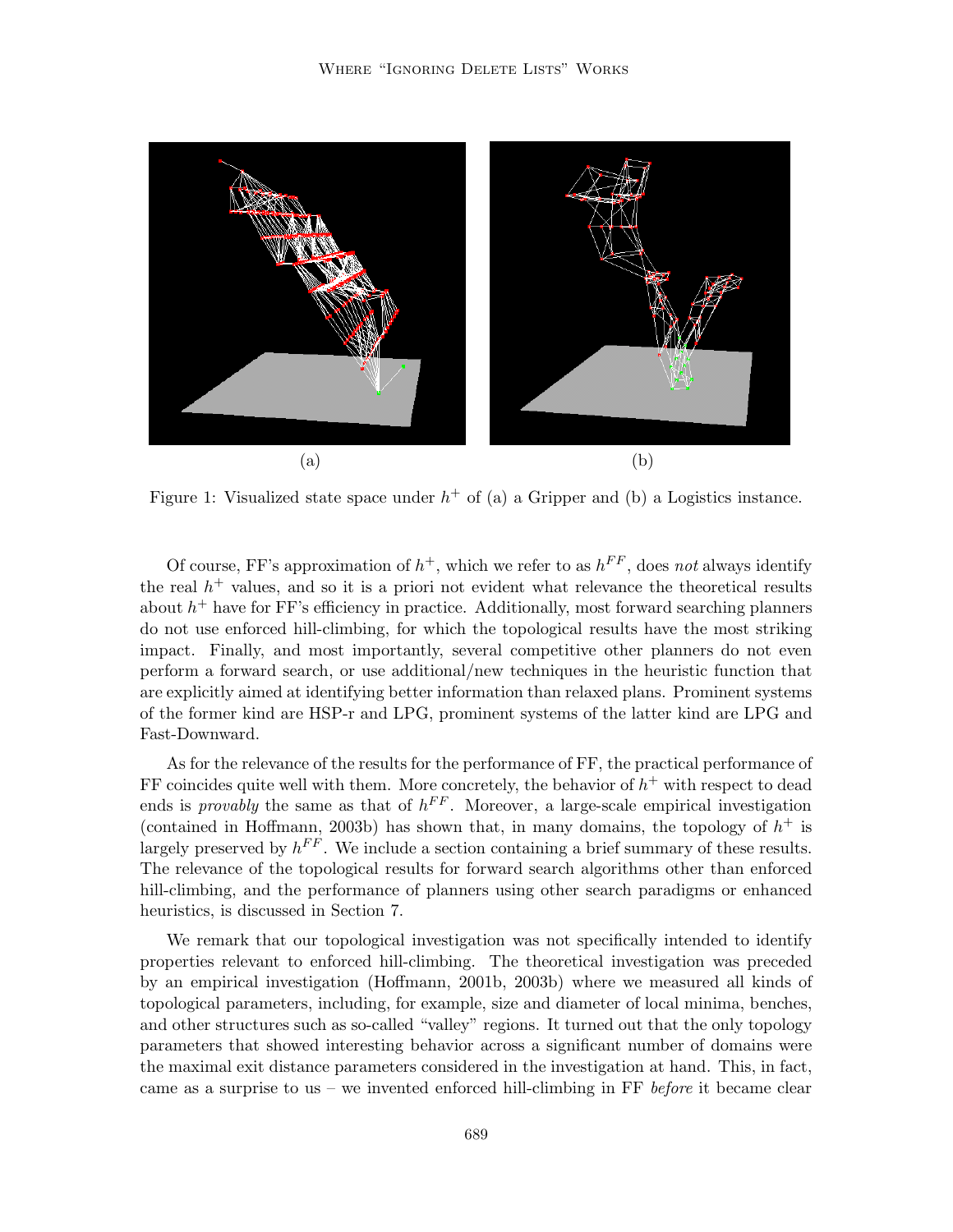(a)

(b)

Figure 1: Visualized state space under $h^+$ of (a) a Gripper and (b) a Logistics instance.

Of course, FF's approximation of $h^+$, which we refer to as $h^{FF}$, does *not* always identify the real $h^+$ values, and so it is a priori not evident what relevance the theoretical results about $h^+$ have for FF's efficiency in practice. Additionally, most forward searching planners do not use enforced hill-climbing, for which the topological results have the most striking impact. Finally, and most importantly, several competitive other planners do not even perform a forward search, or use additional/new techniques in the heuristic function that are explicitly aimed at identifying better information than relaxed plans. Prominent systems of the former kind are HSP-r and LPG, prominent systems of the latter kind are LPG and Fast-Downward.

As for the relevance of the results for the performance of FF, the practical performance of FF coincides quite well with them. More concretely, the behavior of $h^+$ with respect to dead ends is *provably* the same as that of $h^{FF}$. Moreover, a large-scale empirical investigation (contained in Hoffmann, 2003b) has shown that, in many domains, the topology of $h^+$ is largely preserved by $h^{FF}$. We include a section containing a brief summary of these results. The relevance of the topological results for forward search algorithms other than enforced hill-climbing, and the performance of planners using other search paradigms or enhanced heuristics, is discussed in Section 7.

We remark that our topological investigation was not specifically intended to identify properties relevant to enforced hill-climbing. The theoretical investigation was preceded by an empirical investigation (Hoffmann, 2001b, 2003b) where we measured all kinds of topological parameters, including, for example, size and diameter of local minima, benches, and other structures such as so-called "valley" regions. It turned out that the only topology parameters that showed interesting behavior across a significant number of domains were the maximal exit distance parameters considered in the investigation at hand. This, in fact, came as a surprise to us – we invented enforced hill-climbing in FF *before* it became clear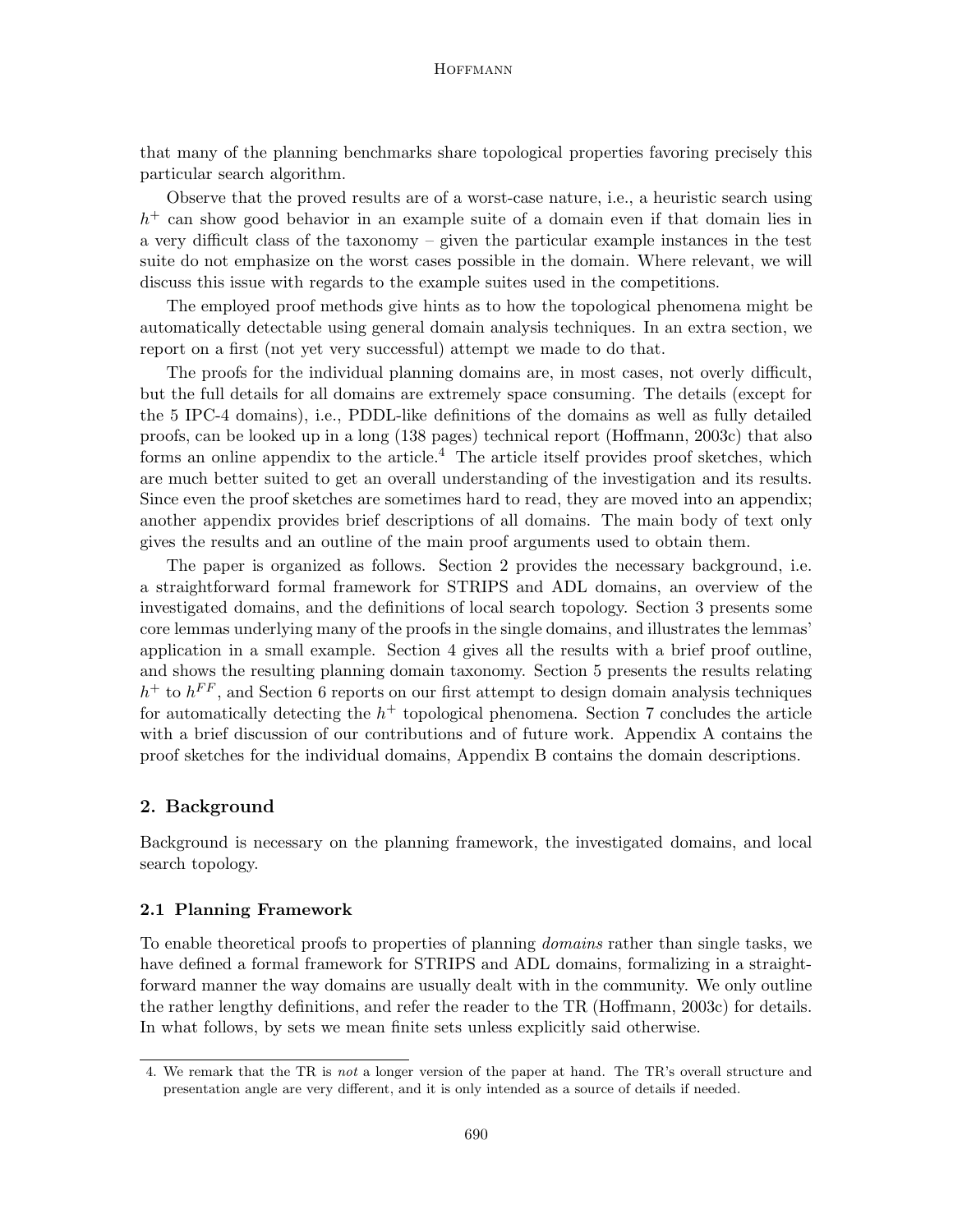that many of the planning benchmarks share topological properties favoring precisely this particular search algorithm.

Observe that the proved results are of a worst-case nature, i.e., a heuristic search using $h^+$ can show good behavior in an example suite of a domain even if that domain lies in a very difficult class of the taxonomy – given the particular example instances in the test suite do not emphasize on the worst cases possible in the domain. Where relevant, we will discuss this issue with regards to the example suites used in the competitions.

The employed proof methods give hints as to how the topological phenomena might be automatically detectable using general domain analysis techniques. In an extra section, we report on a first (not yet very successful) attempt we made to do that.

The proofs for the individual planning domains are, in most cases, not overly difficult, but the full details for all domains are extremely space consuming. The details (except for the 5 IPC-4 domains), i.e., PDDL-like definitions of the domains as well as fully detailed proofs, can be looked up in a long (138 pages) technical report (Hoffmann, 2003c) that also forms an online appendix to the article.[4] The article itself provides proof sketches, which are much better suited to get an overall understanding of the investigation and its results. Since even the proof sketches are sometimes hard to read, they are moved into an appendix; another appendix provides brief descriptions of all domains. The main body of text only gives the results and an outline of the main proof arguments used to obtain them.

The paper is organized as follows. Section 2 provides the necessary background, i.e. a straightforward formal framework for STRIPS and ADL domains, an overview of the investigated domains, and the definitions of local search topology. Section 3 presents some core lemmas underlying many of the proofs in the single domains, and illustrates the lemmas' application in a small example. Section 4 gives all the results with a brief proof outline, and shows the resulting planning domain taxonomy. Section 5 presents the results relating $h^+$ to $h^{FF}$, and Section 6 reports on our first attempt to design domain analysis techniques for automatically detecting the $h^+$ topological phenomena. Section 7 concludes the article with a brief discussion of our contributions and of future work. Appendix A contains the proof sketches for the individual domains, Appendix B contains the domain descriptions.

## 2. Background

Background is necessary on the planning framework, the investigated domains, and local search topology.

### 2.1 Planning Framework

To enable theoretical proofs to properties of planning *domains* rather than single tasks, we have defined a formal framework for STRIPS and ADL domains, formalizing in a straightforward manner the way domains are usually dealt with in the community. We only outline the rather lengthy definitions, and refer the reader to the TR (Hoffmann, 2003c) for details. In what follows, by sets we mean finite sets unless explicitly said otherwise.

4. We remark that the TR is *not* a longer version of the paper at hand. The TR's overall structure and presentation angle are very different, and it is only intended as a source of details if needed.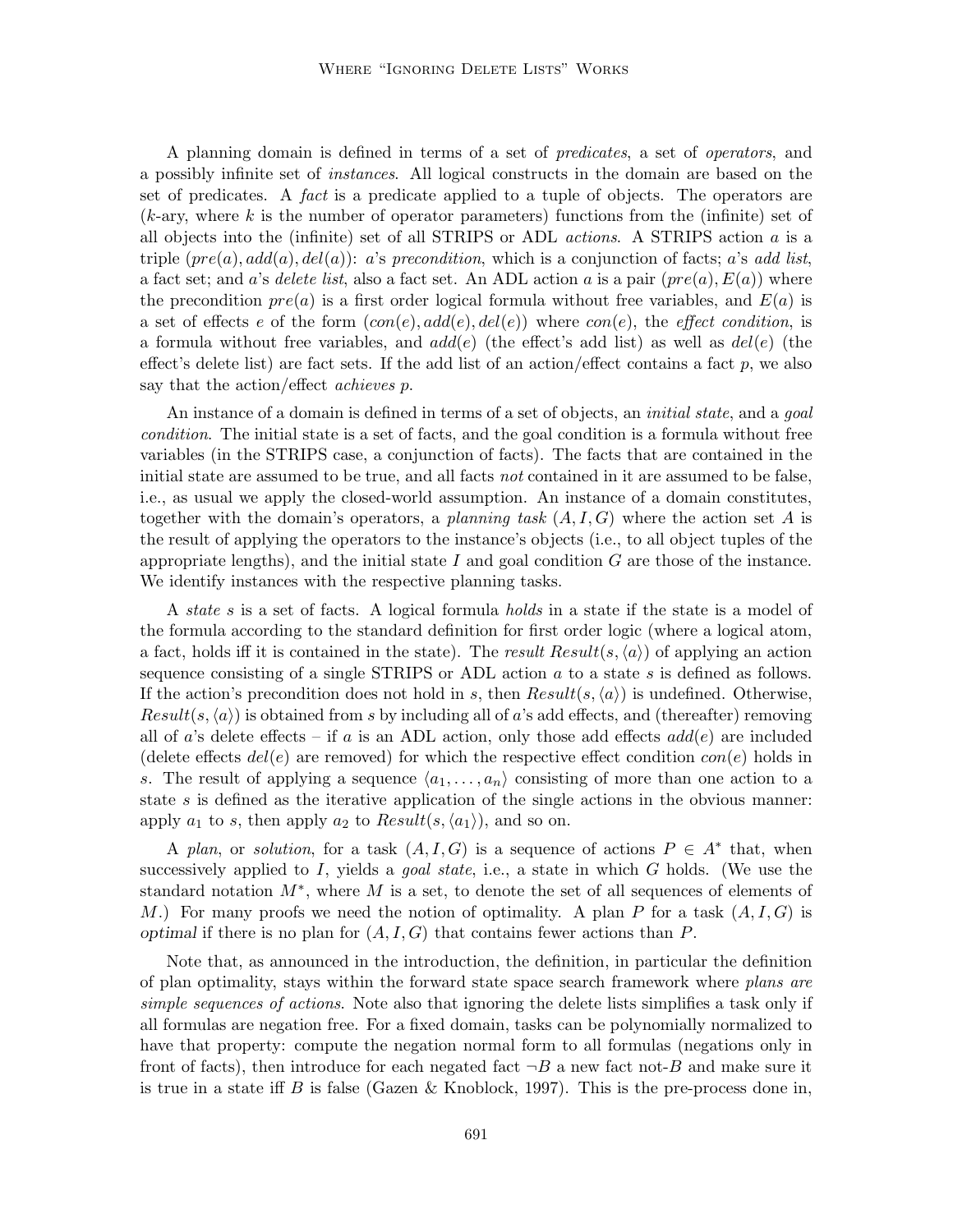A planning domain is defined in terms of a set of *predicates*, a set of *operators*, and a possibly infinite set of *instances*. All logical constructs in the domain are based on the set of predicates. A *fact* is a predicate applied to a tuple of objects. The operators are ($k$-ary, where $k$ is the number of operator parameters) functions from the (infinite) set of all objects into the (infinite) set of all STRIPS or ADL *actions*. A STRIPS action $a$ is a triple $(pre(a), add(a), del(a))$: $a$'s *precondition*, which is a conjunction of facts; $a$'s *add list*, a fact set; and $a$'s *delete list*, also a fact set. An ADL action $a$ is a pair $(pre(a), E(a))$ where the precondition $pre(a)$ is a first order logical formula without free variables, and $E(a)$ is a set of effects $e$ of the form $(con(e), add(e), del(e))$ where $con(e)$, the *effect condition*, is a formula without free variables, and $add(e)$ (the effect's add list) as well as $del(e)$ (the effect's delete list) are fact sets. If the add list of an action/effect contains a fact $p$, we also say that the action/effect *achieves* $p$.

An instance of a domain is defined in terms of a set of objects, an *initial state*, and a *goal condition*. The initial state is a set of facts, and the goal condition is a formula without free variables (in the STRIPS case, a conjunction of facts). The facts that are contained in the initial state are assumed to be true, and all facts *not* contained in it are assumed to be false, i.e., as usual we apply the closed-world assumption. An instance of a domain constitutes, together with the domain's operators, a *planning task* $(A, I, G)$ where the action set $A$ is the result of applying the operators to the instance's objects (i.e., to all object tuples of the appropriate lengths), and the initial state $I$ and goal condition $G$ are those of the instance. We identify instances with the respective planning tasks.

A *state* $s$ is a set of facts. A logical formula *holds* in a state if the state is a model of the formula according to the standard definition for first order logic (where a logical atom, a fact, holds iff it is contained in the state). The *result* $Result(s, \langle a \rangle)$ of applying an action sequence consisting of a single STRIPS or ADL action $a$ to a state $s$ is defined as follows. If the action's precondition does not hold in $s$, then $Result(s, \langle a \rangle)$ is undefined. Otherwise, $Result(s, \langle a \rangle)$ is obtained from $s$ by including all of $a$'s add effects, and (thereafter) removing all of $a$'s delete effects – if $a$ is an ADL action, only those add effects $add(e)$ are included (delete effects $del(e)$ are removed) for which the respective effect condition $con(e)$ holds in $s$. The result of applying a sequence $\langle a_1, \ldots, a_n \rangle$ consisting of more than one action to a state $s$ is defined as the iterative application of the single actions in the obvious manner: apply $a_1$ to $s$, then apply $a_2$ to $Result(s, \langle a_1 \rangle)$, and so on.

A *plan*, or *solution*, for a task $(A, I, G)$ is a sequence of actions $P \in A^*$ that, when successively applied to $I$, yields a *goal state*, i.e., a state in which $G$ holds. (We use the standard notation $M^*$, where $M$ is a set, to denote the set of all sequences of elements of $M$.) For many proofs we need the notion of optimality. A plan $P$ for a task $(A, I, G)$ is *optimal* if there is no plan for $(A, I, G)$ that contains fewer actions than $P$.

Note that, as announced in the introduction, the definition, in particular the definition of plan optimality, stays within the forward state space search framework where *plans are simple sequences of actions*. Note also that ignoring the delete lists simplifies a task only if all formulas are negation free. For a fixed domain, tasks can be polynomially normalized to have that property: compute the negation normal form to all formulas (negations only in front of facts), then introduce for each negated fact $\neg B$ a new fact not-$B$ and make sure it is true in a state iff $B$ is false (Gazen & Knoblock, 1997). This is the pre-process done in,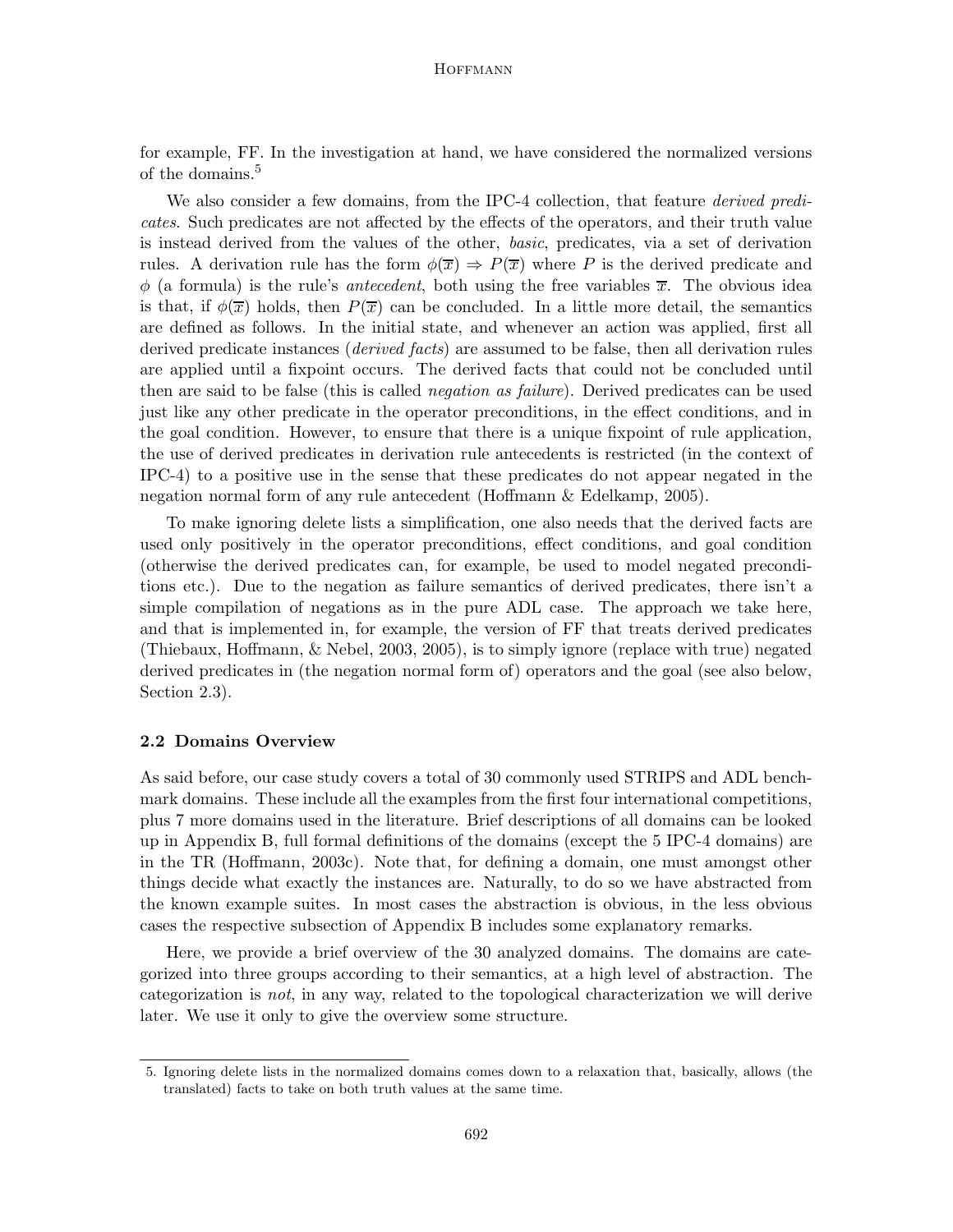for example, FF. In the investigation at hand, we have considered the normalized versions of the domains.[5]

We also consider a few domains, from the IPC-4 collection, that feature *derived predicates*. Such predicates are not affected by the effects of the operators, and their truth value is instead derived from the values of the other, *basic*, predicates, via a set of derivation rules. A derivation rule has the form $\phi(\overline{x}) \Rightarrow P(\overline{x})$ where $P$ is the derived predicate and $\phi$ (a formula) is the rule's *antecedent*, both using the free variables $\overline{x}$. The obvious idea is that, if $\phi(\overline{x})$ holds, then $P(\overline{x})$ can be concluded. In a little more detail, the semantics are defined as follows. In the initial state, and whenever an action was applied, first all derived predicate instances (*derived facts*) are assumed to be false, then all derivation rules are applied until a fixpoint occurs. The derived facts that could not be concluded until then are said to be false (this is called *negation as failure*). Derived predicates can be used just like any other predicate in the operator preconditions, in the effect conditions, and in the goal condition. However, to ensure that there is a unique fixpoint of rule application, the use of derived predicates in derivation rule antecedents is restricted (in the context of IPC-4) to a positive use in the sense that these predicates do not appear negated in the negation normal form of any rule antecedent (Hoffmann & Edelkamp, 2005).

To make ignoring delete lists a simplification, one also needs that the derived facts are used only positively in the operator preconditions, effect conditions, and goal condition (otherwise the derived predicates can, for example, be used to model negated preconditions etc.). Due to the negation as failure semantics of derived predicates, there isn't a simple compilation of negations as in the pure ADL case. The approach we take here, and that is implemented in, for example, the version of FF that treats derived predicates (Thiebaux, Hoffmann, & Nebel, 2003, 2005), is to simply ignore (replace with true) negated derived predicates in (the negation normal form of) operators and the goal (see also below, Section 2.3).

### 2.2 Domains Overview

As said before, our case study covers a total of 30 commonly used STRIPS and ADL benchmark domains. These include all the examples from the first four international competitions, plus 7 more domains used in the literature. Brief descriptions of all domains can be looked up in Appendix B, full formal definitions of the domains (except the 5 IPC-4 domains) are in the TR (Hoffmann, 2003c). Note that, for defining a domain, one must amongst other things decide what exactly the instances are. Naturally, to do so we have abstracted from the known example suites. In most cases the abstraction is obvious, in the less obvious cases the respective subsection of Appendix B includes some explanatory remarks.

Here, we provide a brief overview of the 30 analyzed domains. The domains are categorized into three groups according to their semantics, at a high level of abstraction. The categorization is *not*, in any way, related to the topological characterization we will derive later. We use it only to give the overview some structure.

5. Ignoring delete lists in the normalized domains comes down to a relaxation that, basically, allows (the translated) facts to take on both truth values at the same time.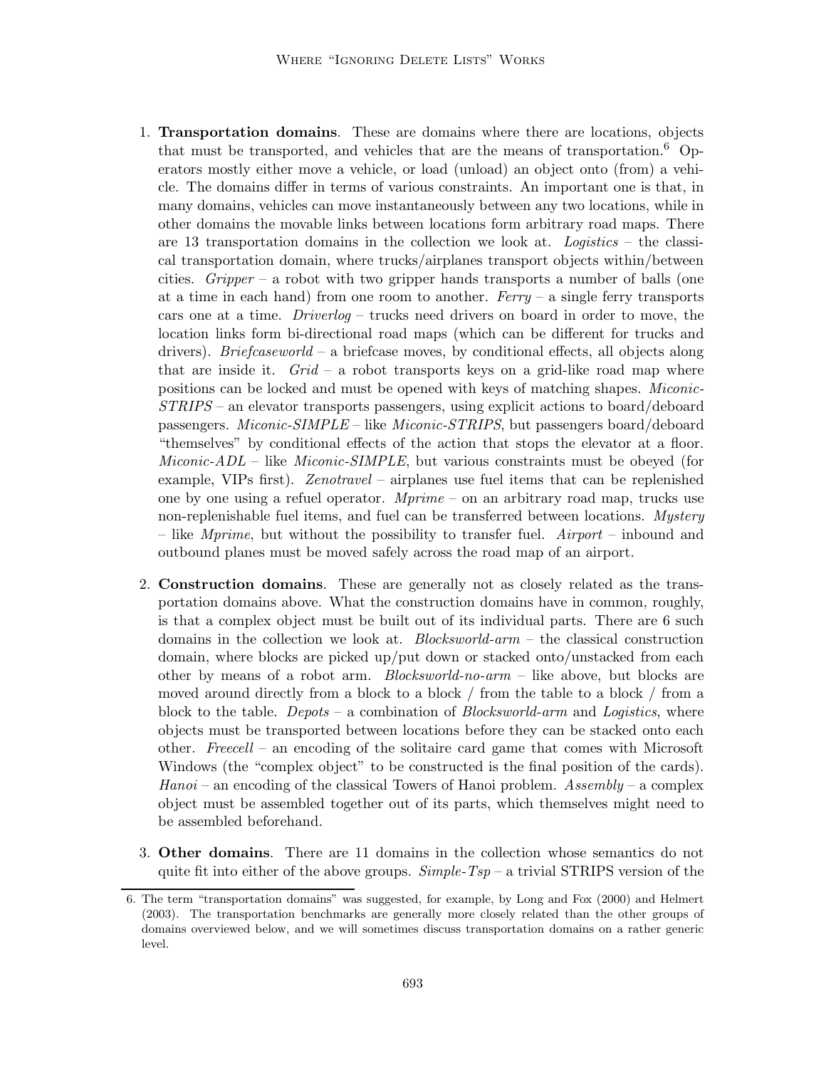1. **Transportation domains**. These are domains where there are locations, objects that must be transported, and vehicles that are the means of transportation.[6] Operators mostly either move a vehicle, or load (unload) an object onto (from) a vehicle. The domains differ in terms of various constraints. An important one is that, in many domains, vehicles can move instantaneously between any two locations, while in other domains the movable links between locations form arbitrary road maps. There are 13 transportation domains in the collection we look at. *Logistics* – the classical transportation domain, where trucks/airplanes transport objects within/between cities. *Gripper* – a robot with two gripper hands transports a number of balls (one at a time in each hand) from one room to another. *Ferry* – a single ferry transports cars one at a time. *Driverlog* – trucks need drivers on board in order to move, the location links form bi-directional road maps (which can be different for trucks and drivers). *Briefcaseworld* – a briefcase moves, by conditional effects, all objects along that are inside it. *Grid* – a robot transports keys on a grid-like road map where positions can be locked and must be opened with keys of matching shapes. *Miconic-STRIPS* – an elevator transports passengers, using explicit actions to board/deboard passengers. *Miconic-SIMPLE* – like *Miconic-STRIPS*, but passengers board/deboard "themselves" by conditional effects of the action that stops the elevator at a floor. *Miconic-ADL* – like *Miconic-SIMPLE*, but various constraints must be obeyed (for example, VIPs first). *Zenotravel* – airplanes use fuel items that can be replenished one by one using a refuel operator. *Mprime* – on an arbitrary road map, trucks use non-replenishable fuel items, and fuel can be transferred between locations. *Mystery* – like *Mprime*, but without the possibility to transfer fuel. *Airport* – inbound and outbound planes must be moved safely across the road map of an airport.

2. **Construction domains**. These are generally not as closely related as the transportation domains above. What the construction domains have in common, roughly, is that a complex object must be built out of its individual parts. There are 6 such domains in the collection we look at. *Blocksworld-arm* – the classical construction domain, where blocks are picked up/put down or stacked onto/unstacked from each other by means of a robot arm. *Blocksworld-no-arm* – like above, but blocks are moved around directly from a block to a block / from the table to a block / from a block to the table. *Depots* – a combination of *Blocksworld-arm* and *Logistics*, where objects must be transported between locations before they can be stacked onto each other. *Freecell* – an encoding of the solitaire card game that comes with Microsoft Windows (the "complex object" to be constructed is the final position of the cards). *Hanoi* – an encoding of the classical Towers of Hanoi problem. *Assembly* – a complex object must be assembled together out of its parts, which themselves might need to be assembled beforehand.

3. **Other domains**. There are 11 domains in the collection whose semantics do not quite fit into either of the above groups. *Simple-Tsp* – a trivial STRIPS version of the

---

6. The term "transportation domains" was suggested, for example, by Long and Fox (2000) and Helmert (2003). The transportation benchmarks are generally more closely related than the other groups of domains overviewed below, and we will sometimes discuss transportation domains on a rather generic level.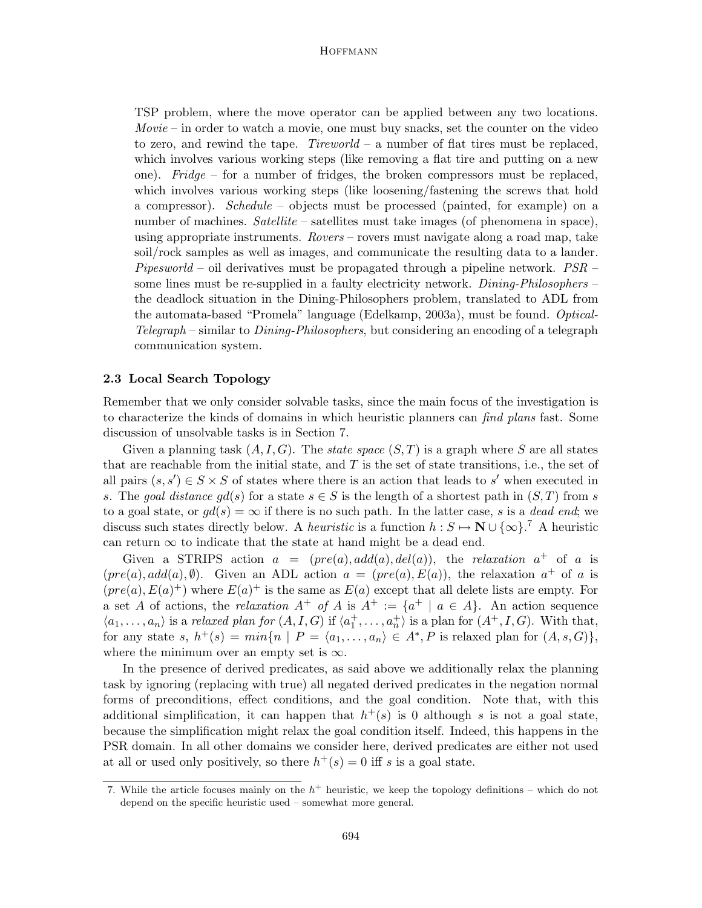TSP problem, where the move operator can be applied between any two locations. *Movie* – in order to watch a movie, one must buy snacks, set the counter on the video to zero, and rewind the tape. *Tireworld* – a number of flat tires must be replaced, which involves various working steps (like removing a flat tire and putting on a new one). *Fridge* – for a number of fridges, the broken compressors must be replaced, which involves various working steps (like loosening/fastening the screws that hold a compressor). *Schedule* – objects must be processed (painted, for example) on a number of machines. *Satellite* – satellites must take images (of phenomena in space), using appropriate instruments. *Rovers* – rovers must navigate along a road map, take soil/rock samples as well as images, and communicate the resulting data to a lander. *Pipesworld* – oil derivatives must be propagated through a pipeline network. *PSR* – some lines must be re-supplied in a faulty electricity network. *Dining-Philosophers* – the deadlock situation in the Dining-Philosophers problem, translated to ADL from the automata-based "Promela" language (Edelkamp, 2003a), must be found. *Optical-Telegraph* – similar to *Dining-Philosophers*, but considering an encoding of a telegraph communication system.

### 2.3 Local Search Topology

Remember that we only consider solvable tasks, since the main focus of the investigation is to characterize the kinds of domains in which heuristic planners can *find plans* fast. Some discussion of unsolvable tasks is in Section 7.

Given a planning task $(A, I, G)$. The *state space* $(S, T)$ is a graph where $S$ are all states that are reachable from the initial state, and $T$ is the set of state transitions, i.e., the set of all pairs $(s, s') \in S \times S$ of states where there is an action that leads to $s'$ when executed in $s$. The *goal distance* $gd(s)$ for a state $s \in S$ is the length of a shortest path in $(S, T)$ from $s$ to a goal state, or $gd(s) = \infty$ if there is no such path. In the latter case, $s$ is a *dead end*; we discuss such states directly below. A *heuristic* is a function $h : S \mapsto \mathbf{N} \cup \{\infty\}$.[7] A heuristic can return $\infty$ to indicate that the state at hand might be a dead end.

Given a STRIPS action $a = (pre(a), add(a), del(a))$, the *relaxation* $a^+$ of $a$ is $(pre(a), add(a), \emptyset)$. Given an ADL action $a = (pre(a), E(a))$, the relaxation $a^+$ of $a$ is $(pre(a), E(a)^+)$ where $E(a)^+$ is the same as $E(a)$ except that all delete lists are empty. For a set $A$ of actions, the *relaxation* $A^+$ *of* $A$ is $A^+ := \{a^+ \mid a \in A\}$. An action sequence $\langle a_1, \ldots, a_n \rangle$ is a *relaxed plan for* $(A, I, G)$ if $\langle a_1^+, \ldots, a_n^+ \rangle$ is a plan for $(A^+, I, G)$. With that, for any state $s$, $h^+(s) = min\{n \mid P = \langle a_1, \ldots, a_n \rangle \in A^*, P \text{ is relaxed plan for } (A, s, G)\}$, where the minimum over an empty set is $\infty$.

In the presence of derived predicates, as said above we additionally relax the planning task by ignoring (replacing with true) all negated derived predicates in the negation normal forms of preconditions, effect conditions, and the goal condition. Note that, with this additional simplification, it can happen that $h^+(s)$ is 0 although $s$ is not a goal state, because the simplification might relax the goal condition itself. Indeed, this happens in the PSR domain. In all other domains we consider here, derived predicates are either not used at all or used only positively, so there $h^+(s) = 0$ iff $s$ is a goal state.

---

7. While the article focuses mainly on the $h^+$ heuristic, we keep the topology definitions – which do not depend on the specific heuristic used – somewhat more general.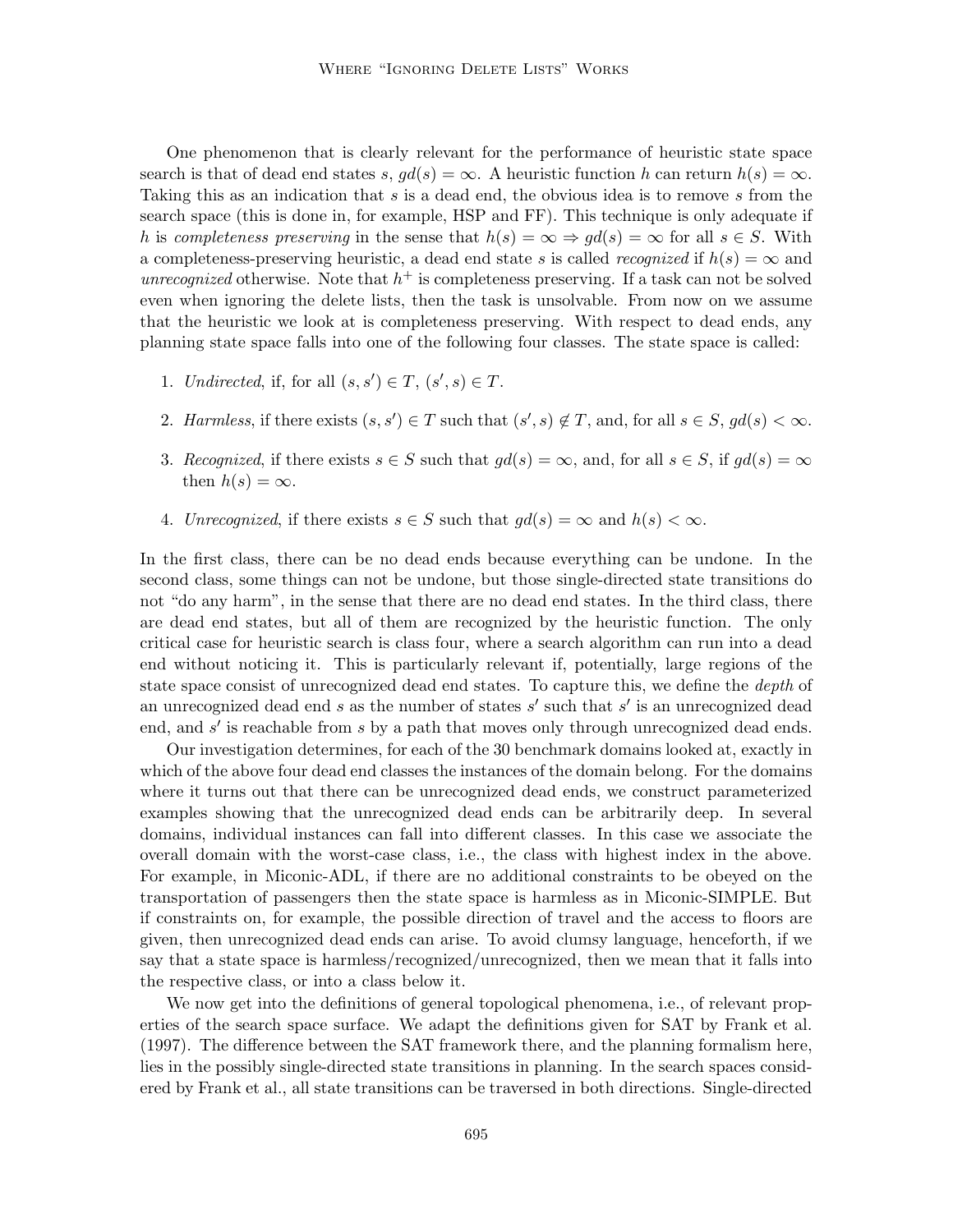One phenomenon that is clearly relevant for the performance of heuristic state space search is that of dead end states $s$, $gd(s) = \infty$. A heuristic function $h$ can return $h(s) = \infty$. Taking this as an indication that $s$ is a dead end, the obvious idea is to remove $s$ from the search space (this is done in, for example, HSP and FF). This technique is only adequate if $h$ is *completeness preserving* in the sense that $h(s) = \infty \Rightarrow gd(s) = \infty$ for all $s \in S$. With a completeness-preserving heuristic, a dead end state $s$ is called *recognized* if $h(s) = \infty$ and *unrecognized* otherwise. Note that $h^+$ is completeness preserving. If a task can not be solved even when ignoring the delete lists, then the task is unsolvable. From now on we assume that the heuristic we look at is completeness preserving. With respect to dead ends, any planning state space falls into one of the following four classes. The state space is called:

1. *Undirected*, if, for all $(s, s') \in T$, $(s', s) \in T$.
2. *Harmless*, if there exists $(s, s') \in T$ such that $(s', s) \notin T$, and, for all $s \in S$, $gd(s) < \infty$.
3. *Recognized*, if there exists $s \in S$ such that $gd(s) = \infty$, and, for all $s \in S$, if $gd(s) = \infty$ then $h(s) = \infty$.
4. *Unrecognized*, if there exists $s \in S$ such that $gd(s) = \infty$ and $h(s) < \infty$.

In the first class, there can be no dead ends because everything can be undone. In the second class, some things can not be undone, but those single-directed state transitions do not "do any harm", in the sense that there are no dead end states. In the third class, there are dead end states, but all of them are recognized by the heuristic function. The only critical case for heuristic search is class four, where a search algorithm can run into a dead end without noticing it. This is particularly relevant if, potentially, large regions of the state space consist of unrecognized dead end states. To capture this, we define the *depth* of an unrecognized dead end $s$ as the number of states $s'$ such that $s'$ is an unrecognized dead end, and $s'$ is reachable from $s$ by a path that moves only through unrecognized dead ends.

Our investigation determines, for each of the 30 benchmark domains looked at, exactly in which of the above four dead end classes the instances of the domain belong. For the domains where it turns out that there can be unrecognized dead ends, we construct parameterized examples showing that the unrecognized dead ends can be arbitrarily deep. In several domains, individual instances can fall into different classes. In this case we associate the overall domain with the worst-case class, i.e., the class with highest index in the above. For example, in Miconic-ADL, if there are no additional constraints to be obeyed on the transportation of passengers then the state space is harmless as in Miconic-SIMPLE. But if constraints on, for example, the possible direction of travel and the access to floors are given, then unrecognized dead ends can arise. To avoid clumsy language, henceforth, if we say that a state space is harmless/recognized/unrecognized, then we mean that it falls into the respective class, or into a class below it.

We now get into the definitions of general topological phenomena, i.e., of relevant properties of the search space surface. We adapt the definitions given for SAT by Frank et al. (1997). The difference between the SAT framework there, and the planning formalism here, lies in the possibly single-directed state transitions in planning. In the search spaces considered by Frank et al., all state transitions can be traversed in both directions. Single-directed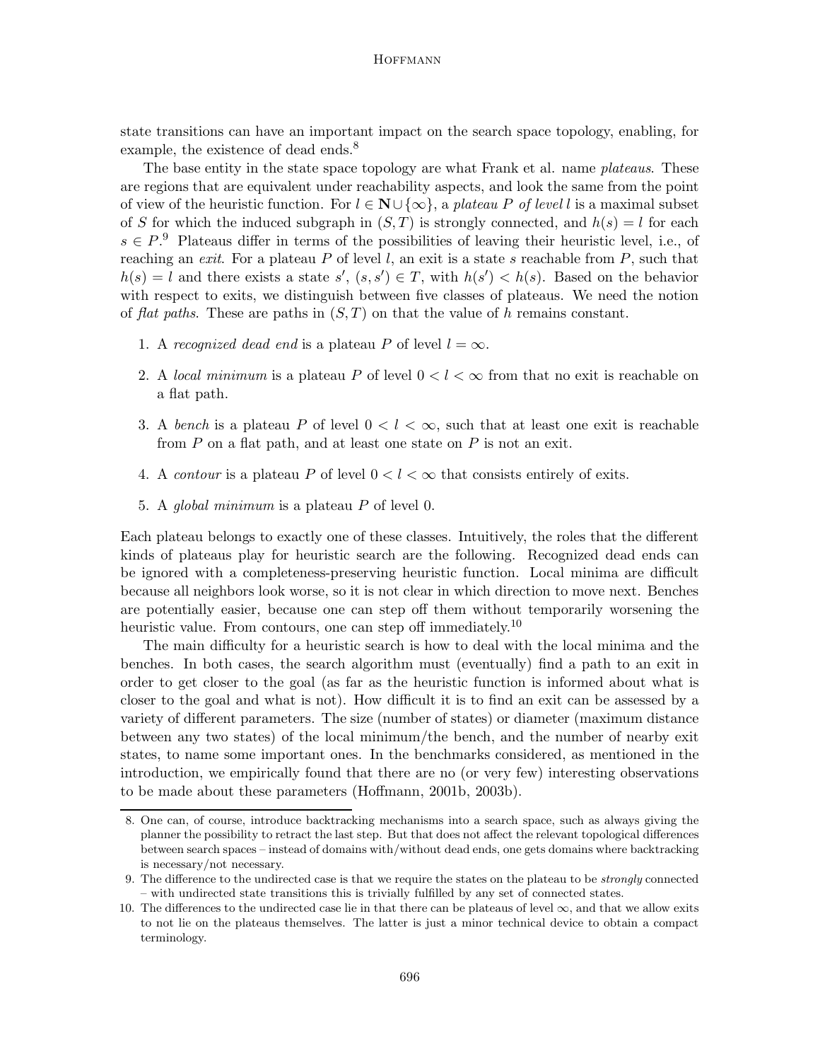state transitions can have an important impact on the search space topology, enabling, for example, the existence of dead ends.[8]

The base entity in the state space topology are what Frank et al. name *plateaus*. These are regions that are equivalent under reachability aspects, and look the same from the point of view of the heuristic function. For $l \in \mathbf{N} \cup \{\infty\}$, a *plateau $P$ of level $l$* is a maximal subset of $S$ for which the induced subgraph in $(S,T)$ is strongly connected, and $h(s) = l$ for each $s \in P$.[9] Plateaus differ in terms of the possibilities of leaving their heuristic level, i.e., of reaching an *exit*. For a plateau $P$ of level $l$, an exit is a state $s$ reachable from $P$, such that $h(s) = l$ and there exists a state $s'$, $(s, s') \in T$, with $h(s') < h(s)$. Based on the behavior with respect to exits, we distinguish between five classes of plateaus. We need the notion of *flat paths*. These are paths in $(S,T)$ on that the value of $h$ remains constant.

1. A *recognized dead end* is a plateau $P$ of level $l = \infty$.
2. A *local minimum* is a plateau $P$ of level $0 < l < \infty$ from that no exit is reachable on a flat path.
3. A *bench* is a plateau $P$ of level $0 < l < \infty$, such that at least one exit is reachable from $P$ on a flat path, and at least one state on $P$ is not an exit.
4. A *contour* is a plateau $P$ of level $0 < l < \infty$ that consists entirely of exits.
5. A *global minimum* is a plateau $P$ of level 0.

Each plateau belongs to exactly one of these classes. Intuitively, the roles that the different kinds of plateaus play for heuristic search are the following. Recognized dead ends can be ignored with a completeness-preserving heuristic function. Local minima are difficult because all neighbors look worse, so it is not clear in which direction to move next. Benches are potentially easier, because one can step off them without temporarily worsening the heuristic value. From contours, one can step off immediately.[10]

The main difficulty for a heuristic search is how to deal with the local minima and the benches. In both cases, the search algorithm must (eventually) find a path to an exit in order to get closer to the goal (as far as the heuristic function is informed about what is closer to the goal and what is not). How difficult it is to find an exit can be assessed by a variety of different parameters. The size (number of states) or diameter (maximum distance between any two states) of the local minimum/the bench, and the number of nearby exit states, to name some important ones. In the benchmarks considered, as mentioned in the introduction, we empirically found that there are no (or very few) interesting observations to be made about these parameters (Hoffmann, 2001b, 2003b).

---

8. One can, of course, introduce backtracking mechanisms into a search space, such as always giving the planner the possibility to retract the last step. But that does not affect the relevant topological differences between search spaces – instead of domains with/without dead ends, one gets domains where backtracking is necessary/not necessary.
9. The difference to the undirected case is that we require the states on the plateau to be *strongly* connected – with undirected state transitions this is trivially fulfilled by any set of connected states.
10. The differences to the undirected case lie in that there can be plateaus of level $\infty$, and that we allow exits to not lie on the plateaus themselves. The latter is just a minor technical device to obtain a compact terminology.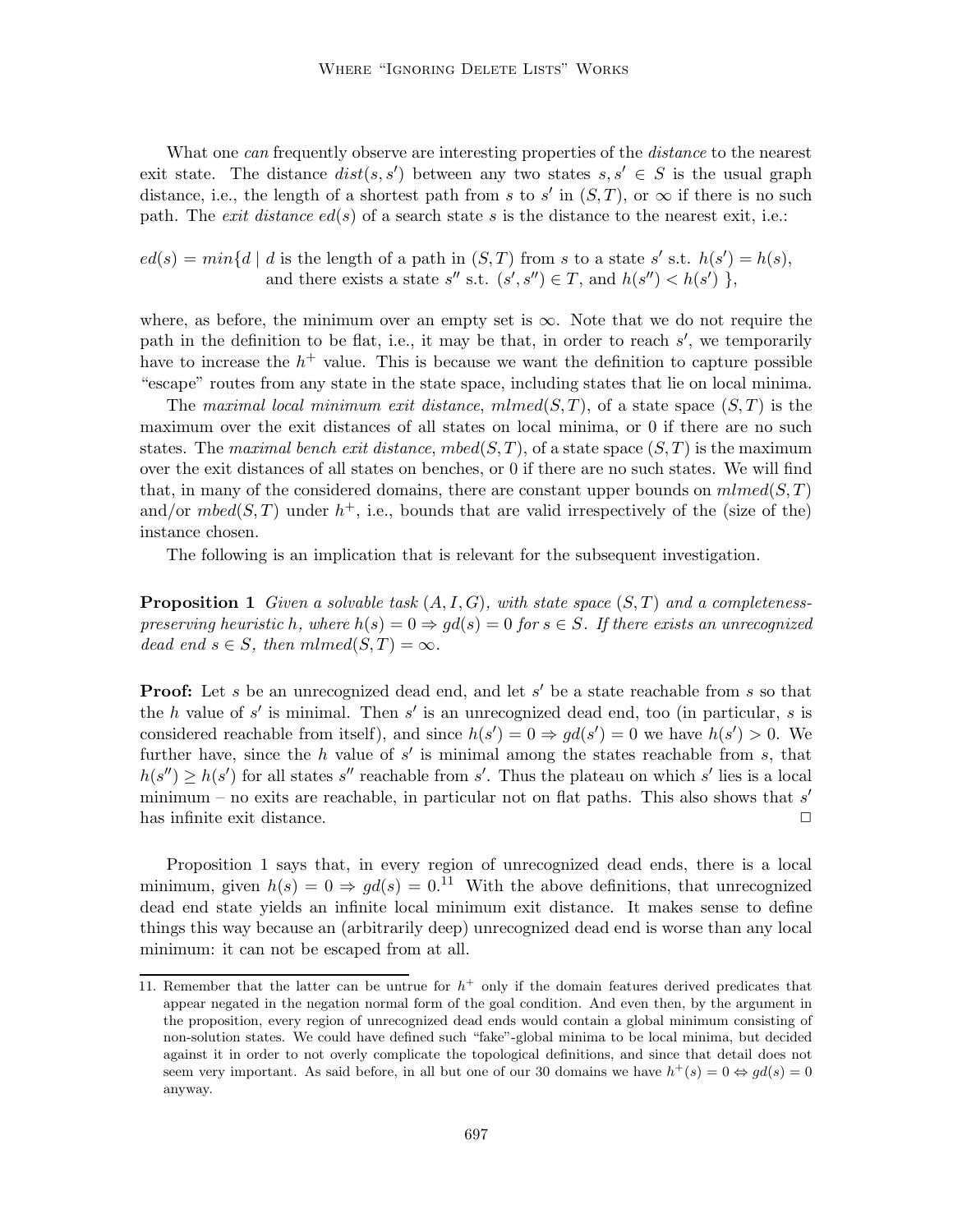What one *can* frequently observe are interesting properties of the *distance* to the nearest exit state. The distance $dist(s, s')$ between any two states $s, s' \in S$ is the usual graph distance, i.e., the length of a shortest path from $s$ to $s'$ in $(S, T)$, or $\infty$ if there is no such path. The *exit distance* $ed(s)$ of a search state $s$ is the distance to the nearest exit, i.e.:

$$
\begin{aligned}
ed(s) = min\{d \mid\ & d \text{ is the length of a path in } (S,T) \text{ from } s \text{ to a state } s' \text{ s.t. } h(s') = h(s), \\
& \text{and there exists a state } s'' \text{ s.t. } (s', s'') \in T, \text{ and } h(s'') < h(s')\ \},
\end{aligned}
$$

where, as before, the minimum over an empty set is $\infty$. Note that we do not require the path in the definition to be flat, i.e., it may be that, in order to reach $s'$, we temporarily have to increase the $h^+$ value. This is because we want the definition to capture possible "escape" routes from any state in the state space, including states that lie on local minima.

The *maximal local minimum exit distance*, $mlmed(S, T)$, of a state space $(S, T)$ is the maximum over the exit distances of all states on local minima, or 0 if there are no such states. The *maximal bench exit distance*, $mbed(S, T)$, of a state space $(S, T)$ is the maximum over the exit distances of all states on benches, or 0 if there are no such states. We will find that, in many of the considered domains, there are constant upper bounds on $mlmed(S, T)$ and/or $mbed(S, T)$ under $h^+$, i.e., bounds that are valid irrespectively of the (size of the) instance chosen.

The following is an implication that is relevant for the subsequent investigation.

**Proposition 1** *Given a solvable task $(A, I, G)$, with state space $(S, T)$ and a completeness-preserving heuristic $h$, where $h(s) = 0 \Rightarrow gd(s) = 0$ for $s \in S$. If there exists an unrecognized dead end $s \in S$, then $mlmed(S, T) = \infty$.*

**Proof:** Let $s$ be an unrecognized dead end, and let $s'$ be a state reachable from $s$ so that the $h$ value of $s'$ is minimal. Then $s'$ is an unrecognized dead end, too (in particular, $s$ is considered reachable from itself), and since $h(s') = 0 \Rightarrow gd(s') = 0$ we have $h(s') > 0$. We further have, since the $h$ value of $s'$ is minimal among the states reachable from $s$, that $h(s'') \geq h(s')$ for all states $s''$ reachable from $s'$. Thus the plateau on which $s'$ lies is a local minimum – no exits are reachable, in particular not on flat paths. This also shows that $s'$ has infinite exit distance. □

Proposition 1 says that, in every region of unrecognized dead ends, there is a local minimum, given $h(s) = 0 \Rightarrow gd(s) = 0$.[11] With the above definitions, that unrecognized dead end state yields an infinite local minimum exit distance. It makes sense to define things this way because an (arbitrarily deep) unrecognized dead end is worse than any local minimum: it can not be escaped from at all.

---

11. Remember that the latter can be untrue for $h^+$ only if the domain features derived predicates that appear negated in the negation normal form of the goal condition. And even then, by the argument in the proposition, every region of unrecognized dead ends would contain a global minimum consisting of non-solution states. We could have defined such "fake"-global minima to be local minima, but decided against it in order to not overly complicate the topological definitions, and since that detail does not seem very important. As said before, in all but one of our 30 domains we have $h^+(s) = 0 \Leftrightarrow gd(s) = 0$ anyway.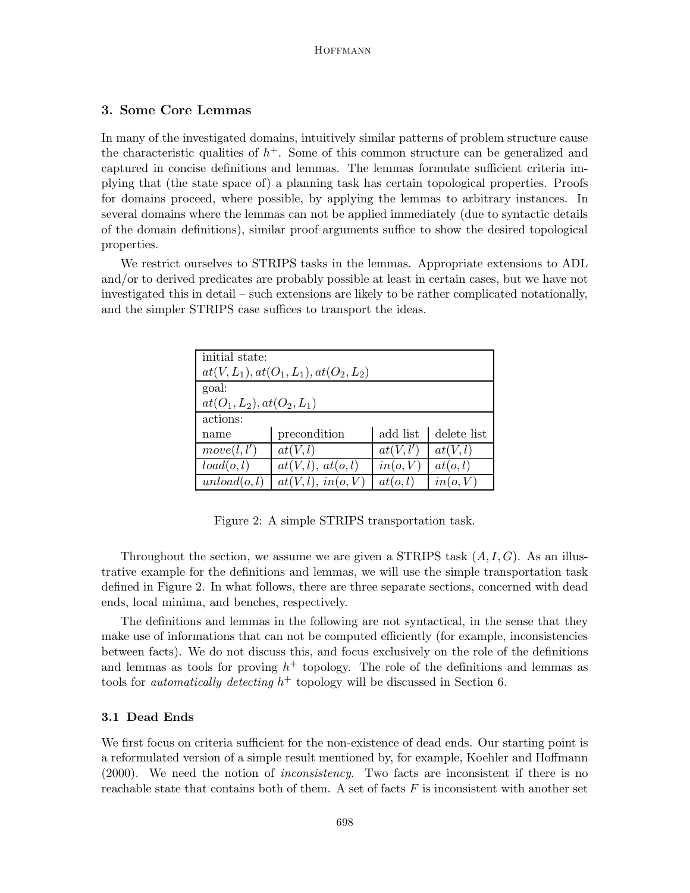## 3. Some Core Lemmas

In many of the investigated domains, intuitively similar patterns of problem structure cause the characteristic qualities of $h^+$. Some of this common structure can be generalized and captured in concise definitions and lemmas. The lemmas formulate sufficient criteria implying that (the state space of) a planning task has certain topological properties. Proofs for domains proceed, where possible, by applying the lemmas to arbitrary instances. In several domains where the lemmas can not be applied immediately (due to syntactic details of the domain definitions), similar proof arguments suffice to show the desired topological properties.

We restrict ourselves to STRIPS tasks in the lemmas. Appropriate extensions to ADL and/or to derived predicates are probably possible at least in certain cases, but we have not investigated this in detail – such extensions are likely to be rather complicated notationally, and the simpler STRIPS case suffices to transport the ideas.

| initial state: $at(V, L_1), at(O_1, L_1), at(O_2, L_2)$ | | | |
|---|---|---|---|
| goal: $at(O_1, L_2), at(O_2, L_1)$ | | | |
| actions: | | | |
| name | precondition | add list | delete list |
| $move(l, l')$ | $at(V, l)$ | $at(V, l')$ | $at(V, l)$ |
| $load(o, l)$ | $at(V, l),\ at(o, l)$ | $in(o, V)$ | $at(o, l)$ |
| $unload(o, l)$ | $at(V, l),\ in(o, V)$ | $at(o, l)$ | $in(o, V)$ |

Figure 2: A simple STRIPS transportation task.

Throughout the section, we assume we are given a STRIPS task $(A, I, G)$. As an illustrative example for the definitions and lemmas, we will use the simple transportation task defined in Figure 2. In what follows, there are three separate sections, concerned with dead ends, local minima, and benches, respectively.

The definitions and lemmas in the following are not syntactical, in the sense that they make use of informations that can not be computed efficiently (for example, inconsistencies between facts). We do not discuss this, and focus exclusively on the role of the definitions and lemmas as tools for proving $h^+$ topology. The role of the definitions and lemmas as tools for *automatically detecting* $h^+$ topology will be discussed in Section 6.

### 3.1 Dead Ends

We first focus on criteria sufficient for the non-existence of dead ends. Our starting point is a reformulated version of a simple result mentioned by, for example, Koehler and Hoffmann (2000). We need the notion of *inconsistency*. Two facts are inconsistent if there is no reachable state that contains both of them. A set of facts $F$ is inconsistent with another set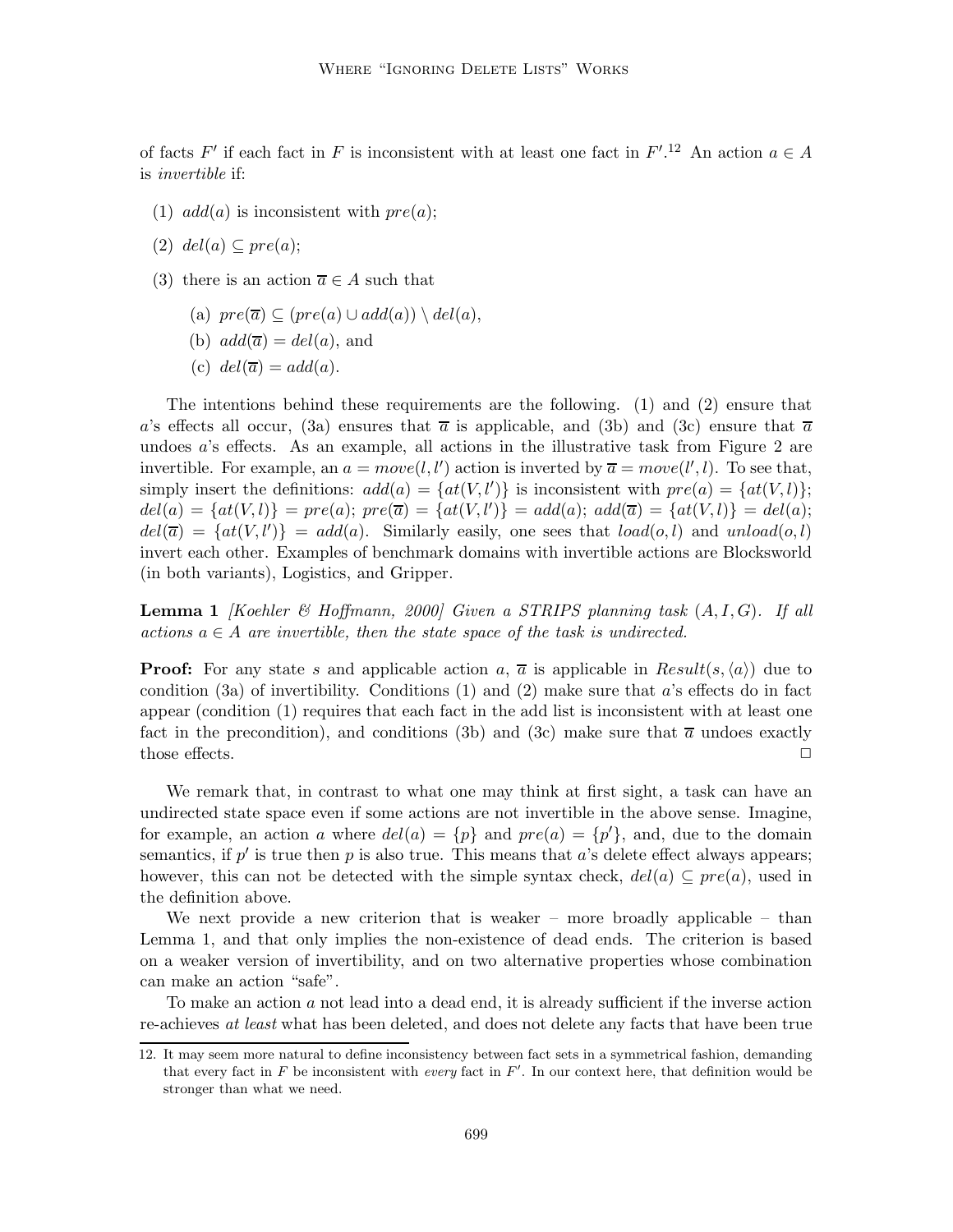of facts $F'$ if each fact in $F$ is inconsistent with at least one fact in $F'$.[12] An action $a \in A$ is *invertible* if:

(1) $add(a)$ is inconsistent with $pre(a)$;

(2) $del(a) \subseteq pre(a)$;

(3) there is an action $\overline{a} \in A$ such that

  (a) $pre(\overline{a}) \subseteq (pre(a) \cup add(a)) \setminus del(a)$,

  (b) $add(\overline{a}) = del(a)$, and

  (c) $del(\overline{a}) = add(a)$.

The intentions behind these requirements are the following. (1) and (2) ensure that $a$'s effects all occur, (3a) ensures that $\overline{a}$ is applicable, and (3b) and (3c) ensure that $\overline{a}$ undoes $a$'s effects. As an example, all actions in the illustrative task from Figure 2 are invertible. For example, an $a = move(l, l')$ action is inverted by $\overline{a} = move(l', l)$. To see that, simply insert the definitions: $add(a) = \{at(V, l')\}$ is inconsistent with $pre(a) = \{at(V, l)\}$; $del(a) = \{at(V, l)\} = pre(a)$; $pre(\overline{a}) = \{at(V, l')\} = add(a)$; $add(\overline{a}) = \{at(V, l)\} = del(a)$; $del(\overline{a}) = \{at(V, l')\} = add(a)$. Similarly easily, one sees that $load(o, l)$ and $unload(o, l)$ invert each other. Examples of benchmark domains with invertible actions are Blocksworld (in both variants), Logistics, and Gripper.

**Lemma 1** *[Koehler & Hoffmann, 2000] Given a STRIPS planning task $(A, I, G)$. If all actions $a \in A$ are invertible, then the state space of the task is undirected.*

**Proof:** For any state $s$ and applicable action $a$, $\overline{a}$ is applicable in $Result(s, \langle a \rangle)$ due to condition (3a) of invertibility. Conditions (1) and (2) make sure that $a$'s effects do in fact appear (condition (1) requires that each fact in the add list is inconsistent with at least one fact in the precondition), and conditions (3b) and (3c) make sure that $\overline{a}$ undoes exactly those effects. $\square$

We remark that, in contrast to what one may think at first sight, a task can have an undirected state space even if some actions are not invertible in the above sense. Imagine, for example, an action $a$ where $del(a) = \{p\}$ and $pre(a) = \{p'\}$, and, due to the domain semantics, if $p'$ is true then $p$ is also true. This means that $a$'s delete effect always appears; however, this can not be detected with the simple syntax check, $del(a) \subseteq pre(a)$, used in the definition above.

We next provide a new criterion that is weaker – more broadly applicable – than Lemma 1, and that only implies the non-existence of dead ends. The criterion is based on a weaker version of invertibility, and on two alternative properties whose combination can make an action "safe".

To make an action $a$ not lead into a dead end, it is already sufficient if the inverse action re-achieves *at least* what has been deleted, and does not delete any facts that have been true

---

12. It may seem more natural to define inconsistency between fact sets in a symmetrical fashion, demanding that every fact in $F$ be inconsistent with *every* fact in $F'$. In our context here, that definition would be stronger than what we need.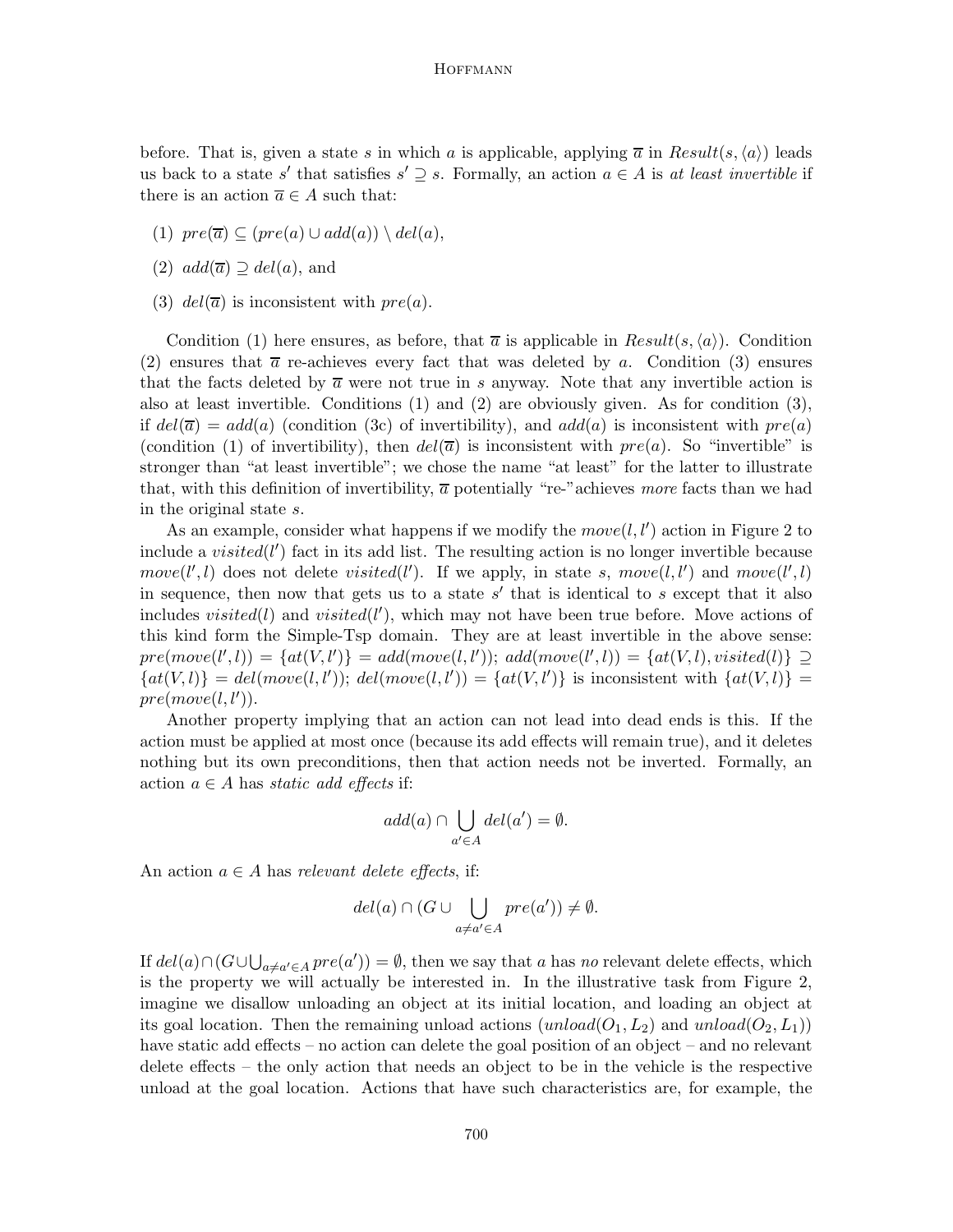before. That is, given a state $s$ in which $a$ is applicable, applying $\overline{a}$ in $Result(s, \langle a \rangle)$ leads us back to a state $s'$ that satisfies $s' \supseteq s$. Formally, an action $a \in A$ is *at least invertible* if there is an action $\overline{a} \in A$ such that:

(1) $pre(\overline{a}) \subseteq (pre(a) \cup add(a)) \setminus del(a)$,

(2) $add(\overline{a}) \supseteq del(a)$, and

(3) $del(\overline{a})$ is inconsistent with $pre(a)$.

Condition (1) here ensures, as before, that $\overline{a}$ is applicable in $Result(s, \langle a \rangle)$. Condition (2) ensures that $\overline{a}$ re-achieves every fact that was deleted by $a$. Condition (3) ensures that the facts deleted by $\overline{a}$ were not true in $s$ anyway. Note that any invertible action is also at least invertible. Conditions (1) and (2) are obviously given. As for condition (3), if $del(\overline{a}) = add(a)$ (condition (3c) of invertibility), and $add(a)$ is inconsistent with $pre(a)$ (condition (1) of invertibility), then $del(\overline{a})$ is inconsistent with $pre(a)$. So "invertible" is stronger than "at least invertible"; we chose the name "at least" for the latter to illustrate that, with this definition of invertibility, $\overline{a}$ potentially "re-"achieves *more* facts than we had in the original state $s$.

As an example, consider what happens if we modify the $move(l, l')$ action in Figure 2 to include a $visited(l')$ fact in its add list. The resulting action is no longer invertible because $move(l', l)$ does not delete $visited(l')$. If we apply, in state $s$, $move(l, l')$ and $move(l', l)$ in sequence, then now that gets us to a state $s'$ that is identical to $s$ except that it also includes $visited(l)$ and $visited(l')$, which may not have been true before. Move actions of this kind form the Simple-Tsp domain. They are at least invertible in the above sense: $pre(move(l', l)) = \{at(V, l')\} = add(move(l, l'))$; $add(move(l', l)) = \{at(V, l), visited(l)\} \supseteq \{at(V, l)\} = del(move(l, l'))$; $del(move(l, l')) = \{at(V, l')\}$ is inconsistent with $\{at(V, l)\} = pre(move(l, l'))$.

Another property implying that an action can not lead into dead ends is this. If the action must be applied at most once (because its add effects will remain true), and it deletes nothing but its own preconditions, then that action needs not be inverted. Formally, an action $a \in A$ has *static add effects* if:

$$add(a) \cap \bigcup_{a' \in A} del(a') = \emptyset.$$

An action $a \in A$ has *relevant delete effects*, if:

$$del(a) \cap (G \cup \bigcup_{a \neq a' \in A} pre(a')) \neq \emptyset.$$

If $del(a) \cap (G \cup \bigcup_{a \neq a' \in A} pre(a')) = \emptyset$, then we say that $a$ has *no* relevant delete effects, which is the property we will actually be interested in. In the illustrative task from Figure 2, imagine we disallow unloading an object at its initial location, and loading an object at its goal location. Then the remaining unload actions ($unload(O_1, L_2)$ and $unload(O_2, L_1)$) have static add effects – no action can delete the goal position of an object – and no relevant delete effects – the only action that needs an object to be in the vehicle is the respective unload at the goal location. Actions that have such characteristics are, for example, the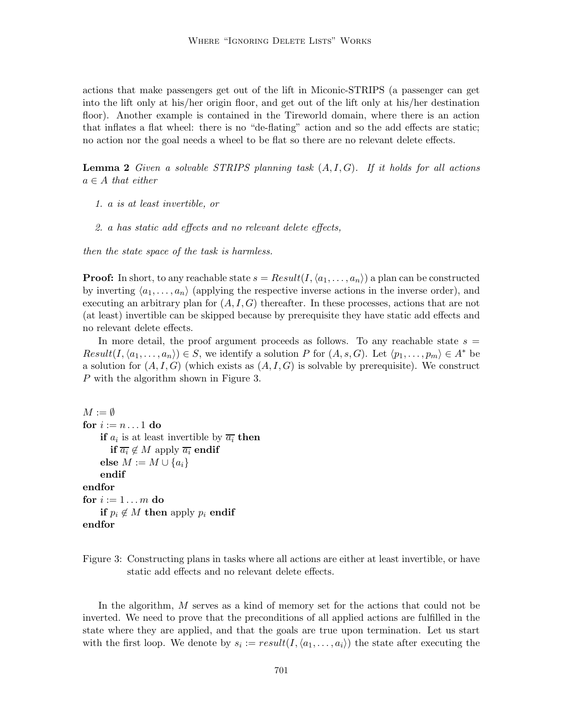actions that make passengers get out of the lift in Miconic-STRIPS (a passenger can get into the lift only at his/her origin floor, and get out of the lift only at his/her destination floor). Another example is contained in the Tireworld domain, where there is an action that inflates a flat wheel: there is no "de-flating" action and so the add effects are static; no action nor the goal needs a wheel to be flat so there are no relevant delete effects.

**Lemma 2** *Given a solvable STRIPS planning task $(A, I, G)$. If it holds for all actions $a \in A$ that either*

1. *$a$ is at least invertible, or*
2. *$a$ has static add effects and no relevant delete effects,*

*then the state space of the task is harmless.*

**Proof:** In short, to any reachable state $s = Result(I, \langle a_1, \dots, a_n \rangle)$ a plan can be constructed by inverting $\langle a_1, \dots, a_n \rangle$ (applying the respective inverse actions in the inverse order), and executing an arbitrary plan for $(A, I, G)$ thereafter. In these processes, actions that are not (at least) invertible can be skipped because by prerequisite they have static add effects and no relevant delete effects.

In more detail, the proof argument proceeds as follows. To any reachable state $s = Result(I, \langle a_1, \dots, a_n \rangle) \in S$, we identify a solution $P$ for $(A, s, G)$. Let $\langle p_1, \dots, p_m \rangle \in A^*$ be a solution for $(A, I, G)$ (which exists as $(A, I, G)$ is solvable by prerequisite). We construct $P$ with the algorithm shown in Figure 3.

$M := \emptyset$
**for** $i := n \dots 1$ **do**
  **if** $a_i$ is at least invertible by $\overline{a_i}$ **then**
    **if** $\overline{a_i} \notin M$ apply $\overline{a_i}$ **endif**
  **else** $M := M \cup \{a_i\}$
  **endif**
**endfor**
**for** $i := 1 \dots m$ **do**
  **if** $p_i \notin M$ **then** apply $p_i$ **endif**
**endfor**

Figure 3: Constructing plans in tasks where all actions are either at least invertible, or have static add effects and no relevant delete effects.

In the algorithm, $M$ serves as a kind of memory set for the actions that could not be inverted. We need to prove that the preconditions of all applied actions are fulfilled in the state where they are applied, and that the goals are true upon termination. Let us start with the first loop. We denote by $s_i := result(I, \langle a_1, \dots, a_i \rangle)$ the state after executing the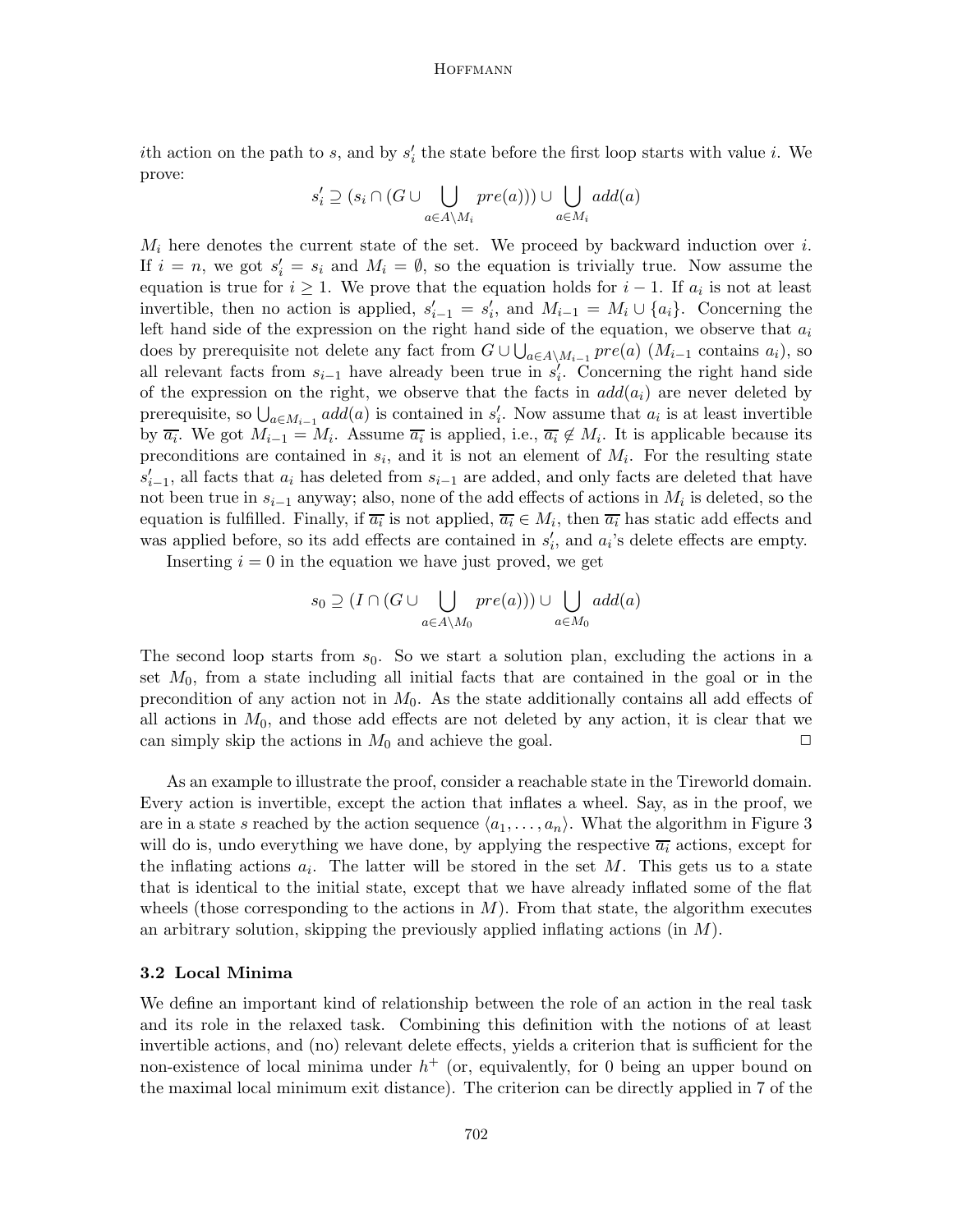$i$th action on the path to $s$, and by $s'_i$ the state before the first loop starts with value $i$. We prove:

$$s'_i \supseteq (s_i \cap (G \cup \bigcup_{a \in A \setminus M_i} pre(a))) \cup \bigcup_{a \in M_i} add(a)$$

$M_i$ here denotes the current state of the set. We proceed by backward induction over $i$. If $i = n$, we got $s'_i = s_i$ and $M_i = \emptyset$, so the equation is trivially true. Now assume the equation is true for $i \geq 1$. We prove that the equation holds for $i - 1$. If $a_i$ is not at least invertible, then no action is applied, $s'_{i-1} = s'_i$, and $M_{i-1} = M_i \cup \{a_i\}$. Concerning the left hand side of the expression on the right hand side of the equation, we observe that $a_i$ does by prerequisite not delete any fact from $G \cup \bigcup_{a \in A \setminus M_{i-1}} pre(a)$ ($M_{i-1}$ contains $a_i$), so all relevant facts from $s_{i-1}$ have already been true in $s'_i$. Concerning the right hand side of the expression on the right, we observe that the facts in $add(a_i)$ are never deleted by prerequisite, so $\bigcup_{a \in M_{i-1}} add(a)$ is contained in $s'_i$. Now assume that $a_i$ is at least invertible by $\overline{a_i}$. We got $M_{i-1} = M_i$. Assume $\overline{a_i}$ is applied, i.e., $\overline{a_i} \notin M_i$. It is applicable because its preconditions are contained in $s_i$, and it is not an element of $M_i$. For the resulting state $s'_{i-1}$, all facts that $a_i$ has deleted from $s_{i-1}$ are added, and only facts are deleted that have not been true in $s_{i-1}$ anyway; also, none of the add effects of actions in $M_i$ is deleted, so the equation is fulfilled. Finally, if $\overline{a_i}$ is not applied, $\overline{a_i} \in M_i$, then $\overline{a_i}$ has static add effects and was applied before, so its add effects are contained in $s'_i$, and $a_i$'s delete effects are empty.

Inserting $i = 0$ in the equation we have just proved, we get

$$s_0 \supseteq (I \cap (G \cup \bigcup_{a \in A \setminus M_0} pre(a))) \cup \bigcup_{a \in M_0} add(a)$$

The second loop starts from $s_0$. So we start a solution plan, excluding the actions in a set $M_0$, from a state including all initial facts that are contained in the goal or in the precondition of any action not in $M_0$. As the state additionally contains all add effects of all actions in $M_0$, and those add effects are not deleted by any action, it is clear that we can simply skip the actions in $M_0$ and achieve the goal. □

As an example to illustrate the proof, consider a reachable state in the Tireworld domain. Every action is invertible, except the action that inflates a wheel. Say, as in the proof, we are in a state $s$ reached by the action sequence $\langle a_1, \ldots, a_n \rangle$. What the algorithm in Figure 3 will do is, undo everything we have done, by applying the respective $\overline{a_i}$ actions, except for the inflating actions $a_i$. The latter will be stored in the set $M$. This gets us to a state that is identical to the initial state, except that we have already inflated some of the flat wheels (those corresponding to the actions in $M$). From that state, the algorithm executes an arbitrary solution, skipping the previously applied inflating actions (in $M$).

### 3.2 Local Minima

We define an important kind of relationship between the role of an action in the real task and its role in the relaxed task. Combining this definition with the notions of at least invertible actions, and (no) relevant delete effects, yields a criterion that is sufficient for the non-existence of local minima under $h^+$ (or, equivalently, for 0 being an upper bound on the maximal local minimum exit distance). The criterion can be directly applied in 7 of the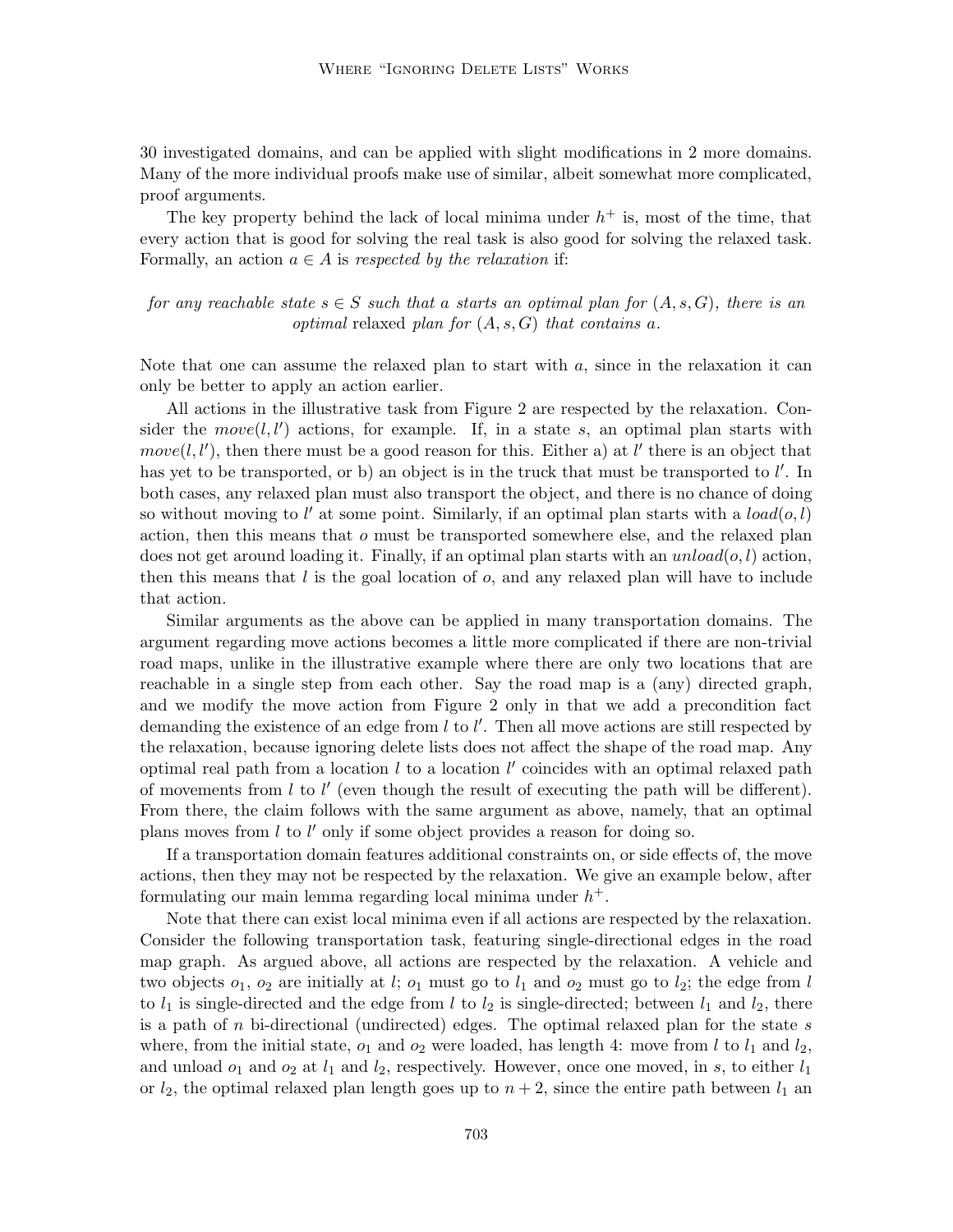30 investigated domains, and can be applied with slight modifications in 2 more domains. Many of the more individual proofs make use of similar, albeit somewhat more complicated, proof arguments.

The key property behind the lack of local minima under $h^+$ is, most of the time, that every action that is good for solving the real task is also good for solving the relaxed task. Formally, an action $a \in A$ is *respected by the relaxation* if:

*for any reachable state $s \in S$ such that $a$ starts an optimal plan for $(A, s, G)$, there is an optimal* relaxed *plan for $(A, s, G)$ that contains $a$.*

Note that one can assume the relaxed plan to start with $a$, since in the relaxation it can only be better to apply an action earlier.

All actions in the illustrative task from Figure 2 are respected by the relaxation. Consider the $move(l, l')$ actions, for example. If, in a state $s$, an optimal plan starts with $move(l, l')$, then there must be a good reason for this. Either a) at $l'$ there is an object that has yet to be transported, or b) an object is in the truck that must be transported to $l'$. In both cases, any relaxed plan must also transport the object, and there is no chance of doing so without moving to $l'$ at some point. Similarly, if an optimal plan starts with a $load(o, l)$ action, then this means that $o$ must be transported somewhere else, and the relaxed plan does not get around loading it. Finally, if an optimal plan starts with an $unload(o, l)$ action, then this means that $l$ is the goal location of $o$, and any relaxed plan will have to include that action.

Similar arguments as the above can be applied in many transportation domains. The argument regarding move actions becomes a little more complicated if there are non-trivial road maps, unlike in the illustrative example where there are only two locations that are reachable in a single step from each other. Say the road map is a (any) directed graph, and we modify the move action from Figure 2 only in that we add a precondition fact demanding the existence of an edge from $l$ to $l'$. Then all move actions are still respected by the relaxation, because ignoring delete lists does not affect the shape of the road map. Any optimal real path from a location $l$ to a location $l'$ coincides with an optimal relaxed path of movements from $l$ to $l'$ (even though the result of executing the path will be different). From there, the claim follows with the same argument as above, namely, that an optimal plans moves from $l$ to $l'$ only if some object provides a reason for doing so.

If a transportation domain features additional constraints on, or side effects of, the move actions, then they may not be respected by the relaxation. We give an example below, after formulating our main lemma regarding local minima under $h^+$.

Note that there can exist local minima even if all actions are respected by the relaxation. Consider the following transportation task, featuring single-directional edges in the road map graph. As argued above, all actions are respected by the relaxation. A vehicle and two objects $o_1$, $o_2$ are initially at $l$; $o_1$ must go to $l_1$ and $o_2$ must go to $l_2$; the edge from $l$ to $l_1$ is single-directed and the edge from $l$ to $l_2$ is single-directed; between $l_1$ and $l_2$, there is a path of $n$ bi-directional (undirected) edges. The optimal relaxed plan for the state $s$ where, from the initial state, $o_1$ and $o_2$ were loaded, has length 4: move from $l$ to $l_1$ and $l_2$, and unload $o_1$ and $o_2$ at $l_1$ and $l_2$, respectively. However, once one moved, in $s$, to either $l_1$ or $l_2$, the optimal relaxed plan length goes up to $n + 2$, since the entire path between $l_1$ an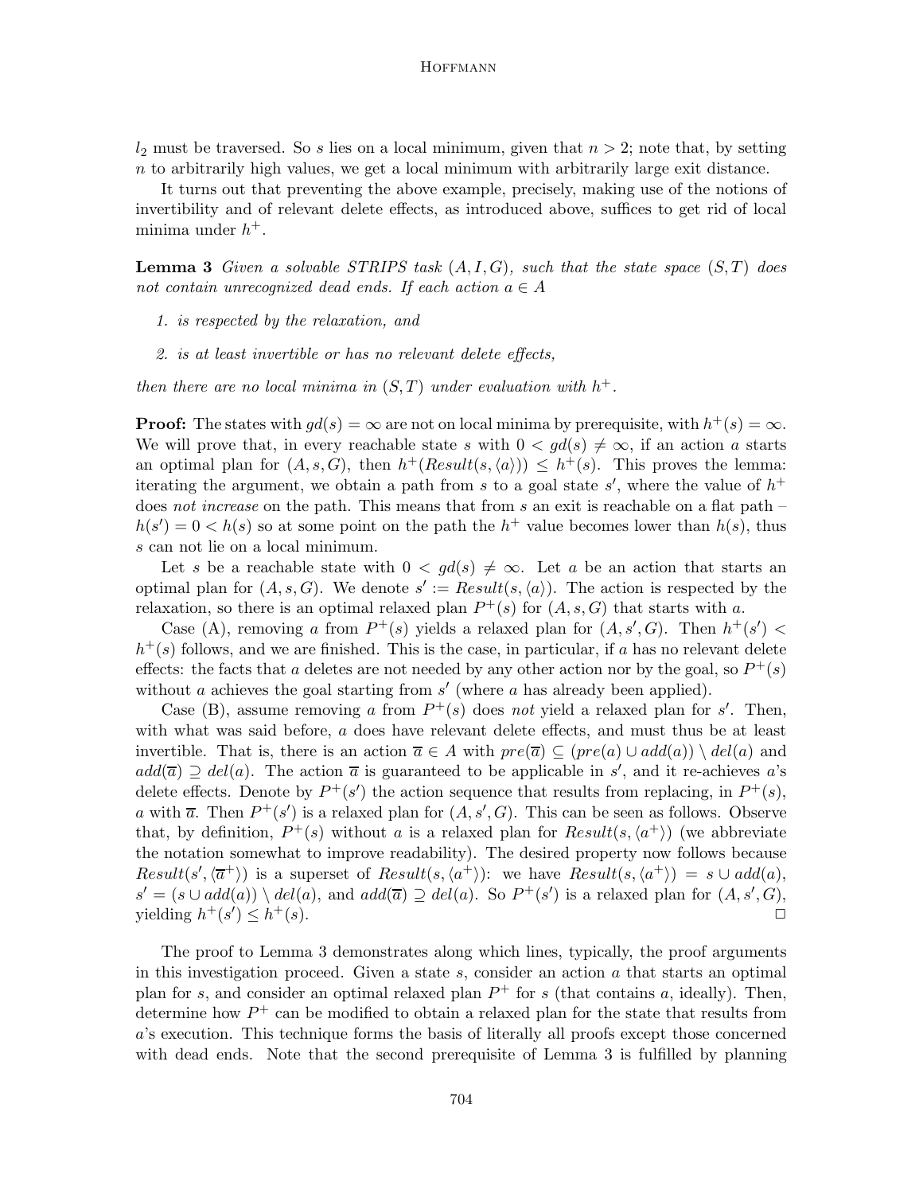$l_2$ must be traversed. So $s$ lies on a local minimum, given that $n > 2$; note that, by setting $n$ to arbitrarily high values, we get a local minimum with arbitrarily large exit distance.

It turns out that preventing the above example, precisely, making use of the notions of invertibility and of relevant delete effects, as introduced above, suffices to get rid of local minima under $h^+$.

**Lemma 3** *Given a solvable STRIPS task $(A, I, G)$, such that the state space $(S, T)$ does not contain unrecognized dead ends. If each action $a \in A$*

1. *is respected by the relaxation, and*
2. *is at least invertible or has no relevant delete effects,*

*then there are no local minima in $(S, T)$ under evaluation with $h^+$.*

**Proof:** The states with $gd(s) = \infty$ are not on local minima by prerequisite, with $h^+(s) = \infty$. We will prove that, in every reachable state $s$ with $0 < gd(s) \neq \infty$, if an action $a$ starts an optimal plan for $(A, s, G)$, then $h^+(Result(s, \langle a \rangle)) \leq h^+(s)$. This proves the lemma: iterating the argument, we obtain a path from $s$ to a goal state $s'$, where the value of $h^+$ does *not increase* on the path. This means that from $s$ an exit is reachable on a flat path – $h(s') = 0 < h(s)$ so at some point on the path the $h^+$ value becomes lower than $h(s)$, thus $s$ can not lie on a local minimum.

Let $s$ be a reachable state with $0 < gd(s) \neq \infty$. Let $a$ be an action that starts an optimal plan for $(A, s, G)$. We denote $s' := Result(s, \langle a \rangle)$. The action is respected by the relaxation, so there is an optimal relaxed plan $P^+(s)$ for $(A, s, G)$ that starts with $a$.

Case (A), removing $a$ from $P^+(s)$ yields a relaxed plan for $(A, s', G)$. Then $h^+(s') < h^+(s)$ follows, and we are finished. This is the case, in particular, if $a$ has no relevant delete effects: the facts that $a$ deletes are not needed by any other action nor by the goal, so $P^+(s)$ without $a$ achieves the goal starting from $s'$ (where $a$ has already been applied).

Case (B), assume removing $a$ from $P^+(s)$ does *not* yield a relaxed plan for $s'$. Then, with what was said before, $a$ does have relevant delete effects, and must thus be at least invertible. That is, there is an action $\overline{a} \in A$ with $pre(\overline{a}) \subseteq (pre(a) \cup add(a)) \setminus del(a)$ and $add(\overline{a}) \supseteq del(a)$. The action $\overline{a}$ is guaranteed to be applicable in $s'$, and it re-achieves $a$'s delete effects. Denote by $P^+(s')$ the action sequence that results from replacing, in $P^+(s)$, $a$ with $\overline{a}$. Then $P^+(s')$ is a relaxed plan for $(A, s', G)$. This can be seen as follows. Observe that, by definition, $P^+(s)$ without $a$ is a relaxed plan for $Result(s, \langle a^+ \rangle)$ (we abbreviate the notation somewhat to improve readability). The desired property now follows because $Result(s', \langle \overline{a}^+ \rangle)$ is a superset of $Result(s, \langle a^+ \rangle)$: we have $Result(s, \langle a^+ \rangle) = s \cup add(a)$, $s' = (s \cup add(a)) \setminus del(a)$, and $add(\overline{a}) \supseteq del(a)$. So $P^+(s')$ is a relaxed plan for $(A, s', G)$, yielding $h^+(s') \leq h^+(s)$. □

The proof to Lemma 3 demonstrates along which lines, typically, the proof arguments in this investigation proceed. Given a state $s$, consider an action $a$ that starts an optimal plan for $s$, and consider an optimal relaxed plan $P^+$ for $s$ (that contains $a$, ideally). Then, determine how $P^+$ can be modified to obtain a relaxed plan for the state that results from $a$'s execution. This technique forms the basis of literally all proofs except those concerned with dead ends. Note that the second prerequisite of Lemma 3 is fulfilled by planning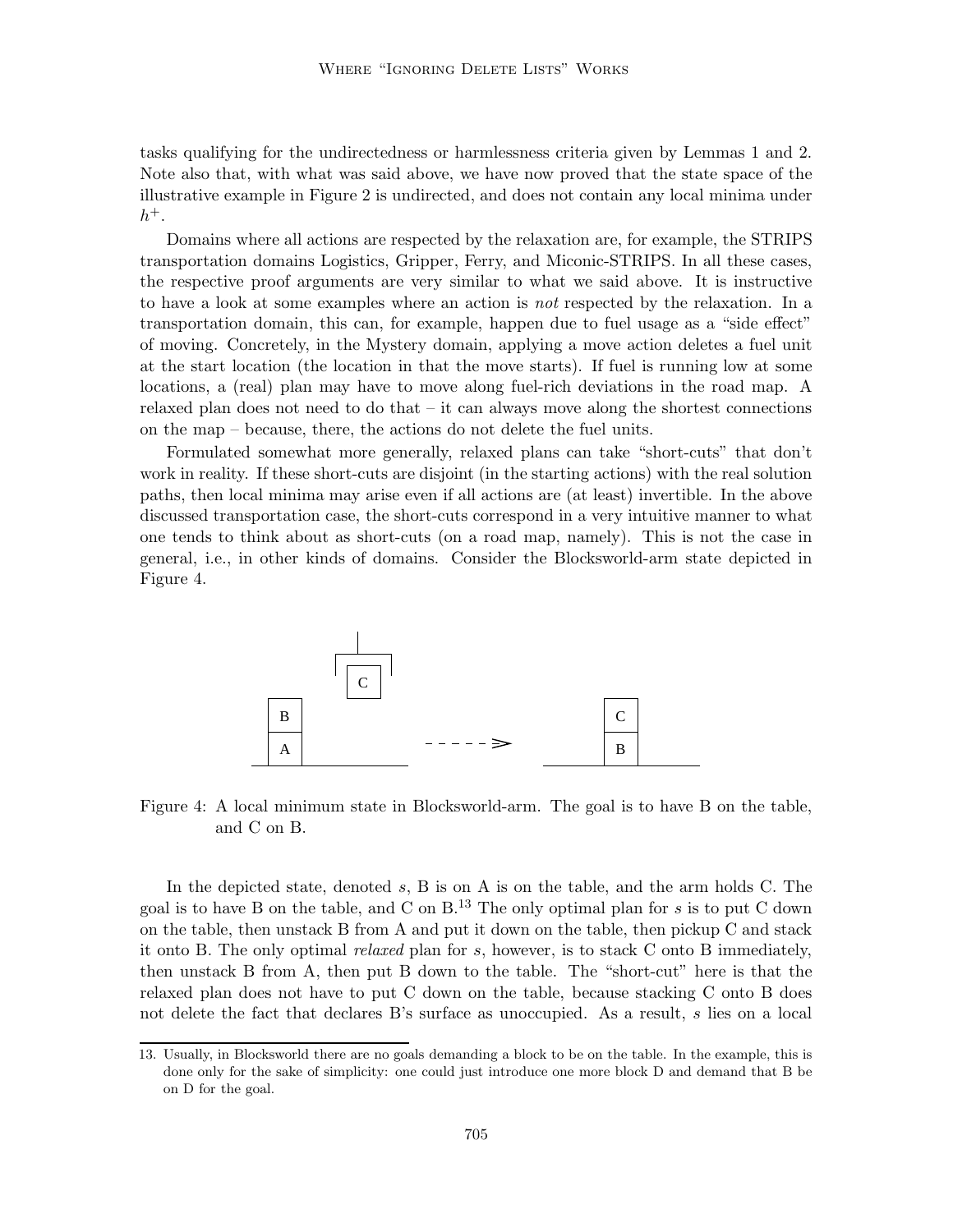tasks qualifying for the undirectedness or harmlessness criteria given by Lemmas 1 and 2. Note also that, with what was said above, we have now proved that the state space of the illustrative example in Figure 2 is undirected, and does not contain any local minima under $h^+$.

Domains where all actions are respected by the relaxation are, for example, the STRIPS transportation domains Logistics, Gripper, Ferry, and Miconic-STRIPS. In all these cases, the respective proof arguments are very similar to what we said above. It is instructive to have a look at some examples where an action is *not* respected by the relaxation. In a transportation domain, this can, for example, happen due to fuel usage as a "side effect" of moving. Concretely, in the Mystery domain, applying a move action deletes a fuel unit at the start location (the location in that the move starts). If fuel is running low at some locations, a (real) plan may have to move along fuel-rich deviations in the road map. A relaxed plan does not need to do that – it can always move along the shortest connections on the map – because, there, the actions do not delete the fuel units.

Formulated somewhat more generally, relaxed plans can take "short-cuts" that don't work in reality. If these short-cuts are disjoint (in the starting actions) with the real solution paths, then local minima may arise even if all actions are (at least) invertible. In the above discussed transportation case, the short-cuts correspond in a very intuitive manner to what one tends to think about as short-cuts (on a road map, namely). This is not the case in general, i.e., in other kinds of domains. Consider the Blocksworld-arm state depicted in Figure 4.

Figure 4: A local minimum state in Blocksworld-arm. The goal is to have B on the table, and C on B.

In the depicted state, denoted $s$, B is on A is on the table, and the arm holds C. The goal is to have B on the table, and C on B.[13] The only optimal plan for $s$ is to put C down on the table, then unstack B from A and put it down on the table, then pickup C and stack it onto B. The only optimal *relaxed* plan for $s$, however, is to stack C onto B immediately, then unstack B from A, then put B down to the table. The "short-cut" here is that the relaxed plan does not have to put C down on the table, because stacking C onto B does not delete the fact that declares B's surface as unoccupied. As a result, $s$ lies on a local

13. Usually, in Blocksworld there are no goals demanding a block to be on the table. In the example, this is done only for the sake of simplicity: one could just introduce one more block D and demand that B be on D for the goal.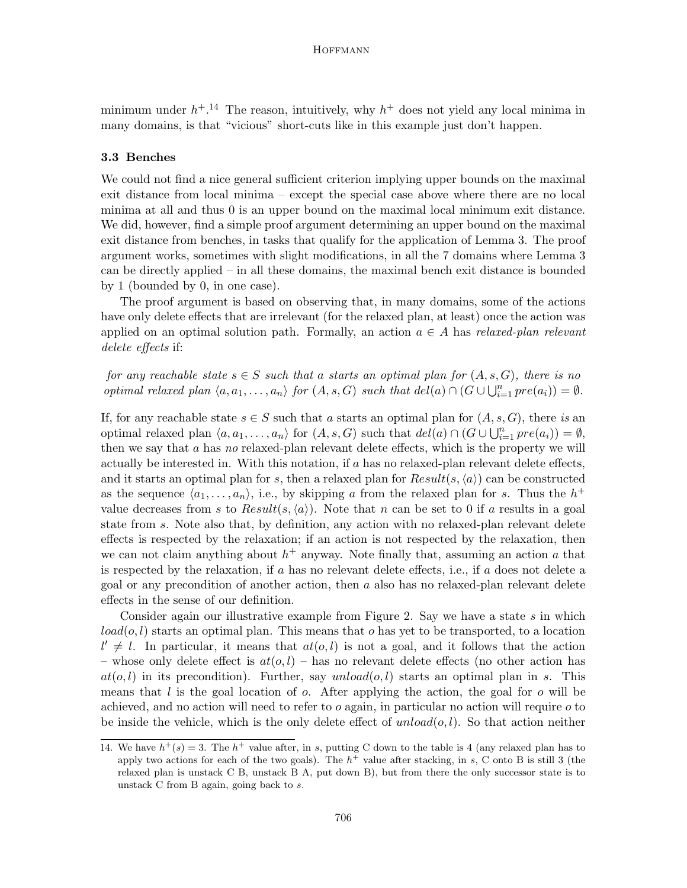minimum under $h^+$.[14] The reason, intuitively, why $h^+$ does not yield any local minima in many domains, is that "vicious" short-cuts like in this example just don't happen.

### 3.3 Benches

We could not find a nice general sufficient criterion implying upper bounds on the maximal exit distance from local minima – except the special case above where there are no local minima at all and thus 0 is an upper bound on the maximal local minimum exit distance. We did, however, find a simple proof argument determining an upper bound on the maximal exit distance from benches, in tasks that qualify for the application of Lemma 3. The proof argument works, sometimes with slight modifications, in all the 7 domains where Lemma 3 can be directly applied – in all these domains, the maximal bench exit distance is bounded by 1 (bounded by 0, in one case).

The proof argument is based on observing that, in many domains, some of the actions have only delete effects that are irrelevant (for the relaxed plan, at least) once the action was applied on an optimal solution path. Formally, an action $a \in A$ has *relaxed-plan relevant delete effects* if:

*for any reachable state $s \in S$ such that $a$ starts an optimal plan for $(A, s, G)$, there is no optimal relaxed plan $\langle a, a_1, \ldots, a_n \rangle$ for $(A, s, G)$ such that $del(a) \cap (G \cup \bigcup_{i=1}^{n} pre(a_i)) = \emptyset$.*

If, for any reachable state $s \in S$ such that $a$ starts an optimal plan for $(A, s, G)$, there *is* an optimal relaxed plan $\langle a, a_1, \ldots, a_n \rangle$ for $(A, s, G)$ such that $del(a) \cap (G \cup \bigcup_{i=1}^{n} pre(a_i)) = \emptyset$, then we say that $a$ has *no* relaxed-plan relevant delete effects, which is the property we will actually be interested in. With this notation, if $a$ has no relaxed-plan relevant delete effects, and it starts an optimal plan for $s$, then a relaxed plan for $Result(s, \langle a \rangle)$ can be constructed as the sequence $\langle a_1, \ldots, a_n \rangle$, i.e., by skipping $a$ from the relaxed plan for $s$. Thus the $h^+$ value decreases from $s$ to $Result(s, \langle a \rangle)$. Note that $n$ can be set to 0 if $a$ results in a goal state from $s$. Note also that, by definition, any action with no relaxed-plan relevant delete effects is respected by the relaxation; if an action is not respected by the relaxation, then we can not claim anything about $h^+$ anyway. Note finally that, assuming an action $a$ that is respected by the relaxation, if $a$ has no relevant delete effects, i.e., if $a$ does not delete a goal or any precondition of another action, then $a$ also has no relaxed-plan relevant delete effects in the sense of our definition.

Consider again our illustrative example from Figure 2. Say we have a state $s$ in which $load(o, l)$ starts an optimal plan. This means that $o$ has yet to be transported, to a location $l' \neq l$. In particular, it means that $at(o, l)$ is not a goal, and it follows that the action – whose only delete effect is $at(o, l)$ – has no relevant delete effects (no other action has $at(o, l)$ in its precondition). Further, say $unload(o, l)$ starts an optimal plan in $s$. This means that $l$ is the goal location of $o$. After applying the action, the goal for $o$ will be achieved, and no action will need to refer to $o$ again, in particular no action will require $o$ to be inside the vehicle, which is the only delete effect of $unload(o, l)$. So that action neither

14. We have $h^+(s) = 3$. The $h^+$ value after, in $s$, putting C down to the table is 4 (any relaxed plan has to apply two actions for each of the two goals). The $h^+$ value after stacking, in $s$, C onto B is still 3 (the relaxed plan is unstack C B, unstack B A, put down B), but from there the only successor state is to unstack C from B again, going back to $s$.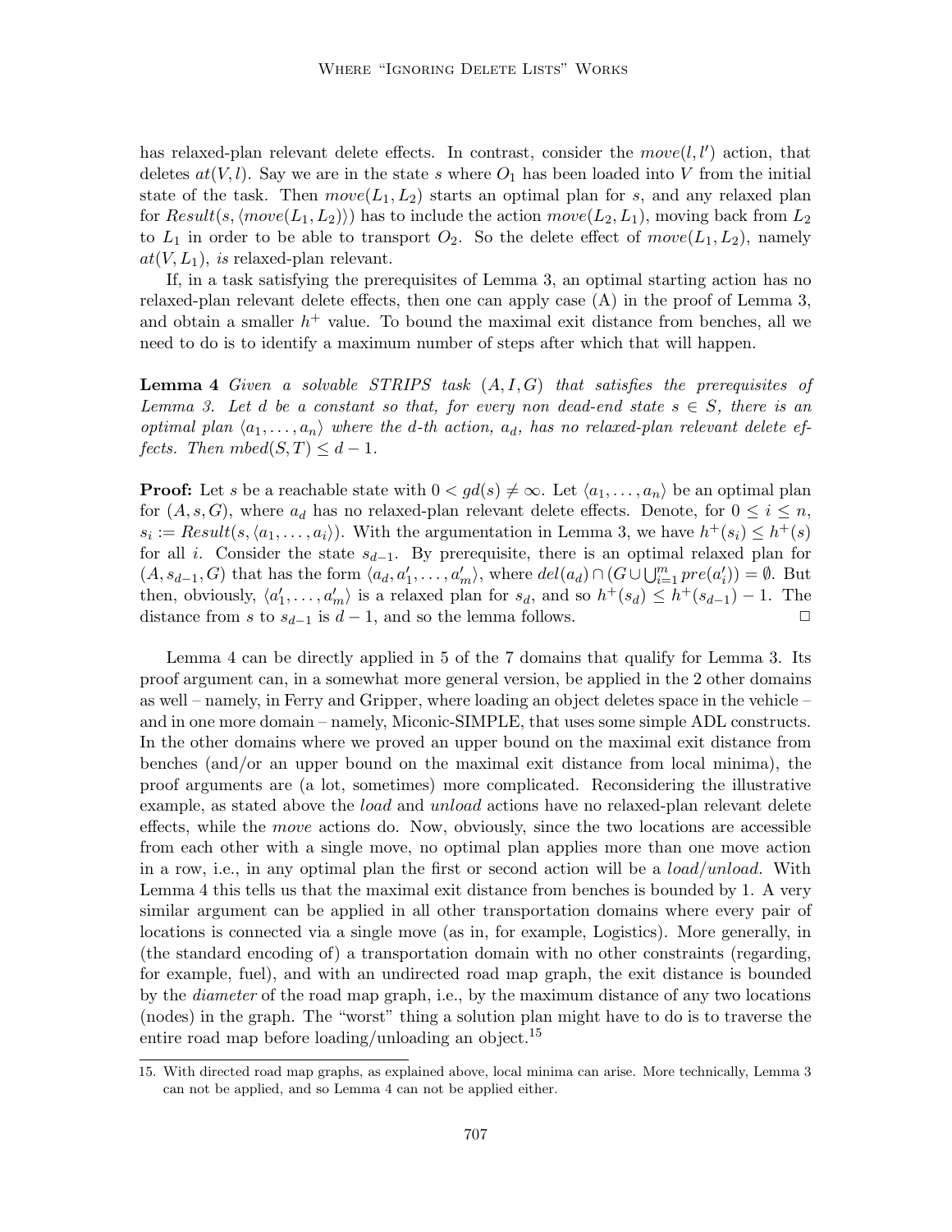has relaxed-plan relevant delete effects. In contrast, consider the $move(l, l')$ action, that deletes $at(V, l)$. Say we are in the state $s$ where $O_1$ has been loaded into $V$ from the initial state of the task. Then $move(L_1, L_2)$ starts an optimal plan for $s$, and any relaxed plan for $Result(s, \langle move(L_1, L_2)\rangle)$ has to include the action $move(L_2, L_1)$, moving back from $L_2$ to $L_1$ in order to be able to transport $O_2$. So the delete effect of $move(L_1, L_2)$, namely $at(V, L_1)$, *is* relaxed-plan relevant.

If, in a task satisfying the prerequisites of Lemma 3, an optimal starting action has no relaxed-plan relevant delete effects, then one can apply case (A) in the proof of Lemma 3, and obtain a smaller $h^+$ value. To bound the maximal exit distance from benches, all we need to do is to identify a maximum number of steps after which that will happen.

**Lemma 4** *Given a solvable STRIPS task $(A, I, G)$ that satisfies the prerequisites of Lemma 3. Let $d$ be a constant so that, for every non dead-end state $s \in S$, there is an optimal plan $\langle a_1, \ldots, a_n\rangle$ where the $d$-th action, $a_d$, has no relaxed-plan relevant delete effects. Then $mbed(S, T) \leq d - 1$.*

**Proof:** Let $s$ be a reachable state with $0 < gd(s) \neq \infty$. Let $\langle a_1, \ldots, a_n\rangle$ be an optimal plan for $(A, s, G)$, where $a_d$ has no relaxed-plan relevant delete effects. Denote, for $0 \leq i \leq n$, $s_i := Result(s, \langle a_1, \ldots, a_i\rangle)$. With the argumentation in Lemma 3, we have $h^+(s_i) \leq h^+(s)$ for all $i$. Consider the state $s_{d-1}$. By prerequisite, there is an optimal relaxed plan for $(A, s_{d-1}, G)$ that has the form $\langle a_d, a'_1, \ldots, a'_m\rangle$, where $del(a_d) \cap (G \cup \bigcup_{i=1}^{m} pre(a'_i)) = \emptyset$. But then, obviously, $\langle a'_1, \ldots, a'_m\rangle$ is a relaxed plan for $s_d$, and so $h^+(s_d) \leq h^+(s_{d-1}) - 1$. The distance from $s$ to $s_{d-1}$ is $d - 1$, and so the lemma follows. □

Lemma 4 can be directly applied in 5 of the 7 domains that qualify for Lemma 3. Its proof argument can, in a somewhat more general version, be applied in the 2 other domains as well – namely, in Ferry and Gripper, where loading an object deletes space in the vehicle – and in one more domain – namely, Miconic-SIMPLE, that uses some simple ADL constructs. In the other domains where we proved an upper bound on the maximal exit distance from benches (and/or an upper bound on the maximal exit distance from local minima), the proof arguments are (a lot, sometimes) more complicated. Reconsidering the illustrative example, as stated above the *load* and *unload* actions have no relaxed-plan relevant delete effects, while the *move* actions do. Now, obviously, since the two locations are accessible from each other with a single move, no optimal plan applies more than one move action in a row, i.e., in any optimal plan the first or second action will be a *load*/*unload*. With Lemma 4 this tells us that the maximal exit distance from benches is bounded by 1. A very similar argument can be applied in all other transportation domains where every pair of locations is connected via a single move (as in, for example, Logistics). More generally, in (the standard encoding of) a transportation domain with no other constraints (regarding, for example, fuel), and with an undirected road map graph, the exit distance is bounded by the *diameter* of the road map graph, i.e., by the maximum distance of any two locations (nodes) in the graph. The "worst" thing a solution plan might have to do is to traverse the entire road map before loading/unloading an object.[15]

15. With directed road map graphs, as explained above, local minima can arise. More technically, Lemma 3 can not be applied, and so Lemma 4 can not be applied either.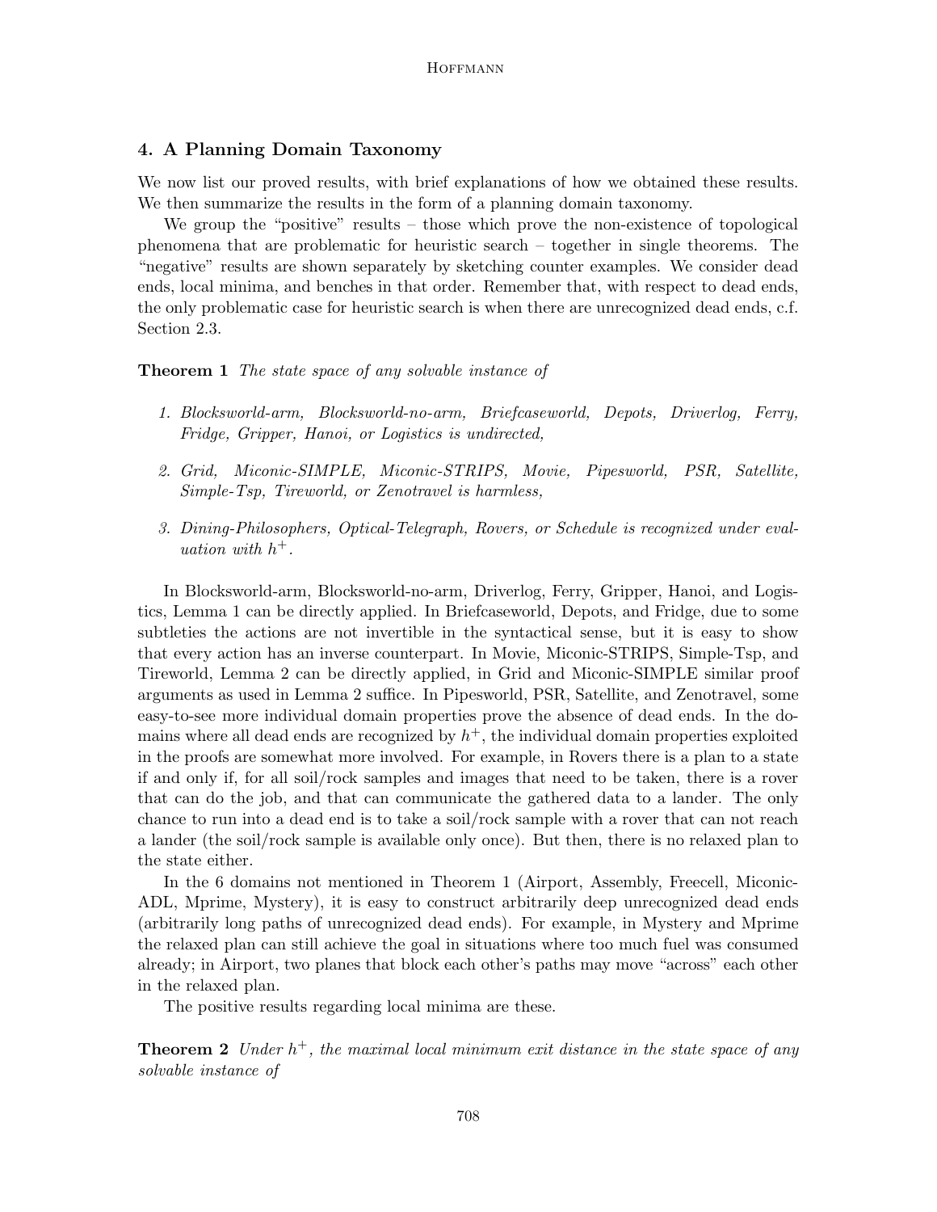## 4. A Planning Domain Taxonomy

We now list our proved results, with brief explanations of how we obtained these results. We then summarize the results in the form of a planning domain taxonomy.

We group the "positive" results – those which prove the non-existence of topological phenomena that are problematic for heuristic search – together in single theorems. The "negative" results are shown separately by sketching counter examples. We consider dead ends, local minima, and benches in that order. Remember that, with respect to dead ends, the only problematic case for heuristic search is when there are unrecognized dead ends, c.f. Section 2.3.

**Theorem 1** *The state space of any solvable instance of*

1. *Blocksworld-arm, Blocksworld-no-arm, Briefcaseworld, Depots, Driverlog, Ferry, Fridge, Gripper, Hanoi, or Logistics is undirected,*
2. *Grid, Miconic-SIMPLE, Miconic-STRIPS, Movie, Pipesworld, PSR, Satellite, Simple-Tsp, Tireworld, or Zenotravel is harmless,*
3. *Dining-Philosophers, Optical-Telegraph, Rovers, or Schedule is recognized under evaluation with $h^+$.*

In Blocksworld-arm, Blocksworld-no-arm, Driverlog, Ferry, Gripper, Hanoi, and Logistics, Lemma 1 can be directly applied. In Briefcaseworld, Depots, and Fridge, due to some subtleties the actions are not invertible in the syntactical sense, but it is easy to show that every action has an inverse counterpart. In Movie, Miconic-STRIPS, Simple-Tsp, and Tireworld, Lemma 2 can be directly applied, in Grid and Miconic-SIMPLE similar proof arguments as used in Lemma 2 suffice. In Pipesworld, PSR, Satellite, and Zenotravel, some easy-to-see more individual domain properties prove the absence of dead ends. In the domains where all dead ends are recognized by $h^+$, the individual domain properties exploited in the proofs are somewhat more involved. For example, in Rovers there is a plan to a state if and only if, for all soil/rock samples and images that need to be taken, there is a rover that can do the job, and that can communicate the gathered data to a lander. The only chance to run into a dead end is to take a soil/rock sample with a rover that can not reach a lander (the soil/rock sample is available only once). But then, there is no relaxed plan to the state either.

In the 6 domains not mentioned in Theorem 1 (Airport, Assembly, Freecell, Miconic-ADL, Mprime, Mystery), it is easy to construct arbitrarily deep unrecognized dead ends (arbitrarily long paths of unrecognized dead ends). For example, in Mystery and Mprime the relaxed plan can still achieve the goal in situations where too much fuel was consumed already; in Airport, two planes that block each other's paths may move "across" each other in the relaxed plan.

The positive results regarding local minima are these.

**Theorem 2** *Under $h^+$, the maximal local minimum exit distance in the state space of any solvable instance of*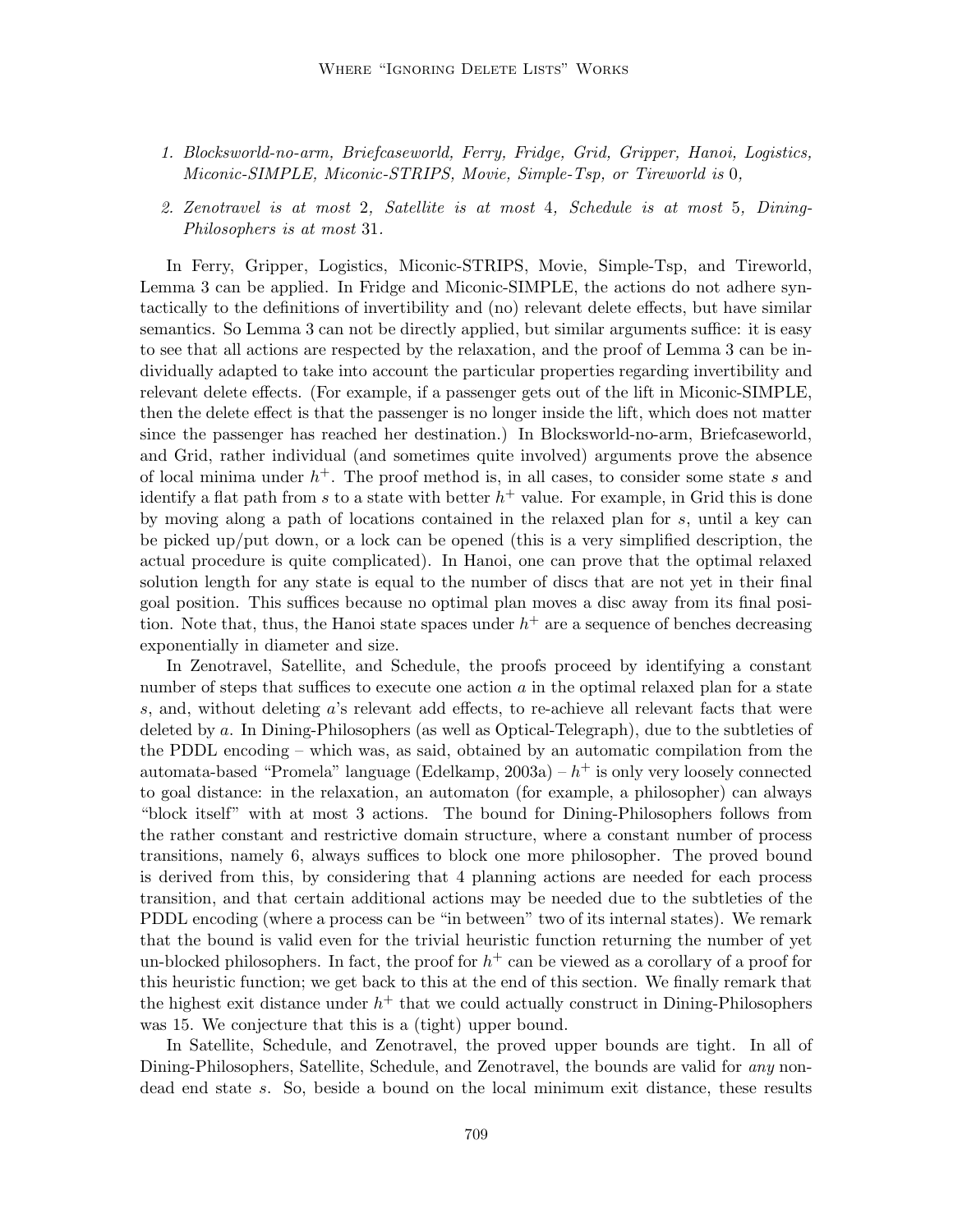1. *Blocksworld-no-arm, Briefcaseworld, Ferry, Fridge, Grid, Gripper, Hanoi, Logistics, Miconic-SIMPLE, Miconic-STRIPS, Movie, Simple-Tsp, or Tireworld is* 0*,*
2. *Zenotravel is at most* 2*, Satellite is at most* 4*, Schedule is at most* 5*, Dining-Philosophers is at most* 31*.*

In Ferry, Gripper, Logistics, Miconic-STRIPS, Movie, Simple-Tsp, and Tireworld, Lemma 3 can be applied. In Fridge and Miconic-SIMPLE, the actions do not adhere syntactically to the definitions of invertibility and (no) relevant delete effects, but have similar semantics. So Lemma 3 can not be directly applied, but similar arguments suffice: it is easy to see that all actions are respected by the relaxation, and the proof of Lemma 3 can be individually adapted to take into account the particular properties regarding invertibility and relevant delete effects. (For example, if a passenger gets out of the lift in Miconic-SIMPLE, then the delete effect is that the passenger is no longer inside the lift, which does not matter since the passenger has reached her destination.) In Blocksworld-no-arm, Briefcaseworld, and Grid, rather individual (and sometimes quite involved) arguments prove the absence of local minima under $h^+$. The proof method is, in all cases, to consider some state $s$ and identify a flat path from $s$ to a state with better $h^+$ value. For example, in Grid this is done by moving along a path of locations contained in the relaxed plan for $s$, until a key can be picked up/put down, or a lock can be opened (this is a very simplified description, the actual procedure is quite complicated). In Hanoi, one can prove that the optimal relaxed solution length for any state is equal to the number of discs that are not yet in their final goal position. This suffices because no optimal plan moves a disc away from its final position. Note that, thus, the Hanoi state spaces under $h^+$ are a sequence of benches decreasing exponentially in diameter and size.

In Zenotravel, Satellite, and Schedule, the proofs proceed by identifying a constant number of steps that suffices to execute one action $a$ in the optimal relaxed plan for a state $s$, and, without deleting $a$'s relevant add effects, to re-achieve all relevant facts that were deleted by $a$. In Dining-Philosophers (as well as Optical-Telegraph), due to the subtleties of the PDDL encoding – which was, as said, obtained by an automatic compilation from the automata-based "Promela" language (Edelkamp, 2003a) – $h^+$ is only very loosely connected to goal distance: in the relaxation, an automaton (for example, a philosopher) can always "block itself" with at most 3 actions. The bound for Dining-Philosophers follows from the rather constant and restrictive domain structure, where a constant number of process transitions, namely 6, always suffices to block one more philosopher. The proved bound is derived from this, by considering that 4 planning actions are needed for each process transition, and that certain additional actions may be needed due to the subtleties of the PDDL encoding (where a process can be "in between" two of its internal states). We remark that the bound is valid even for the trivial heuristic function returning the number of yet un-blocked philosophers. In fact, the proof for $h^+$ can be viewed as a corollary of a proof for this heuristic function; we get back to this at the end of this section. We finally remark that the highest exit distance under $h^+$ that we could actually construct in Dining-Philosophers was 15. We conjecture that this is a (tight) upper bound.

In Satellite, Schedule, and Zenotravel, the proved upper bounds are tight. In all of Dining-Philosophers, Satellite, Schedule, and Zenotravel, the bounds are valid for *any* non-dead end state $s$. So, beside a bound on the local minimum exit distance, these results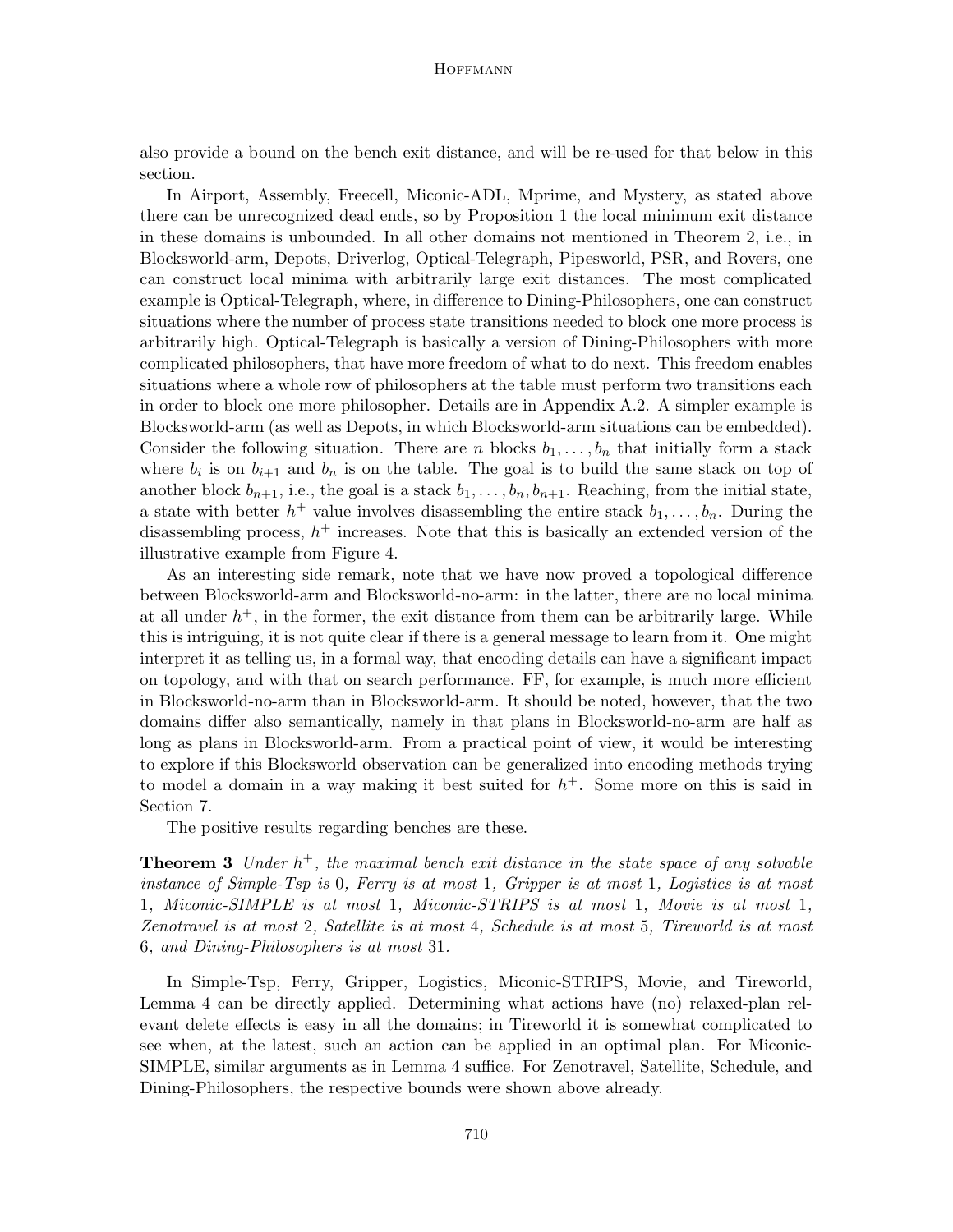also provide a bound on the bench exit distance, and will be re-used for that below in this section.

In Airport, Assembly, Freecell, Miconic-ADL, Mprime, and Mystery, as stated above there can be unrecognized dead ends, so by Proposition 1 the local minimum exit distance in these domains is unbounded. In all other domains not mentioned in Theorem 2, i.e., in Blocksworld-arm, Depots, Driverlog, Optical-Telegraph, Pipesworld, PSR, and Rovers, one can construct local minima with arbitrarily large exit distances. The most complicated example is Optical-Telegraph, where, in difference to Dining-Philosophers, one can construct situations where the number of process state transitions needed to block one more process is arbitrarily high. Optical-Telegraph is basically a version of Dining-Philosophers with more complicated philosophers, that have more freedom of what to do next. This freedom enables situations where a whole row of philosophers at the table must perform two transitions each in order to block one more philosopher. Details are in Appendix A.2. A simpler example is Blocksworld-arm (as well as Depots, in which Blocksworld-arm situations can be embedded). Consider the following situation. There are $n$ blocks $b_1, \dots, b_n$ that initially form a stack where $b_i$ is on $b_{i+1}$ and $b_n$ is on the table. The goal is to build the same stack on top of another block $b_{n+1}$, i.e., the goal is a stack $b_1, \dots, b_n, b_{n+1}$. Reaching, from the initial state, a state with better $h^+$ value involves disassembling the entire stack $b_1, \dots, b_n$. During the disassembling process, $h^+$ increases. Note that this is basically an extended version of the illustrative example from Figure 4.

As an interesting side remark, note that we have now proved a topological difference between Blocksworld-arm and Blocksworld-no-arm: in the latter, there are no local minima at all under $h^+$, in the former, the exit distance from them can be arbitrarily large. While this is intriguing, it is not quite clear if there is a general message to learn from it. One might interpret it as telling us, in a formal way, that encoding details can have a significant impact on topology, and with that on search performance. FF, for example, is much more efficient in Blocksworld-no-arm than in Blocksworld-arm. It should be noted, however, that the two domains differ also semantically, namely in that plans in Blocksworld-no-arm are half as long as plans in Blocksworld-arm. From a practical point of view, it would be interesting to explore if this Blocksworld observation can be generalized into encoding methods trying to model a domain in a way making it best suited for $h^+$. Some more on this is said in Section 7.

The positive results regarding benches are these.

**Theorem 3** *Under $h^+$, the maximal bench exit distance in the state space of any solvable instance of Simple-Tsp is* 0*, Ferry is at most* 1*, Gripper is at most* 1*, Logistics is at most* 1*, Miconic-SIMPLE is at most* 1*, Miconic-STRIPS is at most* 1*, Movie is at most* 1*, Zenotravel is at most* 2*, Satellite is at most* 4*, Schedule is at most* 5*, Tireworld is at most* 6*, and Dining-Philosophers is at most* 31*.*

In Simple-Tsp, Ferry, Gripper, Logistics, Miconic-STRIPS, Movie, and Tireworld, Lemma 4 can be directly applied. Determining what actions have (no) relaxed-plan relevant delete effects is easy in all the domains; in Tireworld it is somewhat complicated to see when, at the latest, such an action can be applied in an optimal plan. For Miconic-SIMPLE, similar arguments as in Lemma 4 suffice. For Zenotravel, Satellite, Schedule, and Dining-Philosophers, the respective bounds were shown above already.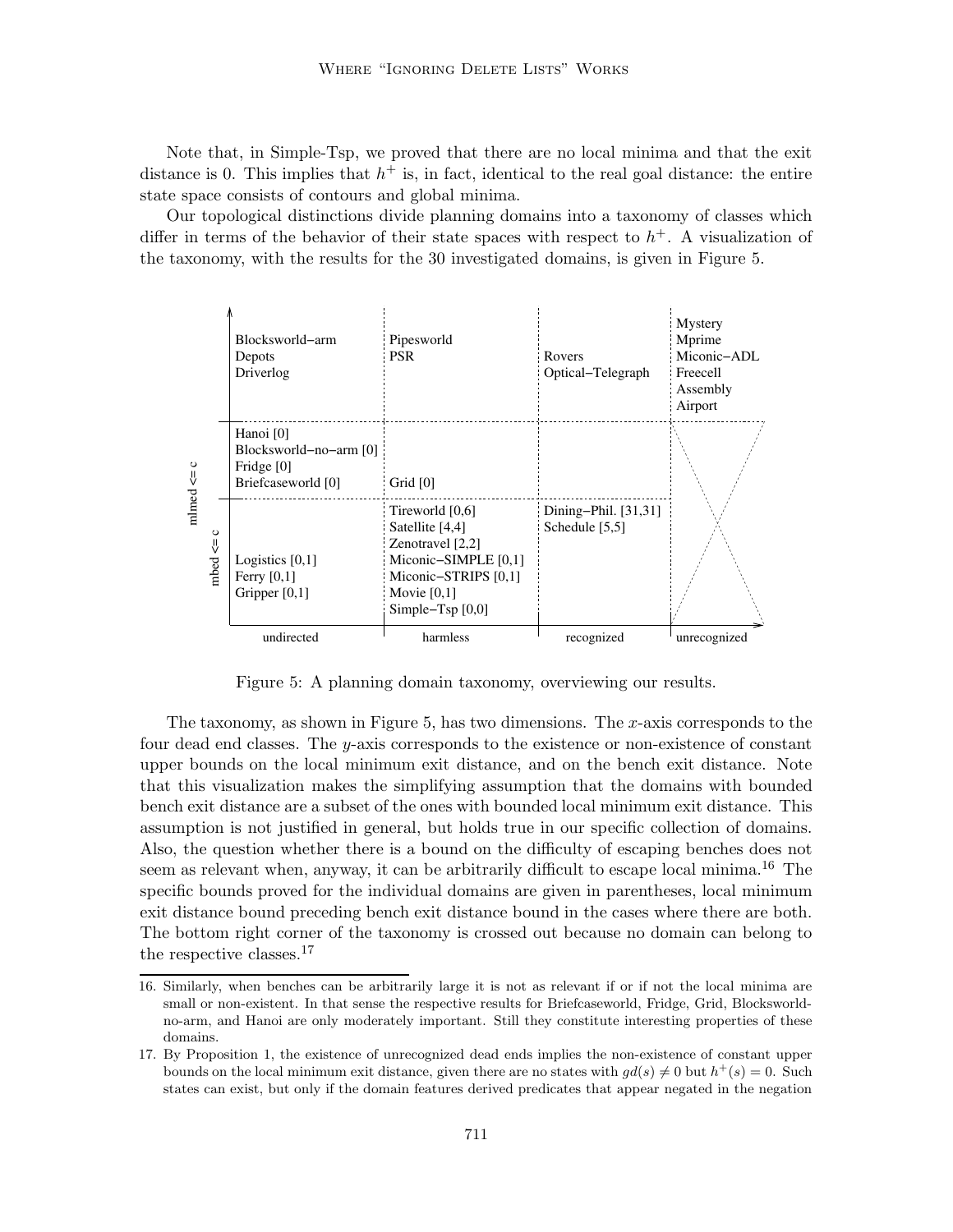Note that, in Simple-Tsp, we proved that there are no local minima and that the exit distance is 0. This implies that $h^+$ is, in fact, identical to the real goal distance: the entire state space consists of contours and global minima.

Our topological distinctions divide planning domains into a taxonomy of classes which differ in terms of the behavior of their state spaces with respect to $h^+$. A visualization of the taxonomy, with the results for the 30 investigated domains, is given in Figure 5.

| | undirected | harmless | recognized | unrecognized |
|---|---|---|---|---|
| | Blocksworld−arm<br>Depots<br>Driverlog | Pipesworld<br>PSR | Rovers<br>Optical−Telegraph | Mystery<br>Mprime<br>Miconic−ADL<br>Freecell<br>Assembly<br>Airport |
| mlmed <= c | Hanoi [0]<br>Blocksworld−no−arm [0]<br>Fridge [0]<br>Briefcaseworld [0] | Grid [0] | | (crossed out) |
| mlmed <= c, mbed <= c | Logistics [0,1]<br>Ferry [0,1]<br>Gripper [0,1] | Tireworld [0,6]<br>Satellite [4,4]<br>Zenotravel [2,2]<br>Miconic−SIMPLE [0,1]<br>Miconic−STRIPS [0,1]<br>Movie [0,1]<br>Simple−Tsp [0,0] | Dining−Phil. [31,31]<br>Schedule [5,5] | (crossed out) |

Figure 5: A planning domain taxonomy, overviewing our results.

The taxonomy, as shown in Figure 5, has two dimensions. The $x$-axis corresponds to the four dead end classes. The $y$-axis corresponds to the existence or non-existence of constant upper bounds on the local minimum exit distance, and on the bench exit distance. Note that this visualization makes the simplifying assumption that the domains with bounded bench exit distance are a subset of the ones with bounded local minimum exit distance. This assumption is not justified in general, but holds true in our specific collection of domains. Also, the question whether there is a bound on the difficulty of escaping benches does not seem as relevant when, anyway, it can be arbitrarily difficult to escape local minima.[16] The specific bounds proved for the individual domains are given in parentheses, local minimum exit distance bound preceding bench exit distance bound in the cases where there are both. The bottom right corner of the taxonomy is crossed out because no domain can belong to the respective classes.[17]

---

16. Similarly, when benches can be arbitrarily large it is not as relevant if or if not the local minima are small or non-existent. In that sense the respective results for Briefcaseworld, Fridge, Grid, Blocksworld-no-arm, and Hanoi are only moderately important. Still they constitute interesting properties of these domains.

17. By Proposition 1, the existence of unrecognized dead ends implies the non-existence of constant upper bounds on the local minimum exit distance, given there are no states with $gd(s) \neq 0$ but $h^+(s) = 0$. Such states can exist, but only if the domain features derived predicates that appear negated in the negation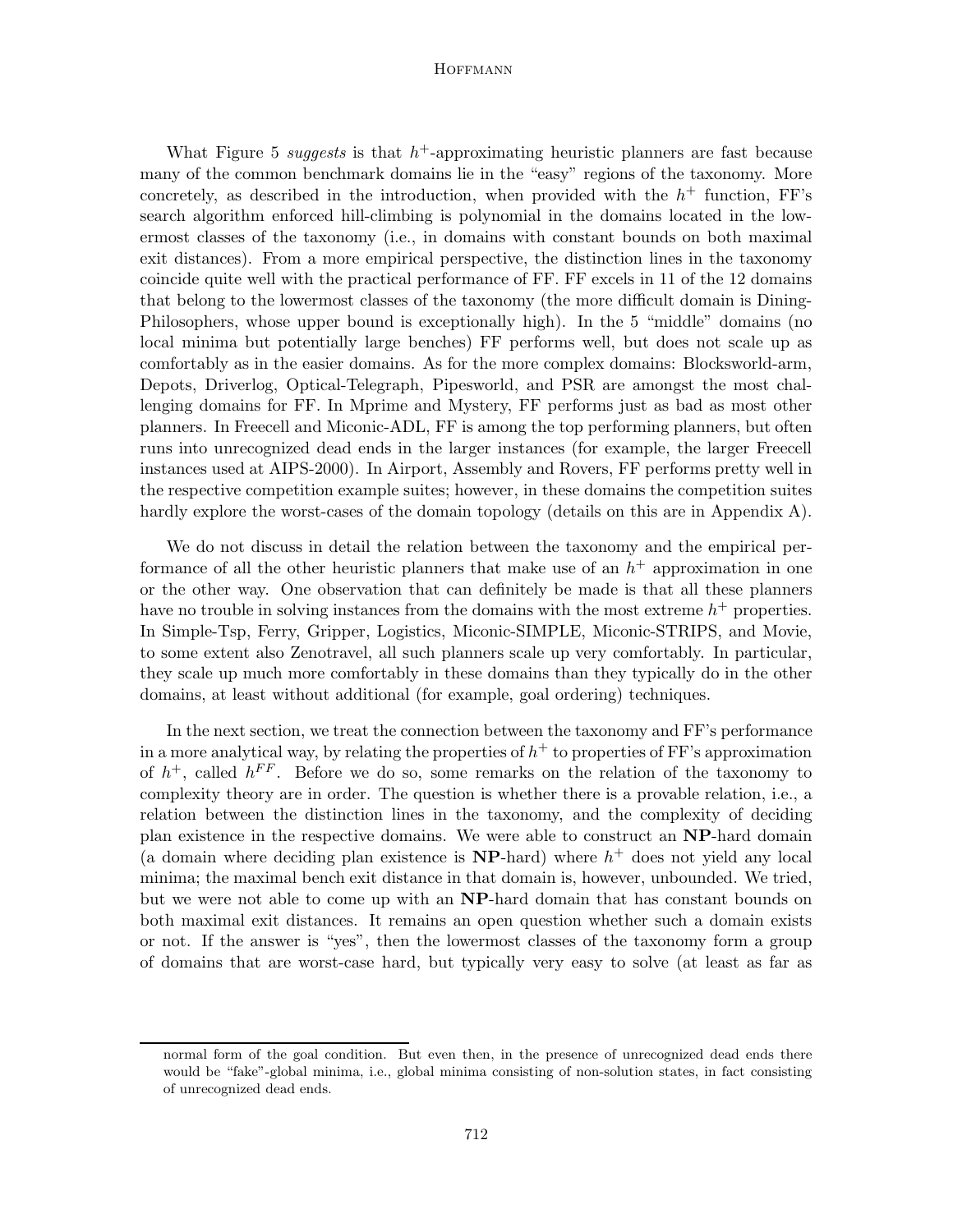What Figure 5 *suggests* is that $h^+$-approximating heuristic planners are fast because many of the common benchmark domains lie in the "easy" regions of the taxonomy. More concretely, as described in the introduction, when provided with the $h^+$ function, FF's search algorithm enforced hill-climbing is polynomial in the domains located in the lowermost classes of the taxonomy (i.e., in domains with constant bounds on both maximal exit distances). From a more empirical perspective, the distinction lines in the taxonomy coincide quite well with the practical performance of FF. FF excels in 11 of the 12 domains that belong to the lowermost classes of the taxonomy (the more difficult domain is Dining-Philosophers, whose upper bound is exceptionally high). In the 5 "middle" domains (no local minima but potentially large benches) FF performs well, but does not scale up as comfortably as in the easier domains. As for the more complex domains: Blocksworld-arm, Depots, Driverlog, Optical-Telegraph, Pipesworld, and PSR are amongst the most challenging domains for FF. In Mprime and Mystery, FF performs just as bad as most other planners. In Freecell and Miconic-ADL, FF is among the top performing planners, but often runs into unrecognized dead ends in the larger instances (for example, the larger Freecell instances used at AIPS-2000). In Airport, Assembly and Rovers, FF performs pretty well in the respective competition example suites; however, in these domains the competition suites hardly explore the worst-cases of the domain topology (details on this are in Appendix A).

We do not discuss in detail the relation between the taxonomy and the empirical performance of all the other heuristic planners that make use of an $h^+$ approximation in one or the other way. One observation that can definitely be made is that all these planners have no trouble in solving instances from the domains with the most extreme $h^+$ properties. In Simple-Tsp, Ferry, Gripper, Logistics, Miconic-SIMPLE, Miconic-STRIPS, and Movie, to some extent also Zenotravel, all such planners scale up very comfortably. In particular, they scale up much more comfortably in these domains than they typically do in the other domains, at least without additional (for example, goal ordering) techniques.

In the next section, we treat the connection between the taxonomy and FF's performance in a more analytical way, by relating the properties of $h^+$ to properties of FF's approximation of $h^+$, called $h^{FF}$. Before we do so, some remarks on the relation of the taxonomy to complexity theory are in order. The question is whether there is a provable relation, i.e., a relation between the distinction lines in the taxonomy, and the complexity of deciding plan existence in the respective domains. We were able to construct an **NP**-hard domain (a domain where deciding plan existence is **NP**-hard) where $h^+$ does not yield any local minima; the maximal bench exit distance in that domain is, however, unbounded. We tried, but we were not able to come up with an **NP**-hard domain that has constant bounds on both maximal exit distances. It remains an open question whether such a domain exists or not. If the answer is "yes", then the lowermost classes of the taxonomy form a group of domains that are worst-case hard, but typically very easy to solve (at least as far as

normal form of the goal condition. But even then, in the presence of unrecognized dead ends there would be "fake"-global minima, i.e., global minima consisting of non-solution states, in fact consisting of unrecognized dead ends.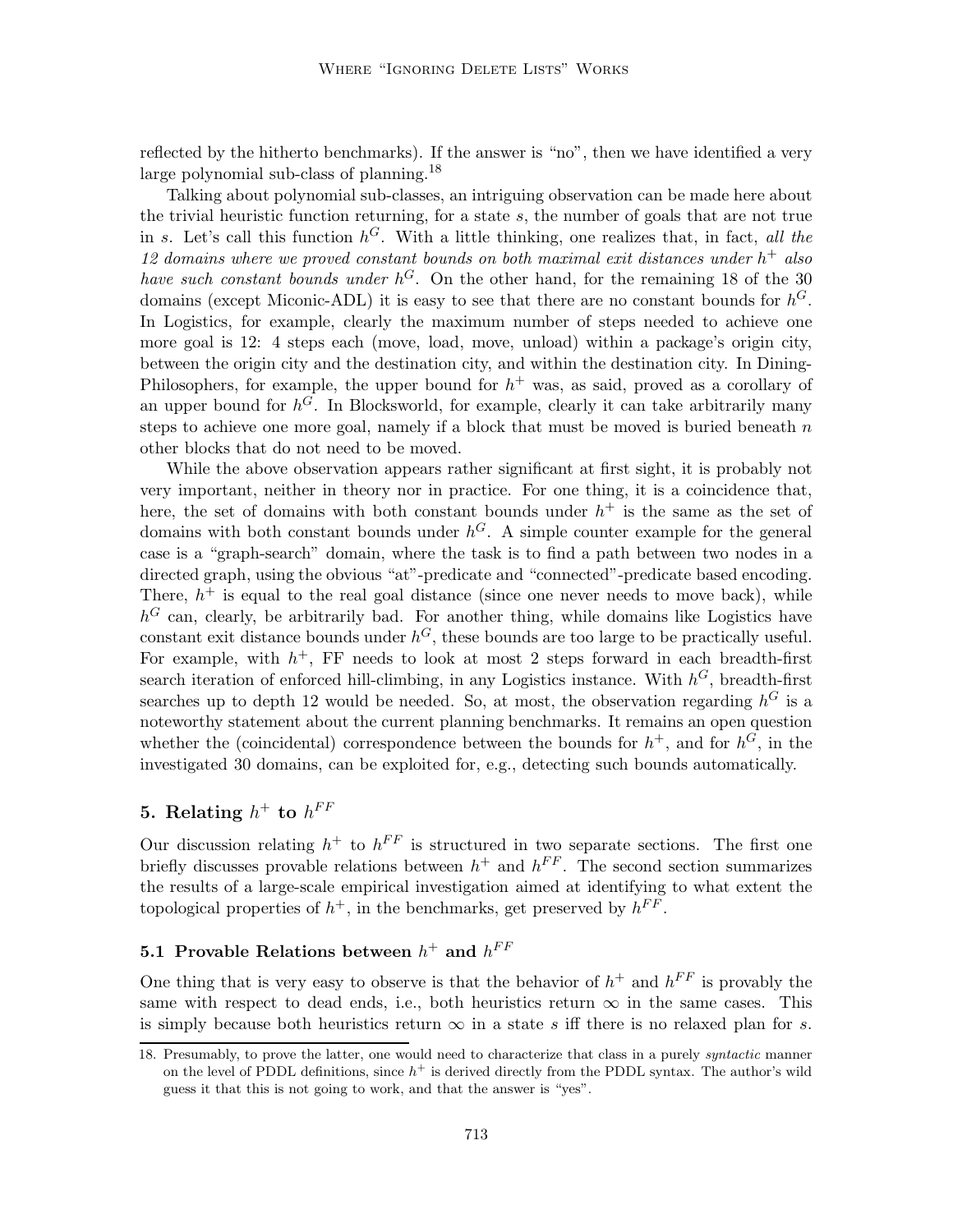reflected by the hitherto benchmarks). If the answer is "no", then we have identified a very large polynomial sub-class of planning.[18]

Talking about polynomial sub-classes, an intriguing observation can be made here about the trivial heuristic function returning, for a state $s$, the number of goals that are not true in $s$. Let's call this function $h^G$. With a little thinking, one realizes that, in fact, *all the 12 domains where we proved constant bounds on both maximal exit distances under $h^+$ also have such constant bounds under $h^G$*. On the other hand, for the remaining 18 of the 30 domains (except Miconic-ADL) it is easy to see that there are no constant bounds for $h^G$. In Logistics, for example, clearly the maximum number of steps needed to achieve one more goal is 12: 4 steps each (move, load, move, unload) within a package's origin city, between the origin city and the destination city, and within the destination city. In Dining-Philosophers, for example, the upper bound for $h^+$ was, as said, proved as a corollary of an upper bound for $h^G$. In Blocksworld, for example, clearly it can take arbitrarily many steps to achieve one more goal, namely if a block that must be moved is buried beneath $n$ other blocks that do not need to be moved.

While the above observation appears rather significant at first sight, it is probably not very important, neither in theory nor in practice. For one thing, it is a coincidence that, here, the set of domains with both constant bounds under $h^+$ is the same as the set of domains with both constant bounds under $h^G$. A simple counter example for the general case is a "graph-search" domain, where the task is to find a path between two nodes in a directed graph, using the obvious "at"-predicate and "connected"-predicate based encoding. There, $h^+$ is equal to the real goal distance (since one never needs to move back), while $h^G$ can, clearly, be arbitrarily bad. For another thing, while domains like Logistics have constant exit distance bounds under $h^G$, these bounds are too large to be practically useful. For example, with $h^+$, FF needs to look at most 2 steps forward in each breadth-first search iteration of enforced hill-climbing, in any Logistics instance. With $h^G$, breadth-first searches up to depth 12 would be needed. So, at most, the observation regarding $h^G$ is a noteworthy statement about the current planning benchmarks. It remains an open question whether the (coincidental) correspondence between the bounds for $h^+$, and for $h^G$, in the investigated 30 domains, can be exploited for, e.g., detecting such bounds automatically.

## 5. Relating $h^+$ to $h^{FF}$

Our discussion relating $h^+$ to $h^{FF}$ is structured in two separate sections. The first one briefly discusses provable relations between $h^+$ and $h^{FF}$. The second section summarizes the results of a large-scale empirical investigation aimed at identifying to what extent the topological properties of $h^+$, in the benchmarks, get preserved by $h^{FF}$.

### 5.1 Provable Relations between $h^+$ and $h^{FF}$

One thing that is very easy to observe is that the behavior of $h^+$ and $h^{FF}$ is provably the same with respect to dead ends, i.e., both heuristics return $\infty$ in the same cases. This is simply because both heuristics return $\infty$ in a state $s$ iff there is no relaxed plan for $s$.

18. Presumably, to prove the latter, one would need to characterize that class in a purely *syntactic* manner on the level of PDDL definitions, since $h^+$ is derived directly from the PDDL syntax. The author's wild guess it that this is not going to work, and that the answer is "yes".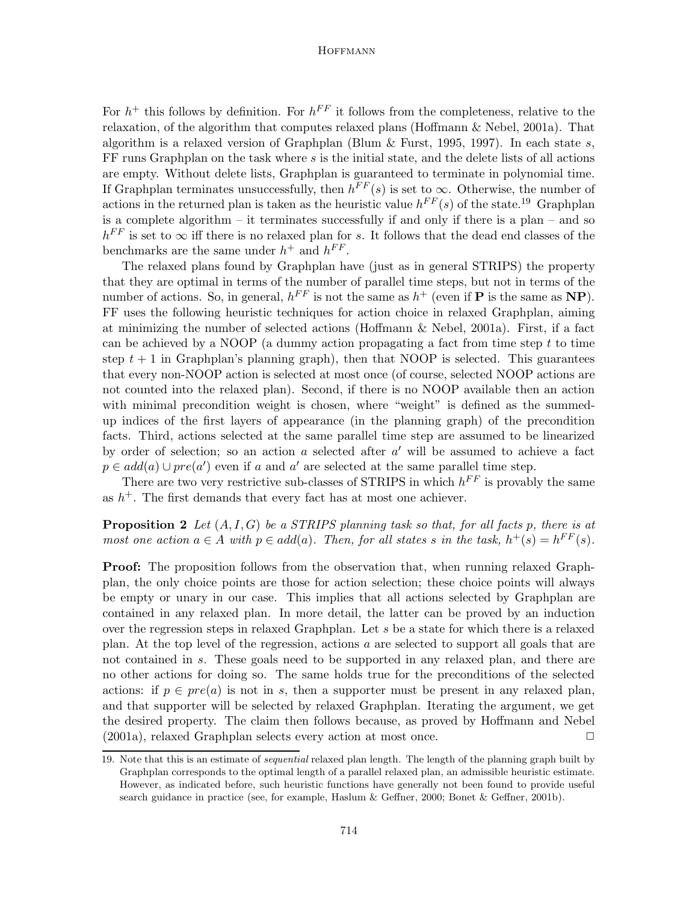For $h^+$ this follows by definition. For $h^{FF}$ it follows from the completeness, relative to the relaxation, of the algorithm that computes relaxed plans (Hoffmann & Nebel, 2001a). That algorithm is a relaxed version of Graphplan (Blum & Furst, 1995, 1997). In each state $s$, FF runs Graphplan on the task where $s$ is the initial state, and the delete lists of all actions are empty. Without delete lists, Graphplan is guaranteed to terminate in polynomial time. If Graphplan terminates unsuccessfully, then $h^{FF}(s)$ is set to $\infty$. Otherwise, the number of actions in the returned plan is taken as the heuristic value $h^{FF}(s)$ of the state.[19] Graphplan is a complete algorithm – it terminates successfully if and only if there is a plan – and so $h^{FF}$ is set to $\infty$ iff there is no relaxed plan for $s$. It follows that the dead end classes of the benchmarks are the same under $h^+$ and $h^{FF}$.

The relaxed plans found by Graphplan have (just as in general STRIPS) the property that they are optimal in terms of the number of parallel time steps, but not in terms of the number of actions. So, in general, $h^{FF}$ is not the same as $h^+$ (even if **P** is the same as **NP**). FF uses the following heuristic techniques for action choice in relaxed Graphplan, aiming at minimizing the number of selected actions (Hoffmann & Nebel, 2001a). First, if a fact can be achieved by a NOOP (a dummy action propagating a fact from time step $t$ to time step $t+1$ in Graphplan's planning graph), then that NOOP is selected. This guarantees that every non-NOOP action is selected at most once (of course, selected NOOP actions are not counted into the relaxed plan). Second, if there is no NOOP available then an action with minimal precondition weight is chosen, where "weight" is defined as the summed-up indices of the first layers of appearance (in the planning graph) of the precondition facts. Third, actions selected at the same parallel time step are assumed to be linearized by order of selection; so an action $a$ selected after $a'$ will be assumed to achieve a fact $p \in add(a) \cup pre(a')$ even if $a$ and $a'$ are selected at the same parallel time step.

There are two very restrictive sub-classes of STRIPS in which $h^{FF}$ is provably the same as $h^+$. The first demands that every fact has at most one achiever.

**Proposition 2** *Let $(A, I, G)$ be a STRIPS planning task so that, for all facts $p$, there is at most one action $a \in A$ with $p \in add(a)$. Then, for all states $s$ in the task, $h^+(s) = h^{FF}(s)$.*

**Proof:** The proposition follows from the observation that, when running relaxed Graphplan, the only choice points are those for action selection; these choice points will always be empty or unary in our case. This implies that all actions selected by Graphplan are contained in any relaxed plan. In more detail, the latter can be proved by an induction over the regression steps in relaxed Graphplan. Let $s$ be a state for which there is a relaxed plan. At the top level of the regression, actions $a$ are selected to support all goals that are not contained in $s$. These goals need to be supported in any relaxed plan, and there are no other actions for doing so. The same holds true for the preconditions of the selected actions: if $p \in pre(a)$ is not in $s$, then a supporter must be present in any relaxed plan, and that supporter will be selected by relaxed Graphplan. Iterating the argument, we get the desired property. The claim then follows because, as proved by Hoffmann and Nebel (2001a), relaxed Graphplan selects every action at most once. □

19. Note that this is an estimate of *sequential* relaxed plan length. The length of the planning graph built by Graphplan corresponds to the optimal length of a parallel relaxed plan, an admissible heuristic estimate. However, as indicated before, such heuristic functions have generally not been found to provide useful search guidance in practice (see, for example, Haslum & Geffner, 2000; Bonet & Geffner, 2001b).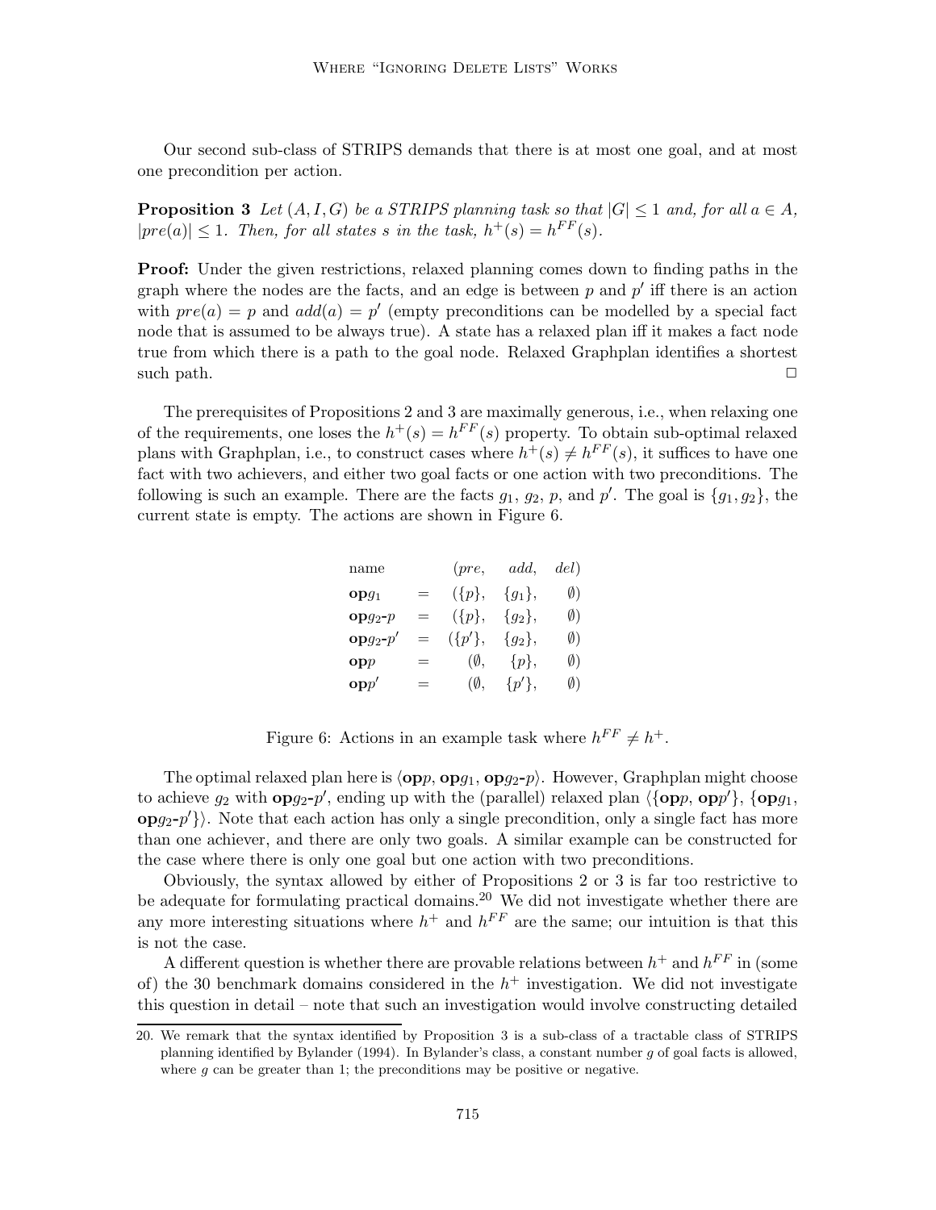Our second sub-class of STRIPS demands that there is at most one goal, and at most one precondition per action.

**Proposition 3** *Let $(A, I, G)$ be a STRIPS planning task so that $|G| \leq 1$ and, for all $a \in A$, $|pre(a)| \leq 1$. Then, for all states $s$ in the task, $h^+(s) = h^{FF}(s)$.*

**Proof:** Under the given restrictions, relaxed planning comes down to finding paths in the graph where the nodes are the facts, and an edge is between $p$ and $p'$ iff there is an action with $pre(a) = p$ and $add(a) = p'$ (empty preconditions can be modelled by a special fact node that is assumed to be always true). A state has a relaxed plan iff it makes a fact node true from which there is a path to the goal node. Relaxed Graphplan identifies a shortest such path. □

The prerequisites of Propositions 2 and 3 are maximally generous, i.e., when relaxing one of the requirements, one loses the $h^+(s) = h^{FF}(s)$ property. To obtain sub-optimal relaxed plans with Graphplan, i.e., to construct cases where $h^+(s) \neq h^{FF}(s)$, it suffices to have one fact with two achievers, and either two goal facts or one action with two preconditions. The following is such an example. There are the facts $g_1$, $g_2$, $p$, and $p'$. The goal is $\{g_1, g_2\}$, the current state is empty. The actions are shown in Figure 6.

| name | | (*pre*, | *add*, | *del*) |
|---|---|---|---|---|
| **op**$g_1$ | = | $(\{p\},$ | $\{g_1\},$ | $\emptyset)$ |
| **op**$g_2$-$p$ | = | $(\{p\},$ | $\{g_2\},$ | $\emptyset)$ |
| **op**$g_2$-$p'$ | = | $(\{p'\},$ | $\{g_2\},$ | $\emptyset)$ |
| **op**$p$ | = | $(\emptyset,$ | $\{p\},$ | $\emptyset)$ |
| **op**$p'$ | = | $(\emptyset,$ | $\{p'\},$ | $\emptyset)$ |

Figure 6: Actions in an example task where $h^{FF} \neq h^+$.

The optimal relaxed plan here is $\langle$**op**$p$, **op**$g_1$, **op**$g_2$-$p\rangle$. However, Graphplan might choose to achieve $g_2$ with **op**$g_2$-$p'$, ending up with the (parallel) relaxed plan $\langle\{$**op**$p$, **op**$p'\}$, $\{$**op**$g_1$, **op**$g_2$-$p'\}\rangle$. Note that each action has only a single precondition, only a single fact has more than one achiever, and there are only two goals. A similar example can be constructed for the case where there is only one goal but one action with two preconditions.

Obviously, the syntax allowed by either of Propositions 2 or 3 is far too restrictive to be adequate for formulating practical domains.[20] We did not investigate whether there are any more interesting situations where $h^+$ and $h^{FF}$ are the same; our intuition is that this is not the case.

A different question is whether there are provable relations between $h^+$ and $h^{FF}$ in (some of) the 30 benchmark domains considered in the $h^+$ investigation. We did not investigate this question in detail – note that such an investigation would involve constructing detailed

20. We remark that the syntax identified by Proposition 3 is a sub-class of a tractable class of STRIPS planning identified by Bylander (1994). In Bylander's class, a constant number $g$ of goal facts is allowed, where $g$ can be greater than 1; the preconditions may be positive or negative.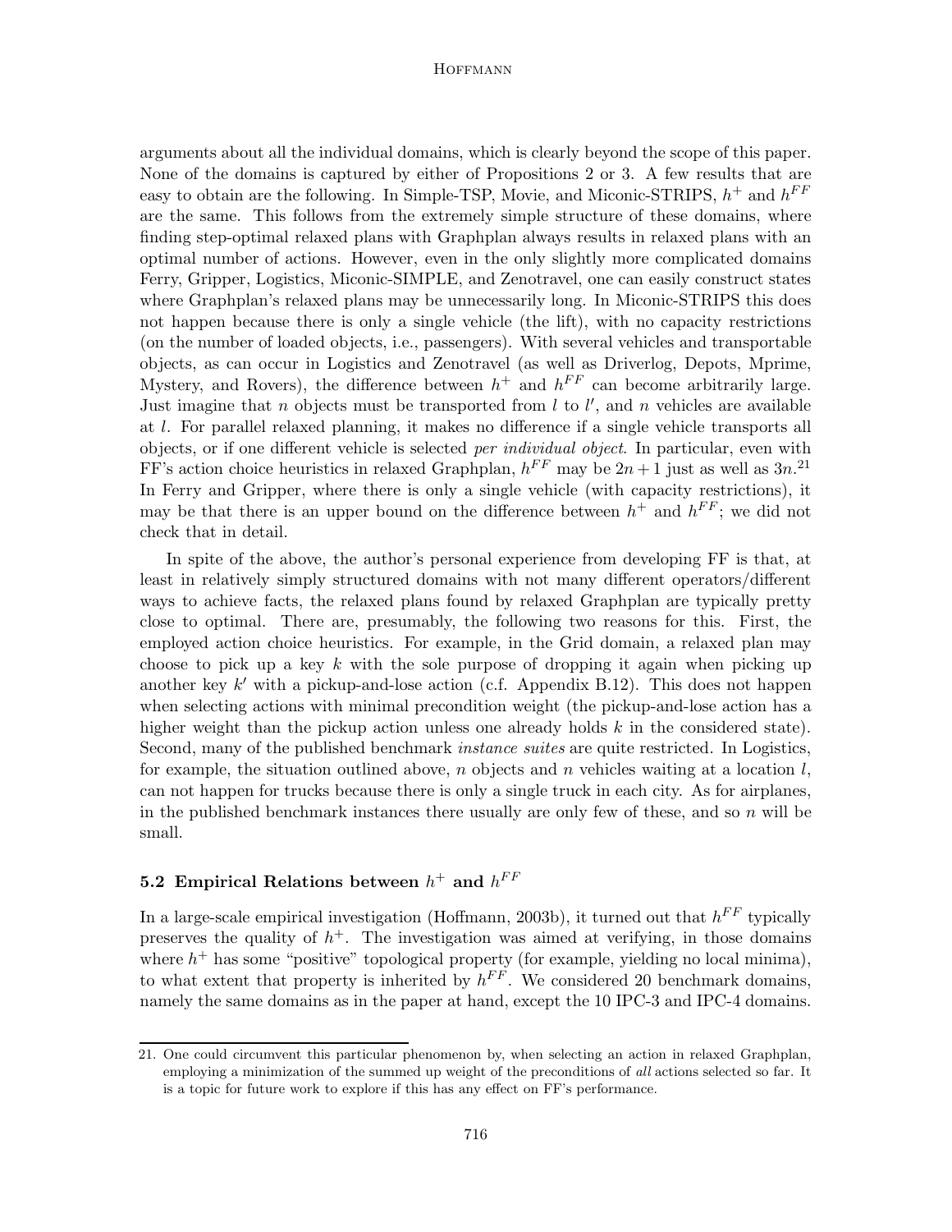arguments about all the individual domains, which is clearly beyond the scope of this paper. None of the domains is captured by either of Propositions 2 or 3. A few results that are easy to obtain are the following. In Simple-TSP, Movie, and Miconic-STRIPS, $h^+$ and $h^{FF}$ are the same. This follows from the extremely simple structure of these domains, where finding step-optimal relaxed plans with Graphplan always results in relaxed plans with an optimal number of actions. However, even in the only slightly more complicated domains Ferry, Gripper, Logistics, Miconic-SIMPLE, and Zenotravel, one can easily construct states where Graphplan's relaxed plans may be unnecessarily long. In Miconic-STRIPS this does not happen because there is only a single vehicle (the lift), with no capacity restrictions (on the number of loaded objects, i.e., passengers). With several vehicles and transportable objects, as can occur in Logistics and Zenotravel (as well as Driverlog, Depots, Mprime, Mystery, and Rovers), the difference between $h^+$ and $h^{FF}$ can become arbitrarily large. Just imagine that $n$ objects must be transported from $l$ to $l'$, and $n$ vehicles are available at $l$. For parallel relaxed planning, it makes no difference if a single vehicle transports all objects, or if one different vehicle is selected *per individual object*. In particular, even with FF's action choice heuristics in relaxed Graphplan, $h^{FF}$ may be $2n+1$ just as well as $3n$.[21] In Ferry and Gripper, where there is only a single vehicle (with capacity restrictions), it may be that there is an upper bound on the difference between $h^+$ and $h^{FF}$; we did not check that in detail.

In spite of the above, the author's personal experience from developing FF is that, at least in relatively simply structured domains with not many different operators/different ways to achieve facts, the relaxed plans found by relaxed Graphplan are typically pretty close to optimal. There are, presumably, the following two reasons for this. First, the employed action choice heuristics. For example, in the Grid domain, a relaxed plan may choose to pick up a key $k$ with the sole purpose of dropping it again when picking up another key $k'$ with a pickup-and-lose action (c.f. Appendix B.12). This does not happen when selecting actions with minimal precondition weight (the pickup-and-lose action has a higher weight than the pickup action unless one already holds $k$ in the considered state). Second, many of the published benchmark *instance suites* are quite restricted. In Logistics, for example, the situation outlined above, $n$ objects and $n$ vehicles waiting at a location $l$, can not happen for trucks because there is only a single truck in each city. As for airplanes, in the published benchmark instances there usually are only few of these, and so $n$ will be small.

### 5.2 Empirical Relations between $h^+$ and $h^{FF}$

In a large-scale empirical investigation (Hoffmann, 2003b), it turned out that $h^{FF}$ typically preserves the quality of $h^+$. The investigation was aimed at verifying, in those domains where $h^+$ has some "positive" topological property (for example, yielding no local minima), to what extent that property is inherited by $h^{FF}$. We considered 20 benchmark domains, namely the same domains as in the paper at hand, except the 10 IPC-3 and IPC-4 domains.

---

21. One could circumvent this particular phenomenon by, when selecting an action in relaxed Graphplan, employing a minimization of the summed up weight of the preconditions of *all* actions selected so far. It is a topic for future work to explore if this has any effect on FF's performance.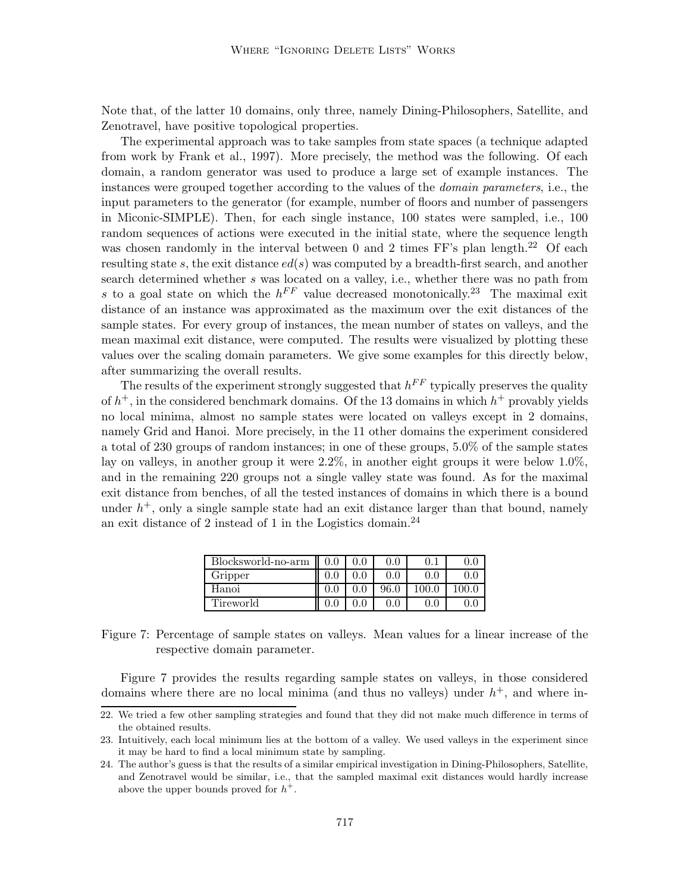Note that, of the latter 10 domains, only three, namely Dining-Philosophers, Satellite, and Zenotravel, have positive topological properties.

The experimental approach was to take samples from state spaces (a technique adapted from work by Frank et al., 1997). More precisely, the method was the following. Of each domain, a random generator was used to produce a large set of example instances. The instances were grouped together according to the values of the *domain parameters*, i.e., the input parameters to the generator (for example, number of floors and number of passengers in Miconic-SIMPLE). Then, for each single instance, 100 states were sampled, i.e., 100 random sequences of actions were executed in the initial state, where the sequence length was chosen randomly in the interval between 0 and 2 times FF's plan length.[22] Of each resulting state $s$, the exit distance $ed(s)$ was computed by a breadth-first search, and another search determined whether $s$ was located on a valley, i.e., whether there was no path from $s$ to a goal state on which the $h^{FF}$ value decreased monotonically.[23] The maximal exit distance of an instance was approximated as the maximum over the exit distances of the sample states. For every group of instances, the mean number of states on valleys, and the mean maximal exit distance, were computed. The results were visualized by plotting these values over the scaling domain parameters. We give some examples for this directly below, after summarizing the overall results.

The results of the experiment strongly suggested that $h^{FF}$ typically preserves the quality of $h^{+}$, in the considered benchmark domains. Of the 13 domains in which $h^{+}$ provably yields no local minima, almost no sample states were located on valleys except in 2 domains, namely Grid and Hanoi. More precisely, in the 11 other domains the experiment considered a total of 230 groups of random instances; in one of these groups, 5.0% of the sample states lay on valleys, in another group it were 2.2%, in another eight groups it were below 1.0%, and in the remaining 220 groups not a single valley state was found. As for the maximal exit distance from benches, of all the tested instances of domains in which there is a bound under $h^{+}$, only a single sample state had an exit distance larger than that bound, namely an exit distance of 2 instead of 1 in the Logistics domain.[24]

| | | | | | |
|---|---|---|---|---|---|
| Blocksworld-no-arm | 0.0 | 0.0 | 0.0 | 0.1 | 0.0 |
| Gripper | 0.0 | 0.0 | 0.0 | 0.0 | 0.0 |
| Hanoi | 0.0 | 0.0 | 96.0 | 100.0 | 100.0 |
| Tireworld | 0.0 | 0.0 | 0.0 | 0.0 | 0.0 |

Figure 7: Percentage of sample states on valleys. Mean values for a linear increase of the respective domain parameter.

Figure 7 provides the results regarding sample states on valleys, in those considered domains where there are no local minima (and thus no valleys) under $h^{+}$, and where in-

22. We tried a few other sampling strategies and found that they did not make much difference in terms of the obtained results.

23. Intuitively, each local minimum lies at the bottom of a valley. We used valleys in the experiment since it may be hard to find a local minimum state by sampling.

24. The author's guess is that the results of a similar empirical investigation in Dining-Philosophers, Satellite, and Zenotravel would be similar, i.e., that the sampled maximal exit distances would hardly increase above the upper bounds proved for $h^{+}$.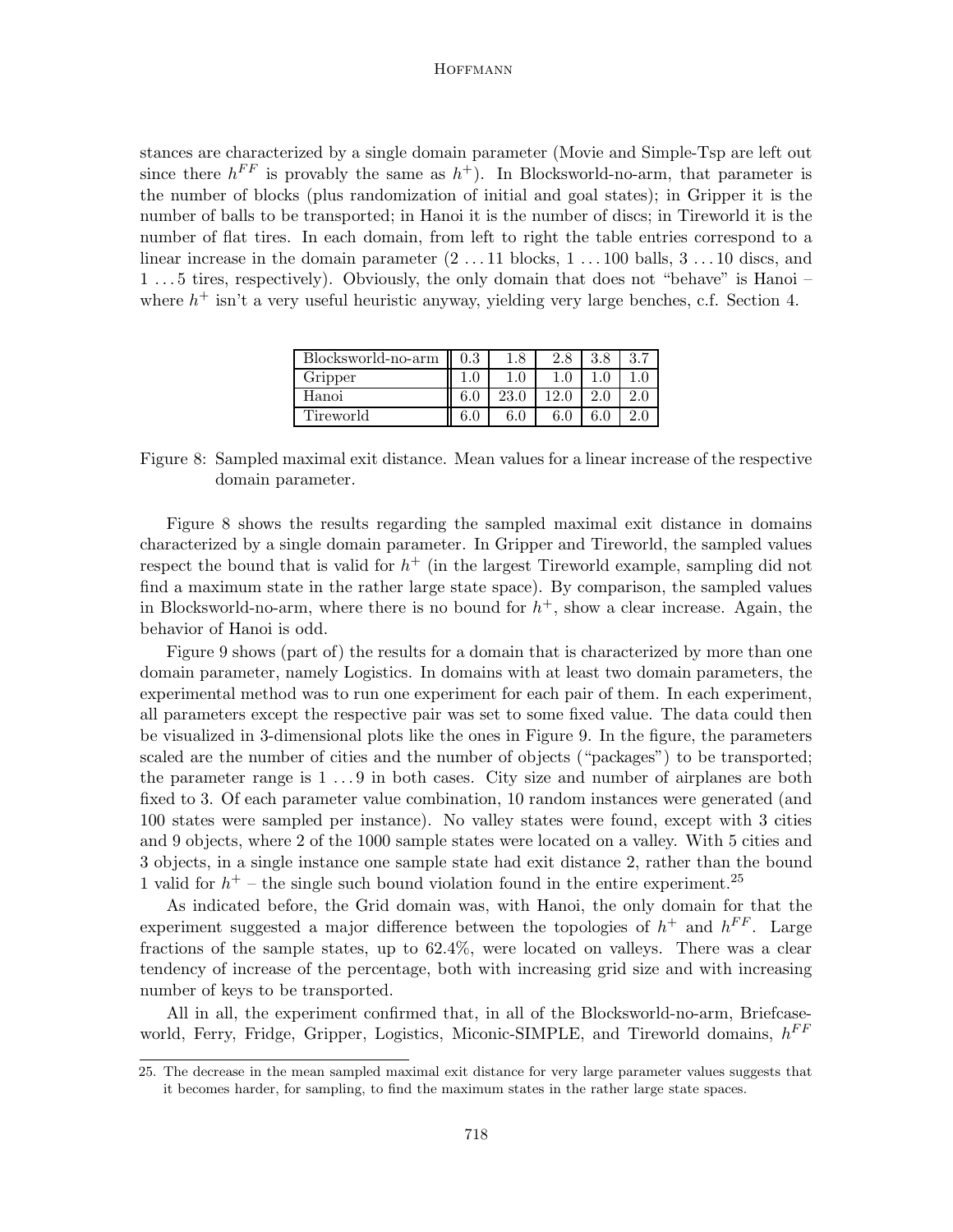stances are characterized by a single domain parameter (Movie and Simple-Tsp are left out since there $h^{FF}$ is provably the same as $h^+$). In Blocksworld-no-arm, that parameter is the number of blocks (plus randomization of initial and goal states); in Gripper it is the number of balls to be transported; in Hanoi it is the number of discs; in Tireworld it is the number of flat tires. In each domain, from left to right the table entries correspond to a linear increase in the domain parameter ($2 \ldots 11$ blocks, $1 \ldots 100$ balls, $3 \ldots 10$ discs, and $1 \ldots 5$ tires, respectively). Obviously, the only domain that does not "behave" is Hanoi – where $h^+$ isn't a very useful heuristic anyway, yielding very large benches, c.f. Section 4.

| Blocksworld-no-arm | 0.3 | 1.8 | 2.8 | 3.8 | 3.7 |
|---|---|---|---|---|---|
| Gripper | 1.0 | 1.0 | 1.0 | 1.0 | 1.0 |
| Hanoi | 6.0 | 23.0 | 12.0 | 2.0 | 2.0 |
| Tireworld | 6.0 | 6.0 | 6.0 | 6.0 | 2.0 |

Figure 8: Sampled maximal exit distance. Mean values for a linear increase of the respective domain parameter.

Figure 8 shows the results regarding the sampled maximal exit distance in domains characterized by a single domain parameter. In Gripper and Tireworld, the sampled values respect the bound that is valid for $h^+$ (in the largest Tireworld example, sampling did not find a maximum state in the rather large state space). By comparison, the sampled values in Blocksworld-no-arm, where there is no bound for $h^+$, show a clear increase. Again, the behavior of Hanoi is odd.

Figure 9 shows (part of) the results for a domain that is characterized by more than one domain parameter, namely Logistics. In domains with at least two domain parameters, the experimental method was to run one experiment for each pair of them. In each experiment, all parameters except the respective pair was set to some fixed value. The data could then be visualized in 3-dimensional plots like the ones in Figure 9. In the figure, the parameters scaled are the number of cities and the number of objects ("packages") to be transported; the parameter range is $1 \ldots 9$ in both cases. City size and number of airplanes are both fixed to 3. Of each parameter value combination, 10 random instances were generated (and 100 states were sampled per instance). No valley states were found, except with 3 cities and 9 objects, where 2 of the 1000 sample states were located on a valley. With 5 cities and 3 objects, in a single instance one sample state had exit distance 2, rather than the bound 1 valid for $h^+$ – the single such bound violation found in the entire experiment.[25]

As indicated before, the Grid domain was, with Hanoi, the only domain for that the experiment suggested a major difference between the topologies of $h^+$ and $h^{FF}$. Large fractions of the sample states, up to 62.4%, were located on valleys. There was a clear tendency of increase of the percentage, both with increasing grid size and with increasing number of keys to be transported.

All in all, the experiment confirmed that, in all of the Blocksworld-no-arm, Briefcaseworld, Ferry, Fridge, Gripper, Logistics, Miconic-SIMPLE, and Tireworld domains, $h^{FF}$

25. The decrease in the mean sampled maximal exit distance for very large parameter values suggests that it becomes harder, for sampling, to find the maximum states in the rather large state spaces.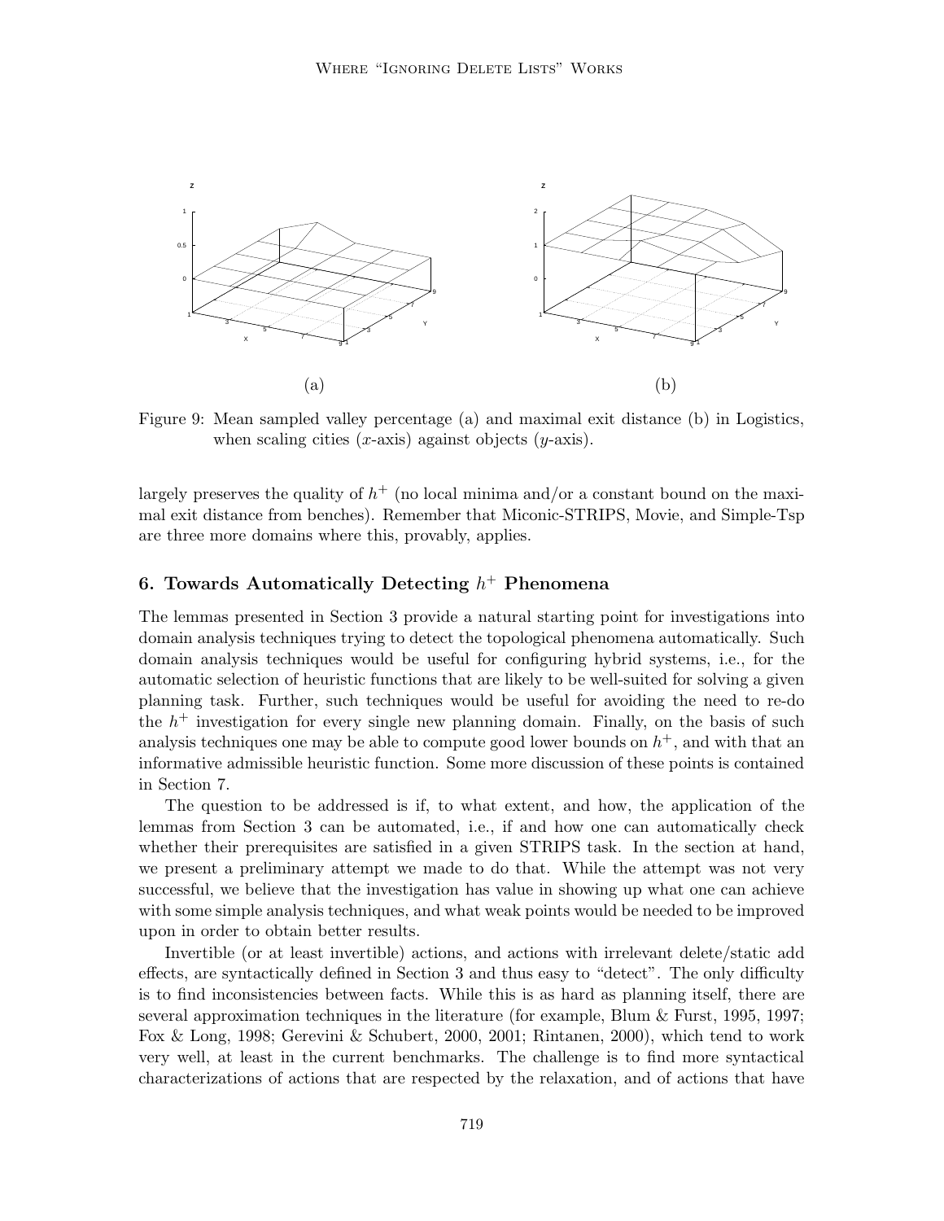Figure 9: Mean sampled valley percentage (a) and maximal exit distance (b) in Logistics, when scaling cities ($x$-axis) against objects ($y$-axis).

largely preserves the quality of $h^+$ (no local minima and/or a constant bound on the maximal exit distance from benches). Remember that Miconic-STRIPS, Movie, and Simple-Tsp are three more domains where this, provably, applies.

## 6. Towards Automatically Detecting $h^+$ Phenomena

The lemmas presented in Section 3 provide a natural starting point for investigations into domain analysis techniques trying to detect the topological phenomena automatically. Such domain analysis techniques would be useful for configuring hybrid systems, i.e., for the automatic selection of heuristic functions that are likely to be well-suited for solving a given planning task. Further, such techniques would be useful for avoiding the need to re-do the $h^+$ investigation for every single new planning domain. Finally, on the basis of such analysis techniques one may be able to compute good lower bounds on $h^+$, and with that an informative admissible heuristic function. Some more discussion of these points is contained in Section 7.

The question to be addressed is if, to what extent, and how, the application of the lemmas from Section 3 can be automated, i.e., if and how one can automatically check whether their prerequisites are satisfied in a given STRIPS task. In the section at hand, we present a preliminary attempt we made to do that. While the attempt was not very successful, we believe that the investigation has value in showing up what one can achieve with some simple analysis techniques, and what weak points would be needed to be improved upon in order to obtain better results.

Invertible (or at least invertible) actions, and actions with irrelevant delete/static add effects, are syntactically defined in Section 3 and thus easy to "detect". The only difficulty is to find inconsistencies between facts. While this is as hard as planning itself, there are several approximation techniques in the literature (for example, Blum & Furst, 1995, 1997; Fox & Long, 1998; Gerevini & Schubert, 2000, 2001; Rintanen, 2000), which tend to work very well, at least in the current benchmarks. The challenge is to find more syntactical characterizations of actions that are respected by the relaxation, and of actions that have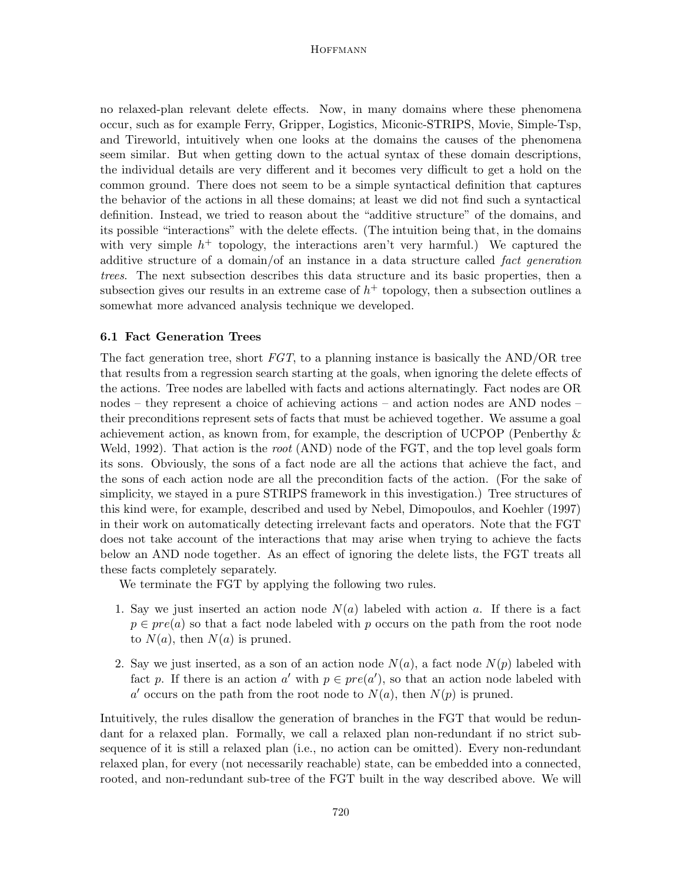no relaxed-plan relevant delete effects. Now, in many domains where these phenomena occur, such as for example Ferry, Gripper, Logistics, Miconic-STRIPS, Movie, Simple-Tsp, and Tireworld, intuitively when one looks at the domains the causes of the phenomena seem similar. But when getting down to the actual syntax of these domain descriptions, the individual details are very different and it becomes very difficult to get a hold on the common ground. There does not seem to be a simple syntactical definition that captures the behavior of the actions in all these domains; at least we did not find such a syntactical definition. Instead, we tried to reason about the "additive structure" of the domains, and its possible "interactions" with the delete effects. (The intuition being that, in the domains with very simple $h^+$ topology, the interactions aren't very harmful.) We captured the additive structure of a domain/of an instance in a data structure called *fact generation trees*. The next subsection describes this data structure and its basic properties, then a subsection gives our results in an extreme case of $h^+$ topology, then a subsection outlines a somewhat more advanced analysis technique we developed.

### 6.1 Fact Generation Trees

The fact generation tree, short *FGT*, to a planning instance is basically the AND/OR tree that results from a regression search starting at the goals, when ignoring the delete effects of the actions. Tree nodes are labelled with facts and actions alternatingly. Fact nodes are OR nodes – they represent a choice of achieving actions – and action nodes are AND nodes – their preconditions represent sets of facts that must be achieved together. We assume a goal achievement action, as known from, for example, the description of UCPOP (Penberthy & Weld, 1992). That action is the *root* (AND) node of the FGT, and the top level goals form its sons. Obviously, the sons of a fact node are all the actions that achieve the fact, and the sons of each action node are all the precondition facts of the action. (For the sake of simplicity, we stayed in a pure STRIPS framework in this investigation.) Tree structures of this kind were, for example, described and used by Nebel, Dimopoulos, and Koehler (1997) in their work on automatically detecting irrelevant facts and operators. Note that the FGT does not take account of the interactions that may arise when trying to achieve the facts below an AND node together. As an effect of ignoring the delete lists, the FGT treats all these facts completely separately.

We terminate the FGT by applying the following two rules.

1. Say we just inserted an action node $N(a)$ labeled with action $a$. If there is a fact $p \in pre(a)$ so that a fact node labeled with $p$ occurs on the path from the root node to $N(a)$, then $N(a)$ is pruned.
2. Say we just inserted, as a son of an action node $N(a)$, a fact node $N(p)$ labeled with fact $p$. If there is an action $a'$ with $p \in pre(a')$, so that an action node labeled with $a'$ occurs on the path from the root node to $N(a)$, then $N(p)$ is pruned.

Intuitively, the rules disallow the generation of branches in the FGT that would be redundant for a relaxed plan. Formally, we call a relaxed plan non-redundant if no strict subsequence of it is still a relaxed plan (i.e., no action can be omitted). Every non-redundant relaxed plan, for every (not necessarily reachable) state, can be embedded into a connected, rooted, and non-redundant sub-tree of the FGT built in the way described above. We will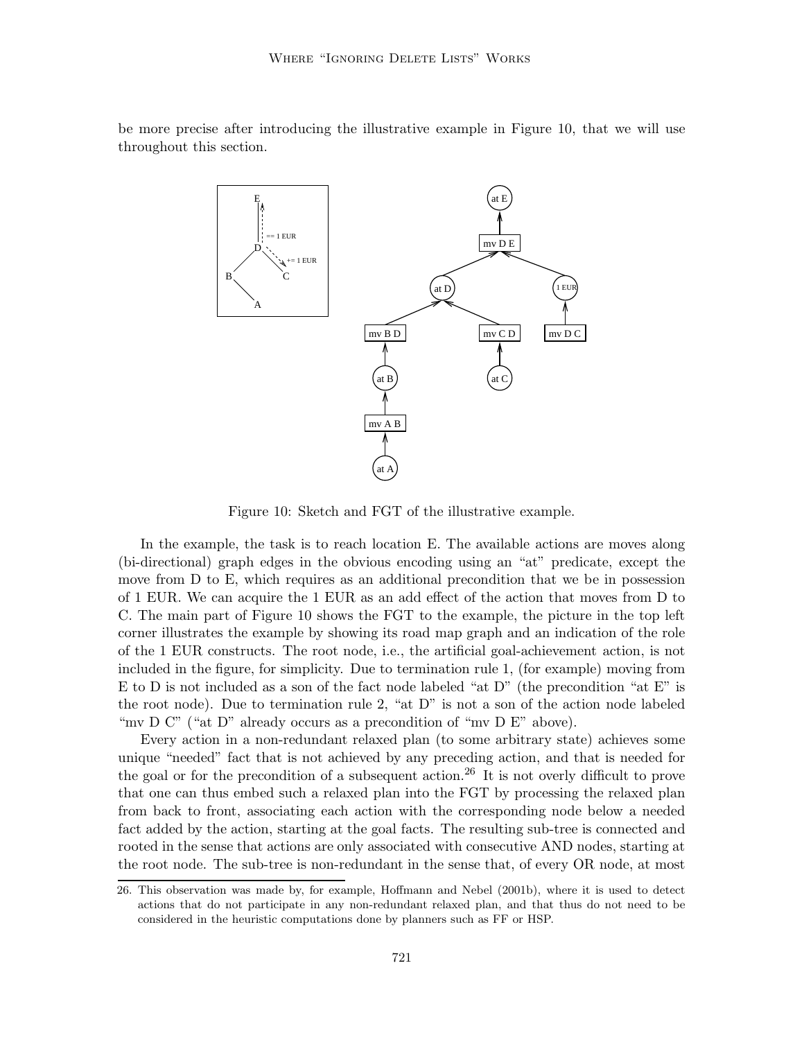be more precise after introducing the illustrative example in Figure 10, that we will use throughout this section.

Figure 10: Sketch and FGT of the illustrative example.

In the example, the task is to reach location E. The available actions are moves along (bi-directional) graph edges in the obvious encoding using an "at" predicate, except the move from D to E, which requires as an additional precondition that we be in possession of 1 EUR. We can acquire the 1 EUR as an add effect of the action that moves from D to C. The main part of Figure 10 shows the FGT to the example, the picture in the top left corner illustrates the example by showing its road map graph and an indication of the role of the 1 EUR constructs. The root node, i.e., the artificial goal-achievement action, is not included in the figure, for simplicity. Due to termination rule 1, (for example) moving from E to D is not included as a son of the fact node labeled "at D" (the precondition "at E" is the root node). Due to termination rule 2, "at D" is not a son of the action node labeled "mv D C" ("at D" already occurs as a precondition of "mv D E" above).

Every action in a non-redundant relaxed plan (to some arbitrary state) achieves some unique "needed" fact that is not achieved by any preceding action, and that is needed for the goal or for the precondition of a subsequent action.[26] It is not overly difficult to prove that one can thus embed such a relaxed plan into the FGT by processing the relaxed plan from back to front, associating each action with the corresponding node below a needed fact added by the action, starting at the goal facts. The resulting sub-tree is connected and rooted in the sense that actions are only associated with consecutive AND nodes, starting at the root node. The sub-tree is non-redundant in the sense that, of every OR node, at most

26. This observation was made by, for example, Hoffmann and Nebel (2001b), where it is used to detect actions that do not participate in any non-redundant relaxed plan, and that thus do not need to be considered in the heuristic computations done by planners such as FF or HSP.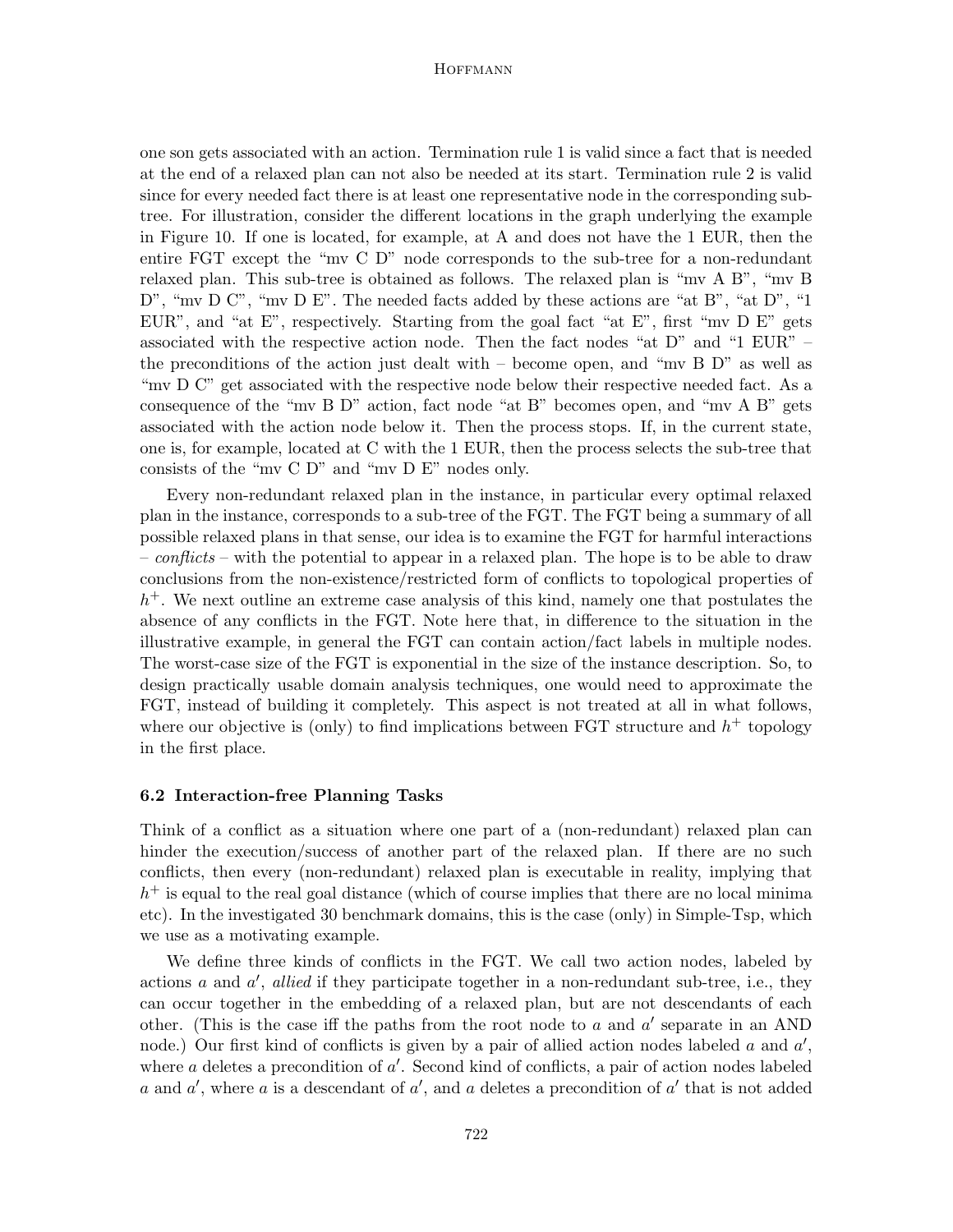one son gets associated with an action. Termination rule 1 is valid since a fact that is needed at the end of a relaxed plan can not also be needed at its start. Termination rule 2 is valid since for every needed fact there is at least one representative node in the corresponding sub-tree. For illustration, consider the different locations in the graph underlying the example in Figure 10. If one is located, for example, at A and does not have the 1 EUR, then the entire FGT except the "mv C D" node corresponds to the sub-tree for a non-redundant relaxed plan. This sub-tree is obtained as follows. The relaxed plan is "mv A B", "mv B D", "mv D C", "mv D E". The needed facts added by these actions are "at B", "at D", "1 EUR", and "at E", respectively. Starting from the goal fact "at E", first "mv D E" gets associated with the respective action node. Then the fact nodes "at D" and "1 EUR" – the preconditions of the action just dealt with – become open, and "mv B D" as well as "mv D C" get associated with the respective node below their respective needed fact. As a consequence of the "mv B D" action, fact node "at B" becomes open, and "mv A B" gets associated with the action node below it. Then the process stops. If, in the current state, one is, for example, located at C with the 1 EUR, then the process selects the sub-tree that consists of the "mv C D" and "mv D E" nodes only.

Every non-redundant relaxed plan in the instance, in particular every optimal relaxed plan in the instance, corresponds to a sub-tree of the FGT. The FGT being a summary of all possible relaxed plans in that sense, our idea is to examine the FGT for harmful interactions – *conflicts* – with the potential to appear in a relaxed plan. The hope is to be able to draw conclusions from the non-existence/restricted form of conflicts to topological properties of $h^+$. We next outline an extreme case analysis of this kind, namely one that postulates the absence of any conflicts in the FGT. Note here that, in difference to the situation in the illustrative example, in general the FGT can contain action/fact labels in multiple nodes. The worst-case size of the FGT is exponential in the size of the instance description. So, to design practically usable domain analysis techniques, one would need to approximate the FGT, instead of building it completely. This aspect is not treated at all in what follows, where our objective is (only) to find implications between FGT structure and $h^+$ topology in the first place.

### 6.2 Interaction-free Planning Tasks

Think of a conflict as a situation where one part of a (non-redundant) relaxed plan can hinder the execution/success of another part of the relaxed plan. If there are no such conflicts, then every (non-redundant) relaxed plan is executable in reality, implying that $h^+$ is equal to the real goal distance (which of course implies that there are no local minima etc). In the investigated 30 benchmark domains, this is the case (only) in Simple-Tsp, which we use as a motivating example.

We define three kinds of conflicts in the FGT. We call two action nodes, labeled by actions $a$ and $a'$, *allied* if they participate together in a non-redundant sub-tree, i.e., they can occur together in the embedding of a relaxed plan, but are not descendants of each other. (This is the case iff the paths from the root node to $a$ and $a'$ separate in an AND node.) Our first kind of conflicts is given by a pair of allied action nodes labeled $a$ and $a'$, where $a$ deletes a precondition of $a'$. Second kind of conflicts, a pair of action nodes labeled $a$ and $a'$, where $a$ is a descendant of $a'$, and $a$ deletes a precondition of $a'$ that is not added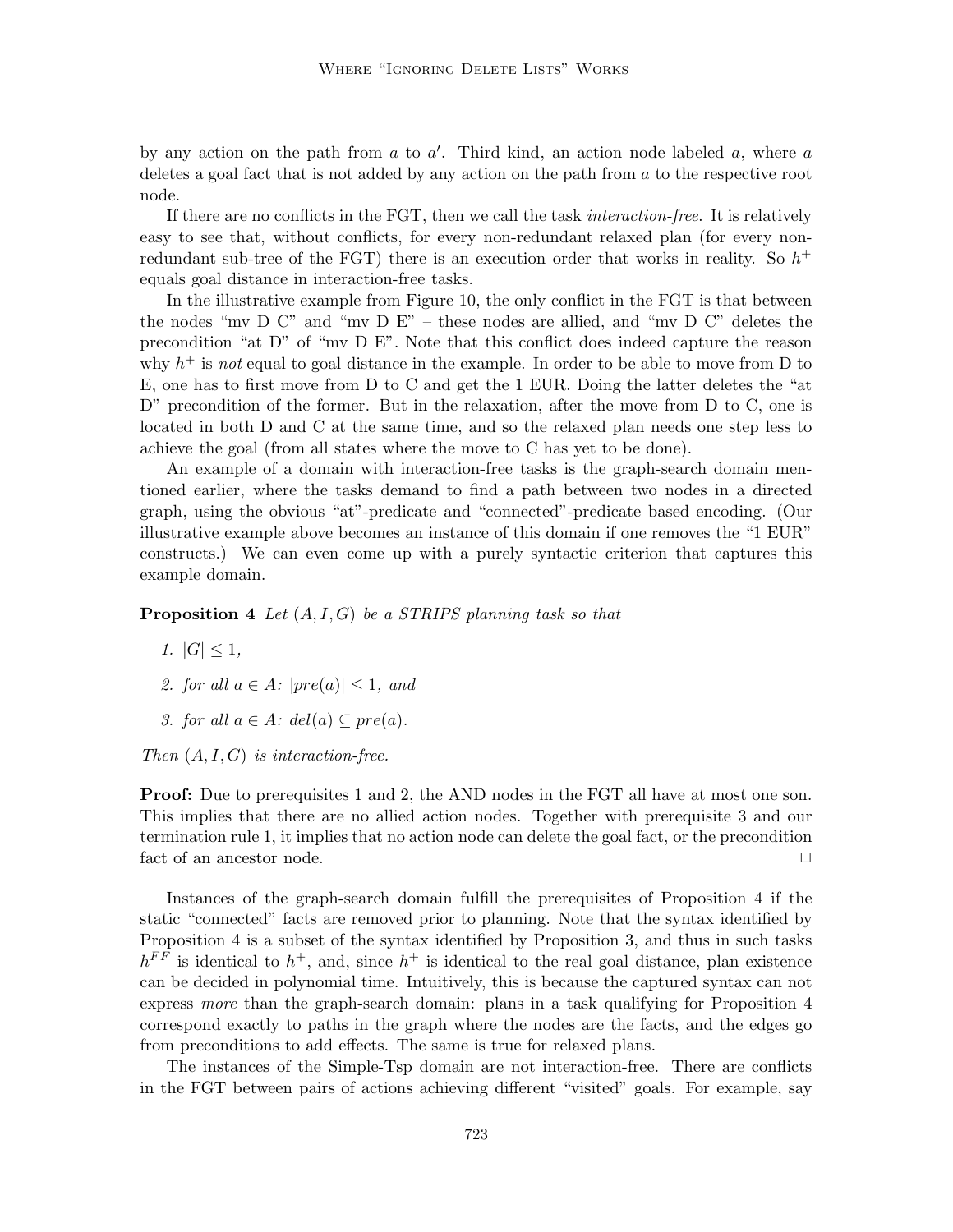by any action on the path from $a$ to $a'$. Third kind, an action node labeled $a$, where $a$ deletes a goal fact that is not added by any action on the path from $a$ to the respective root node.

If there are no conflicts in the FGT, then we call the task *interaction-free*. It is relatively easy to see that, without conflicts, for every non-redundant relaxed plan (for every non-redundant sub-tree of the FGT) there is an execution order that works in reality. So $h^+$ equals goal distance in interaction-free tasks.

In the illustrative example from Figure 10, the only conflict in the FGT is that between the nodes "mv D C" and "mv D E" – these nodes are allied, and "mv D C" deletes the precondition "at D" of "mv D E". Note that this conflict does indeed capture the reason why $h^+$ is *not* equal to goal distance in the example. In order to be able to move from D to E, one has to first move from D to C and get the 1 EUR. Doing the latter deletes the "at D" precondition of the former. But in the relaxation, after the move from D to C, one is located in both D and C at the same time, and so the relaxed plan needs one step less to achieve the goal (from all states where the move to C has yet to be done).

An example of a domain with interaction-free tasks is the graph-search domain mentioned earlier, where the tasks demand to find a path between two nodes in a directed graph, using the obvious "at"-predicate and "connected"-predicate based encoding. (Our illustrative example above becomes an instance of this domain if one removes the "1 EUR" constructs.) We can even come up with a purely syntactic criterion that captures this example domain.

**Proposition 4** *Let $(A, I, G)$ be a STRIPS planning task so that*

1. $|G| \leq 1$,
2. *for all $a \in A$: $|pre(a)| \leq 1$, and*
3. *for all $a \in A$: $del(a) \subseteq pre(a)$.*

*Then $(A, I, G)$ is interaction-free.*

**Proof:** Due to prerequisites 1 and 2, the AND nodes in the FGT all have at most one son. This implies that there are no allied action nodes. Together with prerequisite 3 and our termination rule 1, it implies that no action node can delete the goal fact, or the precondition fact of an ancestor node. □

Instances of the graph-search domain fulfill the prerequisites of Proposition 4 if the static "connected" facts are removed prior to planning. Note that the syntax identified by Proposition 4 is a subset of the syntax identified by Proposition 3, and thus in such tasks $h^{FF}$ is identical to $h^+$, and, since $h^+$ is identical to the real goal distance, plan existence can be decided in polynomial time. Intuitively, this is because the captured syntax can not express *more* than the graph-search domain: plans in a task qualifying for Proposition 4 correspond exactly to paths in the graph where the nodes are the facts, and the edges go from preconditions to add effects. The same is true for relaxed plans.

The instances of the Simple-Tsp domain are not interaction-free. There are conflicts in the FGT between pairs of actions achieving different "visited" goals. For example, say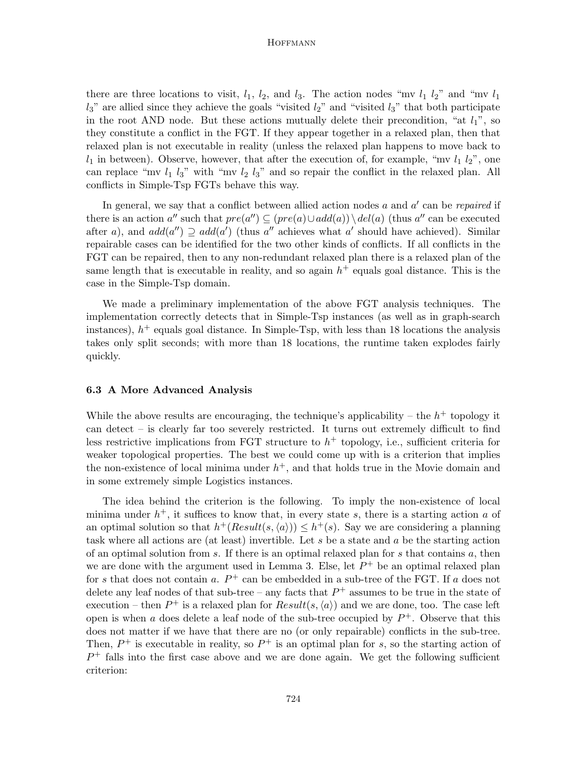there are three locations to visit, $l_1$, $l_2$, and $l_3$. The action nodes "mv $l_1$ $l_2$" and "mv $l_1$ $l_3$" are allied since they achieve the goals "visited $l_2$" and "visited $l_3$" that both participate in the root AND node. But these actions mutually delete their precondition, "at $l_1$", so they constitute a conflict in the FGT. If they appear together in a relaxed plan, then that relaxed plan is not executable in reality (unless the relaxed plan happens to move back to $l_1$ in between). Observe, however, that after the execution of, for example, "mv $l_1$ $l_2$", one can replace "mv $l_1$ $l_3$" with "mv $l_2$ $l_3$" and so repair the conflict in the relaxed plan. All conflicts in Simple-Tsp FGTs behave this way.

In general, we say that a conflict between allied action nodes $a$ and $a'$ can be *repaired* if there is an action $a''$ such that $pre(a'') \subseteq (pre(a) \cup add(a)) \setminus del(a)$ (thus $a''$ can be executed after $a$), and $add(a'') \supseteq add(a')$ (thus $a''$ achieves what $a'$ should have achieved). Similar repairable cases can be identified for the two other kinds of conflicts. If all conflicts in the FGT can be repaired, then to any non-redundant relaxed plan there is a relaxed plan of the same length that is executable in reality, and so again $h^+$ equals goal distance. This is the case in the Simple-Tsp domain.

We made a preliminary implementation of the above FGT analysis techniques. The implementation correctly detects that in Simple-Tsp instances (as well as in graph-search instances), $h^+$ equals goal distance. In Simple-Tsp, with less than 18 locations the analysis takes only split seconds; with more than 18 locations, the runtime taken explodes fairly quickly.

### 6.3 A More Advanced Analysis

While the above results are encouraging, the technique's applicability – the $h^+$ topology it can detect – is clearly far too severely restricted. It turns out extremely difficult to find less restrictive implications from FGT structure to $h^+$ topology, i.e., sufficient criteria for weaker topological properties. The best we could come up with is a criterion that implies the non-existence of local minima under $h^+$, and that holds true in the Movie domain and in some extremely simple Logistics instances.

The idea behind the criterion is the following. To imply the non-existence of local minima under $h^+$, it suffices to know that, in every state $s$, there is a starting action $a$ of an optimal solution so that $h^+(Result(s, \langle a \rangle)) \leq h^+(s)$. Say we are considering a planning task where all actions are (at least) invertible. Let $s$ be a state and $a$ be the starting action of an optimal solution from $s$. If there is an optimal relaxed plan for $s$ that contains $a$, then we are done with the argument used in Lemma 3. Else, let $P^+$ be an optimal relaxed plan for $s$ that does not contain $a$. $P^+$ can be embedded in a sub-tree of the FGT. If $a$ does not delete any leaf nodes of that sub-tree – any facts that $P^+$ assumes to be true in the state of execution – then $P^+$ is a relaxed plan for $Result(s, \langle a \rangle)$ and we are done, too. The case left open is when $a$ does delete a leaf node of the sub-tree occupied by $P^+$. Observe that this does not matter if we have that there are no (or only repairable) conflicts in the sub-tree. Then, $P^+$ is executable in reality, so $P^+$ is an optimal plan for $s$, so the starting action of $P^+$ falls into the first case above and we are done again. We get the following sufficient criterion: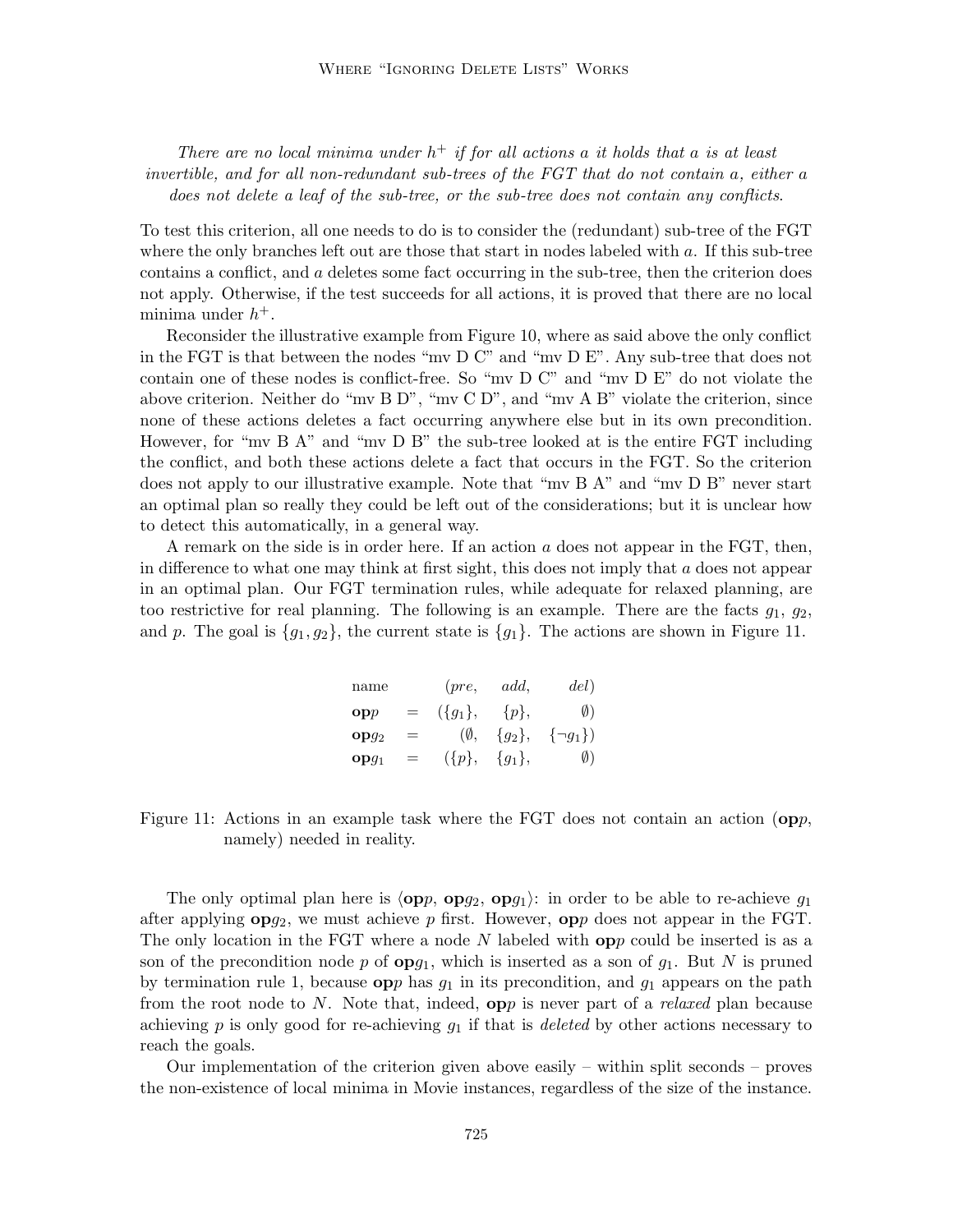*There are no local minima under $h^+$ if for all actions a it holds that a is at least invertible, and for all non-redundant sub-trees of the FGT that do not contain a, either a does not delete a leaf of the sub-tree, or the sub-tree does not contain any conflicts.*

To test this criterion, all one needs to do is to consider the (redundant) sub-tree of the FGT where the only branches left out are those that start in nodes labeled with $a$. If this sub-tree contains a conflict, and $a$ deletes some fact occurring in the sub-tree, then the criterion does not apply. Otherwise, if the test succeeds for all actions, it is proved that there are no local minima under $h^+$.

Reconsider the illustrative example from Figure 10, where as said above the only conflict in the FGT is that between the nodes "mv D C" and "mv D E". Any sub-tree that does not contain one of these nodes is conflict-free. So "mv D C" and "mv D E" do not violate the above criterion. Neither do "mv B D", "mv C D", and "mv A B" violate the criterion, since none of these actions deletes a fact occurring anywhere else but in its own precondition. However, for "mv B A" and "mv D B" the sub-tree looked at is the entire FGT including the conflict, and both these actions delete a fact that occurs in the FGT. So the criterion does not apply to our illustrative example. Note that "mv B A" and "mv D B" never start an optimal plan so really they could be left out of the considerations; but it is unclear how to detect this automatically, in a general way.

A remark on the side is in order here. If an action $a$ does not appear in the FGT, then, in difference to what one may think at first sight, this does not imply that $a$ does not appear in an optimal plan. Our FGT termination rules, while adequate for relaxed planning, are too restrictive for real planning. The following is an example. There are the facts $g_1$, $g_2$, and $p$. The goal is $\{g_1, g_2\}$, the current state is $\{g_1\}$. The actions are shown in Figure 11.

| name | | $(pre,$ | $add,$ | $del)$ |
|---|---|---|---|---|
| $\mathbf{op}p$ | $=$ | $(\{g_1\},$ | $\{p\},$ | $\emptyset)$ |
| $\mathbf{op}g_2$ | $=$ | $(\emptyset,$ | $\{g_2\},$ | $\{\neg g_1\})$ |
| $\mathbf{op}g_1$ | $=$ | $(\{p\},$ | $\{g_1\},$ | $\emptyset)$ |

Figure 11: Actions in an example task where the FGT does not contain an action ($\mathbf{op}p$, namely) needed in reality.

The only optimal plan here is $\langle \mathbf{op}p, \mathbf{op}g_2, \mathbf{op}g_1 \rangle$: in order to be able to re-achieve $g_1$ after applying $\mathbf{op}g_2$, we must achieve $p$ first. However, $\mathbf{op}p$ does not appear in the FGT. The only location in the FGT where a node $N$ labeled with $\mathbf{op}p$ could be inserted is as a son of the precondition node $p$ of $\mathbf{op}g_1$, which is inserted as a son of $g_1$. But $N$ is pruned by termination rule 1, because $\mathbf{op}p$ has $g_1$ in its precondition, and $g_1$ appears on the path from the root node to $N$. Note that, indeed, $\mathbf{op}p$ is never part of a *relaxed* plan because achieving $p$ is only good for re-achieving $g_1$ if that is *deleted* by other actions necessary to reach the goals.

Our implementation of the criterion given above easily – within split seconds – proves the non-existence of local minima in Movie instances, regardless of the size of the instance.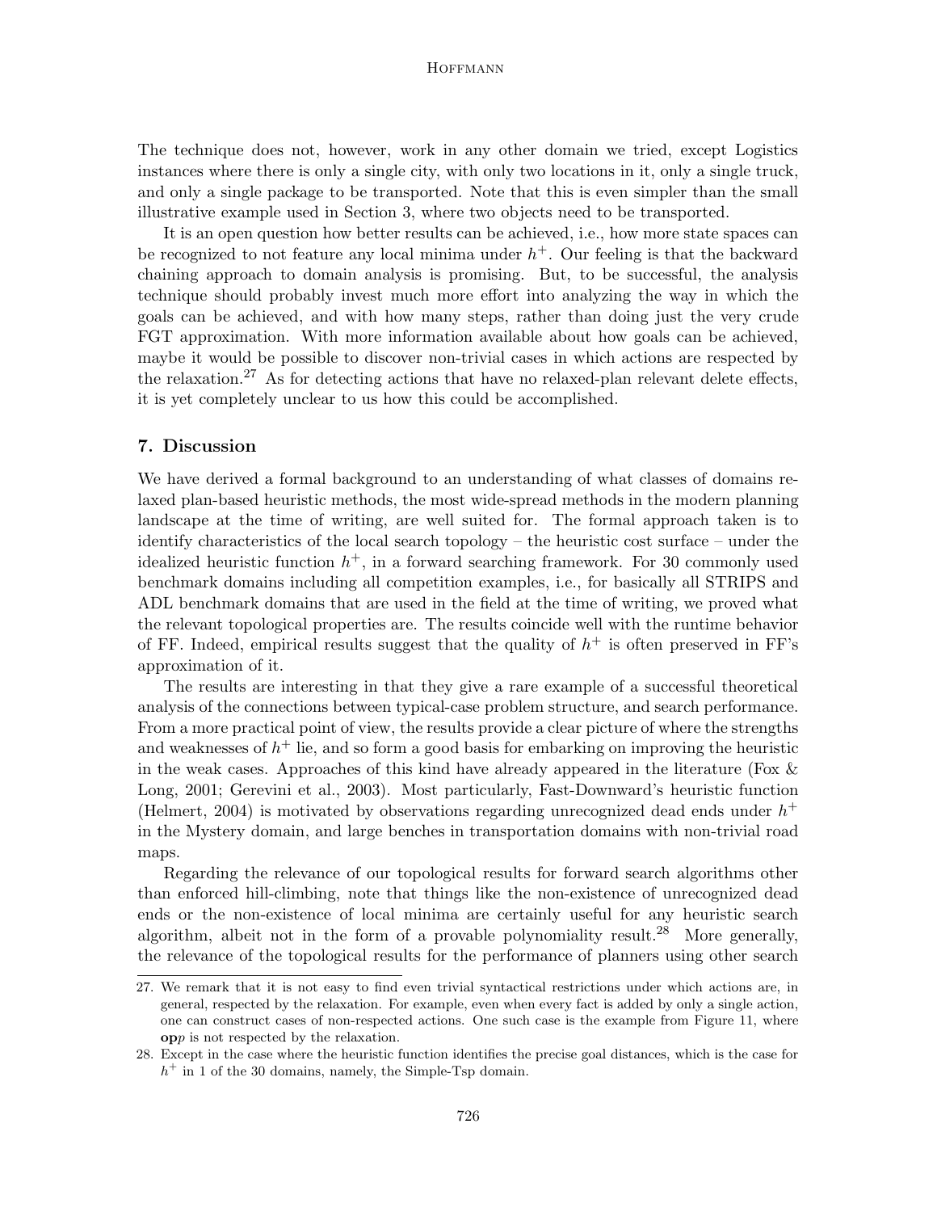The technique does not, however, work in any other domain we tried, except Logistics instances where there is only a single city, with only two locations in it, only a single truck, and only a single package to be transported. Note that this is even simpler than the small illustrative example used in Section 3, where two objects need to be transported.

It is an open question how better results can be achieved, i.e., how more state spaces can be recognized to not feature any local minima under $h^+$. Our feeling is that the backward chaining approach to domain analysis is promising. But, to be successful, the analysis technique should probably invest much more effort into analyzing the way in which the goals can be achieved, and with how many steps, rather than doing just the very crude FGT approximation. With more information available about how goals can be achieved, maybe it would be possible to discover non-trivial cases in which actions are respected by the relaxation.[27] As for detecting actions that have no relaxed-plan relevant delete effects, it is yet completely unclear to us how this could be accomplished.

## 7. Discussion

We have derived a formal background to an understanding of what classes of domains relaxed plan-based heuristic methods, the most wide-spread methods in the modern planning landscape at the time of writing, are well suited for. The formal approach taken is to identify characteristics of the local search topology – the heuristic cost surface – under the idealized heuristic function $h^+$, in a forward searching framework. For 30 commonly used benchmark domains including all competition examples, i.e., for basically all STRIPS and ADL benchmark domains that are used in the field at the time of writing, we proved what the relevant topological properties are. The results coincide well with the runtime behavior of FF. Indeed, empirical results suggest that the quality of $h^+$ is often preserved in FF's approximation of it.

The results are interesting in that they give a rare example of a successful theoretical analysis of the connections between typical-case problem structure, and search performance. From a more practical point of view, the results provide a clear picture of where the strengths and weaknesses of $h^+$ lie, and so form a good basis for embarking on improving the heuristic in the weak cases. Approaches of this kind have already appeared in the literature (Fox & Long, 2001; Gerevini et al., 2003). Most particularly, Fast-Downward's heuristic function (Helmert, 2004) is motivated by observations regarding unrecognized dead ends under $h^+$ in the Mystery domain, and large benches in transportation domains with non-trivial road maps.

Regarding the relevance of our topological results for forward search algorithms other than enforced hill-climbing, note that things like the non-existence of unrecognized dead ends or the non-existence of local minima are certainly useful for any heuristic search algorithm, albeit not in the form of a provable polynomiality result.[28] More generally, the relevance of the topological results for the performance of planners using other search

---

27. We remark that it is not easy to find even trivial syntactical restrictions under which actions are, in general, respected by the relaxation. For example, even when every fact is added by only a single action, one can construct cases of non-respected actions. One such case is the example from Figure 11, where **op**$p$ is not respected by the relaxation.

28. Except in the case where the heuristic function identifies the precise goal distances, which is the case for $h^+$ in 1 of the 30 domains, namely, the Simple-Tsp domain.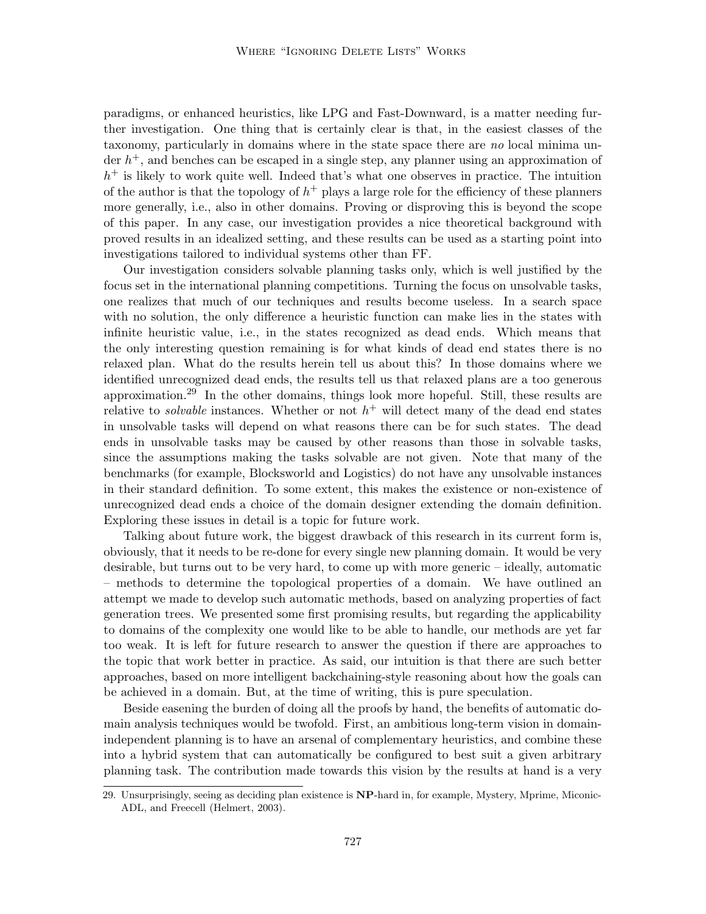paradigms, or enhanced heuristics, like LPG and Fast-Downward, is a matter needing further investigation. One thing that is certainly clear is that, in the easiest classes of the taxonomy, particularly in domains where in the state space there are *no* local minima under $h^+$, and benches can be escaped in a single step, any planner using an approximation of $h^+$ is likely to work quite well. Indeed that's what one observes in practice. The intuition of the author is that the topology of $h^+$ plays a large role for the efficiency of these planners more generally, i.e., also in other domains. Proving or disproving this is beyond the scope of this paper. In any case, our investigation provides a nice theoretical background with proved results in an idealized setting, and these results can be used as a starting point into investigations tailored to individual systems other than FF.

Our investigation considers solvable planning tasks only, which is well justified by the focus set in the international planning competitions. Turning the focus on unsolvable tasks, one realizes that much of our techniques and results become useless. In a search space with no solution, the only difference a heuristic function can make lies in the states with infinite heuristic value, i.e., in the states recognized as dead ends. Which means that the only interesting question remaining is for what kinds of dead end states there is no relaxed plan. What do the results herein tell us about this? In those domains where we identified unrecognized dead ends, the results tell us that relaxed plans are a too generous approximation.[29] In the other domains, things look more hopeful. Still, these results are relative to *solvable* instances. Whether or not $h^+$ will detect many of the dead end states in unsolvable tasks will depend on what reasons there can be for such states. The dead ends in unsolvable tasks may be caused by other reasons than those in solvable tasks, since the assumptions making the tasks solvable are not given. Note that many of the benchmarks (for example, Blocksworld and Logistics) do not have any unsolvable instances in their standard definition. To some extent, this makes the existence or non-existence of unrecognized dead ends a choice of the domain designer extending the domain definition. Exploring these issues in detail is a topic for future work.

Talking about future work, the biggest drawback of this research in its current form is, obviously, that it needs to be re-done for every single new planning domain. It would be very desirable, but turns out to be very hard, to come up with more generic – ideally, automatic – methods to determine the topological properties of a domain. We have outlined an attempt we made to develop such automatic methods, based on analyzing properties of fact generation trees. We presented some first promising results, but regarding the applicability to domains of the complexity one would like to be able to handle, our methods are yet far too weak. It is left for future research to answer the question if there are approaches to the topic that work better in practice. As said, our intuition is that there are such better approaches, based on more intelligent backchaining-style reasoning about how the goals can be achieved in a domain. But, at the time of writing, this is pure speculation.

Beside easening the burden of doing all the proofs by hand, the benefits of automatic domain analysis techniques would be twofold. First, an ambitious long-term vision in domain-independent planning is to have an arsenal of complementary heuristics, and combine these into a hybrid system that can automatically be configured to best suit a given arbitrary planning task. The contribution made towards this vision by the results at hand is a very

29. Unsurprisingly, seeing as deciding plan existence is **NP**-hard in, for example, Mystery, Mprime, Miconic-ADL, and Freecell (Helmert, 2003).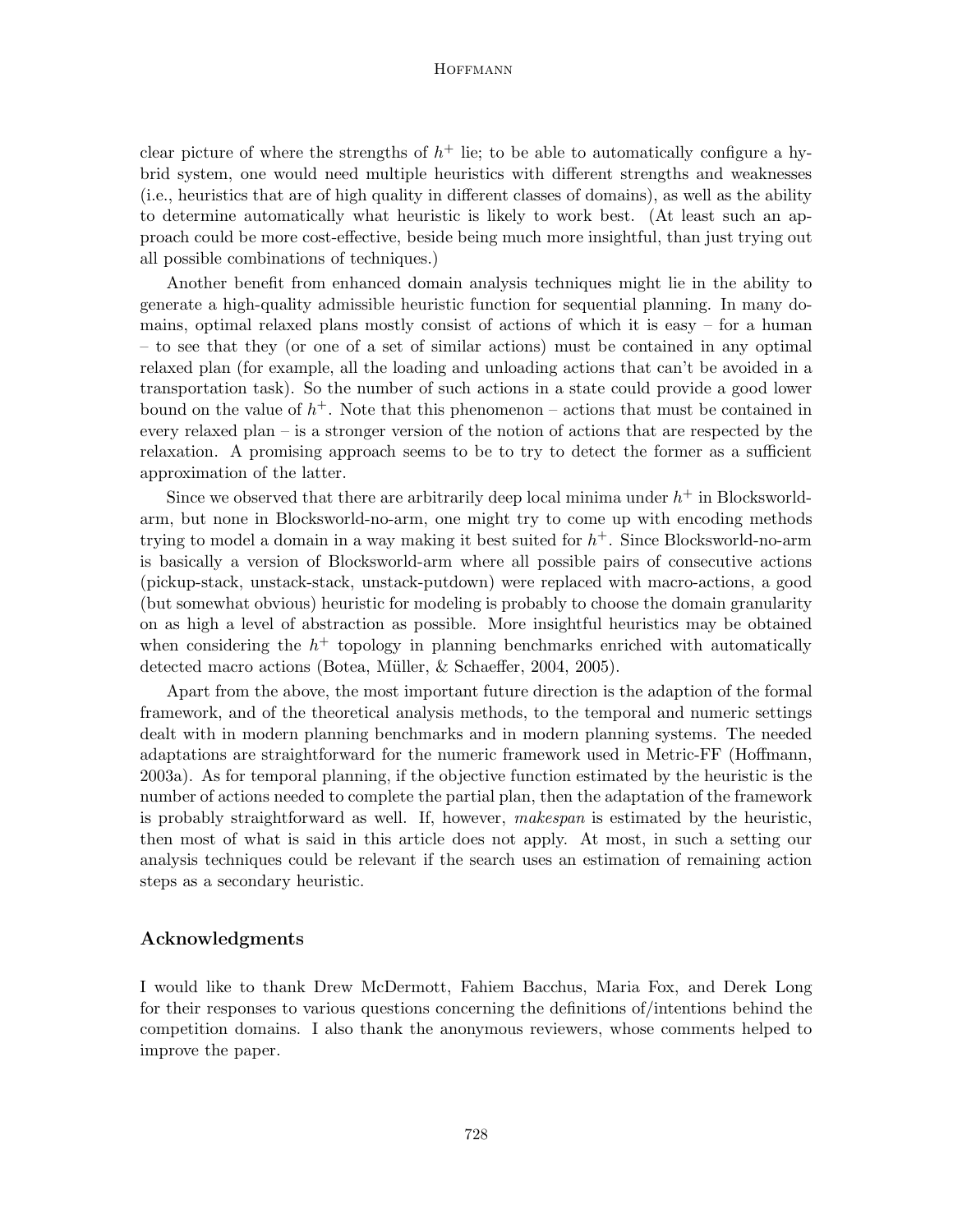clear picture of where the strengths of $h^+$ lie; to be able to automatically configure a hybrid system, one would need multiple heuristics with different strengths and weaknesses (i.e., heuristics that are of high quality in different classes of domains), as well as the ability to determine automatically what heuristic is likely to work best. (At least such an approach could be more cost-effective, beside being much more insightful, than just trying out all possible combinations of techniques.)

Another benefit from enhanced domain analysis techniques might lie in the ability to generate a high-quality admissible heuristic function for sequential planning. In many domains, optimal relaxed plans mostly consist of actions of which it is easy – for a human – to see that they (or one of a set of similar actions) must be contained in any optimal relaxed plan (for example, all the loading and unloading actions that can't be avoided in a transportation task). So the number of such actions in a state could provide a good lower bound on the value of $h^+$. Note that this phenomenon – actions that must be contained in every relaxed plan – is a stronger version of the notion of actions that are respected by the relaxation. A promising approach seems to be to try to detect the former as a sufficient approximation of the latter.

Since we observed that there are arbitrarily deep local minima under $h^+$ in Blocksworld-arm, but none in Blocksworld-no-arm, one might try to come up with encoding methods trying to model a domain in a way making it best suited for $h^+$. Since Blocksworld-no-arm is basically a version of Blocksworld-arm where all possible pairs of consecutive actions (pickup-stack, unstack-stack, unstack-putdown) were replaced with macro-actions, a good (but somewhat obvious) heuristic for modeling is probably to choose the domain granularity on as high a level of abstraction as possible. More insightful heuristics may be obtained when considering the $h^+$ topology in planning benchmarks enriched with automatically detected macro actions (Botea, Müller, & Schaeffer, 2004, 2005).

Apart from the above, the most important future direction is the adaption of the formal framework, and of the theoretical analysis methods, to the temporal and numeric settings dealt with in modern planning benchmarks and in modern planning systems. The needed adaptations are straightforward for the numeric framework used in Metric-FF (Hoffmann, 2003a). As for temporal planning, if the objective function estimated by the heuristic is the number of actions needed to complete the partial plan, then the adaptation of the framework is probably straightforward as well. If, however, *makespan* is estimated by the heuristic, then most of what is said in this article does not apply. At most, in such a setting our analysis techniques could be relevant if the search uses an estimation of remaining action steps as a secondary heuristic.

## Acknowledgments

I would like to thank Drew McDermott, Fahiem Bacchus, Maria Fox, and Derek Long for their responses to various questions concerning the definitions of/intentions behind the competition domains. I also thank the anonymous reviewers, whose comments helped to improve the paper.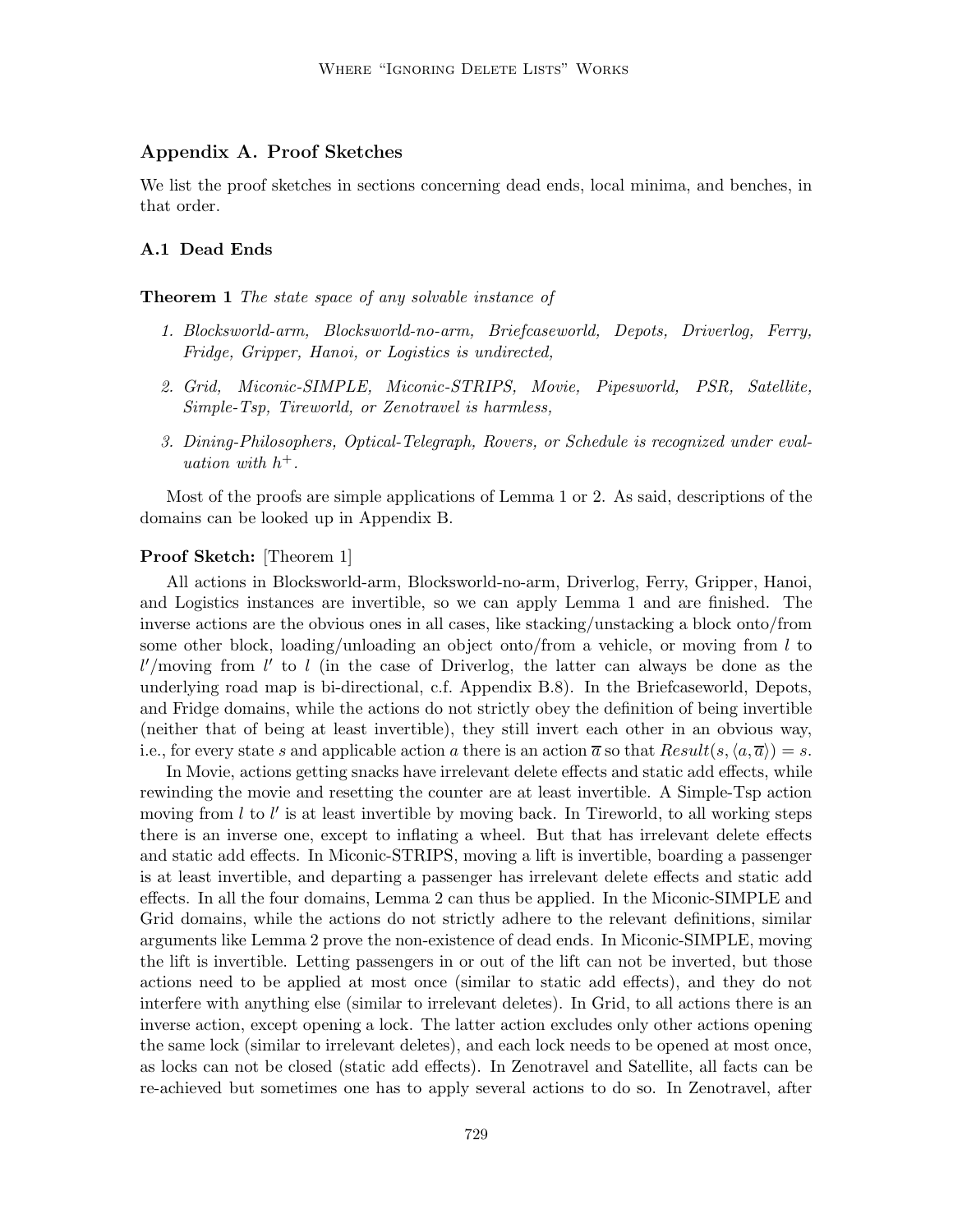## Appendix A. Proof Sketches

We list the proof sketches in sections concerning dead ends, local minima, and benches, in that order.

### A.1 Dead Ends

**Theorem 1** *The state space of any solvable instance of*

1. *Blocksworld-arm, Blocksworld-no-arm, Briefcaseworld, Depots, Driverlog, Ferry, Fridge, Gripper, Hanoi, or Logistics is undirected,*
2. *Grid, Miconic-SIMPLE, Miconic-STRIPS, Movie, Pipesworld, PSR, Satellite, Simple-Tsp, Tireworld, or Zenotravel is harmless,*
3. *Dining-Philosophers, Optical-Telegraph, Rovers, or Schedule is recognized under evaluation with $h^+$.*

Most of the proofs are simple applications of Lemma 1 or 2. As said, descriptions of the domains can be looked up in Appendix B.

**Proof Sketch:** [Theorem 1]

All actions in Blocksworld-arm, Blocksworld-no-arm, Driverlog, Ferry, Gripper, Hanoi, and Logistics instances are invertible, so we can apply Lemma 1 and are finished. The inverse actions are the obvious ones in all cases, like stacking/unstacking a block onto/from some other block, loading/unloading an object onto/from a vehicle, or moving from $l$ to $l'$/moving from $l'$ to $l$ (in the case of Driverlog, the latter can always be done as the underlying road map is bi-directional, c.f. Appendix B.8). In the Briefcaseworld, Depots, and Fridge domains, while the actions do not strictly obey the definition of being invertible (neither that of being at least invertible), they still invert each other in an obvious way, i.e., for every state $s$ and applicable action $a$ there is an action $\overline{a}$ so that $Result(s, \langle a, \overline{a} \rangle) = s$.

In Movie, actions getting snacks have irrelevant delete effects and static add effects, while rewinding the movie and resetting the counter are at least invertible. A Simple-Tsp action moving from $l$ to $l'$ is at least invertible by moving back. In Tireworld, to all working steps there is an inverse one, except to inflating a wheel. But that has irrelevant delete effects and static add effects. In Miconic-STRIPS, moving a lift is invertible, boarding a passenger is at least invertible, and departing a passenger has irrelevant delete effects and static add effects. In all the four domains, Lemma 2 can thus be applied. In the Miconic-SIMPLE and Grid domains, while the actions do not strictly adhere to the relevant definitions, similar arguments like Lemma 2 prove the non-existence of dead ends. In Miconic-SIMPLE, moving the lift is invertible. Letting passengers in or out of the lift can not be inverted, but those actions need to be applied at most once (similar to static add effects), and they do not interfere with anything else (similar to irrelevant deletes). In Grid, to all actions there is an inverse action, except opening a lock. The latter action excludes only other actions opening the same lock (similar to irrelevant deletes), and each lock needs to be opened at most once, as locks can not be closed (static add effects). In Zenotravel and Satellite, all facts can be re-achieved but sometimes one has to apply several actions to do so. In Zenotravel, after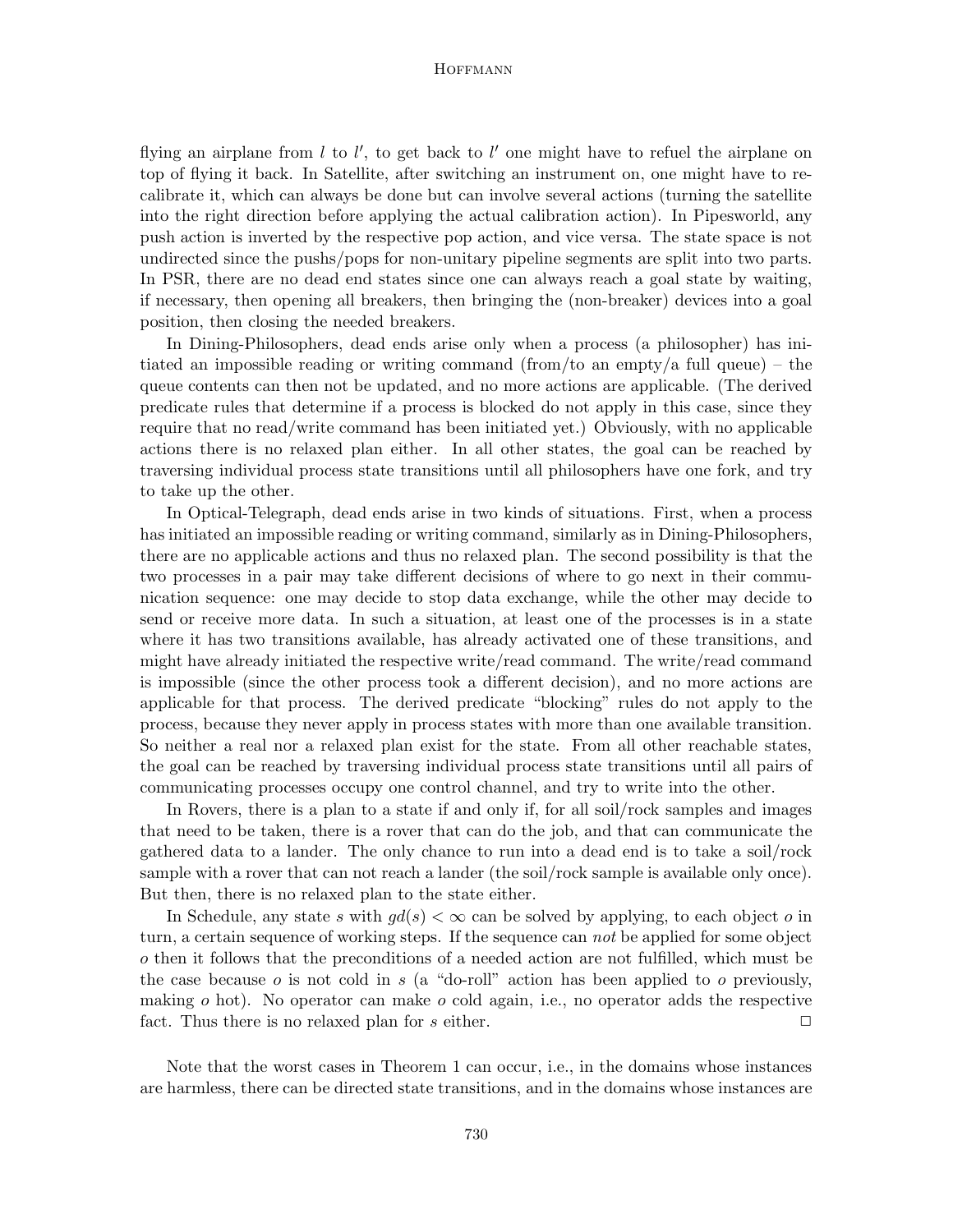flying an airplane from $l$ to $l'$, to get back to $l'$ one might have to refuel the airplane on top of flying it back. In Satellite, after switching an instrument on, one might have to re-calibrate it, which can always be done but can involve several actions (turning the satellite into the right direction before applying the actual calibration action). In Pipesworld, any push action is inverted by the respective pop action, and vice versa. The state space is not undirected since the pushs/pops for non-unitary pipeline segments are split into two parts. In PSR, there are no dead end states since one can always reach a goal state by waiting, if necessary, then opening all breakers, then bringing the (non-breaker) devices into a goal position, then closing the needed breakers.

In Dining-Philosophers, dead ends arise only when a process (a philosopher) has initiated an impossible reading or writing command (from/to an empty/a full queue) – the queue contents can then not be updated, and no more actions are applicable. (The derived predicate rules that determine if a process is blocked do not apply in this case, since they require that no read/write command has been initiated yet.) Obviously, with no applicable actions there is no relaxed plan either. In all other states, the goal can be reached by traversing individual process state transitions until all philosophers have one fork, and try to take up the other.

In Optical-Telegraph, dead ends arise in two kinds of situations. First, when a process has initiated an impossible reading or writing command, similarly as in Dining-Philosophers, there are no applicable actions and thus no relaxed plan. The second possibility is that the two processes in a pair may take different decisions of where to go next in their communication sequence: one may decide to stop data exchange, while the other may decide to send or receive more data. In such a situation, at least one of the processes is in a state where it has two transitions available, has already activated one of these transitions, and might have already initiated the respective write/read command. The write/read command is impossible (since the other process took a different decision), and no more actions are applicable for that process. The derived predicate "blocking" rules do not apply to the process, because they never apply in process states with more than one available transition. So neither a real nor a relaxed plan exist for the state. From all other reachable states, the goal can be reached by traversing individual process state transitions until all pairs of communicating processes occupy one control channel, and try to write into the other.

In Rovers, there is a plan to a state if and only if, for all soil/rock samples and images that need to be taken, there is a rover that can do the job, and that can communicate the gathered data to a lander. The only chance to run into a dead end is to take a soil/rock sample with a rover that can not reach a lander (the soil/rock sample is available only once). But then, there is no relaxed plan to the state either.

In Schedule, any state $s$ with $gd(s) < \infty$ can be solved by applying, to each object $o$ in turn, a certain sequence of working steps. If the sequence can *not* be applied for some object $o$ then it follows that the preconditions of a needed action are not fulfilled, which must be the case because $o$ is not cold in $s$ (a "do-roll" action has been applied to $o$ previously, making $o$ hot). No operator can make $o$ cold again, i.e., no operator adds the respective fact. Thus there is no relaxed plan for $s$ either. □

Note that the worst cases in Theorem 1 can occur, i.e., in the domains whose instances are harmless, there can be directed state transitions, and in the domains whose instances are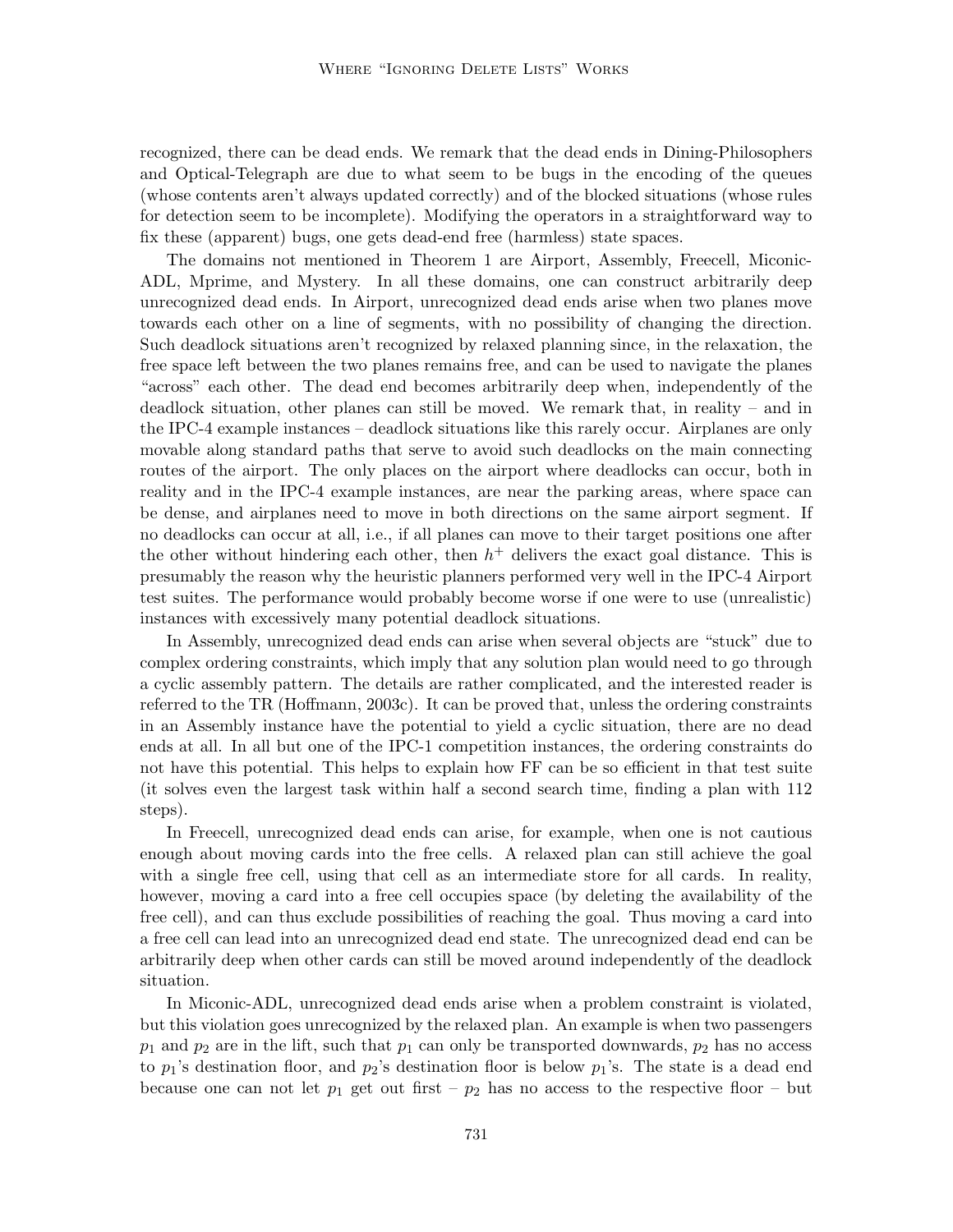recognized, there can be dead ends. We remark that the dead ends in Dining-Philosophers and Optical-Telegraph are due to what seem to be bugs in the encoding of the queues (whose contents aren't always updated correctly) and of the blocked situations (whose rules for detection seem to be incomplete). Modifying the operators in a straightforward way to fix these (apparent) bugs, one gets dead-end free (harmless) state spaces.

The domains not mentioned in Theorem 1 are Airport, Assembly, Freecell, Miconic-ADL, Mprime, and Mystery. In all these domains, one can construct arbitrarily deep unrecognized dead ends. In Airport, unrecognized dead ends arise when two planes move towards each other on a line of segments, with no possibility of changing the direction. Such deadlock situations aren't recognized by relaxed planning since, in the relaxation, the free space left between the two planes remains free, and can be used to navigate the planes "across" each other. The dead end becomes arbitrarily deep when, independently of the deadlock situation, other planes can still be moved. We remark that, in reality – and in the IPC-4 example instances – deadlock situations like this rarely occur. Airplanes are only movable along standard paths that serve to avoid such deadlocks on the main connecting routes of the airport. The only places on the airport where deadlocks can occur, both in reality and in the IPC-4 example instances, are near the parking areas, where space can be dense, and airplanes need to move in both directions on the same airport segment. If no deadlocks can occur at all, i.e., if all planes can move to their target positions one after the other without hindering each other, then $h^+$ delivers the exact goal distance. This is presumably the reason why the heuristic planners performed very well in the IPC-4 Airport test suites. The performance would probably become worse if one were to use (unrealistic) instances with excessively many potential deadlock situations.

In Assembly, unrecognized dead ends can arise when several objects are "stuck" due to complex ordering constraints, which imply that any solution plan would need to go through a cyclic assembly pattern. The details are rather complicated, and the interested reader is referred to the TR (Hoffmann, 2003c). It can be proved that, unless the ordering constraints in an Assembly instance have the potential to yield a cyclic situation, there are no dead ends at all. In all but one of the IPC-1 competition instances, the ordering constraints do not have this potential. This helps to explain how FF can be so efficient in that test suite (it solves even the largest task within half a second search time, finding a plan with 112 steps).

In Freecell, unrecognized dead ends can arise, for example, when one is not cautious enough about moving cards into the free cells. A relaxed plan can still achieve the goal with a single free cell, using that cell as an intermediate store for all cards. In reality, however, moving a card into a free cell occupies space (by deleting the availability of the free cell), and can thus exclude possibilities of reaching the goal. Thus moving a card into a free cell can lead into an unrecognized dead end state. The unrecognized dead end can be arbitrarily deep when other cards can still be moved around independently of the deadlock situation.

In Miconic-ADL, unrecognized dead ends arise when a problem constraint is violated, but this violation goes unrecognized by the relaxed plan. An example is when two passengers $p_1$ and $p_2$ are in the lift, such that $p_1$ can only be transported downwards, $p_2$ has no access to $p_1$'s destination floor, and $p_2$'s destination floor is below $p_1$'s. The state is a dead end because one can not let $p_1$ get out first – $p_2$ has no access to the respective floor – but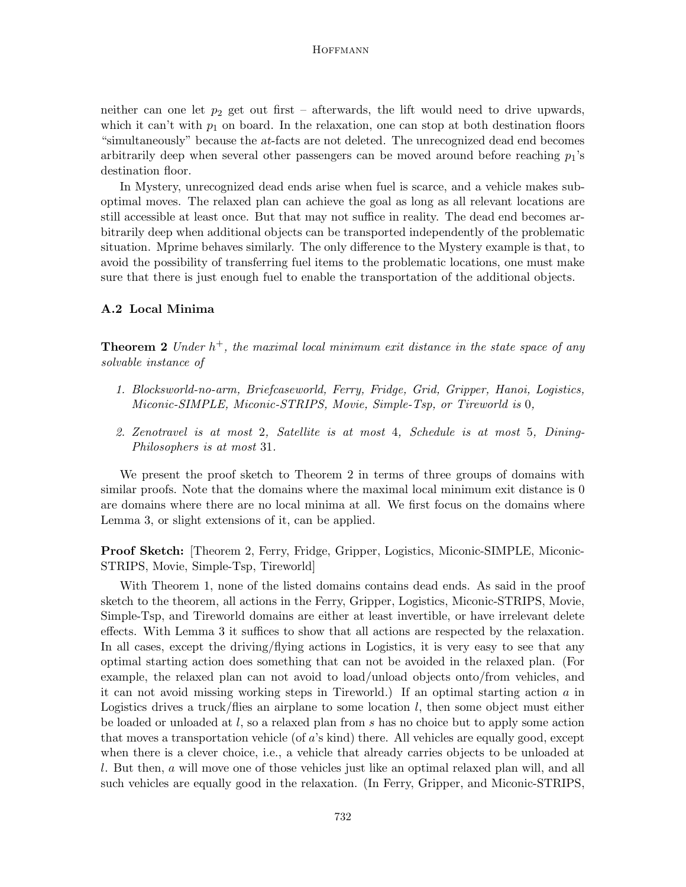neither can one let $p_2$ get out first – afterwards, the lift would need to drive upwards, which it can't with $p_1$ on board. In the relaxation, one can stop at both destination floors "simultaneously" because the *at*-facts are not deleted. The unrecognized dead end becomes arbitrarily deep when several other passengers can be moved around before reaching $p_1$'s destination floor.

In Mystery, unrecognized dead ends arise when fuel is scarce, and a vehicle makes suboptimal moves. The relaxed plan can achieve the goal as long as all relevant locations are still accessible at least once. But that may not suffice in reality. The dead end becomes arbitrarily deep when additional objects can be transported independently of the problematic situation. Mprime behaves similarly. The only difference to the Mystery example is that, to avoid the possibility of transferring fuel items to the problematic locations, one must make sure that there is just enough fuel to enable the transportation of the additional objects.

### A.2 Local Minima

**Theorem 2** *Under $h^+$, the maximal local minimum exit distance in the state space of any solvable instance of*

1. *Blocksworld-no-arm, Briefcaseworld, Ferry, Fridge, Grid, Gripper, Hanoi, Logistics, Miconic-SIMPLE, Miconic-STRIPS, Movie, Simple-Tsp, or Tireworld is* 0*,*
2. *Zenotravel is at most* 2*, Satellite is at most* 4*, Schedule is at most* 5*, Dining-Philosophers is at most* 31*.*

We present the proof sketch to Theorem 2 in terms of three groups of domains with similar proofs. Note that the domains where the maximal local minimum exit distance is 0 are domains where there are no local minima at all. We first focus on the domains where Lemma 3, or slight extensions of it, can be applied.

**Proof Sketch:** [Theorem 2, Ferry, Fridge, Gripper, Logistics, Miconic-SIMPLE, Miconic-STRIPS, Movie, Simple-Tsp, Tireworld]

With Theorem 1, none of the listed domains contains dead ends. As said in the proof sketch to the theorem, all actions in the Ferry, Gripper, Logistics, Miconic-STRIPS, Movie, Simple-Tsp, and Tireworld domains are either at least invertible, or have irrelevant delete effects. With Lemma 3 it suffices to show that all actions are respected by the relaxation. In all cases, except the driving/flying actions in Logistics, it is very easy to see that any optimal starting action does something that can not be avoided in the relaxed plan. (For example, the relaxed plan can not avoid to load/unload objects onto/from vehicles, and it can not avoid missing working steps in Tireworld.) If an optimal starting action $a$ in Logistics drives a truck/flies an airplane to some location $l$, then some object must either be loaded or unloaded at $l$, so a relaxed plan from $s$ has no choice but to apply some action that moves a transportation vehicle (of $a$'s kind) there. All vehicles are equally good, except when there is a clever choice, i.e., a vehicle that already carries objects to be unloaded at $l$. But then, $a$ will move one of those vehicles just like an optimal relaxed plan will, and all such vehicles are equally good in the relaxation. (In Ferry, Gripper, and Miconic-STRIPS,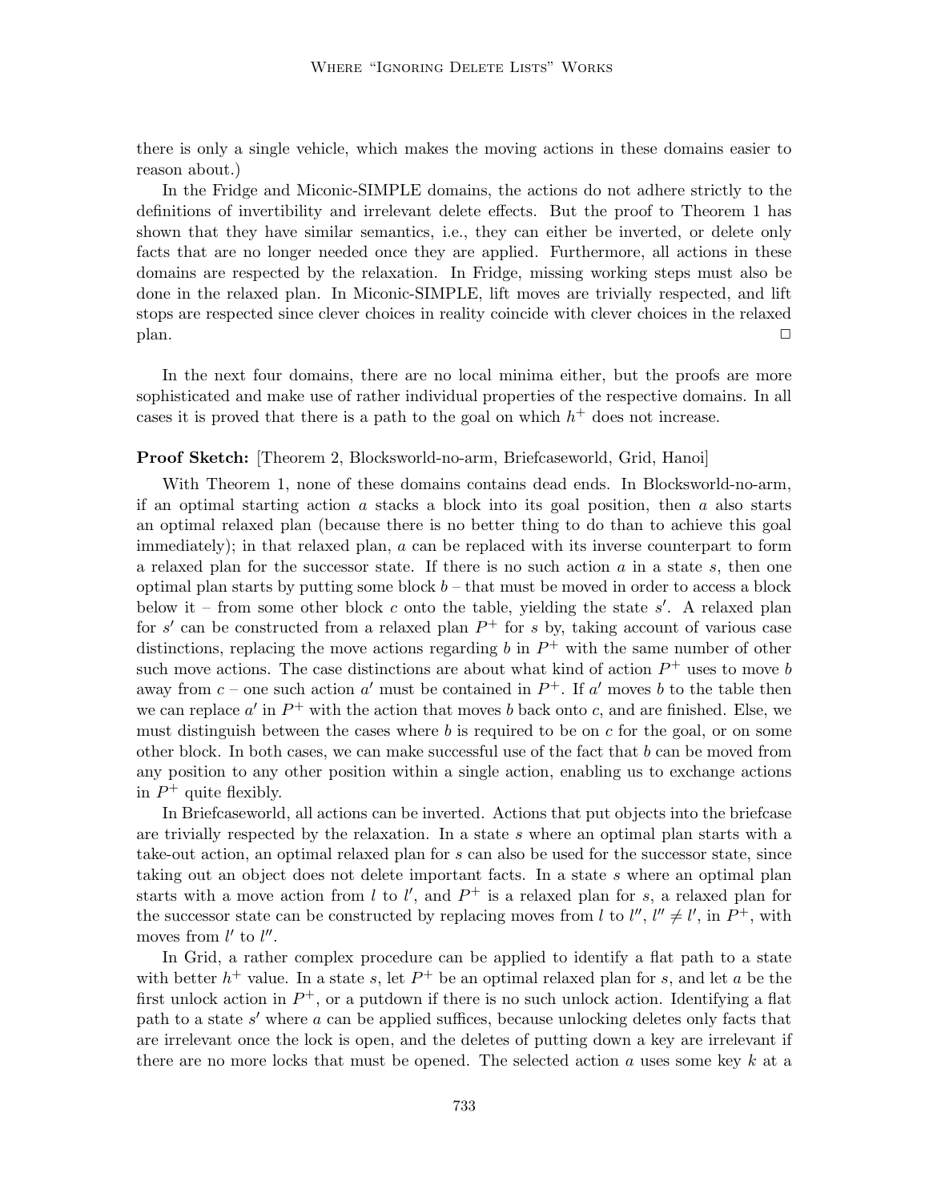there is only a single vehicle, which makes the moving actions in these domains easier to reason about.)

In the Fridge and Miconic-SIMPLE domains, the actions do not adhere strictly to the definitions of invertibility and irrelevant delete effects. But the proof to Theorem 1 has shown that they have similar semantics, i.e., they can either be inverted, or delete only facts that are no longer needed once they are applied. Furthermore, all actions in these domains are respected by the relaxation. In Fridge, missing working steps must also be done in the relaxed plan. In Miconic-SIMPLE, lift moves are trivially respected, and lift stops are respected since clever choices in reality coincide with clever choices in the relaxed plan. □

In the next four domains, there are no local minima either, but the proofs are more sophisticated and make use of rather individual properties of the respective domains. In all cases it is proved that there is a path to the goal on which $h^+$ does not increase.

**Proof Sketch:** [Theorem 2, Blocksworld-no-arm, Briefcaseworld, Grid, Hanoi]

With Theorem 1, none of these domains contains dead ends. In Blocksworld-no-arm, if an optimal starting action $a$ stacks a block into its goal position, then $a$ also starts an optimal relaxed plan (because there is no better thing to do than to achieve this goal immediately); in that relaxed plan, $a$ can be replaced with its inverse counterpart to form a relaxed plan for the successor state. If there is no such action $a$ in a state $s$, then one optimal plan starts by putting some block $b$ – that must be moved in order to access a block below it – from some other block $c$ onto the table, yielding the state $s'$. A relaxed plan for $s'$ can be constructed from a relaxed plan $P^+$ for $s$ by, taking account of various case distinctions, replacing the move actions regarding $b$ in $P^+$ with the same number of other such move actions. The case distinctions are about what kind of action $P^+$ uses to move $b$ away from $c$ – one such action $a'$ must be contained in $P^+$. If $a'$ moves $b$ to the table then we can replace $a'$ in $P^+$ with the action that moves $b$ back onto $c$, and are finished. Else, we must distinguish between the cases where $b$ is required to be on $c$ for the goal, or on some other block. In both cases, we can make successful use of the fact that $b$ can be moved from any position to any other position within a single action, enabling us to exchange actions in $P^+$ quite flexibly.

In Briefcaseworld, all actions can be inverted. Actions that put objects into the briefcase are trivially respected by the relaxation. In a state $s$ where an optimal plan starts with a take-out action, an optimal relaxed plan for $s$ can also be used for the successor state, since taking out an object does not delete important facts. In a state $s$ where an optimal plan starts with a move action from $l$ to $l'$, and $P^+$ is a relaxed plan for $s$, a relaxed plan for the successor state can be constructed by replacing moves from $l$ to $l''$, $l'' \neq l'$, in $P^+$, with moves from $l'$ to $l''$.

In Grid, a rather complex procedure can be applied to identify a flat path to a state with better $h^+$ value. In a state $s$, let $P^+$ be an optimal relaxed plan for $s$, and let $a$ be the first unlock action in $P^+$, or a putdown if there is no such unlock action. Identifying a flat path to a state $s'$ where $a$ can be applied suffices, because unlocking deletes only facts that are irrelevant once the lock is open, and the deletes of putting down a key are irrelevant if there are no more locks that must be opened. The selected action $a$ uses some key $k$ at a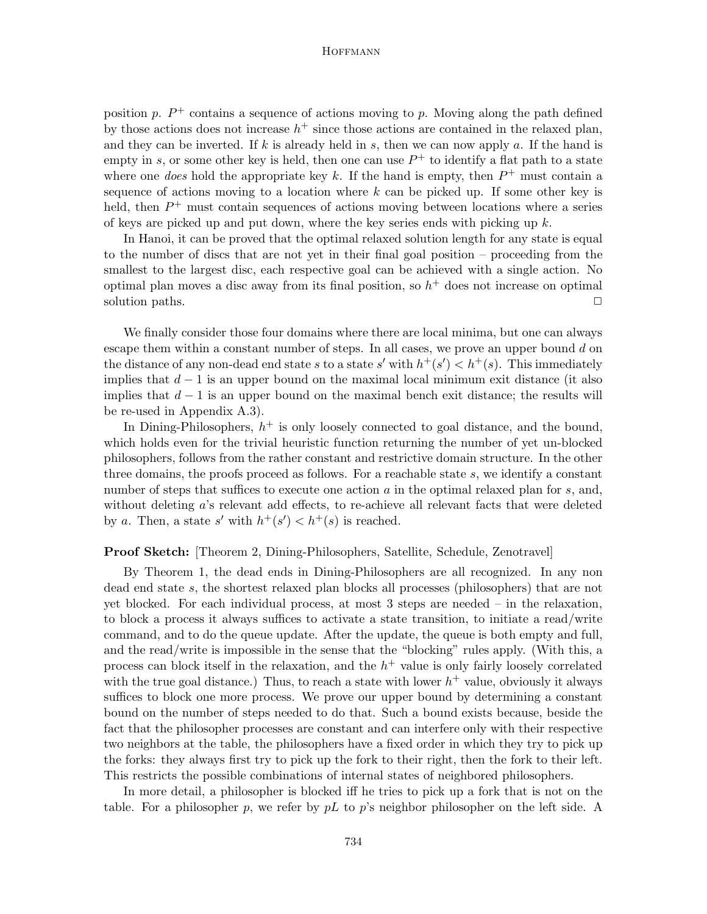position $p$. $P^+$ contains a sequence of actions moving to $p$. Moving along the path defined by those actions does not increase $h^+$ since those actions are contained in the relaxed plan, and they can be inverted. If $k$ is already held in $s$, then we can now apply $a$. If the hand is empty in $s$, or some other key is held, then one can use $P^+$ to identify a flat path to a state where one *does* hold the appropriate key $k$. If the hand is empty, then $P^+$ must contain a sequence of actions moving to a location where $k$ can be picked up. If some other key is held, then $P^+$ must contain sequences of actions moving between locations where a series of keys are picked up and put down, where the key series ends with picking up $k$.

In Hanoi, it can be proved that the optimal relaxed solution length for any state is equal to the number of discs that are not yet in their final goal position – proceeding from the smallest to the largest disc, each respective goal can be achieved with a single action. No optimal plan moves a disc away from its final position, so $h^+$ does not increase on optimal solution paths. $\square$

We finally consider those four domains where there are local minima, but one can always escape them within a constant number of steps. In all cases, we prove an upper bound $d$ on the distance of any non-dead end state $s$ to a state $s'$ with $h^+(s') < h^+(s)$. This immediately implies that $d-1$ is an upper bound on the maximal local minimum exit distance (it also implies that $d-1$ is an upper bound on the maximal bench exit distance; the results will be re-used in Appendix A.3).

In Dining-Philosophers, $h^+$ is only loosely connected to goal distance, and the bound, which holds even for the trivial heuristic function returning the number of yet un-blocked philosophers, follows from the rather constant and restrictive domain structure. In the other three domains, the proofs proceed as follows. For a reachable state $s$, we identify a constant number of steps that suffices to execute one action $a$ in the optimal relaxed plan for $s$, and, without deleting $a$'s relevant add effects, to re-achieve all relevant facts that were deleted by $a$. Then, a state $s'$ with $h^+(s') < h^+(s)$ is reached.

**Proof Sketch:** [Theorem 2, Dining-Philosophers, Satellite, Schedule, Zenotravel]

By Theorem 1, the dead ends in Dining-Philosophers are all recognized. In any non dead end state $s$, the shortest relaxed plan blocks all processes (philosophers) that are not yet blocked. For each individual process, at most 3 steps are needed – in the relaxation, to block a process it always suffices to activate a state transition, to initiate a read/write command, and to do the queue update. After the update, the queue is both empty and full, and the read/write is impossible in the sense that the "blocking" rules apply. (With this, a process can block itself in the relaxation, and the $h^+$ value is only fairly loosely correlated with the true goal distance.) Thus, to reach a state with lower $h^+$ value, obviously it always suffices to block one more process. We prove our upper bound by determining a constant bound on the number of steps needed to do that. Such a bound exists because, beside the fact that the philosopher processes are constant and can interfere only with their respective two neighbors at the table, the philosophers have a fixed order in which they try to pick up the forks: they always first try to pick up the fork to their right, then the fork to their left. This restricts the possible combinations of internal states of neighbored philosophers.

In more detail, a philosopher is blocked iff he tries to pick up a fork that is not on the table. For a philosopher $p$, we refer by $pL$ to $p$'s neighbor philosopher on the left side. A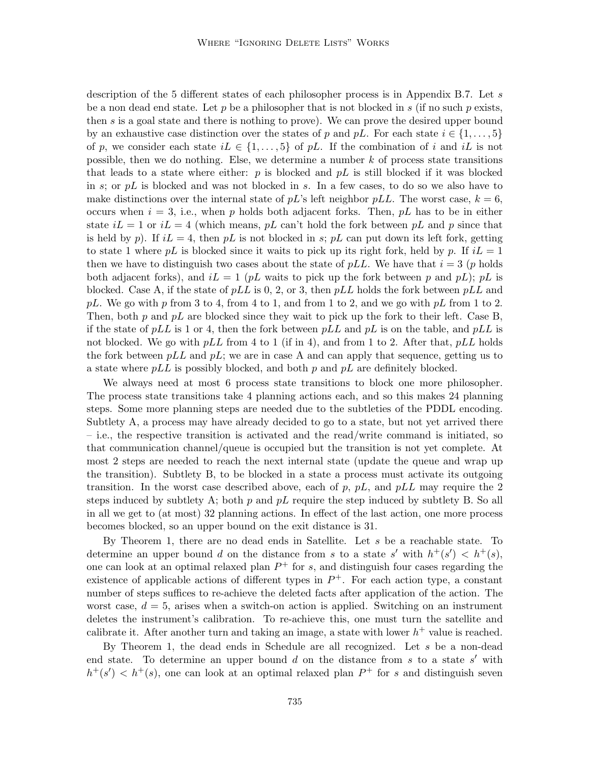description of the 5 different states of each philosopher process is in Appendix B.7. Let $s$ be a non dead end state. Let $p$ be a philosopher that is not blocked in $s$ (if no such $p$ exists, then $s$ is a goal state and there is nothing to prove). We can prove the desired upper bound by an exhaustive case distinction over the states of $p$ and $pL$. For each state $i \in \{1, \ldots, 5\}$ of $p$, we consider each state $iL \in \{1, \ldots, 5\}$ of $pL$. If the combination of $i$ and $iL$ is not possible, then we do nothing. Else, we determine a number $k$ of process state transitions that leads to a state where either: $p$ is blocked and $pL$ is still blocked if it was blocked in $s$; or $pL$ is blocked and was not blocked in $s$. In a few cases, to do so we also have to make distinctions over the internal state of $pL$'s left neighbor $pLL$. The worst case, $k = 6$, occurs when $i = 3$, i.e., when $p$ holds both adjacent forks. Then, $pL$ has to be in either state $iL = 1$ or $iL = 4$ (which means, $pL$ can't hold the fork between $pL$ and $p$ since that is held by $p$). If $iL = 4$, then $pL$ is not blocked in $s$; $pL$ can put down its left fork, getting to state 1 where $pL$ is blocked since it waits to pick up its right fork, held by $p$. If $iL = 1$ then we have to distinguish two cases about the state of $pLL$. We have that $i = 3$ ($p$ holds both adjacent forks), and $iL = 1$ ($pL$ waits to pick up the fork between $p$ and $pL$); $pL$ is blocked. Case A, if the state of $pLL$ is 0, 2, or 3, then $pLL$ holds the fork between $pLL$ and $pL$. We go with $p$ from 3 to 4, from 4 to 1, and from 1 to 2, and we go with $pL$ from 1 to 2. Then, both $p$ and $pL$ are blocked since they wait to pick up the fork to their left. Case B, if the state of $pLL$ is 1 or 4, then the fork between $pLL$ and $pL$ is on the table, and $pLL$ is not blocked. We go with $pLL$ from 4 to 1 (if in 4), and from 1 to 2. After that, $pLL$ holds the fork between $pLL$ and $pL$; we are in case A and can apply that sequence, getting us to a state where $pLL$ is possibly blocked, and both $p$ and $pL$ are definitely blocked.

We always need at most 6 process state transitions to block one more philosopher. The process state transitions take 4 planning actions each, and so this makes 24 planning steps. Some more planning steps are needed due to the subtleties of the PDDL encoding. Subtlety A, a process may have already decided to go to a state, but not yet arrived there – i.e., the respective transition is activated and the read/write command is initiated, so that communication channel/queue is occupied but the transition is not yet complete. At most 2 steps are needed to reach the next internal state (update the queue and wrap up the transition). Subtlety B, to be blocked in a state a process must activate its outgoing transition. In the worst case described above, each of $p$, $pL$, and $pLL$ may require the 2 steps induced by subtlety A; both $p$ and $pL$ require the step induced by subtlety B. So all in all we get to (at most) 32 planning actions. In effect of the last action, one more process becomes blocked, so an upper bound on the exit distance is 31.

By Theorem 1, there are no dead ends in Satellite. Let $s$ be a reachable state. To determine an upper bound $d$ on the distance from $s$ to a state $s'$ with $h^+(s') < h^+(s)$, one can look at an optimal relaxed plan $P^+$ for $s$, and distinguish four cases regarding the existence of applicable actions of different types in $P^+$. For each action type, a constant number of steps suffices to re-achieve the deleted facts after application of the action. The worst case, $d = 5$, arises when a switch-on action is applied. Switching on an instrument deletes the instrument's calibration. To re-achieve this, one must turn the satellite and calibrate it. After another turn and taking an image, a state with lower $h^+$ value is reached.

By Theorem 1, the dead ends in Schedule are all recognized. Let $s$ be a non-dead end state. To determine an upper bound $d$ on the distance from $s$ to a state $s'$ with $h^+(s') < h^+(s)$, one can look at an optimal relaxed plan $P^+$ for $s$ and distinguish seven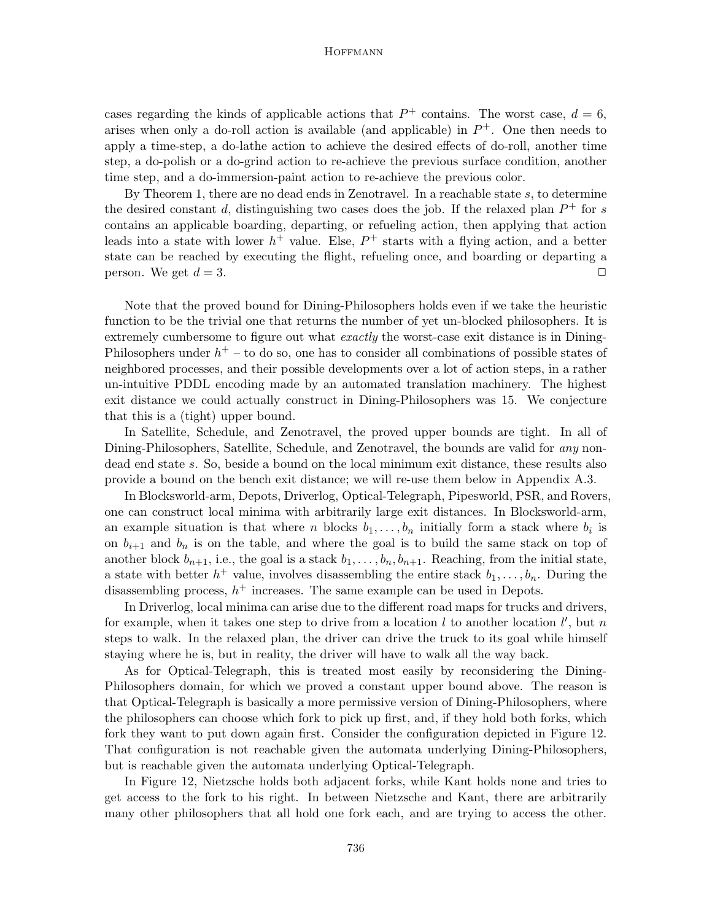cases regarding the kinds of applicable actions that $P^+$ contains. The worst case, $d = 6$, arises when only a do-roll action is available (and applicable) in $P^+$. One then needs to apply a time-step, a do-lathe action to achieve the desired effects of do-roll, another time step, a do-polish or a do-grind action to re-achieve the previous surface condition, another time step, and a do-immersion-paint action to re-achieve the previous color.

By Theorem 1, there are no dead ends in Zenotravel. In a reachable state $s$, to determine the desired constant $d$, distinguishing two cases does the job. If the relaxed plan $P^+$ for $s$ contains an applicable boarding, departing, or refueling action, then applying that action leads into a state with lower $h^+$ value. Else, $P^+$ starts with a flying action, and a better state can be reached by executing the flight, refueling once, and boarding or departing a person. We get $d = 3$. □

Note that the proved bound for Dining-Philosophers holds even if we take the heuristic function to be the trivial one that returns the number of yet un-blocked philosophers. It is extremely cumbersome to figure out what *exactly* the worst-case exit distance is in Dining-Philosophers under $h^+$ – to do so, one has to consider all combinations of possible states of neighbored processes, and their possible developments over a lot of action steps, in a rather un-intuitive PDDL encoding made by an automated translation machinery. The highest exit distance we could actually construct in Dining-Philosophers was 15. We conjecture that this is a (tight) upper bound.

In Satellite, Schedule, and Zenotravel, the proved upper bounds are tight. In all of Dining-Philosophers, Satellite, Schedule, and Zenotravel, the bounds are valid for *any* non-dead end state $s$. So, beside a bound on the local minimum exit distance, these results also provide a bound on the bench exit distance; we will re-use them below in Appendix A.3.

In Blocksworld-arm, Depots, Driverlog, Optical-Telegraph, Pipesworld, PSR, and Rovers, one can construct local minima with arbitrarily large exit distances. In Blocksworld-arm, an example situation is that where $n$ blocks $b_1, \dots, b_n$ initially form a stack where $b_i$ is on $b_{i+1}$ and $b_n$ is on the table, and where the goal is to build the same stack on top of another block $b_{n+1}$, i.e., the goal is a stack $b_1, \dots, b_n, b_{n+1}$. Reaching, from the initial state, a state with better $h^+$ value, involves disassembling the entire stack $b_1, \dots, b_n$. During the disassembling process, $h^+$ increases. The same example can be used in Depots.

In Driverlog, local minima can arise due to the different road maps for trucks and drivers, for example, when it takes one step to drive from a location $l$ to another location $l'$, but $n$ steps to walk. In the relaxed plan, the driver can drive the truck to its goal while himself staying where he is, but in reality, the driver will have to walk all the way back.

As for Optical-Telegraph, this is treated most easily by reconsidering the Dining-Philosophers domain, for which we proved a constant upper bound above. The reason is that Optical-Telegraph is basically a more permissive version of Dining-Philosophers, where the philosophers can choose which fork to pick up first, and, if they hold both forks, which fork they want to put down again first. Consider the configuration depicted in Figure 12. That configuration is not reachable given the automata underlying Dining-Philosophers, but is reachable given the automata underlying Optical-Telegraph.

In Figure 12, Nietzsche holds both adjacent forks, while Kant holds none and tries to get access to the fork to his right. In between Nietzsche and Kant, there are arbitrarily many other philosophers that all hold one fork each, and are trying to access the other.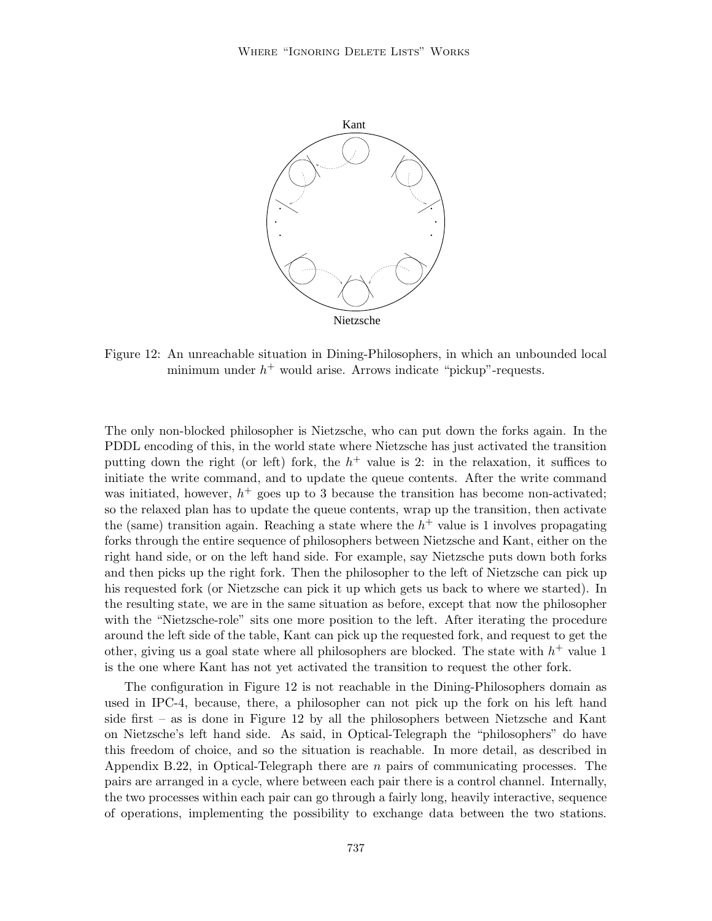Figure 12: An unreachable situation in Dining-Philosophers, in which an unbounded local minimum under $h^+$ would arise. Arrows indicate "pickup"-requests.

The only non-blocked philosopher is Nietzsche, who can put down the forks again. In the PDDL encoding of this, in the world state where Nietzsche has just activated the transition putting down the right (or left) fork, the $h^+$ value is 2: in the relaxation, it suffices to initiate the write command, and to update the queue contents. After the write command was initiated, however, $h^+$ goes up to 3 because the transition has become non-activated; so the relaxed plan has to update the queue contents, wrap up the transition, then activate the (same) transition again. Reaching a state where the $h^+$ value is 1 involves propagating forks through the entire sequence of philosophers between Nietzsche and Kant, either on the right hand side, or on the left hand side. For example, say Nietzsche puts down both forks and then picks up the right fork. Then the philosopher to the left of Nietzsche can pick up his requested fork (or Nietzsche can pick it up which gets us back to where we started). In the resulting state, we are in the same situation as before, except that now the philosopher with the "Nietzsche-role" sits one more position to the left. After iterating the procedure around the left side of the table, Kant can pick up the requested fork, and request to get the other, giving us a goal state where all philosophers are blocked. The state with $h^+$ value 1 is the one where Kant has not yet activated the transition to request the other fork.

The configuration in Figure 12 is not reachable in the Dining-Philosophers domain as used in IPC-4, because, there, a philosopher can not pick up the fork on his left hand side first – as is done in Figure 12 by all the philosophers between Nietzsche and Kant on Nietzsche's left hand side. As said, in Optical-Telegraph the "philosophers" do have this freedom of choice, and so the situation is reachable. In more detail, as described in Appendix B.22, in Optical-Telegraph there are $n$ pairs of communicating processes. The pairs are arranged in a cycle, where between each pair there is a control channel. Internally, the two processes within each pair can go through a fairly long, heavily interactive, sequence of operations, implementing the possibility to exchange data between the two stations.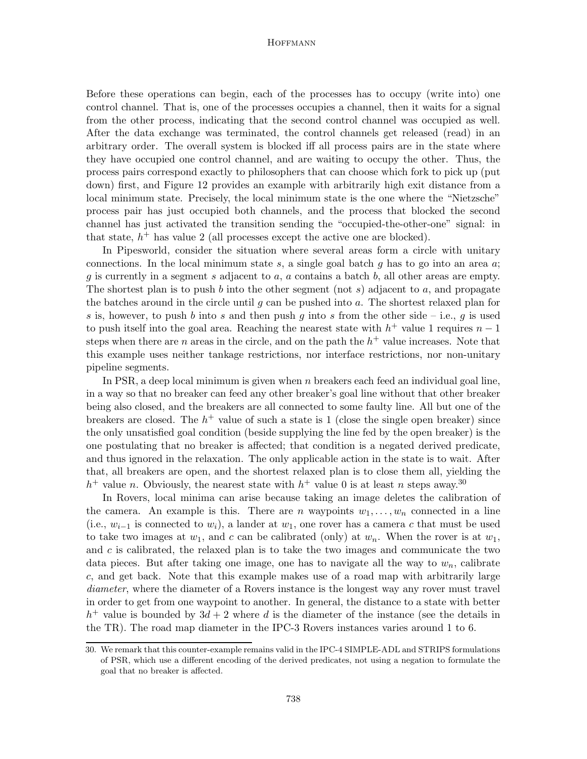Before these operations can begin, each of the processes has to occupy (write into) one control channel. That is, one of the processes occupies a channel, then it waits for a signal from the other process, indicating that the second control channel was occupied as well. After the data exchange was terminated, the control channels get released (read) in an arbitrary order. The overall system is blocked iff all process pairs are in the state where they have occupied one control channel, and are waiting to occupy the other. Thus, the process pairs correspond exactly to philosophers that can choose which fork to pick up (put down) first, and Figure 12 provides an example with arbitrarily high exit distance from a local minimum state. Precisely, the local minimum state is the one where the "Nietzsche" process pair has just occupied both channels, and the process that blocked the second channel has just activated the transition sending the "occupied-the-other-one" signal: in that state, $h^+$ has value 2 (all processes except the active one are blocked).

In Pipesworld, consider the situation where several areas form a circle with unitary connections. In the local minimum state $s$, a single goal batch $g$ has to go into an area $a$; $g$ is currently in a segment $s$ adjacent to $a$, $a$ contains a batch $b$, all other areas are empty. The shortest plan is to push $b$ into the other segment (not $s$) adjacent to $a$, and propagate the batches around in the circle until $g$ can be pushed into $a$. The shortest relaxed plan for $s$ is, however, to push $b$ into $s$ and then push $g$ into $s$ from the other side – i.e., $g$ is used to push itself into the goal area. Reaching the nearest state with $h^+$ value 1 requires $n - 1$ steps when there are $n$ areas in the circle, and on the path the $h^+$ value increases. Note that this example uses neither tankage restrictions, nor interface restrictions, nor non-unitary pipeline segments.

In PSR, a deep local minimum is given when $n$ breakers each feed an individual goal line, in a way so that no breaker can feed any other breaker's goal line without that other breaker being also closed, and the breakers are all connected to some faulty line. All but one of the breakers are closed. The $h^+$ value of such a state is 1 (close the single open breaker) since the only unsatisfied goal condition (beside supplying the line fed by the open breaker) is the one postulating that no breaker is affected; that condition is a negated derived predicate, and thus ignored in the relaxation. The only applicable action in the state is to wait. After that, all breakers are open, and the shortest relaxed plan is to close them all, yielding the $h^+$ value $n$. Obviously, the nearest state with $h^+$ value 0 is at least $n$ steps away.[30]

In Rovers, local minima can arise because taking an image deletes the calibration of the camera. An example is this. There are $n$ waypoints $w_1, \dots, w_n$ connected in a line (i.e., $w_{i-1}$ is connected to $w_i$), a lander at $w_1$, one rover has a camera $c$ that must be used to take two images at $w_1$, and $c$ can be calibrated (only) at $w_n$. When the rover is at $w_1$, and $c$ is calibrated, the relaxed plan is to take the two images and communicate the two data pieces. But after taking one image, one has to navigate all the way to $w_n$, calibrate $c$, and get back. Note that this example makes use of a road map with arbitrarily large *diameter*, where the diameter of a Rovers instance is the longest way any rover must travel in order to get from one waypoint to another. In general, the distance to a state with better $h^+$ value is bounded by $3d + 2$ where $d$ is the diameter of the instance (see the details in the TR). The road map diameter in the IPC-3 Rovers instances varies around 1 to 6.

30. We remark that this counter-example remains valid in the IPC-4 SIMPLE-ADL and STRIPS formulations of PSR, which use a different encoding of the derived predicates, not using a negation to formulate the goal that no breaker is affected.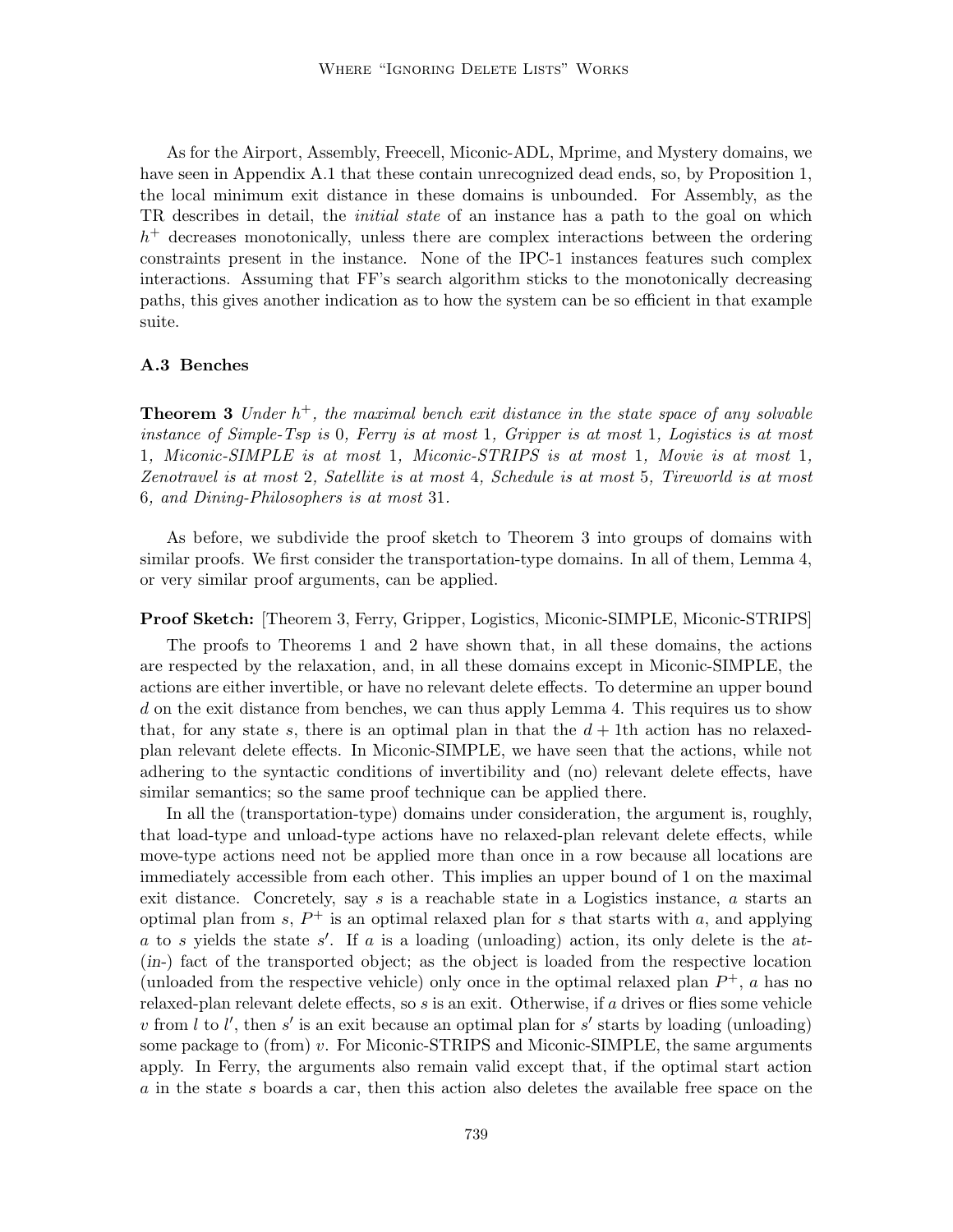As for the Airport, Assembly, Freecell, Miconic-ADL, Mprime, and Mystery domains, we have seen in Appendix A.1 that these contain unrecognized dead ends, so, by Proposition 1, the local minimum exit distance in these domains is unbounded. For Assembly, as the TR describes in detail, the *initial state* of an instance has a path to the goal on which $h^+$ decreases monotonically, unless there are complex interactions between the ordering constraints present in the instance. None of the IPC-1 instances features such complex interactions. Assuming that FF's search algorithm sticks to the monotonically decreasing paths, this gives another indication as to how the system can be so efficient in that example suite.

### A.3 Benches

**Theorem 3** *Under $h^+$, the maximal bench exit distance in the state space of any solvable instance of Simple-Tsp is* 0*, Ferry is at most* 1*, Gripper is at most* 1*, Logistics is at most* 1*, Miconic-SIMPLE is at most* 1*, Miconic-STRIPS is at most* 1*, Movie is at most* 1*, Zenotravel is at most* 2*, Satellite is at most* 4*, Schedule is at most* 5*, Tireworld is at most* 6*, and Dining-Philosophers is at most* 31*.*

As before, we subdivide the proof sketch to Theorem 3 into groups of domains with similar proofs. We first consider the transportation-type domains. In all of them, Lemma 4, or very similar proof arguments, can be applied.

**Proof Sketch:** [Theorem 3, Ferry, Gripper, Logistics, Miconic-SIMPLE, Miconic-STRIPS]

The proofs to Theorems 1 and 2 have shown that, in all these domains, the actions are respected by the relaxation, and, in all these domains except in Miconic-SIMPLE, the actions are either invertible, or have no relevant delete effects. To determine an upper bound $d$ on the exit distance from benches, we can thus apply Lemma 4. This requires us to show that, for any state $s$, there is an optimal plan in that the $d + 1$th action has no relaxed-plan relevant delete effects. In Miconic-SIMPLE, we have seen that the actions, while not adhering to the syntactic conditions of invertibility and (no) relevant delete effects, have similar semantics; so the same proof technique can be applied there.

In all the (transportation-type) domains under consideration, the argument is, roughly, that load-type and unload-type actions have no relaxed-plan relevant delete effects, while move-type actions need not be applied more than once in a row because all locations are immediately accessible from each other. This implies an upper bound of 1 on the maximal exit distance. Concretely, say $s$ is a reachable state in a Logistics instance, $a$ starts an optimal plan from $s$, $P^+$ is an optimal relaxed plan for $s$ that starts with $a$, and applying $a$ to $s$ yields the state $s'$. If $a$ is a loading (unloading) action, its only delete is the *at*-(*in*-) fact of the transported object; as the object is loaded from the respective location (unloaded from the respective vehicle) only once in the optimal relaxed plan $P^+$, $a$ has no relaxed-plan relevant delete effects, so $s$ is an exit. Otherwise, if $a$ drives or flies some vehicle $v$ from $l$ to $l'$, then $s'$ is an exit because an optimal plan for $s'$ starts by loading (unloading) some package to (from) $v$. For Miconic-STRIPS and Miconic-SIMPLE, the same arguments apply. In Ferry, the arguments also remain valid except that, if the optimal start action $a$ in the state $s$ boards a car, then this action also deletes the available free space on the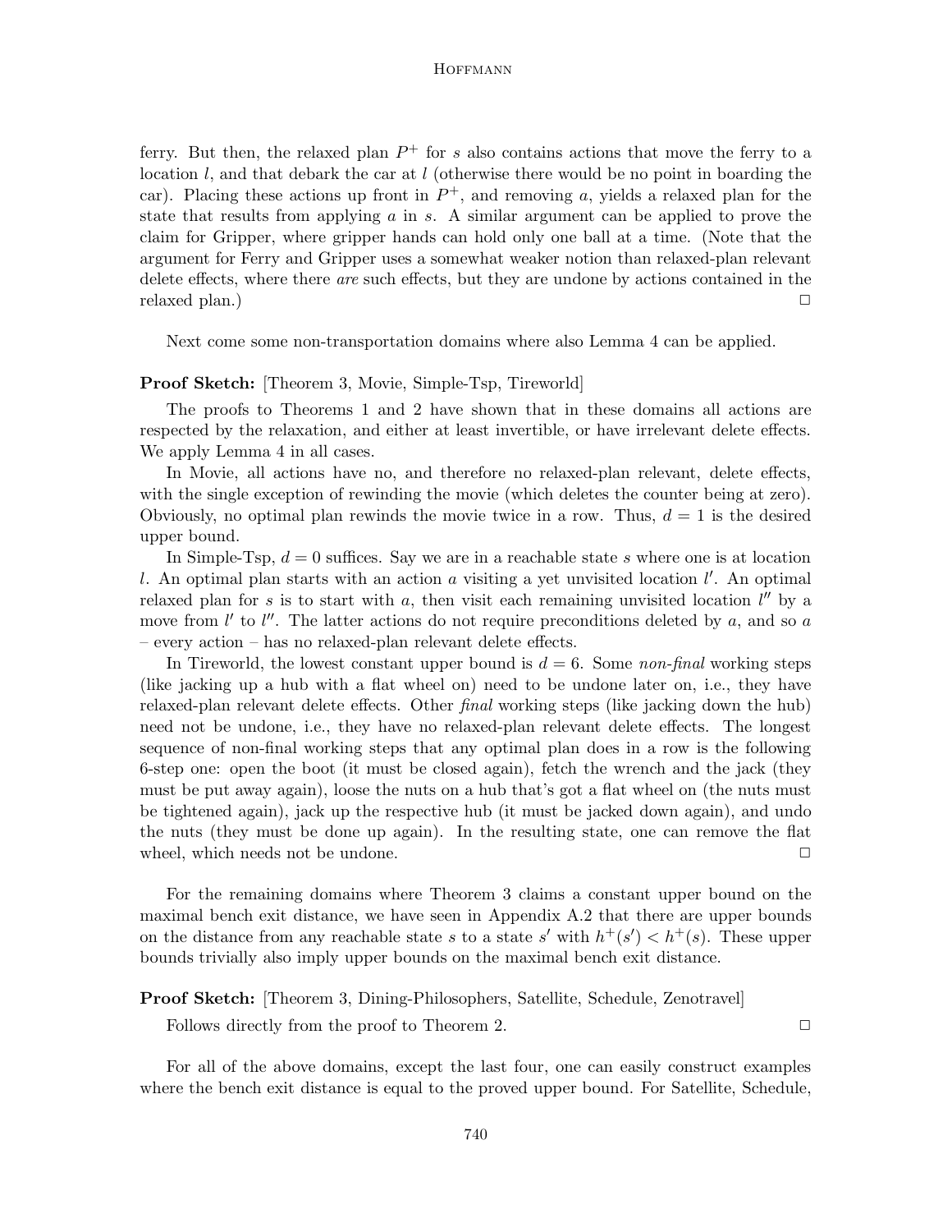ferry. But then, the relaxed plan $P^+$ for $s$ also contains actions that move the ferry to a location $l$, and that debark the car at $l$ (otherwise there would be no point in boarding the car). Placing these actions up front in $P^+$, and removing $a$, yields a relaxed plan for the state that results from applying $a$ in $s$. A similar argument can be applied to prove the claim for Gripper, where gripper hands can hold only one ball at a time. (Note that the argument for Ferry and Gripper uses a somewhat weaker notion than relaxed-plan relevant delete effects, where there *are* such effects, but they are undone by actions contained in the relaxed plan.) □

Next come some non-transportation domains where also Lemma 4 can be applied.

**Proof Sketch:** [Theorem 3, Movie, Simple-Tsp, Tireworld]

The proofs to Theorems 1 and 2 have shown that in these domains all actions are respected by the relaxation, and either at least invertible, or have irrelevant delete effects. We apply Lemma 4 in all cases.

In Movie, all actions have no, and therefore no relaxed-plan relevant, delete effects, with the single exception of rewinding the movie (which deletes the counter being at zero). Obviously, no optimal plan rewinds the movie twice in a row. Thus, $d = 1$ is the desired upper bound.

In Simple-Tsp, $d = 0$ suffices. Say we are in a reachable state $s$ where one is at location $l$. An optimal plan starts with an action $a$ visiting a yet unvisited location $l'$. An optimal relaxed plan for $s$ is to start with $a$, then visit each remaining unvisited location $l''$ by a move from $l'$ to $l''$. The latter actions do not require preconditions deleted by $a$, and so $a$ – every action – has no relaxed-plan relevant delete effects.

In Tireworld, the lowest constant upper bound is $d = 6$. Some *non-final* working steps (like jacking up a hub with a flat wheel on) need to be undone later on, i.e., they have relaxed-plan relevant delete effects. Other *final* working steps (like jacking down the hub) need not be undone, i.e., they have no relaxed-plan relevant delete effects. The longest sequence of non-final working steps that any optimal plan does in a row is the following 6-step one: open the boot (it must be closed again), fetch the wrench and the jack (they must be put away again), loose the nuts on a hub that's got a flat wheel on (the nuts must be tightened again), jack up the respective hub (it must be jacked down again), and undo the nuts (they must be done up again). In the resulting state, one can remove the flat wheel, which needs not be undone. □

For the remaining domains where Theorem 3 claims a constant upper bound on the maximal bench exit distance, we have seen in Appendix A.2 that there are upper bounds on the distance from any reachable state $s$ to a state $s'$ with $h^+(s') < h^+(s)$. These upper bounds trivially also imply upper bounds on the maximal bench exit distance.

**Proof Sketch:** [Theorem 3, Dining-Philosophers, Satellite, Schedule, Zenotravel]

Follows directly from the proof to Theorem 2. □

For all of the above domains, except the last four, one can easily construct examples where the bench exit distance is equal to the proved upper bound. For Satellite, Schedule,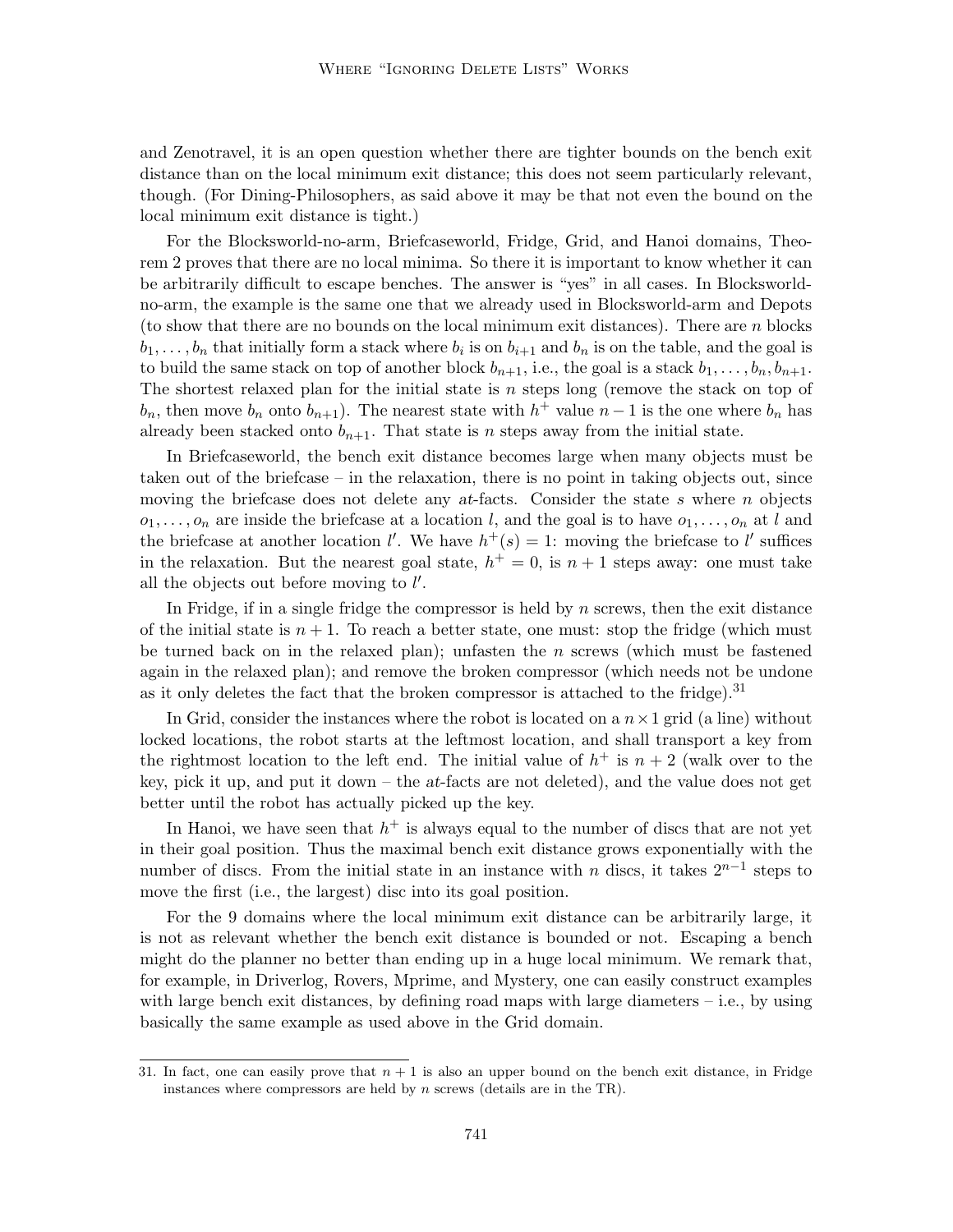and Zenotravel, it is an open question whether there are tighter bounds on the bench exit distance than on the local minimum exit distance; this does not seem particularly relevant, though. (For Dining-Philosophers, as said above it may be that not even the bound on the local minimum exit distance is tight.)

For the Blocksworld-no-arm, Briefcaseworld, Fridge, Grid, and Hanoi domains, Theorem 2 proves that there are no local minima. So there it is important to know whether it can be arbitrarily difficult to escape benches. The answer is "yes" in all cases. In Blocksworld-no-arm, the example is the same one that we already used in Blocksworld-arm and Depots (to show that there are no bounds on the local minimum exit distances). There are $n$ blocks $b_1, \ldots, b_n$ that initially form a stack where $b_i$ is on $b_{i+1}$ and $b_n$ is on the table, and the goal is to build the same stack on top of another block $b_{n+1}$, i.e., the goal is a stack $b_1, \ldots, b_n, b_{n+1}$. The shortest relaxed plan for the initial state is $n$ steps long (remove the stack on top of $b_n$, then move $b_n$ onto $b_{n+1}$). The nearest state with $h^+$ value $n-1$ is the one where $b_n$ has already been stacked onto $b_{n+1}$. That state is $n$ steps away from the initial state.

In Briefcaseworld, the bench exit distance becomes large when many objects must be taken out of the briefcase – in the relaxation, there is no point in taking objects out, since moving the briefcase does not delete any *at*-facts. Consider the state $s$ where $n$ objects $o_1, \ldots, o_n$ are inside the briefcase at a location $l$, and the goal is to have $o_1, \ldots, o_n$ at $l$ and the briefcase at another location $l'$. We have $h^+(s) = 1$: moving the briefcase to $l'$ suffices in the relaxation. But the nearest goal state, $h^+ = 0$, is $n + 1$ steps away: one must take all the objects out before moving to $l'$.

In Fridge, if in a single fridge the compressor is held by $n$ screws, then the exit distance of the initial state is $n + 1$. To reach a better state, one must: stop the fridge (which must be turned back on in the relaxed plan); unfasten the $n$ screws (which must be fastened again in the relaxed plan); and remove the broken compressor (which needs not be undone as it only deletes the fact that the broken compressor is attached to the fridge).[31]

In Grid, consider the instances where the robot is located on a $n \times 1$ grid (a line) without locked locations, the robot starts at the leftmost location, and shall transport a key from the rightmost location to the left end. The initial value of $h^+$ is $n + 2$ (walk over to the key, pick it up, and put it down – the *at*-facts are not deleted), and the value does not get better until the robot has actually picked up the key.

In Hanoi, we have seen that $h^+$ is always equal to the number of discs that are not yet in their goal position. Thus the maximal bench exit distance grows exponentially with the number of discs. From the initial state in an instance with $n$ discs, it takes $2^{n-1}$ steps to move the first (i.e., the largest) disc into its goal position.

For the 9 domains where the local minimum exit distance can be arbitrarily large, it is not as relevant whether the bench exit distance is bounded or not. Escaping a bench might do the planner no better than ending up in a huge local minimum. We remark that, for example, in Driverlog, Rovers, Mprime, and Mystery, one can easily construct examples with large bench exit distances, by defining road maps with large diameters – i.e., by using basically the same example as used above in the Grid domain.

---

31. In fact, one can easily prove that $n + 1$ is also an upper bound on the bench exit distance, in Fridge instances where compressors are held by $n$ screws (details are in the TR).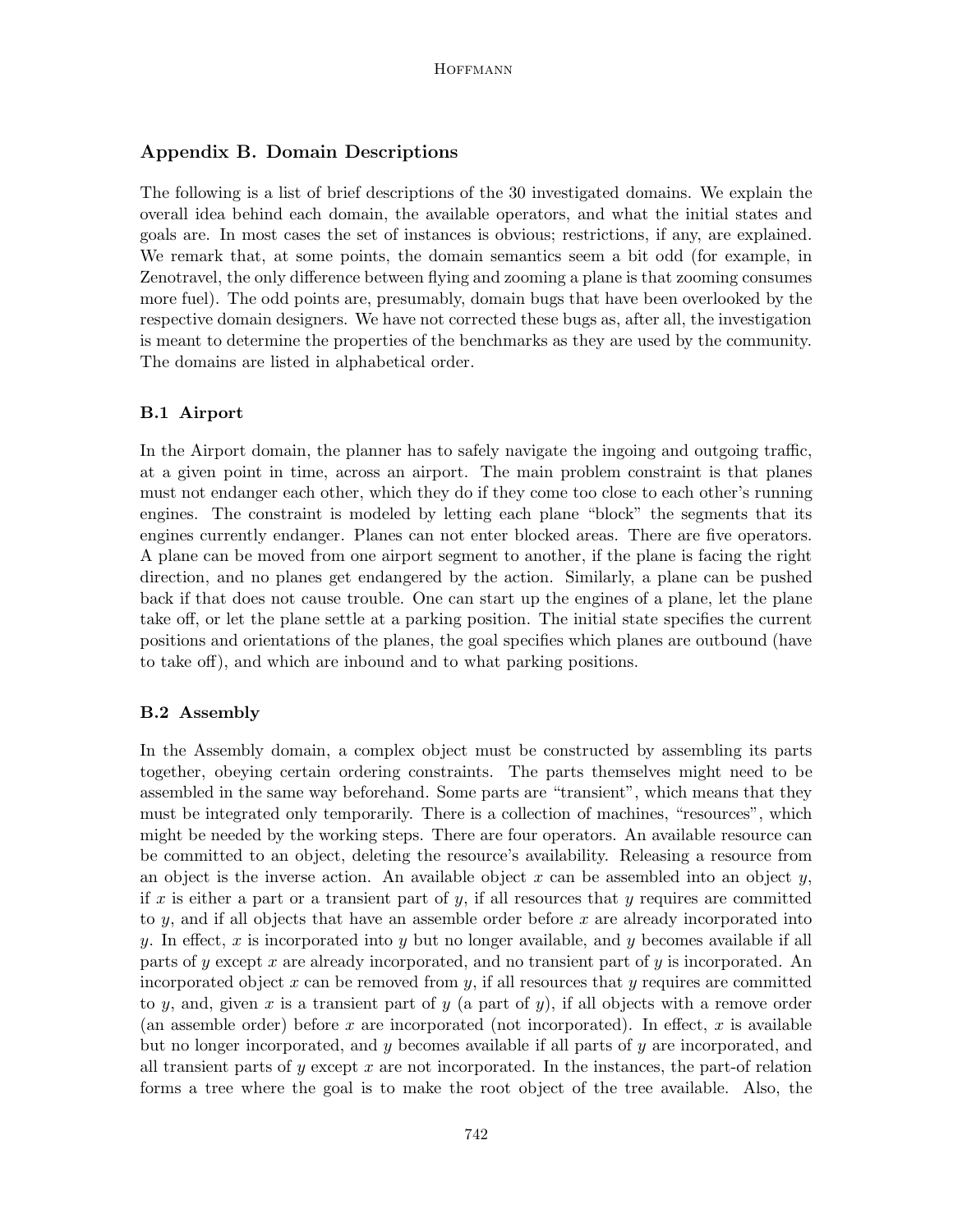## Appendix B. Domain Descriptions

The following is a list of brief descriptions of the 30 investigated domains. We explain the overall idea behind each domain, the available operators, and what the initial states and goals are. In most cases the set of instances is obvious; restrictions, if any, are explained. We remark that, at some points, the domain semantics seem a bit odd (for example, in Zenotravel, the only difference between flying and zooming a plane is that zooming consumes more fuel). The odd points are, presumably, domain bugs that have been overlooked by the respective domain designers. We have not corrected these bugs as, after all, the investigation is meant to determine the properties of the benchmarks as they are used by the community. The domains are listed in alphabetical order.

### B.1 Airport

In the Airport domain, the planner has to safely navigate the ingoing and outgoing traffic, at a given point in time, across an airport. The main problem constraint is that planes must not endanger each other, which they do if they come too close to each other's running engines. The constraint is modeled by letting each plane "block" the segments that its engines currently endanger. Planes can not enter blocked areas. There are five operators. A plane can be moved from one airport segment to another, if the plane is facing the right direction, and no planes get endangered by the action. Similarly, a plane can be pushed back if that does not cause trouble. One can start up the engines of a plane, let the plane take off, or let the plane settle at a parking position. The initial state specifies the current positions and orientations of the planes, the goal specifies which planes are outbound (have to take off), and which are inbound and to what parking positions.

### B.2 Assembly

In the Assembly domain, a complex object must be constructed by assembling its parts together, obeying certain ordering constraints. The parts themselves might need to be assembled in the same way beforehand. Some parts are "transient", which means that they must be integrated only temporarily. There is a collection of machines, "resources", which might be needed by the working steps. There are four operators. An available resource can be committed to an object, deleting the resource's availability. Releasing a resource from an object is the inverse action. An available object $x$ can be assembled into an object $y$, if $x$ is either a part or a transient part of $y$, if all resources that $y$ requires are committed to $y$, and if all objects that have an assemble order before $x$ are already incorporated into $y$. In effect, $x$ is incorporated into $y$ but no longer available, and $y$ becomes available if all parts of $y$ except $x$ are already incorporated, and no transient part of $y$ is incorporated. An incorporated object $x$ can be removed from $y$, if all resources that $y$ requires are committed to $y$, and, given $x$ is a transient part of $y$ (a part of $y$), if all objects with a remove order (an assemble order) before $x$ are incorporated (not incorporated). In effect, $x$ is available but no longer incorporated, and $y$ becomes available if all parts of $y$ are incorporated, and all transient parts of $y$ except $x$ are not incorporated. In the instances, the part-of relation forms a tree where the goal is to make the root object of the tree available. Also, the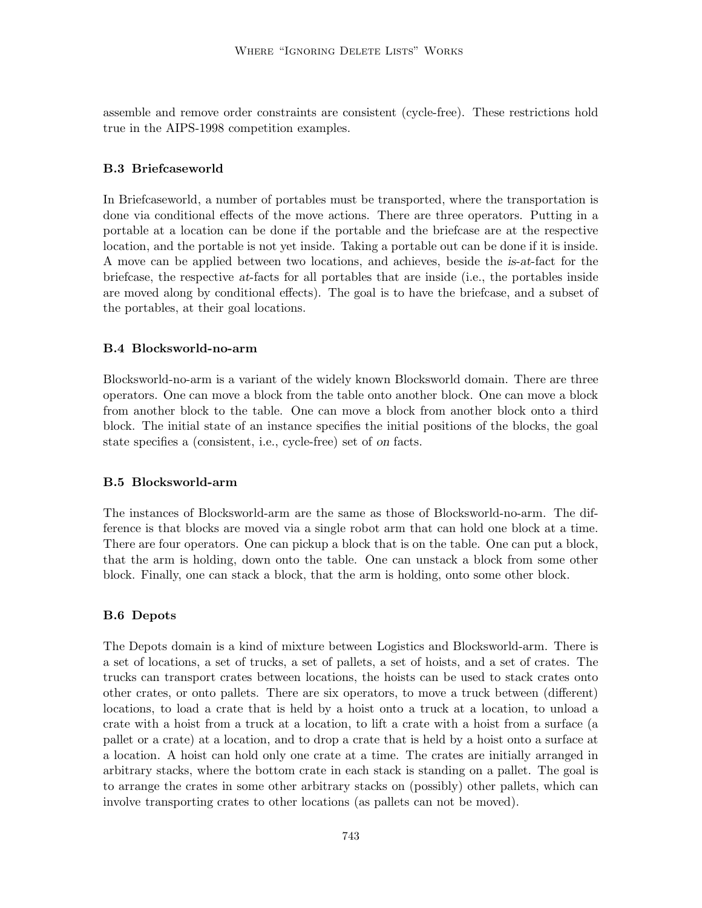assemble and remove order constraints are consistent (cycle-free). These restrictions hold true in the AIPS-1998 competition examples.

### B.3 Briefcaseworld

In Briefcaseworld, a number of portables must be transported, where the transportation is done via conditional effects of the move actions. There are three operators. Putting in a portable at a location can be done if the portable and the briefcase are at the respective location, and the portable is not yet inside. Taking a portable out can be done if it is inside. A move can be applied between two locations, and achieves, beside the *is-at*-fact for the briefcase, the respective *at*-facts for all portables that are inside (i.e., the portables inside are moved along by conditional effects). The goal is to have the briefcase, and a subset of the portables, at their goal locations.

### B.4 Blocksworld-no-arm

Blocksworld-no-arm is a variant of the widely known Blocksworld domain. There are three operators. One can move a block from the table onto another block. One can move a block from another block to the table. One can move a block from another block onto a third block. The initial state of an instance specifies the initial positions of the blocks, the goal state specifies a (consistent, i.e., cycle-free) set of *on* facts.

### B.5 Blocksworld-arm

The instances of Blocksworld-arm are the same as those of Blocksworld-no-arm. The difference is that blocks are moved via a single robot arm that can hold one block at a time. There are four operators. One can pickup a block that is on the table. One can put a block, that the arm is holding, down onto the table. One can unstack a block from some other block. Finally, one can stack a block, that the arm is holding, onto some other block.

### B.6 Depots

The Depots domain is a kind of mixture between Logistics and Blocksworld-arm. There is a set of locations, a set of trucks, a set of pallets, a set of hoists, and a set of crates. The trucks can transport crates between locations, the hoists can be used to stack crates onto other crates, or onto pallets. There are six operators, to move a truck between (different) locations, to load a crate that is held by a hoist onto a truck at a location, to unload a crate with a hoist from a truck at a location, to lift a crate with a hoist from a surface (a pallet or a crate) at a location, and to drop a crate that is held by a hoist onto a surface at a location. A hoist can hold only one crate at a time. The crates are initially arranged in arbitrary stacks, where the bottom crate in each stack is standing on a pallet. The goal is to arrange the crates in some other arbitrary stacks on (possibly) other pallets, which can involve transporting crates to other locations (as pallets can not be moved).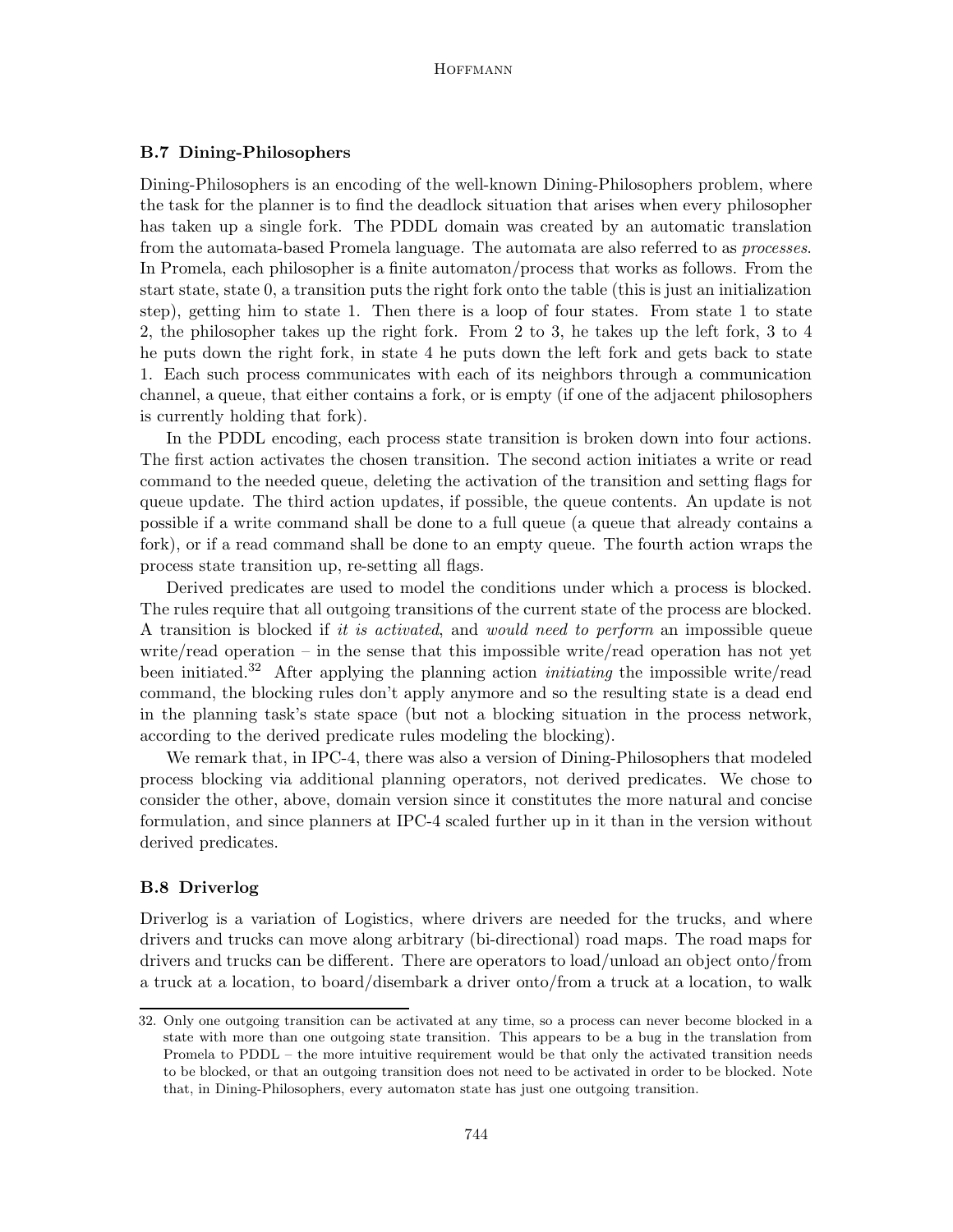### B.7 Dining-Philosophers

Dining-Philosophers is an encoding of the well-known Dining-Philosophers problem, where the task for the planner is to find the deadlock situation that arises when every philosopher has taken up a single fork. The PDDL domain was created by an automatic translation from the automata-based Promela language. The automata are also referred to as *processes*. In Promela, each philosopher is a finite automaton/process that works as follows. From the start state, state 0, a transition puts the right fork onto the table (this is just an initialization step), getting him to state 1. Then there is a loop of four states. From state 1 to state 2, the philosopher takes up the right fork. From 2 to 3, he takes up the left fork, 3 to 4 he puts down the right fork, in state 4 he puts down the left fork and gets back to state 1. Each such process communicates with each of its neighbors through a communication channel, a queue, that either contains a fork, or is empty (if one of the adjacent philosophers is currently holding that fork).

In the PDDL encoding, each process state transition is broken down into four actions. The first action activates the chosen transition. The second action initiates a write or read command to the needed queue, deleting the activation of the transition and setting flags for queue update. The third action updates, if possible, the queue contents. An update is not possible if a write command shall be done to a full queue (a queue that already contains a fork), or if a read command shall be done to an empty queue. The fourth action wraps the process state transition up, re-setting all flags.

Derived predicates are used to model the conditions under which a process is blocked. The rules require that all outgoing transitions of the current state of the process are blocked. A transition is blocked if *it is activated*, and *would need to perform* an impossible queue write/read operation – in the sense that this impossible write/read operation has not yet been initiated.[32] After applying the planning action *initiating* the impossible write/read command, the blocking rules don't apply anymore and so the resulting state is a dead end in the planning task's state space (but not a blocking situation in the process network, according to the derived predicate rules modeling the blocking).

We remark that, in IPC-4, there was also a version of Dining-Philosophers that modeled process blocking via additional planning operators, not derived predicates. We chose to consider the other, above, domain version since it constitutes the more natural and concise formulation, and since planners at IPC-4 scaled further up in it than in the version without derived predicates.

### B.8 Driverlog

Driverlog is a variation of Logistics, where drivers are needed for the trucks, and where drivers and trucks can move along arbitrary (bi-directional) road maps. The road maps for drivers and trucks can be different. There are operators to load/unload an object onto/from a truck at a location, to board/disembark a driver onto/from a truck at a location, to walk

---

32. Only one outgoing transition can be activated at any time, so a process can never become blocked in a state with more than one outgoing state transition. This appears to be a bug in the translation from Promela to PDDL – the more intuitive requirement would be that only the activated transition needs to be blocked, or that an outgoing transition does not need to be activated in order to be blocked. Note that, in Dining-Philosophers, every automaton state has just one outgoing transition.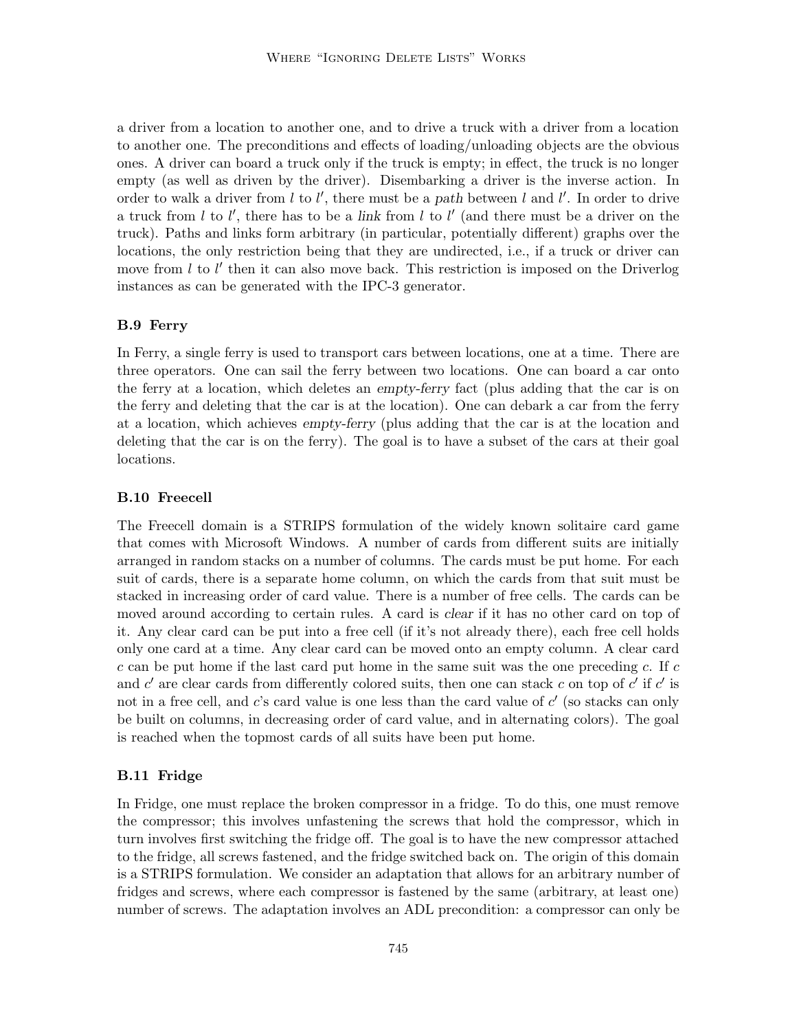a driver from a location to another one, and to drive a truck with a driver from a location to another one. The preconditions and effects of loading/unloading objects are the obvious ones. A driver can board a truck only if the truck is empty; in effect, the truck is no longer empty (as well as driven by the driver). Disembarking a driver is the inverse action. In order to walk a driver from $l$ to $l'$, there must be a *path* between $l$ and $l'$. In order to drive a truck from $l$ to $l'$, there has to be a *link* from $l$ to $l'$ (and there must be a driver on the truck). Paths and links form arbitrary (in particular, potentially different) graphs over the locations, the only restriction being that they are undirected, i.e., if a truck or driver can move from $l$ to $l'$ then it can also move back. This restriction is imposed on the Driverlog instances as can be generated with the IPC-3 generator.

### B.9 Ferry

In Ferry, a single ferry is used to transport cars between locations, one at a time. There are three operators. One can sail the ferry between two locations. One can board a car onto the ferry at a location, which deletes an *empty-ferry* fact (plus adding that the car is on the ferry and deleting that the car is at the location). One can debark a car from the ferry at a location, which achieves *empty-ferry* (plus adding that the car is at the location and deleting that the car is on the ferry). The goal is to have a subset of the cars at their goal locations.

### B.10 Freecell

The Freecell domain is a STRIPS formulation of the widely known solitaire card game that comes with Microsoft Windows. A number of cards from different suits are initially arranged in random stacks on a number of columns. The cards must be put home. For each suit of cards, there is a separate home column, on which the cards from that suit must be stacked in increasing order of card value. There is a number of free cells. The cards can be moved around according to certain rules. A card is *clear* if it has no other card on top of it. Any clear card can be put into a free cell (if it's not already there), each free cell holds only one card at a time. Any clear card can be moved onto an empty column. A clear card $c$ can be put home if the last card put home in the same suit was the one preceding $c$. If $c$ and $c'$ are clear cards from differently colored suits, then one can stack $c$ on top of $c'$ if $c'$ is not in a free cell, and $c$'s card value is one less than the card value of $c'$ (so stacks can only be built on columns, in decreasing order of card value, and in alternating colors). The goal is reached when the topmost cards of all suits have been put home.

### B.11 Fridge

In Fridge, one must replace the broken compressor in a fridge. To do this, one must remove the compressor; this involves unfastening the screws that hold the compressor, which in turn involves first switching the fridge off. The goal is to have the new compressor attached to the fridge, all screws fastened, and the fridge switched back on. The origin of this domain is a STRIPS formulation. We consider an adaptation that allows for an arbitrary number of fridges and screws, where each compressor is fastened by the same (arbitrary, at least one) number of screws. The adaptation involves an ADL precondition: a compressor can only be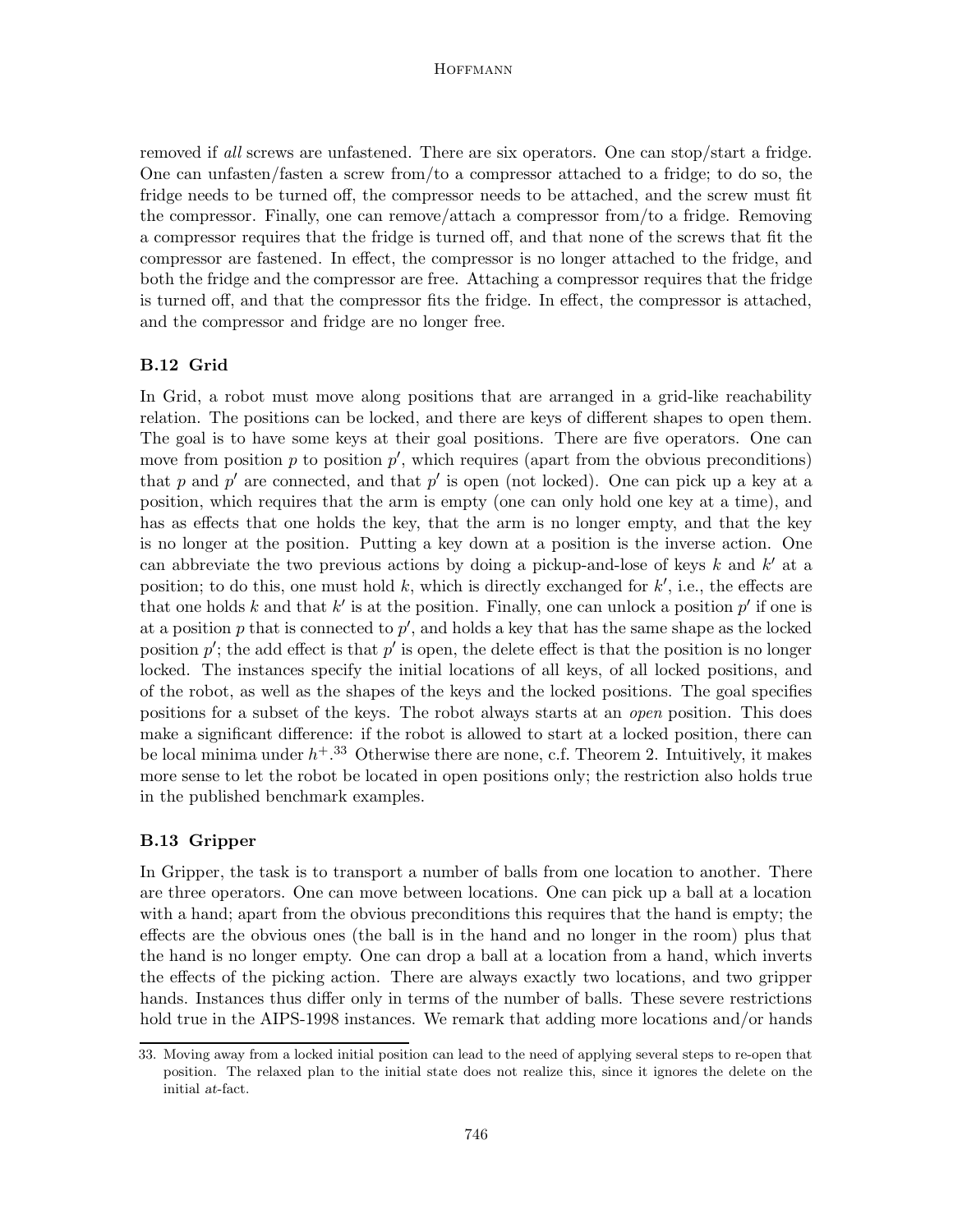removed if *all* screws are unfastened. There are six operators. One can stop/start a fridge. One can unfasten/fasten a screw from/to a compressor attached to a fridge; to do so, the fridge needs to be turned off, the compressor needs to be attached, and the screw must fit the compressor. Finally, one can remove/attach a compressor from/to a fridge. Removing a compressor requires that the fridge is turned off, and that none of the screws that fit the compressor are fastened. In effect, the compressor is no longer attached to the fridge, and both the fridge and the compressor are free. Attaching a compressor requires that the fridge is turned off, and that the compressor fits the fridge. In effect, the compressor is attached, and the compressor and fridge are no longer free.

### B.12 Grid

In Grid, a robot must move along positions that are arranged in a grid-like reachability relation. The positions can be locked, and there are keys of different shapes to open them. The goal is to have some keys at their goal positions. There are five operators. One can move from position $p$ to position $p'$, which requires (apart from the obvious preconditions) that $p$ and $p'$ are connected, and that $p'$ is open (not locked). One can pick up a key at a position, which requires that the arm is empty (one can only hold one key at a time), and has as effects that one holds the key, that the arm is no longer empty, and that the key is no longer at the position. Putting a key down at a position is the inverse action. One can abbreviate the two previous actions by doing a pickup-and-lose of keys $k$ and $k'$ at a position; to do this, one must hold $k$, which is directly exchanged for $k'$, i.e., the effects are that one holds $k$ and that $k'$ is at the position. Finally, one can unlock a position $p'$ if one is at a position $p$ that is connected to $p'$, and holds a key that has the same shape as the locked position $p'$; the add effect is that $p'$ is open, the delete effect is that the position is no longer locked. The instances specify the initial locations of all keys, of all locked positions, and of the robot, as well as the shapes of the keys and the locked positions. The goal specifies positions for a subset of the keys. The robot always starts at an *open* position. This does make a significant difference: if the robot is allowed to start at a locked position, there can be local minima under $h^+$.[33] Otherwise there are none, c.f. Theorem 2. Intuitively, it makes more sense to let the robot be located in open positions only; the restriction also holds true in the published benchmark examples.

### B.13 Gripper

In Gripper, the task is to transport a number of balls from one location to another. There are three operators. One can move between locations. One can pick up a ball at a location with a hand; apart from the obvious preconditions this requires that the hand is empty; the effects are the obvious ones (the ball is in the hand and no longer in the room) plus that the hand is no longer empty. One can drop a ball at a location from a hand, which inverts the effects of the picking action. There are always exactly two locations, and two gripper hands. Instances thus differ only in terms of the number of balls. These severe restrictions hold true in the AIPS-1998 instances. We remark that adding more locations and/or hands

33. Moving away from a locked initial position can lead to the need of applying several steps to re-open that position. The relaxed plan to the initial state does not realize this, since it ignores the delete on the initial *at*-fact.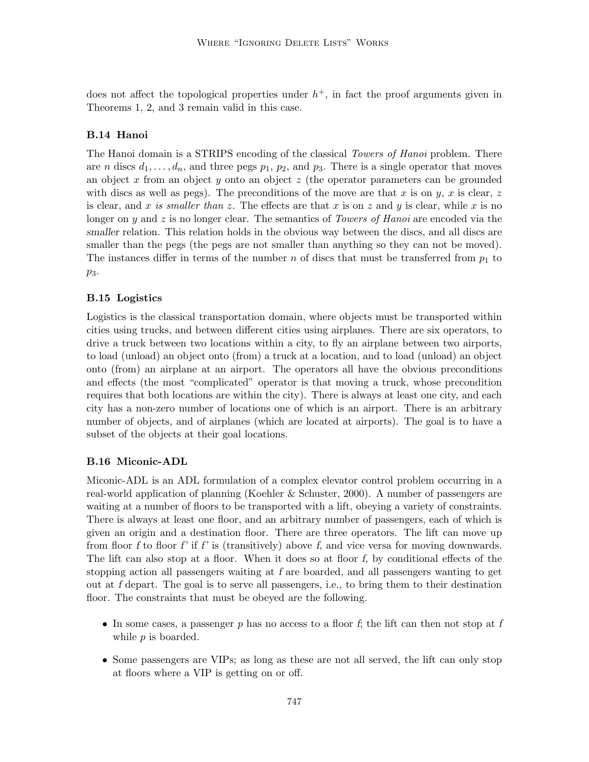does not affect the topological properties under $h^+$, in fact the proof arguments given in Theorems 1, 2, and 3 remain valid in this case.

### B.14 Hanoi

The Hanoi domain is a STRIPS encoding of the classical *Towers of Hanoi* problem. There are $n$ discs $d_1, \ldots, d_n$, and three pegs $p_1$, $p_2$, and $p_3$. There is a single operator that moves an object $x$ from an object $y$ onto an object $z$ (the operator parameters can be grounded with discs as well as pegs). The preconditions of the move are that $x$ is on $y$, $x$ is clear, $z$ is clear, and $x$ *is smaller than* $z$. The effects are that $x$ is on $z$ and $y$ is clear, while $x$ is no longer on $y$ and $z$ is no longer clear. The semantics of *Towers of Hanoi* are encoded via the *smaller* relation. This relation holds in the obvious way between the discs, and all discs are smaller than the pegs (the pegs are not smaller than anything so they can not be moved). The instances differ in terms of the number $n$ of discs that must be transferred from $p_1$ to $p_3$.

### B.15 Logistics

Logistics is the classical transportation domain, where objects must be transported within cities using trucks, and between different cities using airplanes. There are six operators, to drive a truck between two locations within a city, to fly an airplane between two airports, to load (unload) an object onto (from) a truck at a location, and to load (unload) an object onto (from) an airplane at an airport. The operators all have the obvious preconditions and effects (the most "complicated" operator is that moving a truck, whose precondition requires that both locations are within the city). There is always at least one city, and each city has a non-zero number of locations one of which is an airport. There is an arbitrary number of objects, and of airplanes (which are located at airports). The goal is to have a subset of the objects at their goal locations.

### B.16 Miconic-ADL

Miconic-ADL is an ADL formulation of a complex elevator control problem occurring in a real-world application of planning (Koehler & Schuster, 2000). A number of passengers are waiting at a number of floors to be transported with a lift, obeying a variety of constraints. There is always at least one floor, and an arbitrary number of passengers, each of which is given an origin and a destination floor. There are three operators. The lift can move up from floor *f* to floor *f'* if *f'* is (transitively) above *f*, and vice versa for moving downwards. The lift can also stop at a floor. When it does so at floor *f*, by conditional effects of the stopping action all passengers waiting at *f* are boarded, and all passengers wanting to get out at *f* depart. The goal is to serve all passengers, i.e., to bring them to their destination floor. The constraints that must be obeyed are the following.

- In some cases, a passenger $p$ has no access to a floor *f*; the lift can then not stop at *f* while $p$ is boarded.
- Some passengers are VIPs; as long as these are not all served, the lift can only stop at floors where a VIP is getting on or off.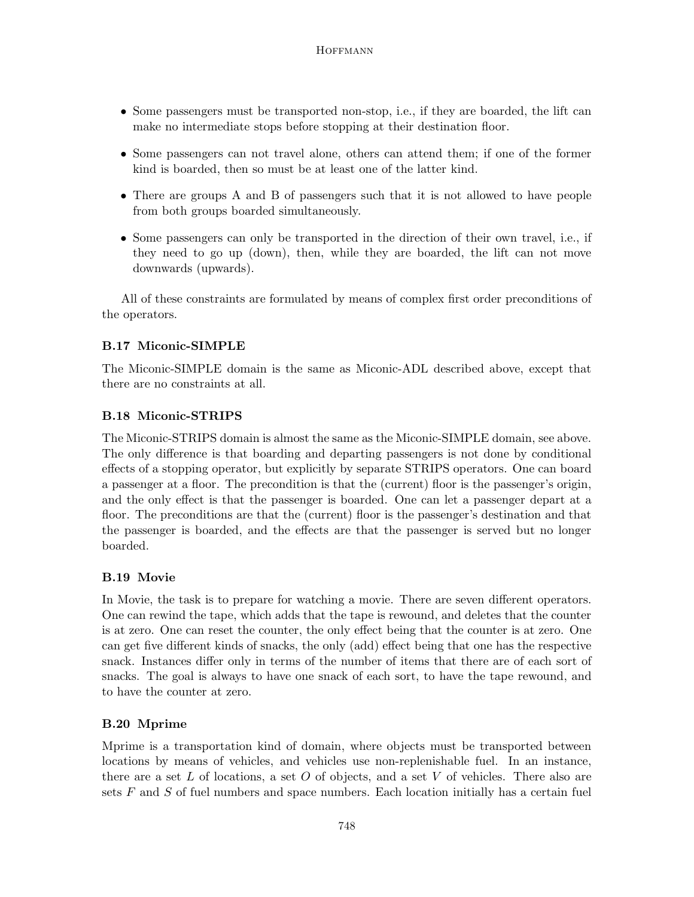- Some passengers must be transported non-stop, i.e., if they are boarded, the lift can make no intermediate stops before stopping at their destination floor.
- Some passengers can not travel alone, others can attend them; if one of the former kind is boarded, then so must be at least one of the latter kind.
- There are groups A and B of passengers such that it is not allowed to have people from both groups boarded simultaneously.
- Some passengers can only be transported in the direction of their own travel, i.e., if they need to go up (down), then, while they are boarded, the lift can not move downwards (upwards).

All of these constraints are formulated by means of complex first order preconditions of the operators.

### B.17 Miconic-SIMPLE

The Miconic-SIMPLE domain is the same as Miconic-ADL described above, except that there are no constraints at all.

### B.18 Miconic-STRIPS

The Miconic-STRIPS domain is almost the same as the Miconic-SIMPLE domain, see above. The only difference is that boarding and departing passengers is not done by conditional effects of a stopping operator, but explicitly by separate STRIPS operators. One can board a passenger at a floor. The precondition is that the (current) floor is the passenger's origin, and the only effect is that the passenger is boarded. One can let a passenger depart at a floor. The preconditions are that the (current) floor is the passenger's destination and that the passenger is boarded, and the effects are that the passenger is served but no longer boarded.

### B.19 Movie

In Movie, the task is to prepare for watching a movie. There are seven different operators. One can rewind the tape, which adds that the tape is rewound, and deletes that the counter is at zero. One can reset the counter, the only effect being that the counter is at zero. One can get five different kinds of snacks, the only (add) effect being that one has the respective snack. Instances differ only in terms of the number of items that there are of each sort of snacks. The goal is always to have one snack of each sort, to have the tape rewound, and to have the counter at zero.

### B.20 Mprime

Mprime is a transportation kind of domain, where objects must be transported between locations by means of vehicles, and vehicles use non-replenishable fuel. In an instance, there are a set $L$ of locations, a set $O$ of objects, and a set $V$ of vehicles. There also are sets $F$ and $S$ of fuel numbers and space numbers. Each location initially has a certain fuel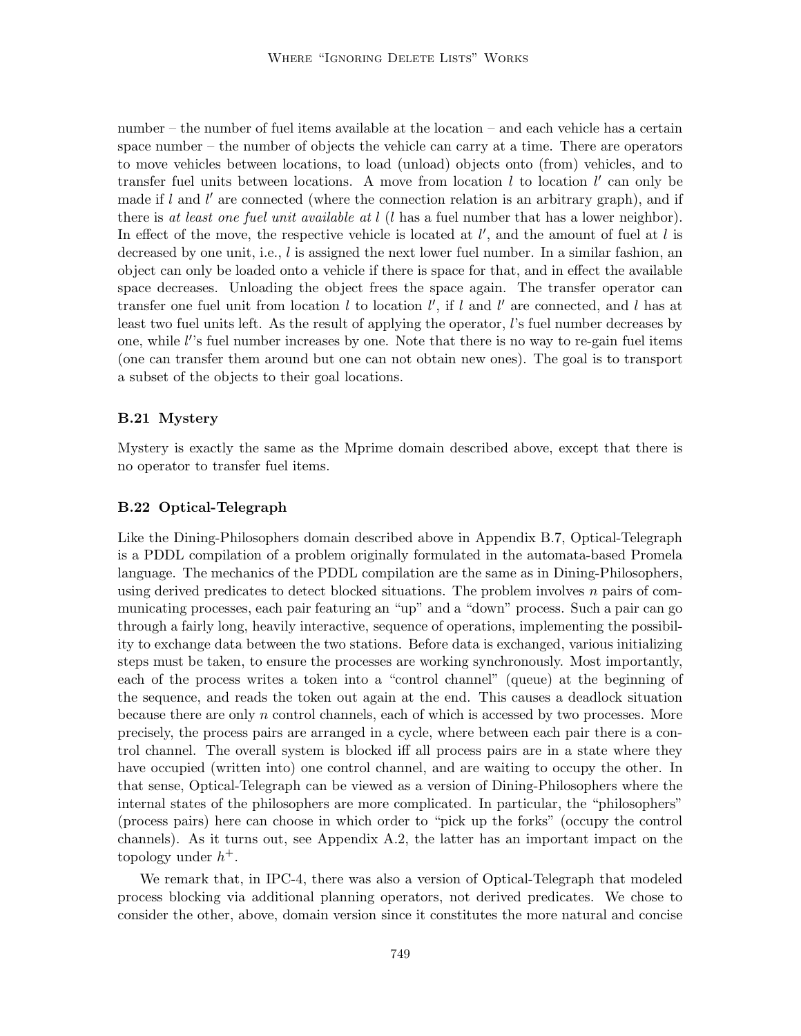number – the number of fuel items available at the location – and each vehicle has a certain space number – the number of objects the vehicle can carry at a time. There are operators to move vehicles between locations, to load (unload) objects onto (from) vehicles, and to transfer fuel units between locations. A move from location $l$ to location $l'$ can only be made if $l$ and $l'$ are connected (where the connection relation is an arbitrary graph), and if there is *at least one fuel unit available at* $l$ ($l$ has a fuel number that has a lower neighbor). In effect of the move, the respective vehicle is located at $l'$, and the amount of fuel at $l$ is decreased by one unit, i.e., $l$ is assigned the next lower fuel number. In a similar fashion, an object can only be loaded onto a vehicle if there is space for that, and in effect the available space decreases. Unloading the object frees the space again. The transfer operator can transfer one fuel unit from location $l$ to location $l'$, if $l$ and $l'$ are connected, and $l$ has at least two fuel units left. As the result of applying the operator, $l$'s fuel number decreases by one, while $l'$'s fuel number increases by one. Note that there is no way to re-gain fuel items (one can transfer them around but one can not obtain new ones). The goal is to transport a subset of the objects to their goal locations.

### B.21 Mystery

Mystery is exactly the same as the Mprime domain described above, except that there is no operator to transfer fuel items.

### B.22 Optical-Telegraph

Like the Dining-Philosophers domain described above in Appendix B.7, Optical-Telegraph is a PDDL compilation of a problem originally formulated in the automata-based Promela language. The mechanics of the PDDL compilation are the same as in Dining-Philosophers, using derived predicates to detect blocked situations. The problem involves $n$ pairs of communicating processes, each pair featuring an "up" and a "down" process. Such a pair can go through a fairly long, heavily interactive, sequence of operations, implementing the possibility to exchange data between the two stations. Before data is exchanged, various initializing steps must be taken, to ensure the processes are working synchronously. Most importantly, each of the process writes a token into a "control channel" (queue) at the beginning of the sequence, and reads the token out again at the end. This causes a deadlock situation because there are only $n$ control channels, each of which is accessed by two processes. More precisely, the process pairs are arranged in a cycle, where between each pair there is a control channel. The overall system is blocked iff all process pairs are in a state where they have occupied (written into) one control channel, and are waiting to occupy the other. In that sense, Optical-Telegraph can be viewed as a version of Dining-Philosophers where the internal states of the philosophers are more complicated. In particular, the "philosophers" (process pairs) here can choose in which order to "pick up the forks" (occupy the control channels). As it turns out, see Appendix A.2, the latter has an important impact on the topology under $h^+$.

We remark that, in IPC-4, there was also a version of Optical-Telegraph that modeled process blocking via additional planning operators, not derived predicates. We chose to consider the other, above, domain version since it constitutes the more natural and concise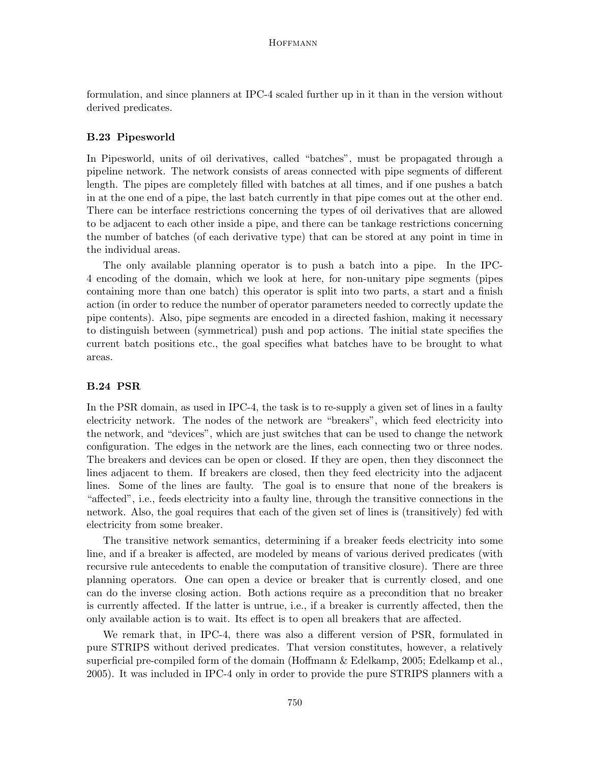formulation, and since planners at IPC-4 scaled further up in it than in the version without derived predicates.

### B.23 Pipesworld

In Pipesworld, units of oil derivatives, called "batches", must be propagated through a pipeline network. The network consists of areas connected with pipe segments of different length. The pipes are completely filled with batches at all times, and if one pushes a batch in at the one end of a pipe, the last batch currently in that pipe comes out at the other end. There can be interface restrictions concerning the types of oil derivatives that are allowed to be adjacent to each other inside a pipe, and there can be tankage restrictions concerning the number of batches (of each derivative type) that can be stored at any point in time in the individual areas.

The only available planning operator is to push a batch into a pipe. In the IPC-4 encoding of the domain, which we look at here, for non-unitary pipe segments (pipes containing more than one batch) this operator is split into two parts, a start and a finish action (in order to reduce the number of operator parameters needed to correctly update the pipe contents). Also, pipe segments are encoded in a directed fashion, making it necessary to distinguish between (symmetrical) push and pop actions. The initial state specifies the current batch positions etc., the goal specifies what batches have to be brought to what areas.

### B.24 PSR

In the PSR domain, as used in IPC-4, the task is to re-supply a given set of lines in a faulty electricity network. The nodes of the network are "breakers", which feed electricity into the network, and "devices", which are just switches that can be used to change the network configuration. The edges in the network are the lines, each connecting two or three nodes. The breakers and devices can be open or closed. If they are open, then they disconnect the lines adjacent to them. If breakers are closed, then they feed electricity into the adjacent lines. Some of the lines are faulty. The goal is to ensure that none of the breakers is "affected", i.e., feeds electricity into a faulty line, through the transitive connections in the network. Also, the goal requires that each of the given set of lines is (transitively) fed with electricity from some breaker.

The transitive network semantics, determining if a breaker feeds electricity into some line, and if a breaker is affected, are modeled by means of various derived predicates (with recursive rule antecedents to enable the computation of transitive closure). There are three planning operators. One can open a device or breaker that is currently closed, and one can do the inverse closing action. Both actions require as a precondition that no breaker is currently affected. If the latter is untrue, i.e., if a breaker is currently affected, then the only available action is to wait. Its effect is to open all breakers that are affected.

We remark that, in IPC-4, there was also a different version of PSR, formulated in pure STRIPS without derived predicates. That version constitutes, however, a relatively superficial pre-compiled form of the domain (Hoffmann & Edelkamp, 2005; Edelkamp et al., 2005). It was included in IPC-4 only in order to provide the pure STRIPS planners with a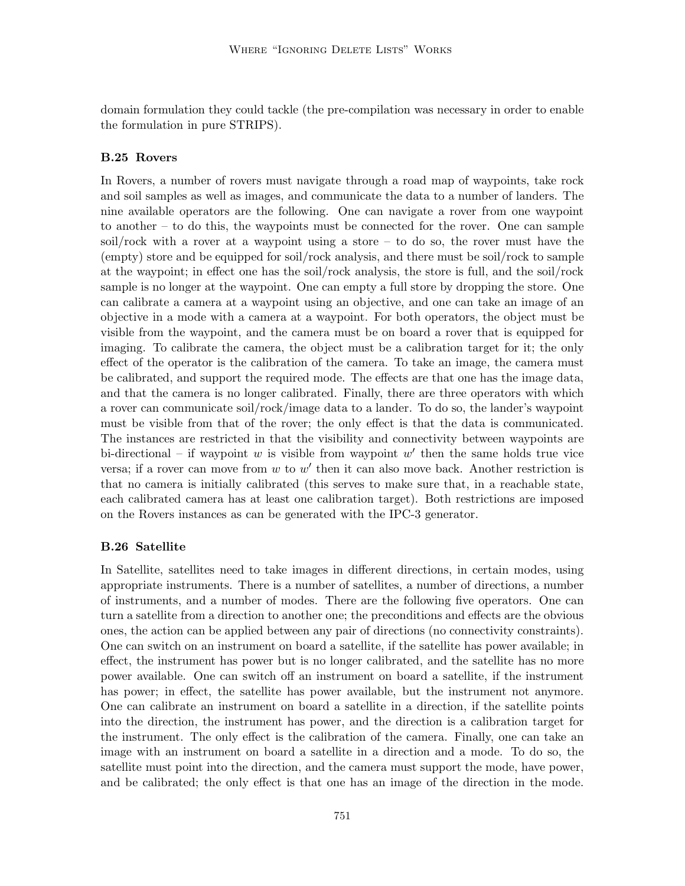domain formulation they could tackle (the pre-compilation was necessary in order to enable the formulation in pure STRIPS).

### B.25 Rovers

In Rovers, a number of rovers must navigate through a road map of waypoints, take rock and soil samples as well as images, and communicate the data to a number of landers. The nine available operators are the following. One can navigate a rover from one waypoint to another – to do this, the waypoints must be connected for the rover. One can sample soil/rock with a rover at a waypoint using a store – to do so, the rover must have the (empty) store and be equipped for soil/rock analysis, and there must be soil/rock to sample at the waypoint; in effect one has the soil/rock analysis, the store is full, and the soil/rock sample is no longer at the waypoint. One can empty a full store by dropping the store. One can calibrate a camera at a waypoint using an objective, and one can take an image of an objective in a mode with a camera at a waypoint. For both operators, the object must be visible from the waypoint, and the camera must be on board a rover that is equipped for imaging. To calibrate the camera, the object must be a calibration target for it; the only effect of the operator is the calibration of the camera. To take an image, the camera must be calibrated, and support the required mode. The effects are that one has the image data, and that the camera is no longer calibrated. Finally, there are three operators with which a rover can communicate soil/rock/image data to a lander. To do so, the lander's waypoint must be visible from that of the rover; the only effect is that the data is communicated. The instances are restricted in that the visibility and connectivity between waypoints are bi-directional – if waypoint $w$ is visible from waypoint $w'$ then the same holds true vice versa; if a rover can move from $w$ to $w'$ then it can also move back. Another restriction is that no camera is initially calibrated (this serves to make sure that, in a reachable state, each calibrated camera has at least one calibration target). Both restrictions are imposed on the Rovers instances as can be generated with the IPC-3 generator.

### B.26 Satellite

In Satellite, satellites need to take images in different directions, in certain modes, using appropriate instruments. There is a number of satellites, a number of directions, a number of instruments, and a number of modes. There are the following five operators. One can turn a satellite from a direction to another one; the preconditions and effects are the obvious ones, the action can be applied between any pair of directions (no connectivity constraints). One can switch on an instrument on board a satellite, if the satellite has power available; in effect, the instrument has power but is no longer calibrated, and the satellite has no more power available. One can switch off an instrument on board a satellite, if the instrument has power; in effect, the satellite has power available, but the instrument not anymore. One can calibrate an instrument on board a satellite in a direction, if the satellite points into the direction, the instrument has power, and the direction is a calibration target for the instrument. The only effect is the calibration of the camera. Finally, one can take an image with an instrument on board a satellite in a direction and a mode. To do so, the satellite must point into the direction, and the camera must support the mode, have power, and be calibrated; the only effect is that one has an image of the direction in the mode.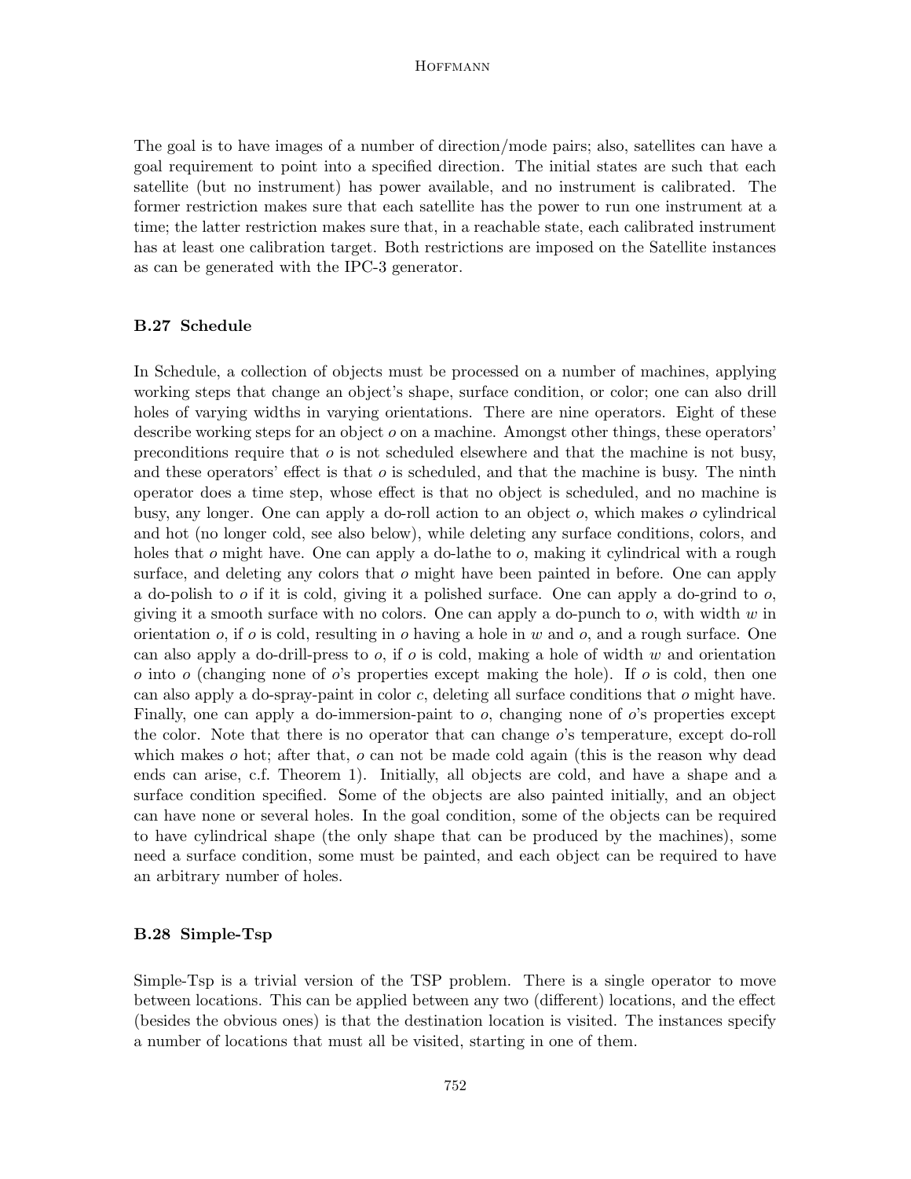The goal is to have images of a number of direction/mode pairs; also, satellites can have a goal requirement to point into a specified direction. The initial states are such that each satellite (but no instrument) has power available, and no instrument is calibrated. The former restriction makes sure that each satellite has the power to run one instrument at a time; the latter restriction makes sure that, in a reachable state, each calibrated instrument has at least one calibration target. Both restrictions are imposed on the Satellite instances as can be generated with the IPC-3 generator.

### B.27 Schedule

In Schedule, a collection of objects must be processed on a number of machines, applying working steps that change an object's shape, surface condition, or color; one can also drill holes of varying widths in varying orientations. There are nine operators. Eight of these describe working steps for an object $o$ on a machine. Amongst other things, these operators' preconditions require that $o$ is not scheduled elsewhere and that the machine is not busy, and these operators' effect is that $o$ is scheduled, and that the machine is busy. The ninth operator does a time step, whose effect is that no object is scheduled, and no machine is busy, any longer. One can apply a do-roll action to an object $o$, which makes $o$ cylindrical and hot (no longer cold, see also below), while deleting any surface conditions, colors, and holes that $o$ might have. One can apply a do-lathe to $o$, making it cylindrical with a rough surface, and deleting any colors that $o$ might have been painted in before. One can apply a do-polish to $o$ if it is cold, giving it a polished surface. One can apply a do-grind to $o$, giving it a smooth surface with no colors. One can apply a do-punch to $o$, with width $w$ in orientation $o$, if $o$ is cold, resulting in $o$ having a hole in $w$ and $o$, and a rough surface. One can also apply a do-drill-press to $o$, if $o$ is cold, making a hole of width $w$ and orientation $o$ into $o$ (changing none of $o$'s properties except making the hole). If $o$ is cold, then one can also apply a do-spray-paint in color $c$, deleting all surface conditions that $o$ might have. Finally, one can apply a do-immersion-paint to $o$, changing none of $o$'s properties except the color. Note that there is no operator that can change $o$'s temperature, except do-roll which makes $o$ hot; after that, $o$ can not be made cold again (this is the reason why dead ends can arise, c.f. Theorem 1). Initially, all objects are cold, and have a shape and a surface condition specified. Some of the objects are also painted initially, and an object can have none or several holes. In the goal condition, some of the objects can be required to have cylindrical shape (the only shape that can be produced by the machines), some need a surface condition, some must be painted, and each object can be required to have an arbitrary number of holes.

### B.28 Simple-Tsp

Simple-Tsp is a trivial version of the TSP problem. There is a single operator to move between locations. This can be applied between any two (different) locations, and the effect (besides the obvious ones) is that the destination location is visited. The instances specify a number of locations that must all be visited, starting in one of them.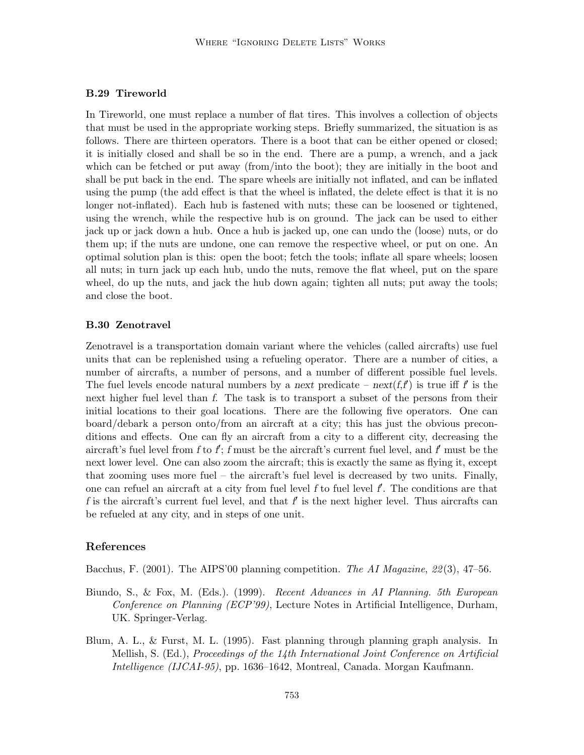### B.29 Tireworld

In Tireworld, one must replace a number of flat tires. This involves a collection of objects that must be used in the appropriate working steps. Briefly summarized, the situation is as follows. There are thirteen operators. There is a boot that can be either opened or closed; it is initially closed and shall be so in the end. There are a pump, a wrench, and a jack which can be fetched or put away (from/into the boot); they are initially in the boot and shall be put back in the end. The spare wheels are initially not inflated, and can be inflated using the pump (the add effect is that the wheel is inflated, the delete effect is that it is no longer not-inflated). Each hub is fastened with nuts; these can be loosened or tightened, using the wrench, while the respective hub is on ground. The jack can be used to either jack up or jack down a hub. Once a hub is jacked up, one can undo the (loose) nuts, or do them up; if the nuts are undone, one can remove the respective wheel, or put on one. An optimal solution plan is this: open the boot; fetch the tools; inflate all spare wheels; loosen all nuts; in turn jack up each hub, undo the nuts, remove the flat wheel, put on the spare wheel, do up the nuts, and jack the hub down again; tighten all nuts; put away the tools; and close the boot.

### B.30 Zenotravel

Zenotravel is a transportation domain variant where the vehicles (called aircrafts) use fuel units that can be replenished using a refueling operator. There are a number of cities, a number of aircrafts, a number of persons, and a number of different possible fuel levels. The fuel levels encode natural numbers by a *next* predicate – $next(f,f')$ is true iff $f'$ is the next higher fuel level than $f$. The task is to transport a subset of the persons from their initial locations to their goal locations. There are the following five operators. One can board/debark a person onto/from an aircraft at a city; this has just the obvious preconditions and effects. One can fly an aircraft from a city to a different city, decreasing the aircraft's fuel level from $f$ to $f'$; $f$ must be the aircraft's current fuel level, and $f'$ must be the next lower level. One can also zoom the aircraft; this is exactly the same as flying it, except that zooming uses more fuel – the aircraft's fuel level is decreased by two units. Finally, one can refuel an aircraft at a city from fuel level $f$ to fuel level $f'$. The conditions are that $f$ is the aircraft's current fuel level, and that $f'$ is the next higher level. Thus aircrafts can be refueled at any city, and in steps of one unit.

## References

Bacchus, F. (2001). The AIPS'00 planning competition. *The AI Magazine*, *22*(3), 47–56.

Biundo, S., & Fox, M. (Eds.). (1999). *Recent Advances in AI Planning. 5th European Conference on Planning (ECP'99)*, Lecture Notes in Artificial Intelligence, Durham, UK. Springer-Verlag.

Blum, A. L., & Furst, M. L. (1995). Fast planning through planning graph analysis. In Mellish, S. (Ed.), *Proceedings of the 14th International Joint Conference on Artificial Intelligence (IJCAI-95)*, pp. 1636–1642, Montreal, Canada. Morgan Kaufmann.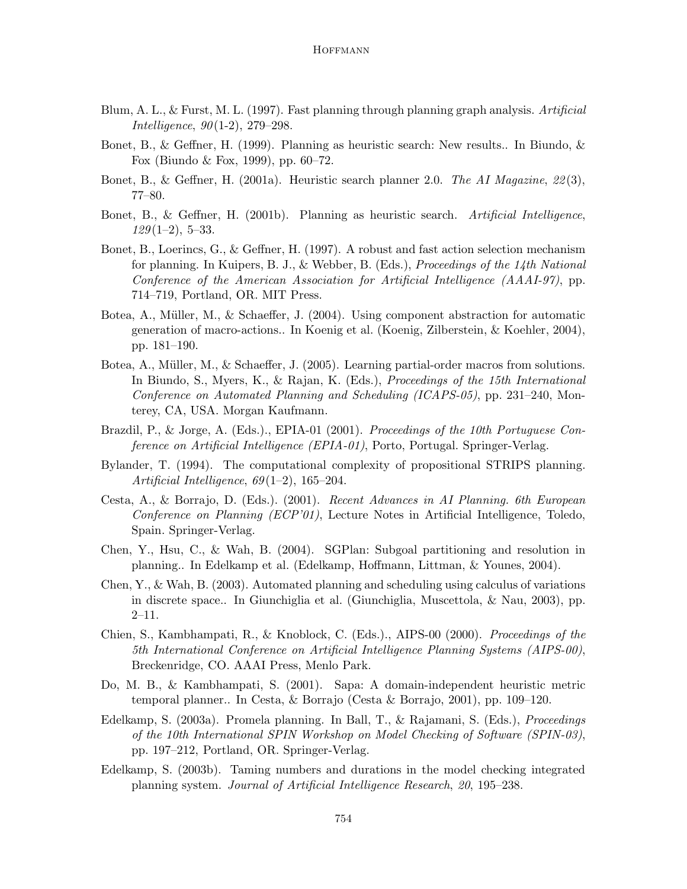Blum, A. L., & Furst, M. L. (1997). Fast planning through planning graph analysis. *Artificial Intelligence*, *90*(1-2), 279–298.

Bonet, B., & Geffner, H. (1999). Planning as heuristic search: New results.. In Biundo, & Fox (Biundo & Fox, 1999), pp. 60–72.

Bonet, B., & Geffner, H. (2001a). Heuristic search planner 2.0. *The AI Magazine*, *22*(3), 77–80.

Bonet, B., & Geffner, H. (2001b). Planning as heuristic search. *Artificial Intelligence*, *129*(1–2), 5–33.

Bonet, B., Loerincs, G., & Geffner, H. (1997). A robust and fast action selection mechanism for planning. In Kuipers, B. J., & Webber, B. (Eds.), *Proceedings of the 14th National Conference of the American Association for Artificial Intelligence (AAAI-97)*, pp. 714–719, Portland, OR. MIT Press.

Botea, A., Müller, M., & Schaeffer, J. (2004). Using component abstraction for automatic generation of macro-actions.. In Koenig et al. (Koenig, Zilberstein, & Koehler, 2004), pp. 181–190.

Botea, A., Müller, M., & Schaeffer, J. (2005). Learning partial-order macros from solutions. In Biundo, S., Myers, K., & Rajan, K. (Eds.), *Proceedings of the 15th International Conference on Automated Planning and Scheduling (ICAPS-05)*, pp. 231–240, Monterey, CA, USA. Morgan Kaufmann.

Brazdil, P., & Jorge, A. (Eds.)., EPIA-01 (2001). *Proceedings of the 10th Portuguese Conference on Artificial Intelligence (EPIA-01)*, Porto, Portugal. Springer-Verlag.

Bylander, T. (1994). The computational complexity of propositional STRIPS planning. *Artificial Intelligence*, *69*(1–2), 165–204.

Cesta, A., & Borrajo, D. (Eds.). (2001). *Recent Advances in AI Planning. 6th European Conference on Planning (ECP'01)*, Lecture Notes in Artificial Intelligence, Toledo, Spain. Springer-Verlag.

Chen, Y., Hsu, C., & Wah, B. (2004). SGPlan: Subgoal partitioning and resolution in planning.. In Edelkamp et al. (Edelkamp, Hoffmann, Littman, & Younes, 2004).

Chen, Y., & Wah, B. (2003). Automated planning and scheduling using calculus of variations in discrete space.. In Giunchiglia et al. (Giunchiglia, Muscettola, & Nau, 2003), pp. 2–11.

Chien, S., Kambhampati, R., & Knoblock, C. (Eds.)., AIPS-00 (2000). *Proceedings of the 5th International Conference on Artificial Intelligence Planning Systems (AIPS-00)*, Breckenridge, CO. AAAI Press, Menlo Park.

Do, M. B., & Kambhampati, S. (2001). Sapa: A domain-independent heuristic metric temporal planner.. In Cesta, & Borrajo (Cesta & Borrajo, 2001), pp. 109–120.

Edelkamp, S. (2003a). Promela planning. In Ball, T., & Rajamani, S. (Eds.), *Proceedings of the 10th International SPIN Workshop on Model Checking of Software (SPIN-03)*, pp. 197–212, Portland, OR. Springer-Verlag.

Edelkamp, S. (2003b). Taming numbers and durations in the model checking integrated planning system. *Journal of Artificial Intelligence Research*, *20*, 195–238.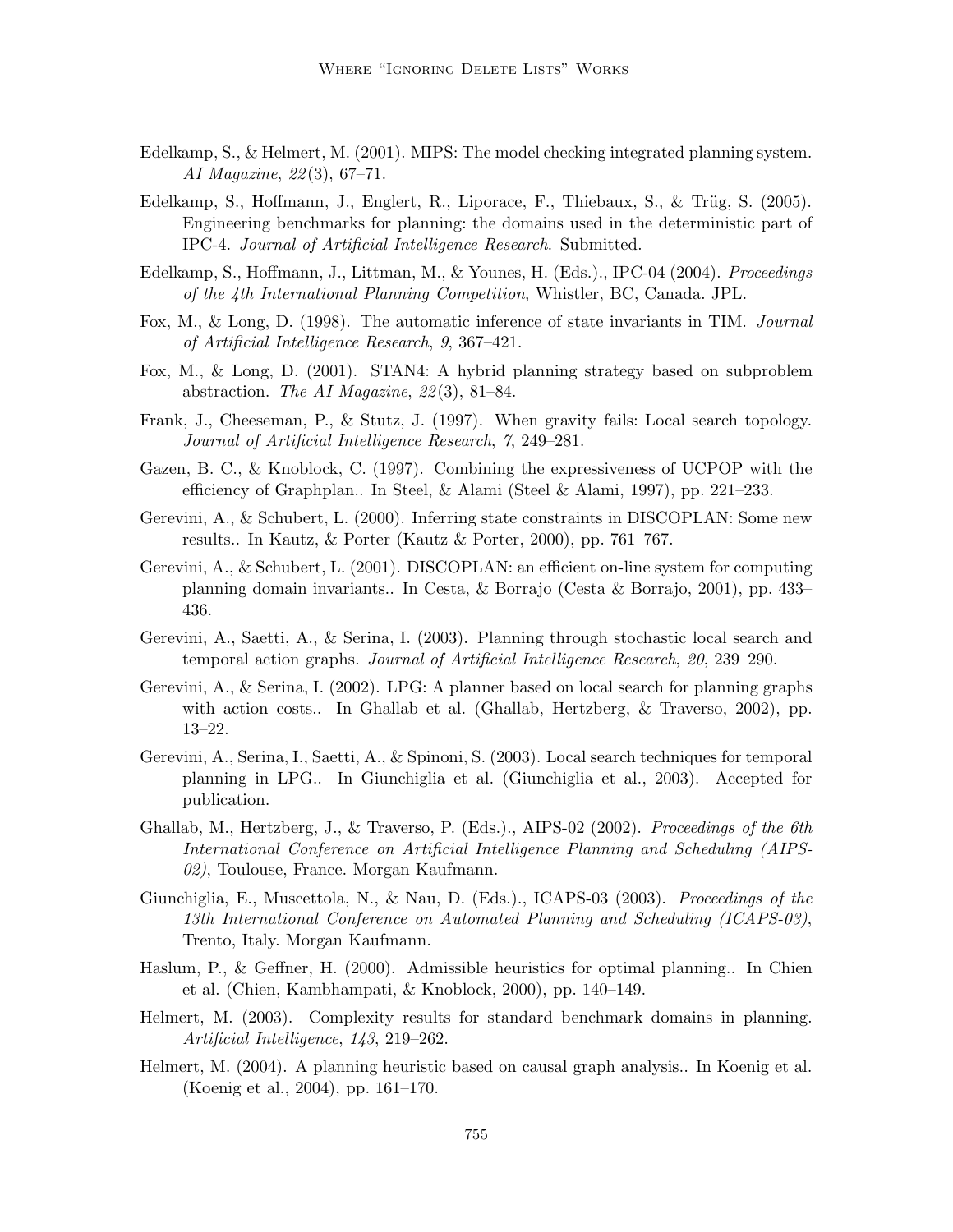Edelkamp, S., & Helmert, M. (2001). MIPS: The model checking integrated planning system. *AI Magazine*, *22*(3), 67–71.

Edelkamp, S., Hoffmann, J., Englert, R., Liporace, F., Thiebaux, S., & Trüg, S. (2005). Engineering benchmarks for planning: the domains used in the deterministic part of IPC-4. *Journal of Artificial Intelligence Research*. Submitted.

Edelkamp, S., Hoffmann, J., Littman, M., & Younes, H. (Eds.)., IPC-04 (2004). *Proceedings of the 4th International Planning Competition*, Whistler, BC, Canada. JPL.

Fox, M., & Long, D. (1998). The automatic inference of state invariants in TIM. *Journal of Artificial Intelligence Research*, *9*, 367–421.

Fox, M., & Long, D. (2001). STAN4: A hybrid planning strategy based on subproblem abstraction. *The AI Magazine*, *22*(3), 81–84.

Frank, J., Cheeseman, P., & Stutz, J. (1997). When gravity fails: Local search topology. *Journal of Artificial Intelligence Research*, *7*, 249–281.

Gazen, B. C., & Knoblock, C. (1997). Combining the expressiveness of UCPOP with the efficiency of Graphplan.. In Steel, & Alami (Steel & Alami, 1997), pp. 221–233.

Gerevini, A., & Schubert, L. (2000). Inferring state constraints in DISCOPLAN: Some new results.. In Kautz, & Porter (Kautz & Porter, 2000), pp. 761–767.

Gerevini, A., & Schubert, L. (2001). DISCOPLAN: an efficient on-line system for computing planning domain invariants.. In Cesta, & Borrajo (Cesta & Borrajo, 2001), pp. 433–436.

Gerevini, A., Saetti, A., & Serina, I. (2003). Planning through stochastic local search and temporal action graphs. *Journal of Artificial Intelligence Research*, *20*, 239–290.

Gerevini, A., & Serina, I. (2002). LPG: A planner based on local search for planning graphs with action costs.. In Ghallab et al. (Ghallab, Hertzberg, & Traverso, 2002), pp. 13–22.

Gerevini, A., Serina, I., Saetti, A., & Spinoni, S. (2003). Local search techniques for temporal planning in LPG.. In Giunchiglia et al. (Giunchiglia et al., 2003). Accepted for publication.

Ghallab, M., Hertzberg, J., & Traverso, P. (Eds.)., AIPS-02 (2002). *Proceedings of the 6th International Conference on Artificial Intelligence Planning and Scheduling (AIPS-02)*, Toulouse, France. Morgan Kaufmann.

Giunchiglia, E., Muscettola, N., & Nau, D. (Eds.)., ICAPS-03 (2003). *Proceedings of the 13th International Conference on Automated Planning and Scheduling (ICAPS-03)*, Trento, Italy. Morgan Kaufmann.

Haslum, P., & Geffner, H. (2000). Admissible heuristics for optimal planning.. In Chien et al. (Chien, Kambhampati, & Knoblock, 2000), pp. 140–149.

Helmert, M. (2003). Complexity results for standard benchmark domains in planning. *Artificial Intelligence*, *143*, 219–262.

Helmert, M. (2004). A planning heuristic based on causal graph analysis.. In Koenig et al. (Koenig et al., 2004), pp. 161–170.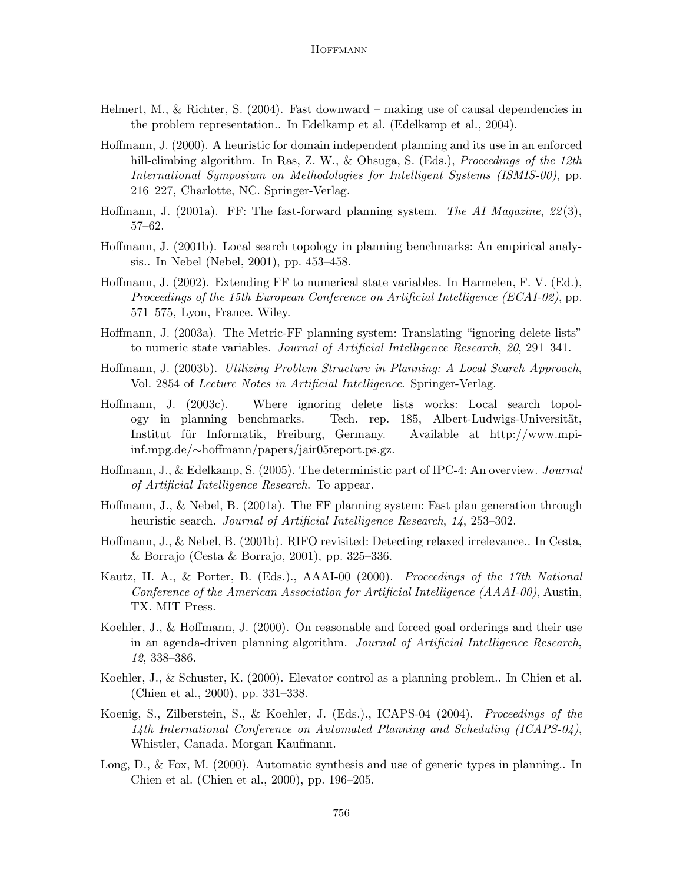Helmert, M., & Richter, S. (2004). Fast downward – making use of causal dependencies in the problem representation.. In Edelkamp et al. (Edelkamp et al., 2004).

Hoffmann, J. (2000). A heuristic for domain independent planning and its use in an enforced hill-climbing algorithm. In Ras, Z. W., & Ohsuga, S. (Eds.), *Proceedings of the 12th International Symposium on Methodologies for Intelligent Systems (ISMIS-00)*, pp. 216–227, Charlotte, NC. Springer-Verlag.

Hoffmann, J. (2001a). FF: The fast-forward planning system. *The AI Magazine*, *22*(3), 57–62.

Hoffmann, J. (2001b). Local search topology in planning benchmarks: An empirical analysis.. In Nebel (Nebel, 2001), pp. 453–458.

Hoffmann, J. (2002). Extending FF to numerical state variables. In Harmelen, F. V. (Ed.), *Proceedings of the 15th European Conference on Artificial Intelligence (ECAI-02)*, pp. 571–575, Lyon, France. Wiley.

Hoffmann, J. (2003a). The Metric-FF planning system: Translating "ignoring delete lists" to numeric state variables. *Journal of Artificial Intelligence Research*, *20*, 291–341.

Hoffmann, J. (2003b). *Utilizing Problem Structure in Planning: A Local Search Approach*, Vol. 2854 of *Lecture Notes in Artificial Intelligence*. Springer-Verlag.

Hoffmann, J. (2003c). Where ignoring delete lists works: Local search topology in planning benchmarks. Tech. rep. 185, Albert-Ludwigs-Universität, Institut für Informatik, Freiburg, Germany. Available at http://www.mpi-inf.mpg.de/∼hoffmann/papers/jair05report.ps.gz.

Hoffmann, J., & Edelkamp, S. (2005). The deterministic part of IPC-4: An overview. *Journal of Artificial Intelligence Research*. To appear.

Hoffmann, J., & Nebel, B. (2001a). The FF planning system: Fast plan generation through heuristic search. *Journal of Artificial Intelligence Research*, *14*, 253–302.

Hoffmann, J., & Nebel, B. (2001b). RIFO revisited: Detecting relaxed irrelevance.. In Cesta, & Borrajo (Cesta & Borrajo, 2001), pp. 325–336.

Kautz, H. A., & Porter, B. (Eds.)., AAAI-00 (2000). *Proceedings of the 17th National Conference of the American Association for Artificial Intelligence (AAAI-00)*, Austin, TX. MIT Press.

Koehler, J., & Hoffmann, J. (2000). On reasonable and forced goal orderings and their use in an agenda-driven planning algorithm. *Journal of Artificial Intelligence Research*, *12*, 338–386.

Koehler, J., & Schuster, K. (2000). Elevator control as a planning problem.. In Chien et al. (Chien et al., 2000), pp. 331–338.

Koenig, S., Zilberstein, S., & Koehler, J. (Eds.)., ICAPS-04 (2004). *Proceedings of the 14th International Conference on Automated Planning and Scheduling (ICAPS-04)*, Whistler, Canada. Morgan Kaufmann.

Long, D., & Fox, M. (2000). Automatic synthesis and use of generic types in planning.. In Chien et al. (Chien et al., 2000), pp. 196–205.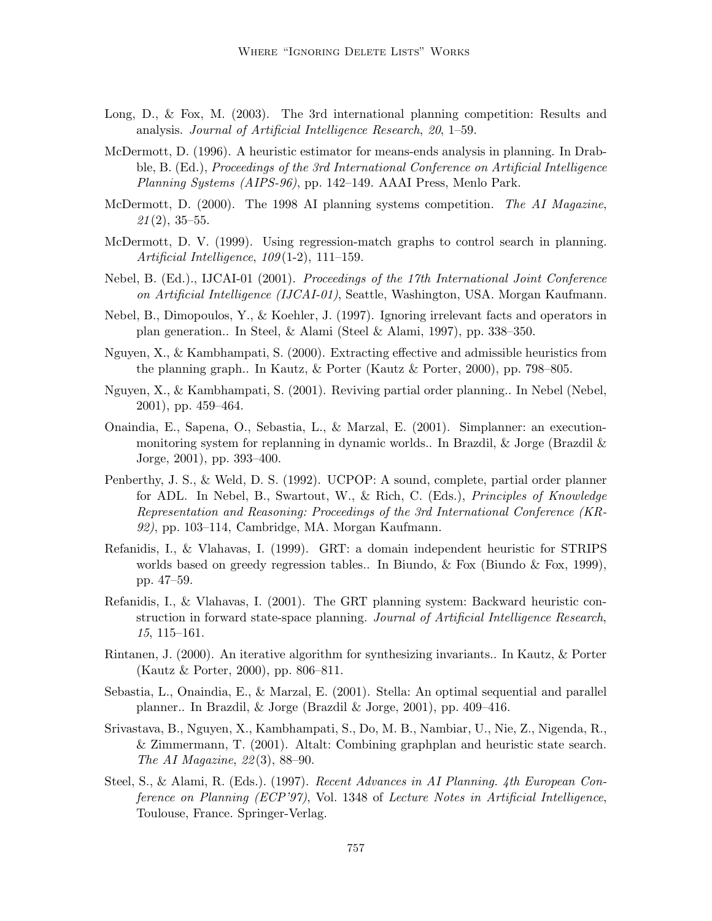Long, D., & Fox, M. (2003). The 3rd international planning competition: Results and analysis. *Journal of Artificial Intelligence Research*, *20*, 1–59.

McDermott, D. (1996). A heuristic estimator for means-ends analysis in planning. In Drabble, B. (Ed.), *Proceedings of the 3rd International Conference on Artificial Intelligence Planning Systems (AIPS-96)*, pp. 142–149. AAAI Press, Menlo Park.

McDermott, D. (2000). The 1998 AI planning systems competition. *The AI Magazine*, *21*(2), 35–55.

McDermott, D. V. (1999). Using regression-match graphs to control search in planning. *Artificial Intelligence*, *109*(1-2), 111–159.

Nebel, B. (Ed.)., IJCAI-01 (2001). *Proceedings of the 17th International Joint Conference on Artificial Intelligence (IJCAI-01)*, Seattle, Washington, USA. Morgan Kaufmann.

Nebel, B., Dimopoulos, Y., & Koehler, J. (1997). Ignoring irrelevant facts and operators in plan generation.. In Steel, & Alami (Steel & Alami, 1997), pp. 338–350.

Nguyen, X., & Kambhampati, S. (2000). Extracting effective and admissible heuristics from the planning graph.. In Kautz, & Porter (Kautz & Porter, 2000), pp. 798–805.

Nguyen, X., & Kambhampati, S. (2001). Reviving partial order planning.. In Nebel (Nebel, 2001), pp. 459–464.

Onaindia, E., Sapena, O., Sebastia, L., & Marzal, E. (2001). Simplanner: an execution-monitoring system for replanning in dynamic worlds.. In Brazdil, & Jorge (Brazdil & Jorge, 2001), pp. 393–400.

Penberthy, J. S., & Weld, D. S. (1992). UCPOP: A sound, complete, partial order planner for ADL. In Nebel, B., Swartout, W., & Rich, C. (Eds.), *Principles of Knowledge Representation and Reasoning: Proceedings of the 3rd International Conference (KR-92)*, pp. 103–114, Cambridge, MA. Morgan Kaufmann.

Refanidis, I., & Vlahavas, I. (1999). GRT: a domain independent heuristic for STRIPS worlds based on greedy regression tables.. In Biundo, & Fox (Biundo & Fox, 1999), pp. 47–59.

Refanidis, I., & Vlahavas, I. (2001). The GRT planning system: Backward heuristic construction in forward state-space planning. *Journal of Artificial Intelligence Research*, *15*, 115–161.

Rintanen, J. (2000). An iterative algorithm for synthesizing invariants.. In Kautz, & Porter (Kautz & Porter, 2000), pp. 806–811.

Sebastia, L., Onaindia, E., & Marzal, E. (2001). Stella: An optimal sequential and parallel planner.. In Brazdil, & Jorge (Brazdil & Jorge, 2001), pp. 409–416.

Srivastava, B., Nguyen, X., Kambhampati, S., Do, M. B., Nambiar, U., Nie, Z., Nigenda, R., & Zimmermann, T. (2001). Altalt: Combining graphplan and heuristic state search. *The AI Magazine*, *22*(3), 88–90.

Steel, S., & Alami, R. (Eds.). (1997). *Recent Advances in AI Planning. 4th European Conference on Planning (ECP'97)*, Vol. 1348 of *Lecture Notes in Artificial Intelligence*, Toulouse, France. Springer-Verlag.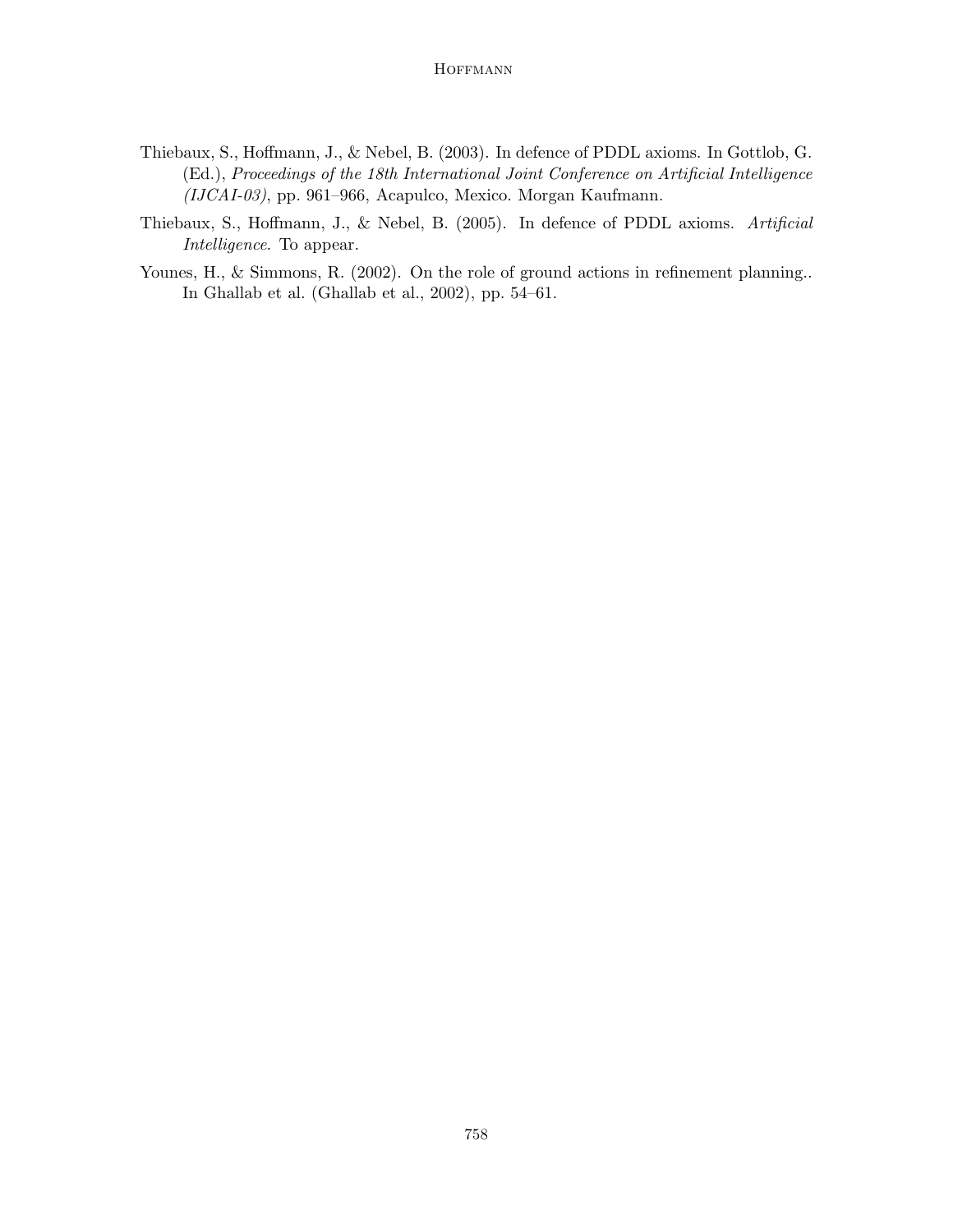Thiebaux, S., Hoffmann, J., & Nebel, B. (2003). In defence of PDDL axioms. In Gottlob, G. (Ed.), *Proceedings of the 18th International Joint Conference on Artificial Intelligence (IJCAI-03)*, pp. 961–966, Acapulco, Mexico. Morgan Kaufmann.

Thiebaux, S., Hoffmann, J., & Nebel, B. (2005). In defence of PDDL axioms. *Artificial Intelligence*. To appear.

Younes, H., & Simmons, R. (2002). On the role of ground actions in refinement planning.. In Ghallab et al. (Ghallab et al., 2002), pp. 54–61.